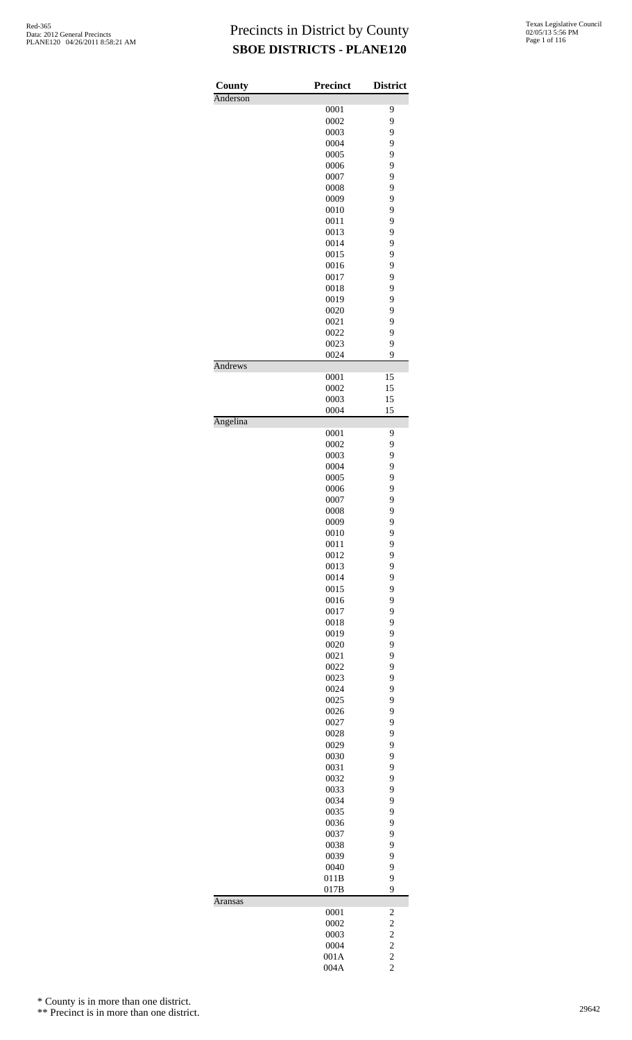# Precincts in District by County
## SBOE DISTRICTS - PLANE120

| County | Precinct | District |
|---|---|---|
| Anderson | | |
| | 0001 | 9 |
| | 0002 | 9 |
| | 0003 | 9 |
| | 0004 | 9 |
| | 0005 | 9 |
| | 0006 | 9 |
| | 0007 | 9 |
| | 0008 | 9 |
| | 0009 | 9 |
| | 0010 | 9 |
| | 0011 | 9 |
| | 0013 | 9 |
| | 0014 | 9 |
| | 0015 | 9 |
| | 0016 | 9 |
| | 0017 | 9 |
| | 0018 | 9 |
| | 0019 | 9 |
| | 0020 | 9 |
| | 0021 | 9 |
| | 0022 | 9 |
| | 0023 | 9 |
| | 0024 | 9 |
| Andrews | | |
| | 0001 | 15 |
| | 0002 | 15 |
| | 0003 | 15 |
| | 0004 | 15 |
| Angelina | | |
| | 0001 | 9 |
| | 0002 | 9 |
| | 0003 | 9 |
| | 0004 | 9 |
| | 0005 | 9 |
| | 0006 | 9 |
| | 0007 | 9 |
| | 0008 | 9 |
| | 0009 | 9 |
| | 0010 | 9 |
| | 0011 | 9 |
| | 0012 | 9 |
| | 0013 | 9 |
| | 0014 | 9 |
| | 0015 | 9 |
| | 0016 | 9 |
| | 0017 | 9 |
| | 0018 | 9 |
| | 0019 | 9 |
| | 0020 | 9 |
| | 0021 | 9 |
| | 0022 | 9 |
| | 0023 | 9 |
| | 0024 | 9 |
| | 0025 | 9 |
| | 0026 | 9 |
| | 0027 | 9 |
| | 0028 | 9 |
| | 0029 | 9 |
| | 0030 | 9 |
| | 0031 | 9 |
| | 0032 | 9 |
| | 0033 | 9 |
| | 0034 | 9 |
| | 0035 | 9 |
| | 0036 | 9 |
| | 0037 | 9 |
| | 0038 | 9 |
| | 0039 | 9 |
| | 0040 | 9 |
| | 011B | 9 |
| | 017B | 9 |
| Aransas | | |
| | 0001 | 2 |
| | 0002 | 2 |
| | 0003 | 2 |
| | 0004 | 2 |
| | 001A | 2 |
| | 004A | 2 |

\* County is in more than one district.

\*\* Precinct is in more than one district.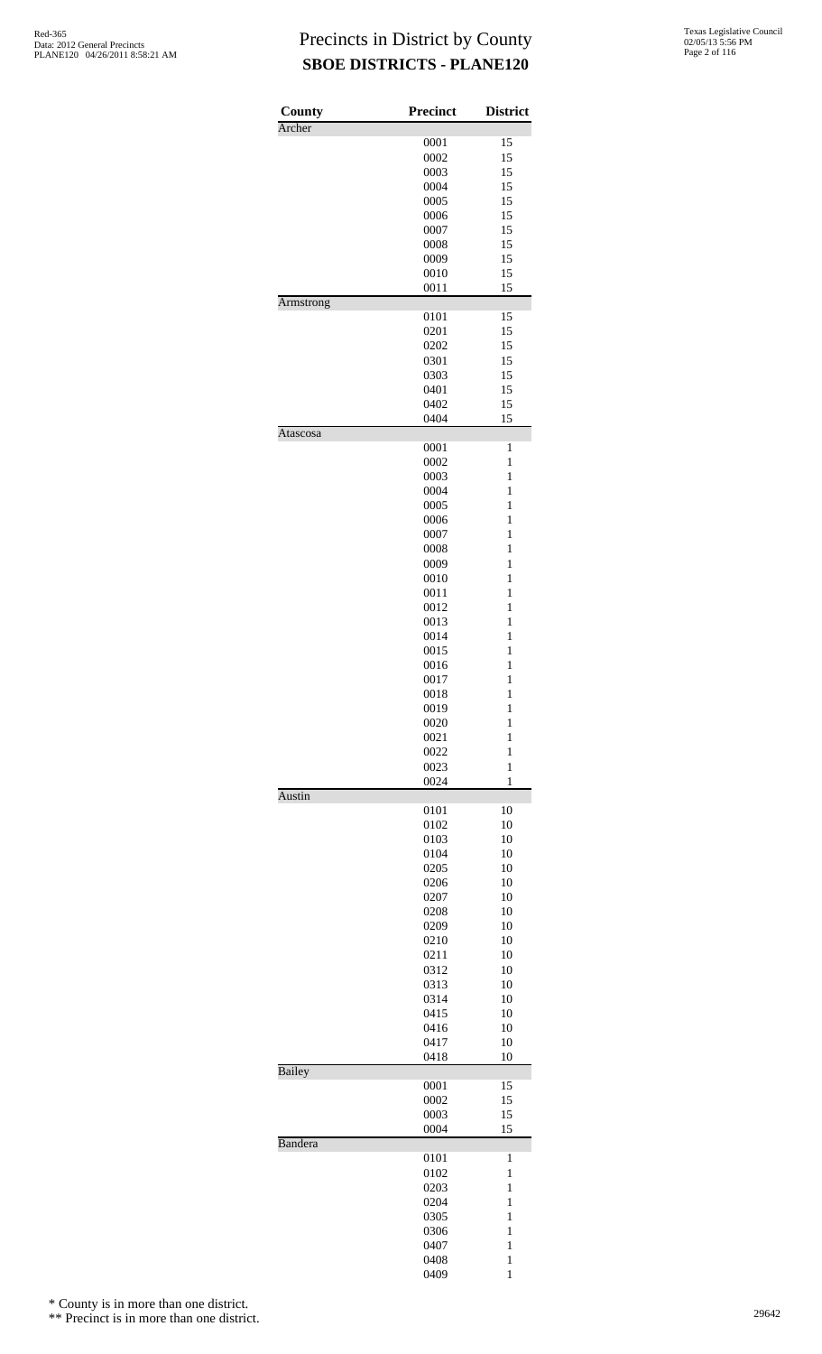# Precincts in District by County
## SBOE DISTRICTS - PLANE120

| County | Precinct | District |
|---|---|---|
| Archer | | |
| | 0001 | 15 |
| | 0002 | 15 |
| | 0003 | 15 |
| | 0004 | 15 |
| | 0005 | 15 |
| | 0006 | 15 |
| | 0007 | 15 |
| | 0008 | 15 |
| | 0009 | 15 |
| | 0010 | 15 |
| | 0011 | 15 |
| Armstrong | | |
| | 0101 | 15 |
| | 0201 | 15 |
| | 0202 | 15 |
| | 0301 | 15 |
| | 0303 | 15 |
| | 0401 | 15 |
| | 0402 | 15 |
| | 0404 | 15 |
| Atascosa | | |
| | 0001 | 1 |
| | 0002 | 1 |
| | 0003 | 1 |
| | 0004 | 1 |
| | 0005 | 1 |
| | 0006 | 1 |
| | 0007 | 1 |
| | 0008 | 1 |
| | 0009 | 1 |
| | 0010 | 1 |
| | 0011 | 1 |
| | 0012 | 1 |
| | 0013 | 1 |
| | 0014 | 1 |
| | 0015 | 1 |
| | 0016 | 1 |
| | 0017 | 1 |
| | 0018 | 1 |
| | 0019 | 1 |
| | 0020 | 1 |
| | 0021 | 1 |
| | 0022 | 1 |
| | 0023 | 1 |
| | 0024 | 1 |
| Austin | | |
| | 0101 | 10 |
| | 0102 | 10 |
| | 0103 | 10 |
| | 0104 | 10 |
| | 0205 | 10 |
| | 0206 | 10 |
| | 0207 | 10 |
| | 0208 | 10 |
| | 0209 | 10 |
| | 0210 | 10 |
| | 0211 | 10 |
| | 0312 | 10 |
| | 0313 | 10 |
| | 0314 | 10 |
| | 0415 | 10 |
| | 0416 | 10 |
| | 0417 | 10 |
| | 0418 | 10 |
| Bailey | | |
| | 0001 | 15 |
| | 0002 | 15 |
| | 0003 | 15 |
| | 0004 | 15 |
| Bandera | | |
| | 0101 | 1 |
| | 0102 | 1 |
| | 0203 | 1 |
| | 0204 | 1 |
| | 0305 | 1 |
| | 0306 | 1 |
| | 0407 | 1 |
| | 0408 | 1 |
| | 0409 | 1 |

* County is in more than one district.

** Precinct is in more than one district.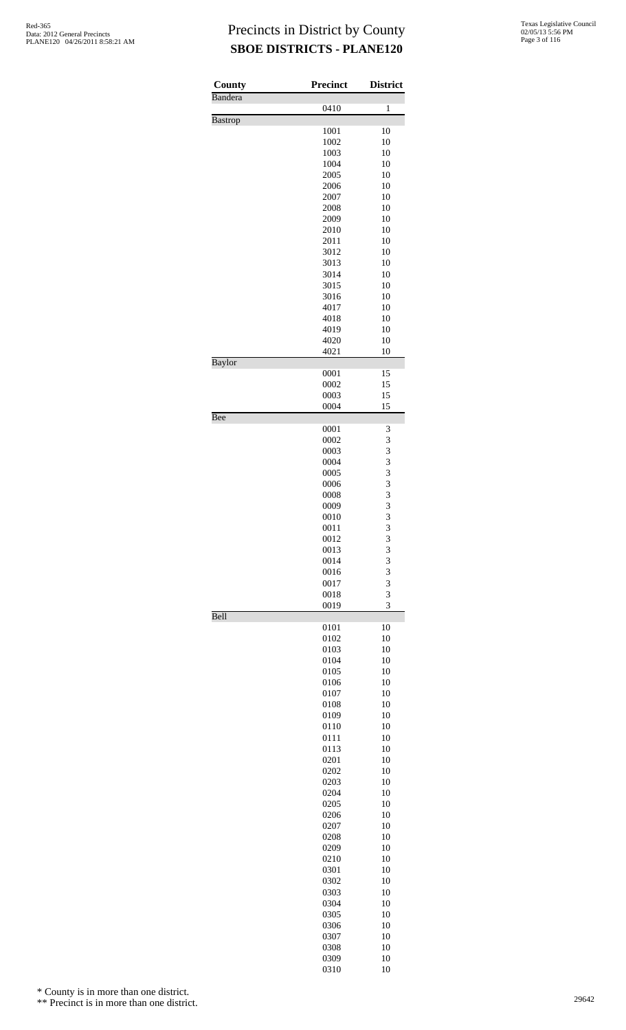# Precincts in District by County

## SBOE DISTRICTS - PLANE120

| County | Precinct | District |
|---|---|---|
| Bandera | | |
| | 0410 | 1 |
| Bastrop | | |
| | 1001 | 10 |
| | 1002 | 10 |
| | 1003 | 10 |
| | 1004 | 10 |
| | 2005 | 10 |
| | 2006 | 10 |
| | 2007 | 10 |
| | 2008 | 10 |
| | 2009 | 10 |
| | 2010 | 10 |
| | 2011 | 10 |
| | 3012 | 10 |
| | 3013 | 10 |
| | 3014 | 10 |
| | 3015 | 10 |
| | 3016 | 10 |
| | 4017 | 10 |
| | 4018 | 10 |
| | 4019 | 10 |
| | 4020 | 10 |
| | 4021 | 10 |
| Baylor | | |
| | 0001 | 15 |
| | 0002 | 15 |
| | 0003 | 15 |
| | 0004 | 15 |
| Bee | | |
| | 0001 | 3 |
| | 0002 | 3 |
| | 0003 | 3 |
| | 0004 | 3 |
| | 0005 | 3 |
| | 0006 | 3 |
| | 0008 | 3 |
| | 0009 | 3 |
| | 0010 | 3 |
| | 0011 | 3 |
| | 0012 | 3 |
| | 0013 | 3 |
| | 0014 | 3 |
| | 0016 | 3 |
| | 0017 | 3 |
| | 0018 | 3 |
| | 0019 | 3 |
| Bell | | |
| | 0101 | 10 |
| | 0102 | 10 |
| | 0103 | 10 |
| | 0104 | 10 |
| | 0105 | 10 |
| | 0106 | 10 |
| | 0107 | 10 |
| | 0108 | 10 |
| | 0109 | 10 |
| | 0110 | 10 |
| | 0111 | 10 |
| | 0113 | 10 |
| | 0201 | 10 |
| | 0202 | 10 |
| | 0203 | 10 |
| | 0204 | 10 |
| | 0205 | 10 |
| | 0206 | 10 |
| | 0207 | 10 |
| | 0208 | 10 |
| | 0209 | 10 |
| | 0210 | 10 |
| | 0301 | 10 |
| | 0302 | 10 |
| | 0303 | 10 |
| | 0304 | 10 |
| | 0305 | 10 |
| | 0306 | 10 |
| | 0307 | 10 |
| | 0308 | 10 |
| | 0309 | 10 |
| | 0310 | 10 |

\* County is in more than one district.

\*\* Precinct is in more than one district.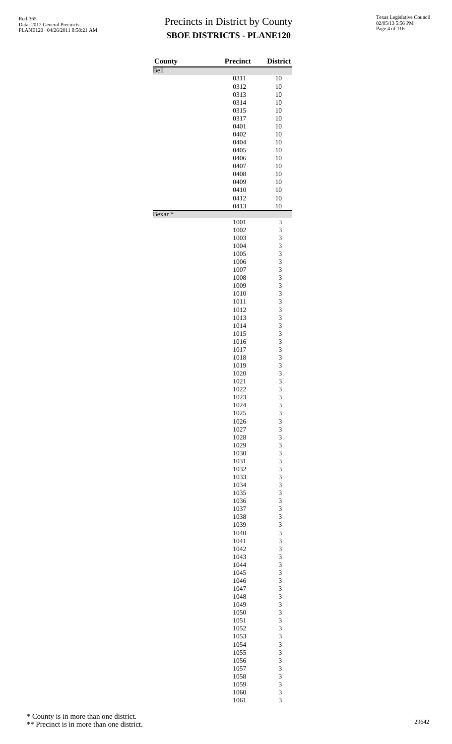# Precincts in District by County
## SBOE DISTRICTS - PLANE120

| County | Precinct | District |
|---|---|---|
| Bell | | |
| | 0311 | 10 |
| | 0312 | 10 |
| | 0313 | 10 |
| | 0314 | 10 |
| | 0315 | 10 |
| | 0317 | 10 |
| | 0401 | 10 |
| | 0402 | 10 |
| | 0404 | 10 |
| | 0405 | 10 |
| | 0406 | 10 |
| | 0407 | 10 |
| | 0408 | 10 |
| | 0409 | 10 |
| | 0410 | 10 |
| | 0412 | 10 |
| | 0413 | 10 |
| Bexar * | | |
| | 1001 | 3 |
| | 1002 | 3 |
| | 1003 | 3 |
| | 1004 | 3 |
| | 1005 | 3 |
| | 1006 | 3 |
| | 1007 | 3 |
| | 1008 | 3 |
| | 1009 | 3 |
| | 1010 | 3 |
| | 1011 | 3 |
| | 1012 | 3 |
| | 1013 | 3 |
| | 1014 | 3 |
| | 1015 | 3 |
| | 1016 | 3 |
| | 1017 | 3 |
| | 1018 | 3 |
| | 1019 | 3 |
| | 1020 | 3 |
| | 1021 | 3 |
| | 1022 | 3 |
| | 1023 | 3 |
| | 1024 | 3 |
| | 1025 | 3 |
| | 1026 | 3 |
| | 1027 | 3 |
| | 1028 | 3 |
| | 1029 | 3 |
| | 1030 | 3 |
| | 1031 | 3 |
| | 1032 | 3 |
| | 1033 | 3 |
| | 1034 | 3 |
| | 1035 | 3 |
| | 1036 | 3 |
| | 1037 | 3 |
| | 1038 | 3 |
| | 1039 | 3 |
| | 1040 | 3 |
| | 1041 | 3 |
| | 1042 | 3 |
| | 1043 | 3 |
| | 1044 | 3 |
| | 1045 | 3 |
| | 1046 | 3 |
| | 1047 | 3 |
| | 1048 | 3 |
| | 1049 | 3 |
| | 1050 | 3 |
| | 1051 | 3 |
| | 1052 | 3 |
| | 1053 | 3 |
| | 1054 | 3 |
| | 1055 | 3 |
| | 1056 | 3 |
| | 1057 | 3 |
| | 1058 | 3 |
| | 1059 | 3 |
| | 1060 | 3 |
| | 1061 | 3 |

\* County is in more than one district.

\*\* Precinct is in more than one district.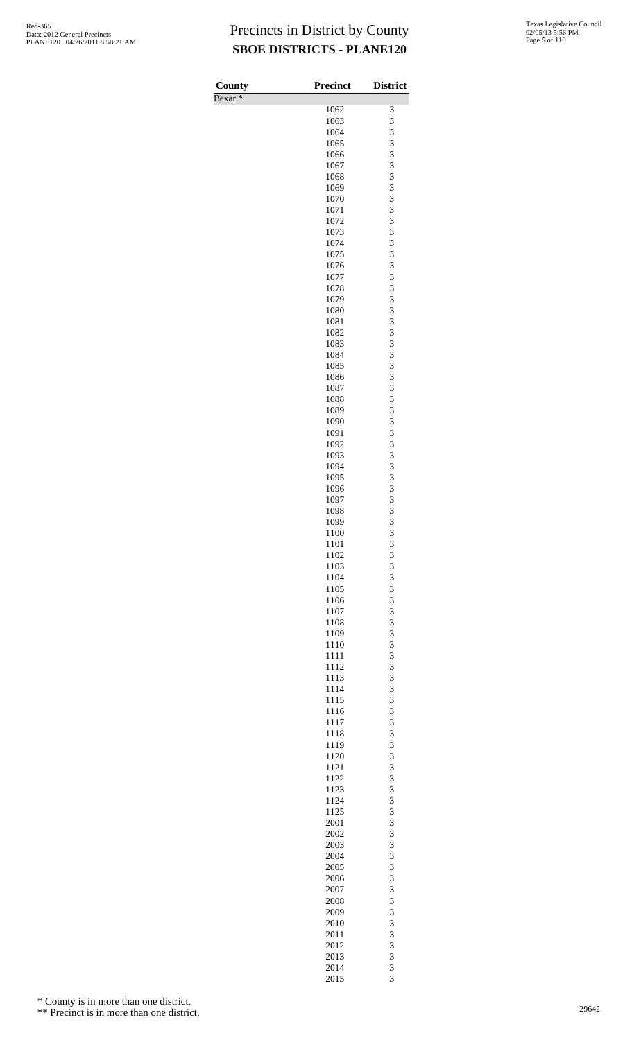# Precincts in District by County
## SBOE DISTRICTS - PLANE120

| County | Precinct | District |
|---|---|---|
| Bexar * | | |
| | 1062 | 3 |
| | 1063 | 3 |
| | 1064 | 3 |
| | 1065 | 3 |
| | 1066 | 3 |
| | 1067 | 3 |
| | 1068 | 3 |
| | 1069 | 3 |
| | 1070 | 3 |
| | 1071 | 3 |
| | 1072 | 3 |
| | 1073 | 3 |
| | 1074 | 3 |
| | 1075 | 3 |
| | 1076 | 3 |
| | 1077 | 3 |
| | 1078 | 3 |
| | 1079 | 3 |
| | 1080 | 3 |
| | 1081 | 3 |
| | 1082 | 3 |
| | 1083 | 3 |
| | 1084 | 3 |
| | 1085 | 3 |
| | 1086 | 3 |
| | 1087 | 3 |
| | 1088 | 3 |
| | 1089 | 3 |
| | 1090 | 3 |
| | 1091 | 3 |
| | 1092 | 3 |
| | 1093 | 3 |
| | 1094 | 3 |
| | 1095 | 3 |
| | 1096 | 3 |
| | 1097 | 3 |
| | 1098 | 3 |
| | 1099 | 3 |
| | 1100 | 3 |
| | 1101 | 3 |
| | 1102 | 3 |
| | 1103 | 3 |
| | 1104 | 3 |
| | 1105 | 3 |
| | 1106 | 3 |
| | 1107 | 3 |
| | 1108 | 3 |
| | 1109 | 3 |
| | 1110 | 3 |
| | 1111 | 3 |
| | 1112 | 3 |
| | 1113 | 3 |
| | 1114 | 3 |
| | 1115 | 3 |
| | 1116 | 3 |
| | 1117 | 3 |
| | 1118 | 3 |
| | 1119 | 3 |
| | 1120 | 3 |
| | 1121 | 3 |
| | 1122 | 3 |
| | 1123 | 3 |
| | 1124 | 3 |
| | 1125 | 3 |
| | 2001 | 3 |
| | 2002 | 3 |
| | 2003 | 3 |
| | 2004 | 3 |
| | 2005 | 3 |
| | 2006 | 3 |
| | 2007 | 3 |
| | 2008 | 3 |
| | 2009 | 3 |
| | 2010 | 3 |
| | 2011 | 3 |
| | 2012 | 3 |
| | 2013 | 3 |
| | 2014 | 3 |
| | 2015 | 3 |

\* County is in more than one district.

\*\* Precinct is in more than one district.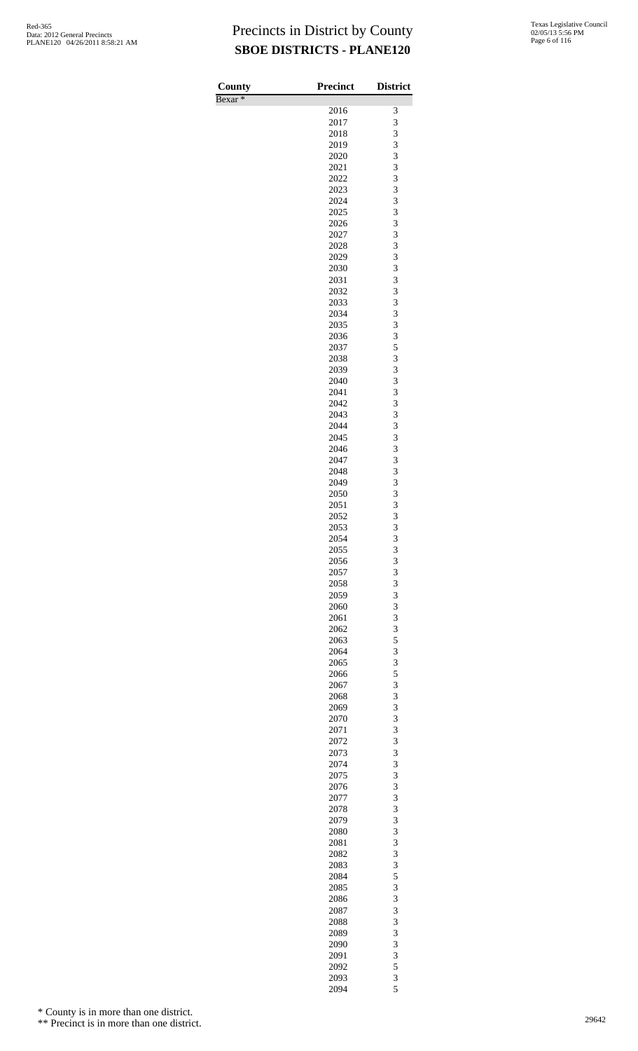# Precincts in District by County

**SBOE DISTRICTS - PLANE120**

| County | Precinct | District |
|---|---|---|
| Bexar * | | |
| | 2016 | 3 |
| | 2017 | 3 |
| | 2018 | 3 |
| | 2019 | 3 |
| | 2020 | 3 |
| | 2021 | 3 |
| | 2022 | 3 |
| | 2023 | 3 |
| | 2024 | 3 |
| | 2025 | 3 |
| | 2026 | 3 |
| | 2027 | 3 |
| | 2028 | 3 |
| | 2029 | 3 |
| | 2030 | 3 |
| | 2031 | 3 |
| | 2032 | 3 |
| | 2033 | 3 |
| | 2034 | 3 |
| | 2035 | 3 |
| | 2036 | 3 |
| | 2037 | 5 |
| | 2038 | 3 |
| | 2039 | 3 |
| | 2040 | 3 |
| | 2041 | 3 |
| | 2042 | 3 |
| | 2043 | 3 |
| | 2044 | 3 |
| | 2045 | 3 |
| | 2046 | 3 |
| | 2047 | 3 |
| | 2048 | 3 |
| | 2049 | 3 |
| | 2050 | 3 |
| | 2051 | 3 |
| | 2052 | 3 |
| | 2053 | 3 |
| | 2054 | 3 |
| | 2055 | 3 |
| | 2056 | 3 |
| | 2057 | 3 |
| | 2058 | 3 |
| | 2059 | 3 |
| | 2060 | 3 |
| | 2061 | 3 |
| | 2062 | 3 |
| | 2063 | 5 |
| | 2064 | 3 |
| | 2065 | 3 |
| | 2066 | 5 |
| | 2067 | 3 |
| | 2068 | 3 |
| | 2069 | 3 |
| | 2070 | 3 |
| | 2071 | 3 |
| | 2072 | 3 |
| | 2073 | 3 |
| | 2074 | 3 |
| | 2075 | 3 |
| | 2076 | 3 |
| | 2077 | 3 |
| | 2078 | 3 |
| | 2079 | 3 |
| | 2080 | 3 |
| | 2081 | 3 |
| | 2082 | 3 |
| | 2083 | 3 |
| | 2084 | 5 |
| | 2085 | 3 |
| | 2086 | 3 |
| | 2087 | 3 |
| | 2088 | 3 |
| | 2089 | 3 |
| | 2090 | 3 |
| | 2091 | 3 |
| | 2092 | 5 |
| | 2093 | 3 |
| | 2094 | 5 |

\* County is in more than one district.

\*\* Precinct is in more than one district.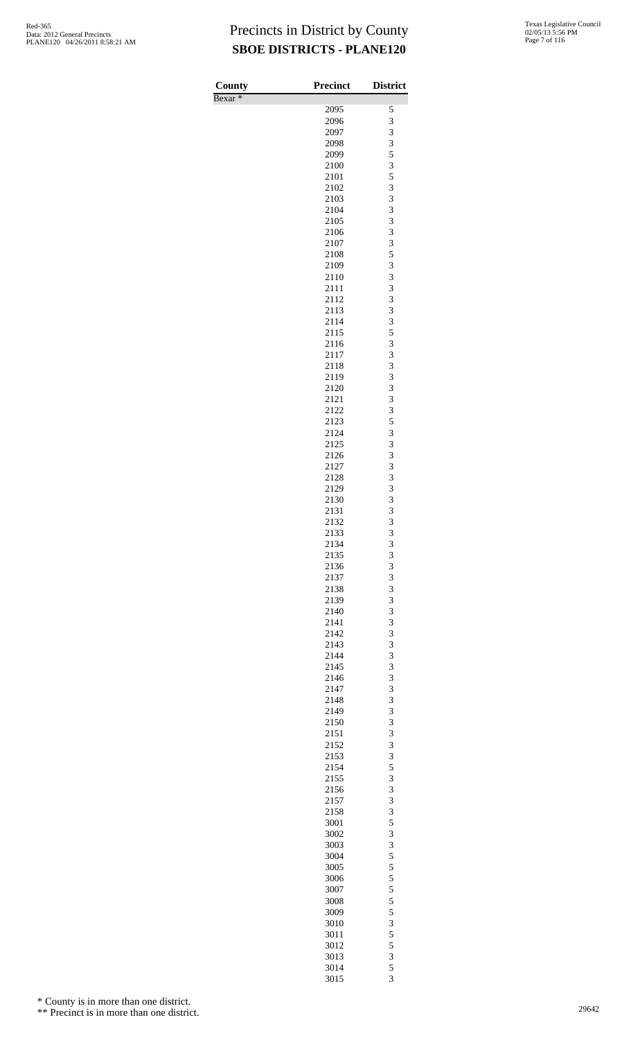# Precincts in District by County
## SBOE DISTRICTS - PLANE120

| County | Precinct | District |
|---|---|---|
| Bexar * | | |
| | 2095 | 5 |
| | 2096 | 3 |
| | 2097 | 3 |
| | 2098 | 3 |
| | 2099 | 5 |
| | 2100 | 3 |
| | 2101 | 5 |
| | 2102 | 3 |
| | 2103 | 3 |
| | 2104 | 3 |
| | 2105 | 3 |
| | 2106 | 3 |
| | 2107 | 3 |
| | 2108 | 5 |
| | 2109 | 3 |
| | 2110 | 3 |
| | 2111 | 3 |
| | 2112 | 3 |
| | 2113 | 3 |
| | 2114 | 3 |
| | 2115 | 5 |
| | 2116 | 3 |
| | 2117 | 3 |
| | 2118 | 3 |
| | 2119 | 3 |
| | 2120 | 3 |
| | 2121 | 3 |
| | 2122 | 3 |
| | 2123 | 5 |
| | 2124 | 3 |
| | 2125 | 3 |
| | 2126 | 3 |
| | 2127 | 3 |
| | 2128 | 3 |
| | 2129 | 3 |
| | 2130 | 3 |
| | 2131 | 3 |
| | 2132 | 3 |
| | 2133 | 3 |
| | 2134 | 3 |
| | 2135 | 3 |
| | 2136 | 3 |
| | 2137 | 3 |
| | 2138 | 3 |
| | 2139 | 3 |
| | 2140 | 3 |
| | 2141 | 3 |
| | 2142 | 3 |
| | 2143 | 3 |
| | 2144 | 3 |
| | 2145 | 3 |
| | 2146 | 3 |
| | 2147 | 3 |
| | 2148 | 3 |
| | 2149 | 3 |
| | 2150 | 3 |
| | 2151 | 3 |
| | 2152 | 3 |
| | 2153 | 3 |
| | 2154 | 5 |
| | 2155 | 3 |
| | 2156 | 3 |
| | 2157 | 3 |
| | 2158 | 3 |
| | 3001 | 5 |
| | 3002 | 3 |
| | 3003 | 3 |
| | 3004 | 5 |
| | 3005 | 5 |
| | 3006 | 5 |
| | 3007 | 5 |
| | 3008 | 5 |
| | 3009 | 5 |
| | 3010 | 3 |
| | 3011 | 5 |
| | 3012 | 5 |
| | 3013 | 3 |
| | 3014 | 5 |
| | 3015 | 3 |

\* County is in more than one district.

\*\* Precinct is in more than one district.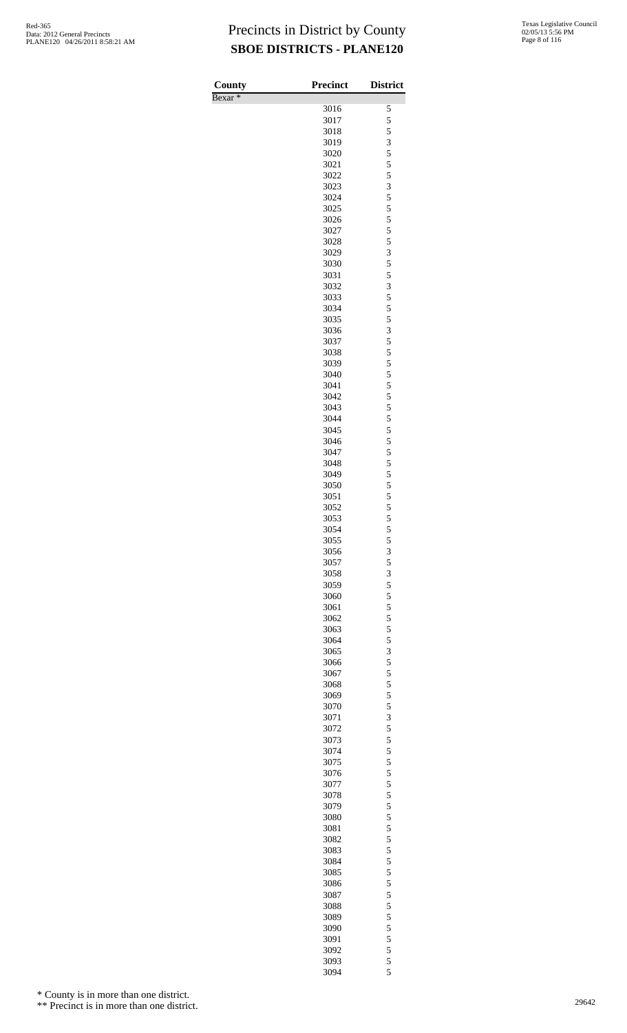# Precincts in District by County
## SBOE DISTRICTS - PLANE120

| County | Precinct | District |
|---|---|---|
| Bexar * | | |
| | 3016 | 5 |
| | 3017 | 5 |
| | 3018 | 5 |
| | 3019 | 3 |
| | 3020 | 5 |
| | 3021 | 5 |
| | 3022 | 5 |
| | 3023 | 3 |
| | 3024 | 5 |
| | 3025 | 5 |
| | 3026 | 5 |
| | 3027 | 5 |
| | 3028 | 5 |
| | 3029 | 3 |
| | 3030 | 5 |
| | 3031 | 5 |
| | 3032 | 3 |
| | 3033 | 5 |
| | 3034 | 5 |
| | 3035 | 5 |
| | 3036 | 3 |
| | 3037 | 5 |
| | 3038 | 5 |
| | 3039 | 5 |
| | 3040 | 5 |
| | 3041 | 5 |
| | 3042 | 5 |
| | 3043 | 5 |
| | 3044 | 5 |
| | 3045 | 5 |
| | 3046 | 5 |
| | 3047 | 5 |
| | 3048 | 5 |
| | 3049 | 5 |
| | 3050 | 5 |
| | 3051 | 5 |
| | 3052 | 5 |
| | 3053 | 5 |
| | 3054 | 5 |
| | 3055 | 5 |
| | 3056 | 3 |
| | 3057 | 5 |
| | 3058 | 3 |
| | 3059 | 5 |
| | 3060 | 5 |
| | 3061 | 5 |
| | 3062 | 5 |
| | 3063 | 5 |
| | 3064 | 5 |
| | 3065 | 3 |
| | 3066 | 5 |
| | 3067 | 5 |
| | 3068 | 5 |
| | 3069 | 5 |
| | 3070 | 5 |
| | 3071 | 3 |
| | 3072 | 5 |
| | 3073 | 5 |
| | 3074 | 5 |
| | 3075 | 5 |
| | 3076 | 5 |
| | 3077 | 5 |
| | 3078 | 5 |
| | 3079 | 5 |
| | 3080 | 5 |
| | 3081 | 5 |
| | 3082 | 5 |
| | 3083 | 5 |
| | 3084 | 5 |
| | 3085 | 5 |
| | 3086 | 5 |
| | 3087 | 5 |
| | 3088 | 5 |
| | 3089 | 5 |
| | 3090 | 5 |
| | 3091 | 5 |
| | 3092 | 5 |
| | 3093 | 5 |
| | 3094 | 5 |

\* County is in more than one district.

\*\* Precinct is in more than one district.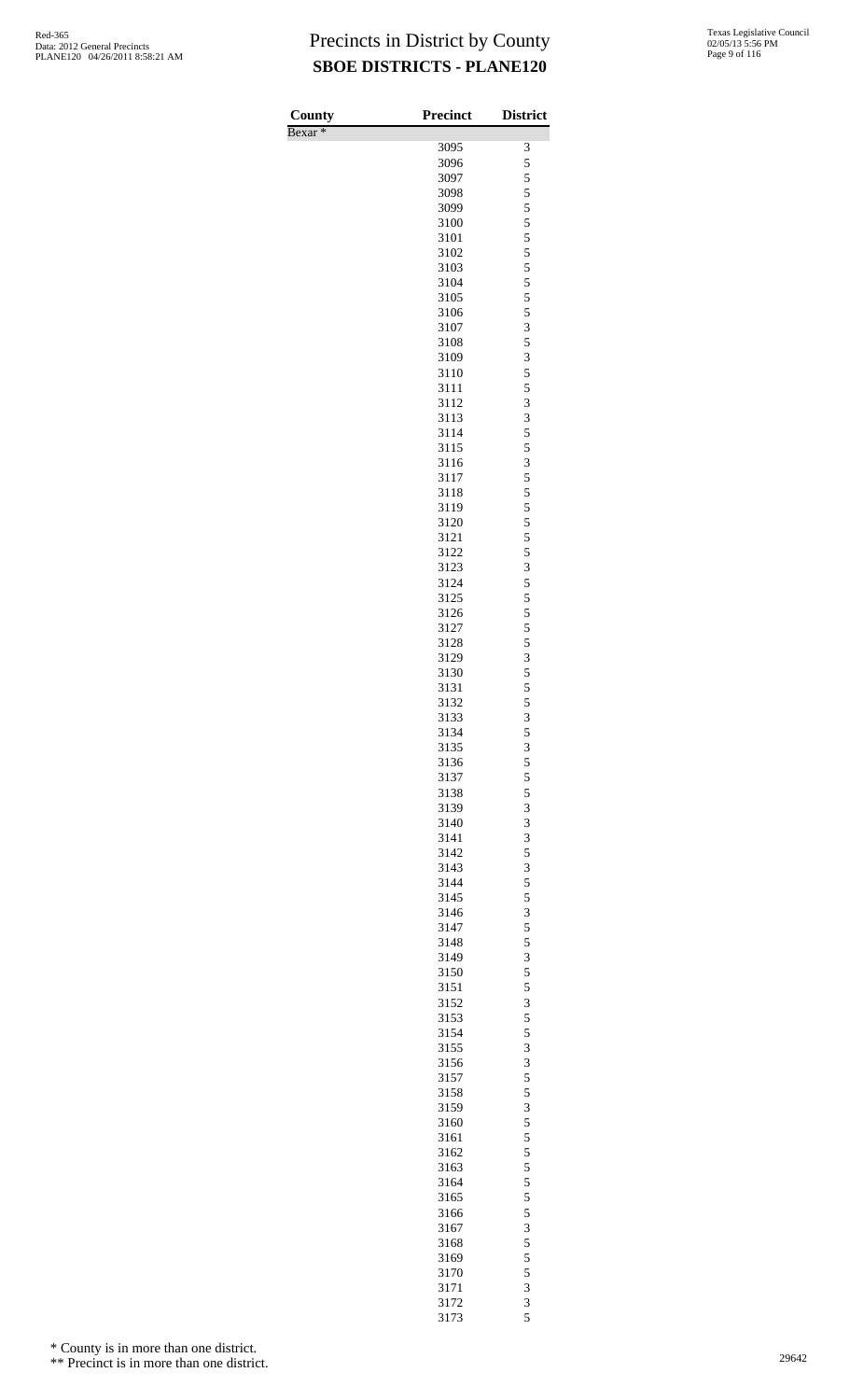# Precincts in District by County

## SBOE DISTRICTS - PLANE120

| County | Precinct | District |
|---|---|---|
| Bexar * | | |
| | 3095 | 3 |
| | 3096 | 5 |
| | 3097 | 5 |
| | 3098 | 5 |
| | 3099 | 5 |
| | 3100 | 5 |
| | 3101 | 5 |
| | 3102 | 5 |
| | 3103 | 5 |
| | 3104 | 5 |
| | 3105 | 5 |
| | 3106 | 5 |
| | 3107 | 3 |
| | 3108 | 5 |
| | 3109 | 3 |
| | 3110 | 5 |
| | 3111 | 5 |
| | 3112 | 3 |
| | 3113 | 3 |
| | 3114 | 5 |
| | 3115 | 5 |
| | 3116 | 3 |
| | 3117 | 5 |
| | 3118 | 5 |
| | 3119 | 5 |
| | 3120 | 5 |
| | 3121 | 5 |
| | 3122 | 5 |
| | 3123 | 3 |
| | 3124 | 5 |
| | 3125 | 5 |
| | 3126 | 5 |
| | 3127 | 5 |
| | 3128 | 5 |
| | 3129 | 3 |
| | 3130 | 5 |
| | 3131 | 5 |
| | 3132 | 5 |
| | 3133 | 3 |
| | 3134 | 5 |
| | 3135 | 3 |
| | 3136 | 5 |
| | 3137 | 5 |
| | 3138 | 5 |
| | 3139 | 3 |
| | 3140 | 3 |
| | 3141 | 3 |
| | 3142 | 5 |
| | 3143 | 3 |
| | 3144 | 5 |
| | 3145 | 5 |
| | 3146 | 3 |
| | 3147 | 5 |
| | 3148 | 5 |
| | 3149 | 3 |
| | 3150 | 5 |
| | 3151 | 5 |
| | 3152 | 3 |
| | 3153 | 5 |
| | 3154 | 5 |
| | 3155 | 3 |
| | 3156 | 3 |
| | 3157 | 5 |
| | 3158 | 5 |
| | 3159 | 3 |
| | 3160 | 5 |
| | 3161 | 5 |
| | 3162 | 5 |
| | 3163 | 5 |
| | 3164 | 5 |
| | 3165 | 5 |
| | 3166 | 5 |
| | 3167 | 3 |
| | 3168 | 5 |
| | 3169 | 5 |
| | 3170 | 5 |
| | 3171 | 3 |
| | 3172 | 3 |
| | 3173 | 5 |

\* County is in more than one district.

\*\* Precinct is in more than one district.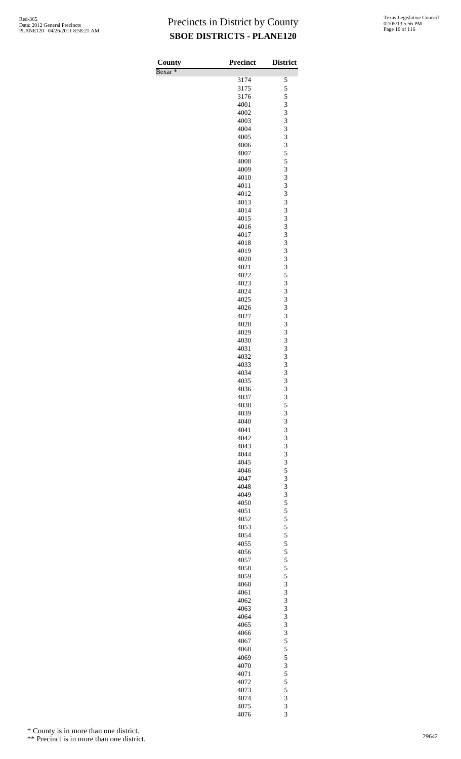# Precincts in District by County

## SBOE DISTRICTS - PLANE120

| County | Precinct | District |
|---|---|---|
| Bexar * | | |
| | 3174 | 5 |
| | 3175 | 5 |
| | 3176 | 5 |
| | 4001 | 3 |
| | 4002 | 3 |
| | 4003 | 3 |
| | 4004 | 3 |
| | 4005 | 3 |
| | 4006 | 3 |
| | 4007 | 5 |
| | 4008 | 5 |
| | 4009 | 3 |
| | 4010 | 3 |
| | 4011 | 3 |
| | 4012 | 3 |
| | 4013 | 3 |
| | 4014 | 3 |
| | 4015 | 3 |
| | 4016 | 3 |
| | 4017 | 3 |
| | 4018 | 3 |
| | 4019 | 3 |
| | 4020 | 3 |
| | 4021 | 3 |
| | 4022 | 5 |
| | 4023 | 3 |
| | 4024 | 3 |
| | 4025 | 3 |
| | 4026 | 3 |
| | 4027 | 3 |
| | 4028 | 3 |
| | 4029 | 3 |
| | 4030 | 3 |
| | 4031 | 3 |
| | 4032 | 3 |
| | 4033 | 3 |
| | 4034 | 3 |
| | 4035 | 3 |
| | 4036 | 3 |
| | 4037 | 3 |
| | 4038 | 5 |
| | 4039 | 3 |
| | 4040 | 3 |
| | 4041 | 3 |
| | 4042 | 3 |
| | 4043 | 3 |
| | 4044 | 3 |
| | 4045 | 3 |
| | 4046 | 5 |
| | 4047 | 3 |
| | 4048 | 3 |
| | 4049 | 3 |
| | 4050 | 5 |
| | 4051 | 5 |
| | 4052 | 5 |
| | 4053 | 5 |
| | 4054 | 5 |
| | 4055 | 5 |
| | 4056 | 5 |
| | 4057 | 5 |
| | 4058 | 5 |
| | 4059 | 5 |
| | 4060 | 3 |
| | 4061 | 3 |
| | 4062 | 3 |
| | 4063 | 3 |
| | 4064 | 3 |
| | 4065 | 3 |
| | 4066 | 3 |
| | 4067 | 5 |
| | 4068 | 5 |
| | 4069 | 5 |
| | 4070 | 3 |
| | 4071 | 5 |
| | 4072 | 5 |
| | 4073 | 5 |
| | 4074 | 3 |
| | 4075 | 3 |
| | 4076 | 3 |

\* County is in more than one district.

\** Precinct is in more than one district.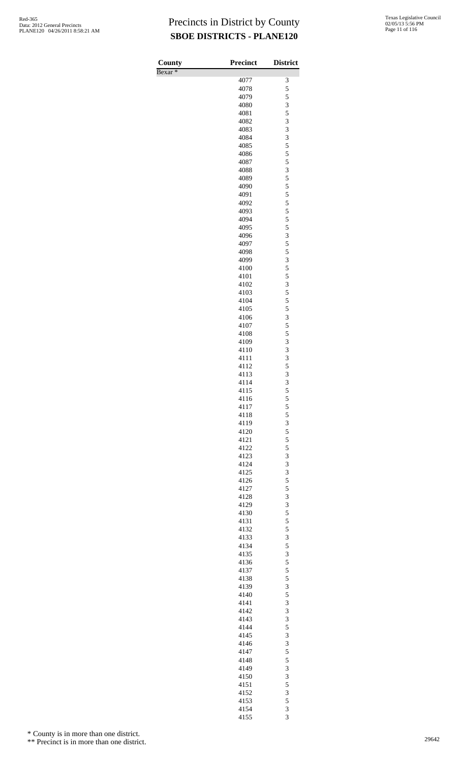# Precincts in District by County

## SBOE DISTRICTS - PLANE120

| County | Precinct | District |
|---|---|---|
| Bexar * | | |
| | 4077 | 3 |
| | 4078 | 5 |
| | 4079 | 5 |
| | 4080 | 3 |
| | 4081 | 5 |
| | 4082 | 3 |
| | 4083 | 3 |
| | 4084 | 3 |
| | 4085 | 5 |
| | 4086 | 5 |
| | 4087 | 5 |
| | 4088 | 3 |
| | 4089 | 5 |
| | 4090 | 5 |
| | 4091 | 5 |
| | 4092 | 5 |
| | 4093 | 5 |
| | 4094 | 5 |
| | 4095 | 5 |
| | 4096 | 3 |
| | 4097 | 5 |
| | 4098 | 5 |
| | 4099 | 3 |
| | 4100 | 5 |
| | 4101 | 5 |
| | 4102 | 3 |
| | 4103 | 5 |
| | 4104 | 5 |
| | 4105 | 5 |
| | 4106 | 3 |
| | 4107 | 5 |
| | 4108 | 5 |
| | 4109 | 3 |
| | 4110 | 3 |
| | 4111 | 3 |
| | 4112 | 5 |
| | 4113 | 3 |
| | 4114 | 3 |
| | 4115 | 5 |
| | 4116 | 5 |
| | 4117 | 5 |
| | 4118 | 5 |
| | 4119 | 3 |
| | 4120 | 5 |
| | 4121 | 5 |
| | 4122 | 5 |
| | 4123 | 3 |
| | 4124 | 3 |
| | 4125 | 3 |
| | 4126 | 5 |
| | 4127 | 5 |
| | 4128 | 3 |
| | 4129 | 3 |
| | 4130 | 5 |
| | 4131 | 5 |
| | 4132 | 5 |
| | 4133 | 3 |
| | 4134 | 5 |
| | 4135 | 3 |
| | 4136 | 5 |
| | 4137 | 5 |
| | 4138 | 5 |
| | 4139 | 3 |
| | 4140 | 5 |
| | 4141 | 3 |
| | 4142 | 3 |
| | 4143 | 3 |
| | 4144 | 5 |
| | 4145 | 3 |
| | 4146 | 3 |
| | 4147 | 5 |
| | 4148 | 5 |
| | 4149 | 3 |
| | 4150 | 3 |
| | 4151 | 5 |
| | 4152 | 3 |
| | 4153 | 5 |
| | 4154 | 3 |
| | 4155 | 3 |

\* County is in more than one district.

\*\* Precinct is in more than one district.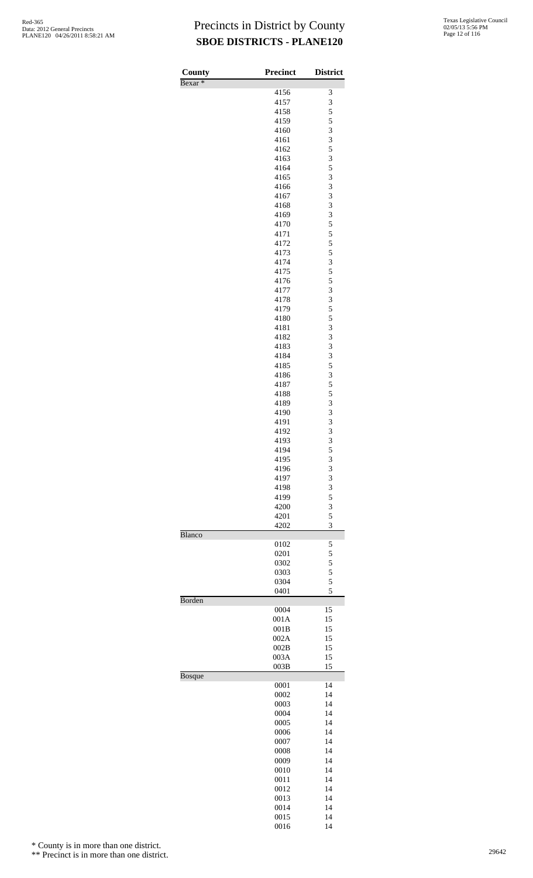# Precincts in District by County
## SBOE DISTRICTS - PLANE120

| County | Precinct | District |
|---|---|---|
| Bexar * | | |
| | 4156 | 3 |
| | 4157 | 3 |
| | 4158 | 5 |
| | 4159 | 5 |
| | 4160 | 3 |
| | 4161 | 3 |
| | 4162 | 5 |
| | 4163 | 3 |
| | 4164 | 5 |
| | 4165 | 3 |
| | 4166 | 3 |
| | 4167 | 3 |
| | 4168 | 3 |
| | 4169 | 3 |
| | 4170 | 5 |
| | 4171 | 5 |
| | 4172 | 5 |
| | 4173 | 5 |
| | 4174 | 3 |
| | 4175 | 5 |
| | 4176 | 5 |
| | 4177 | 3 |
| | 4178 | 3 |
| | 4179 | 5 |
| | 4180 | 5 |
| | 4181 | 3 |
| | 4182 | 3 |
| | 4183 | 3 |
| | 4184 | 3 |
| | 4185 | 5 |
| | 4186 | 3 |
| | 4187 | 5 |
| | 4188 | 5 |
| | 4189 | 3 |
| | 4190 | 3 |
| | 4191 | 3 |
| | 4192 | 3 |
| | 4193 | 3 |
| | 4194 | 5 |
| | 4195 | 3 |
| | 4196 | 3 |
| | 4197 | 3 |
| | 4198 | 3 |
| | 4199 | 5 |
| | 4200 | 3 |
| | 4201 | 5 |
| | 4202 | 3 |
| Blanco | | |
| | 0102 | 5 |
| | 0201 | 5 |
| | 0302 | 5 |
| | 0303 | 5 |
| | 0304 | 5 |
| | 0401 | 5 |
| Borden | | |
| | 0004 | 15 |
| | 001A | 15 |
| | 001B | 15 |
| | 002A | 15 |
| | 002B | 15 |
| | 003A | 15 |
| | 003B | 15 |
| Bosque | | |
| | 0001 | 14 |
| | 0002 | 14 |
| | 0003 | 14 |
| | 0004 | 14 |
| | 0005 | 14 |
| | 0006 | 14 |
| | 0007 | 14 |
| | 0008 | 14 |
| | 0009 | 14 |
| | 0010 | 14 |
| | 0011 | 14 |
| | 0012 | 14 |
| | 0013 | 14 |
| | 0014 | 14 |
| | 0015 | 14 |
| | 0016 | 14 |

\* County is in more than one district.

\*\* Precinct is in more than one district.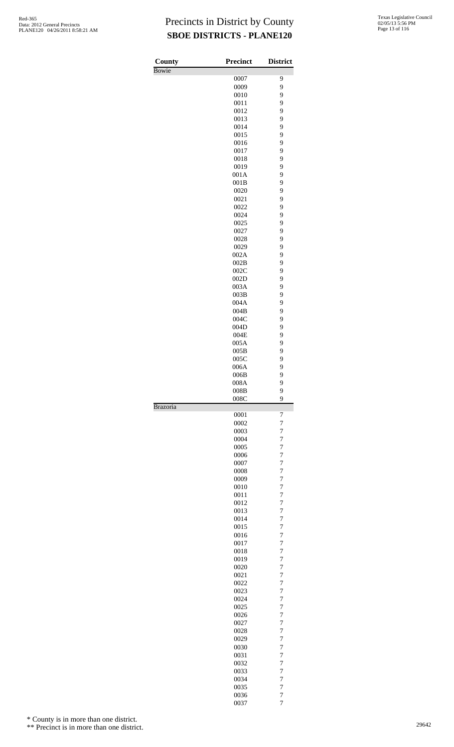# Precincts in District by County

## SBOE DISTRICTS - PLANE120

| County | Precinct | District |
|---|---|---|
| Bowie | | |
| | 0007 | 9 |
| | 0009 | 9 |
| | 0010 | 9 |
| | 0011 | 9 |
| | 0012 | 9 |
| | 0013 | 9 |
| | 0014 | 9 |
| | 0015 | 9 |
| | 0016 | 9 |
| | 0017 | 9 |
| | 0018 | 9 |
| | 0019 | 9 |
| | 001A | 9 |
| | 001B | 9 |
| | 0020 | 9 |
| | 0021 | 9 |
| | 0022 | 9 |
| | 0024 | 9 |
| | 0025 | 9 |
| | 0027 | 9 |
| | 0028 | 9 |
| | 0029 | 9 |
| | 002A | 9 |
| | 002B | 9 |
| | 002C | 9 |
| | 002D | 9 |
| | 003A | 9 |
| | 003B | 9 |
| | 004A | 9 |
| | 004B | 9 |
| | 004C | 9 |
| | 004D | 9 |
| | 004E | 9 |
| | 005A | 9 |
| | 005B | 9 |
| | 005C | 9 |
| | 006A | 9 |
| | 006B | 9 |
| | 008A | 9 |
| | 008B | 9 |
| | 008C | 9 |
| Brazoria | | |
| | 0001 | 7 |
| | 0002 | 7 |
| | 0003 | 7 |
| | 0004 | 7 |
| | 0005 | 7 |
| | 0006 | 7 |
| | 0007 | 7 |
| | 0008 | 7 |
| | 0009 | 7 |
| | 0010 | 7 |
| | 0011 | 7 |
| | 0012 | 7 |
| | 0013 | 7 |
| | 0014 | 7 |
| | 0015 | 7 |
| | 0016 | 7 |
| | 0017 | 7 |
| | 0018 | 7 |
| | 0019 | 7 |
| | 0020 | 7 |
| | 0021 | 7 |
| | 0022 | 7 |
| | 0023 | 7 |
| | 0024 | 7 |
| | 0025 | 7 |
| | 0026 | 7 |
| | 0027 | 7 |
| | 0028 | 7 |
| | 0029 | 7 |
| | 0030 | 7 |
| | 0031 | 7 |
| | 0032 | 7 |
| | 0033 | 7 |
| | 0034 | 7 |
| | 0035 | 7 |
| | 0036 | 7 |
| | 0037 | 7 |

\* County is in more than one district.

\*\* Precinct is in more than one district.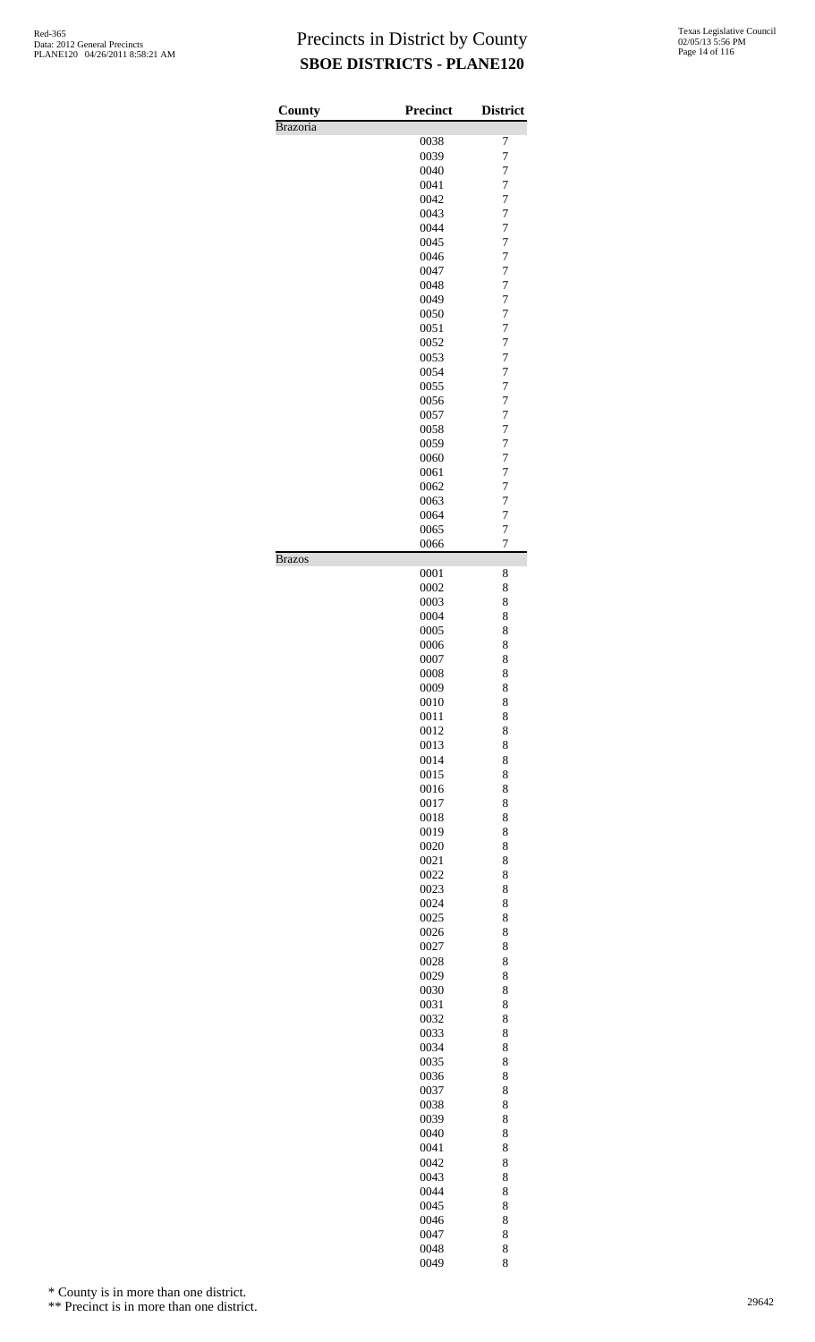# Precincts in District by County

## SBOE DISTRICTS - PLANE120

| County | Precinct | District |
|---|---|---|
| Brazoria | | |
| | 0038 | 7 |
| | 0039 | 7 |
| | 0040 | 7 |
| | 0041 | 7 |
| | 0042 | 7 |
| | 0043 | 7 |
| | 0044 | 7 |
| | 0045 | 7 |
| | 0046 | 7 |
| | 0047 | 7 |
| | 0048 | 7 |
| | 0049 | 7 |
| | 0050 | 7 |
| | 0051 | 7 |
| | 0052 | 7 |
| | 0053 | 7 |
| | 0054 | 7 |
| | 0055 | 7 |
| | 0056 | 7 |
| | 0057 | 7 |
| | 0058 | 7 |
| | 0059 | 7 |
| | 0060 | 7 |
| | 0061 | 7 |
| | 0062 | 7 |
| | 0063 | 7 |
| | 0064 | 7 |
| | 0065 | 7 |
| | 0066 | 7 |
| Brazos | | |
| | 0001 | 8 |
| | 0002 | 8 |
| | 0003 | 8 |
| | 0004 | 8 |
| | 0005 | 8 |
| | 0006 | 8 |
| | 0007 | 8 |
| | 0008 | 8 |
| | 0009 | 8 |
| | 0010 | 8 |
| | 0011 | 8 |
| | 0012 | 8 |
| | 0013 | 8 |
| | 0014 | 8 |
| | 0015 | 8 |
| | 0016 | 8 |
| | 0017 | 8 |
| | 0018 | 8 |
| | 0019 | 8 |
| | 0020 | 8 |
| | 0021 | 8 |
| | 0022 | 8 |
| | 0023 | 8 |
| | 0024 | 8 |
| | 0025 | 8 |
| | 0026 | 8 |
| | 0027 | 8 |
| | 0028 | 8 |
| | 0029 | 8 |
| | 0030 | 8 |
| | 0031 | 8 |
| | 0032 | 8 |
| | 0033 | 8 |
| | 0034 | 8 |
| | 0035 | 8 |
| | 0036 | 8 |
| | 0037 | 8 |
| | 0038 | 8 |
| | 0039 | 8 |
| | 0040 | 8 |
| | 0041 | 8 |
| | 0042 | 8 |
| | 0043 | 8 |
| | 0044 | 8 |
| | 0045 | 8 |
| | 0046 | 8 |
| | 0047 | 8 |
| | 0048 | 8 |
| | 0049 | 8 |

\* County is in more than one district.

\*\* Precinct is in more than one district.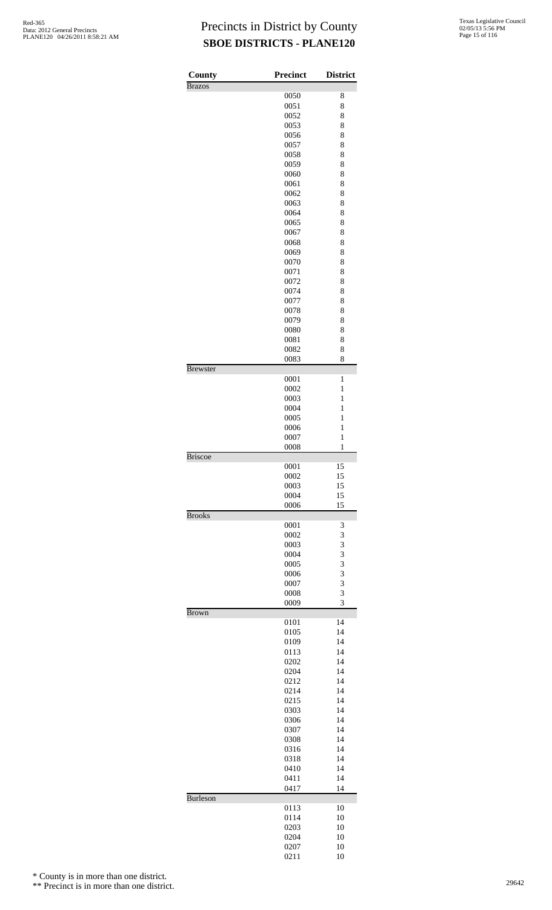# Precincts in District by County

## SBOE DISTRICTS - PLANE120

| County | Precinct | District |
|---|---|---|
| Brazos | | |
| | 0050 | 8 |
| | 0051 | 8 |
| | 0052 | 8 |
| | 0053 | 8 |
| | 0056 | 8 |
| | 0057 | 8 |
| | 0058 | 8 |
| | 0059 | 8 |
| | 0060 | 8 |
| | 0061 | 8 |
| | 0062 | 8 |
| | 0063 | 8 |
| | 0064 | 8 |
| | 0065 | 8 |
| | 0067 | 8 |
| | 0068 | 8 |
| | 0069 | 8 |
| | 0070 | 8 |
| | 0071 | 8 |
| | 0072 | 8 |
| | 0074 | 8 |
| | 0077 | 8 |
| | 0078 | 8 |
| | 0079 | 8 |
| | 0080 | 8 |
| | 0081 | 8 |
| | 0082 | 8 |
| | 0083 | 8 |
| Brewster | | |
| | 0001 | 1 |
| | 0002 | 1 |
| | 0003 | 1 |
| | 0004 | 1 |
| | 0005 | 1 |
| | 0006 | 1 |
| | 0007 | 1 |
| | 0008 | 1 |
| Briscoe | | |
| | 0001 | 15 |
| | 0002 | 15 |
| | 0003 | 15 |
| | 0004 | 15 |
| | 0006 | 15 |
| Brooks | | |
| | 0001 | 3 |
| | 0002 | 3 |
| | 0003 | 3 |
| | 0004 | 3 |
| | 0005 | 3 |
| | 0006 | 3 |
| | 0007 | 3 |
| | 0008 | 3 |
| | 0009 | 3 |
| Brown | | |
| | 0101 | 14 |
| | 0105 | 14 |
| | 0109 | 14 |
| | 0113 | 14 |
| | 0202 | 14 |
| | 0204 | 14 |
| | 0212 | 14 |
| | 0214 | 14 |
| | 0215 | 14 |
| | 0303 | 14 |
| | 0306 | 14 |
| | 0307 | 14 |
| | 0308 | 14 |
| | 0316 | 14 |
| | 0318 | 14 |
| | 0410 | 14 |
| | 0411 | 14 |
| | 0417 | 14 |
| Burleson | | |
| | 0113 | 10 |
| | 0114 | 10 |
| | 0203 | 10 |
| | 0204 | 10 |
| | 0207 | 10 |
| | 0211 | 10 |

\* County is in more than one district.

\** Precinct is in more than one district.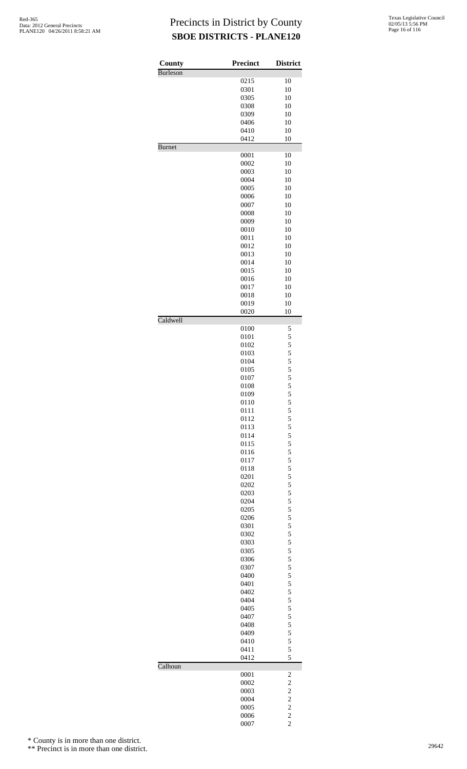# Precincts in District by County

## SBOE DISTRICTS - PLANE120

| County | Precinct | District |
|---|---|---|
| Burleson | | |
| | 0215 | 10 |
| | 0301 | 10 |
| | 0305 | 10 |
| | 0308 | 10 |
| | 0309 | 10 |
| | 0406 | 10 |
| | 0410 | 10 |
| | 0412 | 10 |
| Burnet | | |
| | 0001 | 10 |
| | 0002 | 10 |
| | 0003 | 10 |
| | 0004 | 10 |
| | 0005 | 10 |
| | 0006 | 10 |
| | 0007 | 10 |
| | 0008 | 10 |
| | 0009 | 10 |
| | 0010 | 10 |
| | 0011 | 10 |
| | 0012 | 10 |
| | 0013 | 10 |
| | 0014 | 10 |
| | 0015 | 10 |
| | 0016 | 10 |
| | 0017 | 10 |
| | 0018 | 10 |
| | 0019 | 10 |
| | 0020 | 10 |
| Caldwell | | |
| | 0100 | 5 |
| | 0101 | 5 |
| | 0102 | 5 |
| | 0103 | 5 |
| | 0104 | 5 |
| | 0105 | 5 |
| | 0107 | 5 |
| | 0108 | 5 |
| | 0109 | 5 |
| | 0110 | 5 |
| | 0111 | 5 |
| | 0112 | 5 |
| | 0113 | 5 |
| | 0114 | 5 |
| | 0115 | 5 |
| | 0116 | 5 |
| | 0117 | 5 |
| | 0118 | 5 |
| | 0201 | 5 |
| | 0202 | 5 |
| | 0203 | 5 |
| | 0204 | 5 |
| | 0205 | 5 |
| | 0206 | 5 |
| | 0301 | 5 |
| | 0302 | 5 |
| | 0303 | 5 |
| | 0305 | 5 |
| | 0306 | 5 |
| | 0307 | 5 |
| | 0400 | 5 |
| | 0401 | 5 |
| | 0402 | 5 |
| | 0404 | 5 |
| | 0405 | 5 |
| | 0407 | 5 |
| | 0408 | 5 |
| | 0409 | 5 |
| | 0410 | 5 |
| | 0411 | 5 |
| | 0412 | 5 |
| Calhoun | | |
| | 0001 | 2 |
| | 0002 | 2 |
| | 0003 | 2 |
| | 0004 | 2 |
| | 0005 | 2 |
| | 0006 | 2 |
| | 0007 | 2 |

\* County is in more than one district.

\*\* Precinct is in more than one district.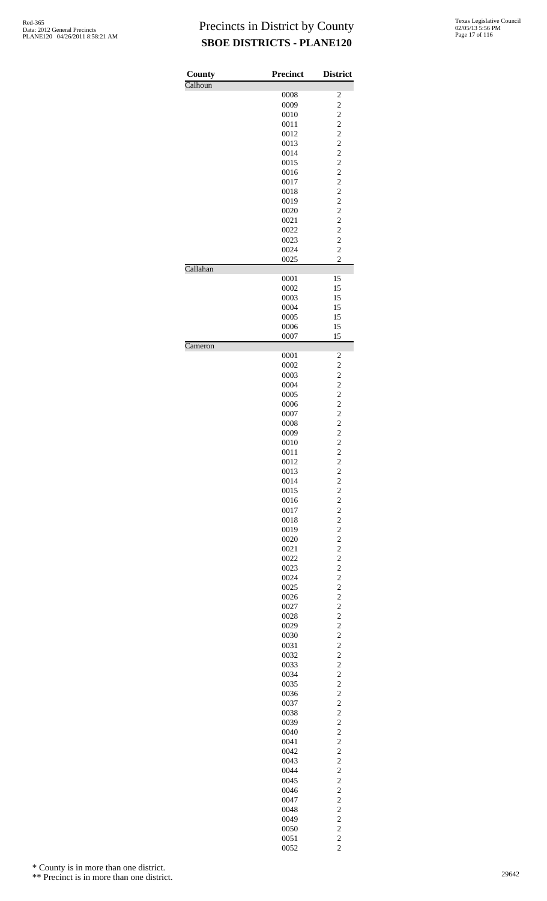# Precincts in District by County

## SBOE DISTRICTS - PLANE120

| County | Precinct | District |
|---|---|---|
| Calhoun | | |
| | 0008 | 2 |
| | 0009 | 2 |
| | 0010 | 2 |
| | 0011 | 2 |
| | 0012 | 2 |
| | 0013 | 2 |
| | 0014 | 2 |
| | 0015 | 2 |
| | 0016 | 2 |
| | 0017 | 2 |
| | 0018 | 2 |
| | 0019 | 2 |
| | 0020 | 2 |
| | 0021 | 2 |
| | 0022 | 2 |
| | 0023 | 2 |
| | 0024 | 2 |
| | 0025 | 2 |
| Callahan | | |
| | 0001 | 15 |
| | 0002 | 15 |
| | 0003 | 15 |
| | 0004 | 15 |
| | 0005 | 15 |
| | 0006 | 15 |
| | 0007 | 15 |
| Cameron | | |
| | 0001 | 2 |
| | 0002 | 2 |
| | 0003 | 2 |
| | 0004 | 2 |
| | 0005 | 2 |
| | 0006 | 2 |
| | 0007 | 2 |
| | 0008 | 2 |
| | 0009 | 2 |
| | 0010 | 2 |
| | 0011 | 2 |
| | 0012 | 2 |
| | 0013 | 2 |
| | 0014 | 2 |
| | 0015 | 2 |
| | 0016 | 2 |
| | 0017 | 2 |
| | 0018 | 2 |
| | 0019 | 2 |
| | 0020 | 2 |
| | 0021 | 2 |
| | 0022 | 2 |
| | 0023 | 2 |
| | 0024 | 2 |
| | 0025 | 2 |
| | 0026 | 2 |
| | 0027 | 2 |
| | 0028 | 2 |
| | 0029 | 2 |
| | 0030 | 2 |
| | 0031 | 2 |
| | 0032 | 2 |
| | 0033 | 2 |
| | 0034 | 2 |
| | 0035 | 2 |
| | 0036 | 2 |
| | 0037 | 2 |
| | 0038 | 2 |
| | 0039 | 2 |
| | 0040 | 2 |
| | 0041 | 2 |
| | 0042 | 2 |
| | 0043 | 2 |
| | 0044 | 2 |
| | 0045 | 2 |
| | 0046 | 2 |
| | 0047 | 2 |
| | 0048 | 2 |
| | 0049 | 2 |
| | 0050 | 2 |
| | 0051 | 2 |
| | 0052 | 2 |

\* County is in more than one district.

\*\* Precinct is in more than one district.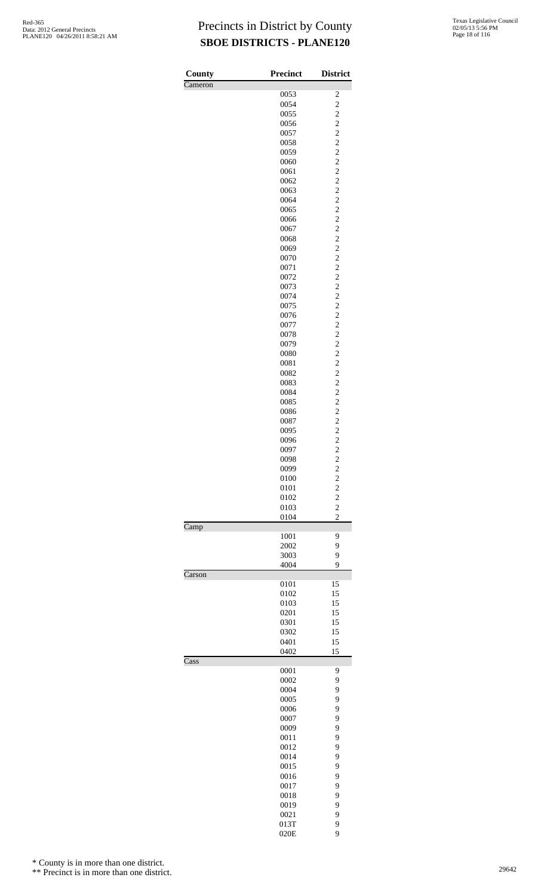# Precincts in District by County

## SBOE DISTRICTS - PLANE120

| County | Precinct | District |
|---|---|---|
| Cameron | | |
| | 0053 | 2 |
| | 0054 | 2 |
| | 0055 | 2 |
| | 0056 | 2 |
| | 0057 | 2 |
| | 0058 | 2 |
| | 0059 | 2 |
| | 0060 | 2 |
| | 0061 | 2 |
| | 0062 | 2 |
| | 0063 | 2 |
| | 0064 | 2 |
| | 0065 | 2 |
| | 0066 | 2 |
| | 0067 | 2 |
| | 0068 | 2 |
| | 0069 | 2 |
| | 0070 | 2 |
| | 0071 | 2 |
| | 0072 | 2 |
| | 0073 | 2 |
| | 0074 | 2 |
| | 0075 | 2 |
| | 0076 | 2 |
| | 0077 | 2 |
| | 0078 | 2 |
| | 0079 | 2 |
| | 0080 | 2 |
| | 0081 | 2 |
| | 0082 | 2 |
| | 0083 | 2 |
| | 0084 | 2 |
| | 0085 | 2 |
| | 0086 | 2 |
| | 0087 | 2 |
| | 0095 | 2 |
| | 0096 | 2 |
| | 0097 | 2 |
| | 0098 | 2 |
| | 0099 | 2 |
| | 0100 | 2 |
| | 0101 | 2 |
| | 0102 | 2 |
| | 0103 | 2 |
| | 0104 | 2 |
| Camp | | |
| | 1001 | 9 |
| | 2002 | 9 |
| | 3003 | 9 |
| | 4004 | 9 |
| Carson | | |
| | 0101 | 15 |
| | 0102 | 15 |
| | 0103 | 15 |
| | 0201 | 15 |
| | 0301 | 15 |
| | 0302 | 15 |
| | 0401 | 15 |
| | 0402 | 15 |
| Cass | | |
| | 0001 | 9 |
| | 0002 | 9 |
| | 0004 | 9 |
| | 0005 | 9 |
| | 0006 | 9 |
| | 0007 | 9 |
| | 0009 | 9 |
| | 0011 | 9 |
| | 0012 | 9 |
| | 0014 | 9 |
| | 0015 | 9 |
| | 0016 | 9 |
| | 0017 | 9 |
| | 0018 | 9 |
| | 0019 | 9 |
| | 0021 | 9 |
| | 013T | 9 |
| | 020E | 9 |

\* County is in more than one district.

\*\* Precinct is in more than one district.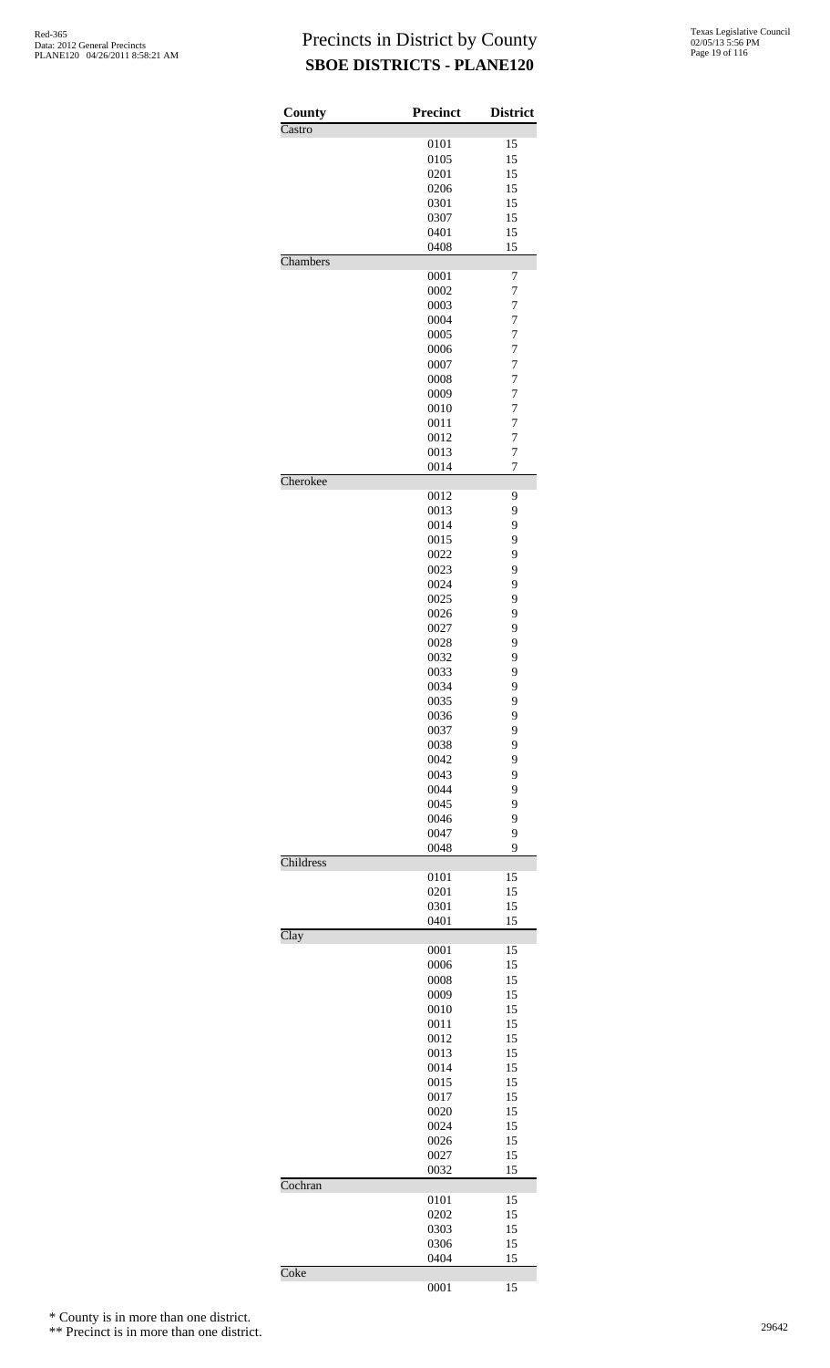# Precincts in District by County
## SBOE DISTRICTS - PLANE120

| County | Precinct | District |
|---|---|---|
| Castro | | |
| | 0101 | 15 |
| | 0105 | 15 |
| | 0201 | 15 |
| | 0206 | 15 |
| | 0301 | 15 |
| | 0307 | 15 |
| | 0401 | 15 |
| | 0408 | 15 |
| Chambers | | |
| | 0001 | 7 |
| | 0002 | 7 |
| | 0003 | 7 |
| | 0004 | 7 |
| | 0005 | 7 |
| | 0006 | 7 |
| | 0007 | 7 |
| | 0008 | 7 |
| | 0009 | 7 |
| | 0010 | 7 |
| | 0011 | 7 |
| | 0012 | 7 |
| | 0013 | 7 |
| | 0014 | 7 |
| Cherokee | | |
| | 0012 | 9 |
| | 0013 | 9 |
| | 0014 | 9 |
| | 0015 | 9 |
| | 0022 | 9 |
| | 0023 | 9 |
| | 0024 | 9 |
| | 0025 | 9 |
| | 0026 | 9 |
| | 0027 | 9 |
| | 0028 | 9 |
| | 0032 | 9 |
| | 0033 | 9 |
| | 0034 | 9 |
| | 0035 | 9 |
| | 0036 | 9 |
| | 0037 | 9 |
| | 0038 | 9 |
| | 0042 | 9 |
| | 0043 | 9 |
| | 0044 | 9 |
| | 0045 | 9 |
| | 0046 | 9 |
| | 0047 | 9 |
| | 0048 | 9 |
| Childress | | |
| | 0101 | 15 |
| | 0201 | 15 |
| | 0301 | 15 |
| | 0401 | 15 |
| Clay | | |
| | 0001 | 15 |
| | 0006 | 15 |
| | 0008 | 15 |
| | 0009 | 15 |
| | 0010 | 15 |
| | 0011 | 15 |
| | 0012 | 15 |
| | 0013 | 15 |
| | 0014 | 15 |
| | 0015 | 15 |
| | 0017 | 15 |
| | 0020 | 15 |
| | 0024 | 15 |
| | 0026 | 15 |
| | 0027 | 15 |
| | 0032 | 15 |
| Cochran | | |
| | 0101 | 15 |
| | 0202 | 15 |
| | 0303 | 15 |
| | 0306 | 15 |
| | 0404 | 15 |
| Coke | | |
| | 0001 | 15 |

\* County is in more than one district.

\** Precinct is in more than one district.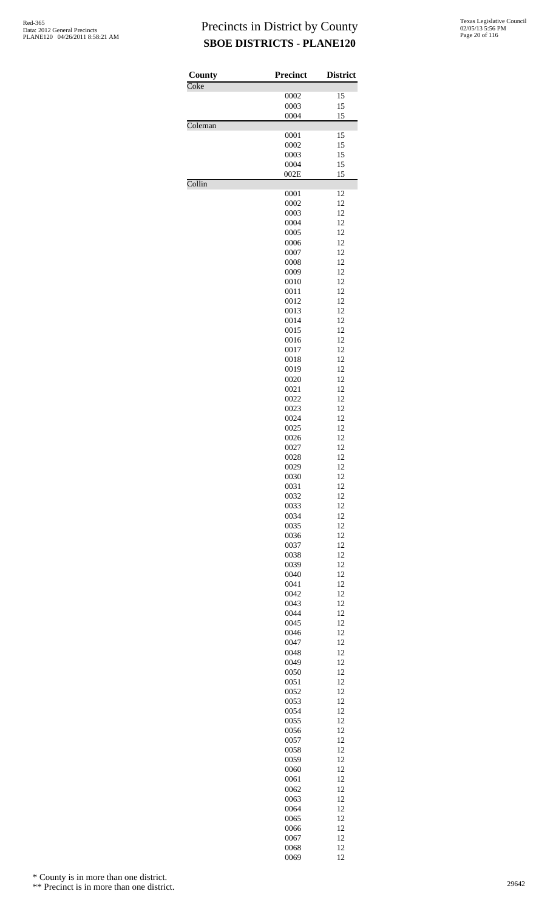# Precincts in District by County

## SBOE DISTRICTS - PLANE120

| County | Precinct | District |
|---|---|---|
| Coke | | |
| | 0002 | 15 |
| | 0003 | 15 |
| | 0004 | 15 |
| Coleman | | |
| | 0001 | 15 |
| | 0002 | 15 |
| | 0003 | 15 |
| | 0004 | 15 |
| | 002E | 15 |
| Collin | | |
| | 0001 | 12 |
| | 0002 | 12 |
| | 0003 | 12 |
| | 0004 | 12 |
| | 0005 | 12 |
| | 0006 | 12 |
| | 0007 | 12 |
| | 0008 | 12 |
| | 0009 | 12 |
| | 0010 | 12 |
| | 0011 | 12 |
| | 0012 | 12 |
| | 0013 | 12 |
| | 0014 | 12 |
| | 0015 | 12 |
| | 0016 | 12 |
| | 0017 | 12 |
| | 0018 | 12 |
| | 0019 | 12 |
| | 0020 | 12 |
| | 0021 | 12 |
| | 0022 | 12 |
| | 0023 | 12 |
| | 0024 | 12 |
| | 0025 | 12 |
| | 0026 | 12 |
| | 0027 | 12 |
| | 0028 | 12 |
| | 0029 | 12 |
| | 0030 | 12 |
| | 0031 | 12 |
| | 0032 | 12 |
| | 0033 | 12 |
| | 0034 | 12 |
| | 0035 | 12 |
| | 0036 | 12 |
| | 0037 | 12 |
| | 0038 | 12 |
| | 0039 | 12 |
| | 0040 | 12 |
| | 0041 | 12 |
| | 0042 | 12 |
| | 0043 | 12 |
| | 0044 | 12 |
| | 0045 | 12 |
| | 0046 | 12 |
| | 0047 | 12 |
| | 0048 | 12 |
| | 0049 | 12 |
| | 0050 | 12 |
| | 0051 | 12 |
| | 0052 | 12 |
| | 0053 | 12 |
| | 0054 | 12 |
| | 0055 | 12 |
| | 0056 | 12 |
| | 0057 | 12 |
| | 0058 | 12 |
| | 0059 | 12 |
| | 0060 | 12 |
| | 0061 | 12 |
| | 0062 | 12 |
| | 0063 | 12 |
| | 0064 | 12 |
| | 0065 | 12 |
| | 0066 | 12 |
| | 0067 | 12 |
| | 0068 | 12 |
| | 0069 | 12 |

\* County is in more than one district.

\*\* Precinct is in more than one district.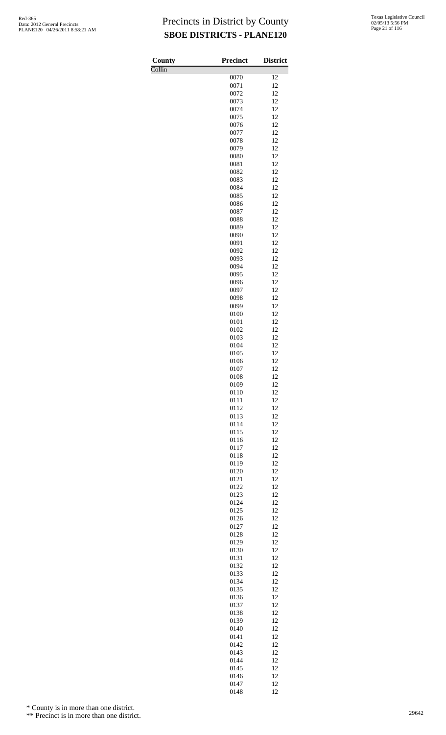# Precincts in District by County

## SBOE DISTRICTS - PLANE120

| County | Precinct | District |
|---|---|---|
| Collin | | |
| | 0070 | 12 |
| | 0071 | 12 |
| | 0072 | 12 |
| | 0073 | 12 |
| | 0074 | 12 |
| | 0075 | 12 |
| | 0076 | 12 |
| | 0077 | 12 |
| | 0078 | 12 |
| | 0079 | 12 |
| | 0080 | 12 |
| | 0081 | 12 |
| | 0082 | 12 |
| | 0083 | 12 |
| | 0084 | 12 |
| | 0085 | 12 |
| | 0086 | 12 |
| | 0087 | 12 |
| | 0088 | 12 |
| | 0089 | 12 |
| | 0090 | 12 |
| | 0091 | 12 |
| | 0092 | 12 |
| | 0093 | 12 |
| | 0094 | 12 |
| | 0095 | 12 |
| | 0096 | 12 |
| | 0097 | 12 |
| | 0098 | 12 |
| | 0099 | 12 |
| | 0100 | 12 |
| | 0101 | 12 |
| | 0102 | 12 |
| | 0103 | 12 |
| | 0104 | 12 |
| | 0105 | 12 |
| | 0106 | 12 |
| | 0107 | 12 |
| | 0108 | 12 |
| | 0109 | 12 |
| | 0110 | 12 |
| | 0111 | 12 |
| | 0112 | 12 |
| | 0113 | 12 |
| | 0114 | 12 |
| | 0115 | 12 |
| | 0116 | 12 |
| | 0117 | 12 |
| | 0118 | 12 |
| | 0119 | 12 |
| | 0120 | 12 |
| | 0121 | 12 |
| | 0122 | 12 |
| | 0123 | 12 |
| | 0124 | 12 |
| | 0125 | 12 |
| | 0126 | 12 |
| | 0127 | 12 |
| | 0128 | 12 |
| | 0129 | 12 |
| | 0130 | 12 |
| | 0131 | 12 |
| | 0132 | 12 |
| | 0133 | 12 |
| | 0134 | 12 |
| | 0135 | 12 |
| | 0136 | 12 |
| | 0137 | 12 |
| | 0138 | 12 |
| | 0139 | 12 |
| | 0140 | 12 |
| | 0141 | 12 |
| | 0142 | 12 |
| | 0143 | 12 |
| | 0144 | 12 |
| | 0145 | 12 |
| | 0146 | 12 |
| | 0147 | 12 |
| | 0148 | 12 |

\* County is in more than one district.

\*\* Precinct is in more than one district.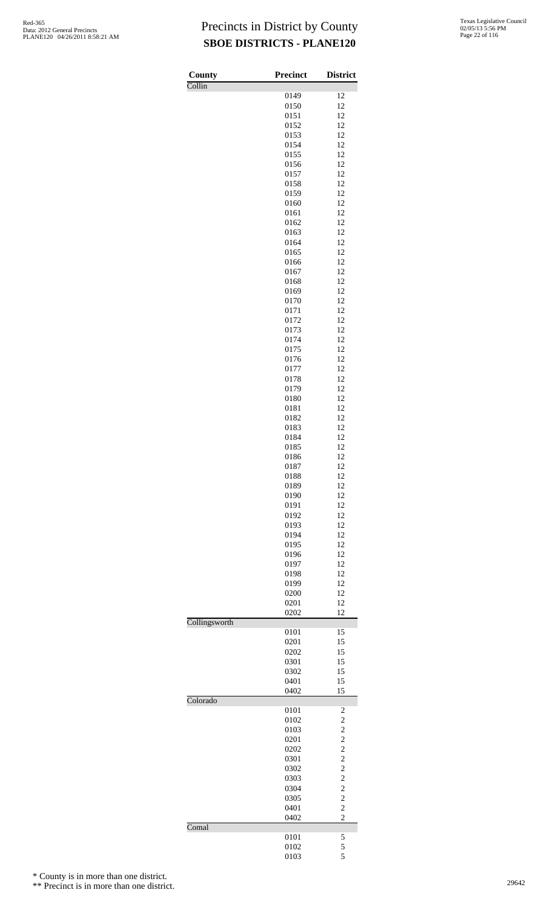# Precincts in District by County
## SBOE DISTRICTS - PLANE120

| County | Precinct | District |
|---|---|---|
| Collin | | |
| | 0149 | 12 |
| | 0150 | 12 |
| | 0151 | 12 |
| | 0152 | 12 |
| | 0153 | 12 |
| | 0154 | 12 |
| | 0155 | 12 |
| | 0156 | 12 |
| | 0157 | 12 |
| | 0158 | 12 |
| | 0159 | 12 |
| | 0160 | 12 |
| | 0161 | 12 |
| | 0162 | 12 |
| | 0163 | 12 |
| | 0164 | 12 |
| | 0165 | 12 |
| | 0166 | 12 |
| | 0167 | 12 |
| | 0168 | 12 |
| | 0169 | 12 |
| | 0170 | 12 |
| | 0171 | 12 |
| | 0172 | 12 |
| | 0173 | 12 |
| | 0174 | 12 |
| | 0175 | 12 |
| | 0176 | 12 |
| | 0177 | 12 |
| | 0178 | 12 |
| | 0179 | 12 |
| | 0180 | 12 |
| | 0181 | 12 |
| | 0182 | 12 |
| | 0183 | 12 |
| | 0184 | 12 |
| | 0185 | 12 |
| | 0186 | 12 |
| | 0187 | 12 |
| | 0188 | 12 |
| | 0189 | 12 |
| | 0190 | 12 |
| | 0191 | 12 |
| | 0192 | 12 |
| | 0193 | 12 |
| | 0194 | 12 |
| | 0195 | 12 |
| | 0196 | 12 |
| | 0197 | 12 |
| | 0198 | 12 |
| | 0199 | 12 |
| | 0200 | 12 |
| | 0201 | 12 |
| | 0202 | 12 |
| Collingsworth | | |
| | 0101 | 15 |
| | 0201 | 15 |
| | 0202 | 15 |
| | 0301 | 15 |
| | 0302 | 15 |
| | 0401 | 15 |
| | 0402 | 15 |
| Colorado | | |
| | 0101 | 2 |
| | 0102 | 2 |
| | 0103 | 2 |
| | 0201 | 2 |
| | 0202 | 2 |
| | 0301 | 2 |
| | 0302 | 2 |
| | 0303 | 2 |
| | 0304 | 2 |
| | 0305 | 2 |
| | 0401 | 2 |
| | 0402 | 2 |
| Comal | | |
| | 0101 | 5 |
| | 0102 | 5 |
| | 0103 | 5 |

\* County is in more than one district.

\*\* Precinct is in more than one district.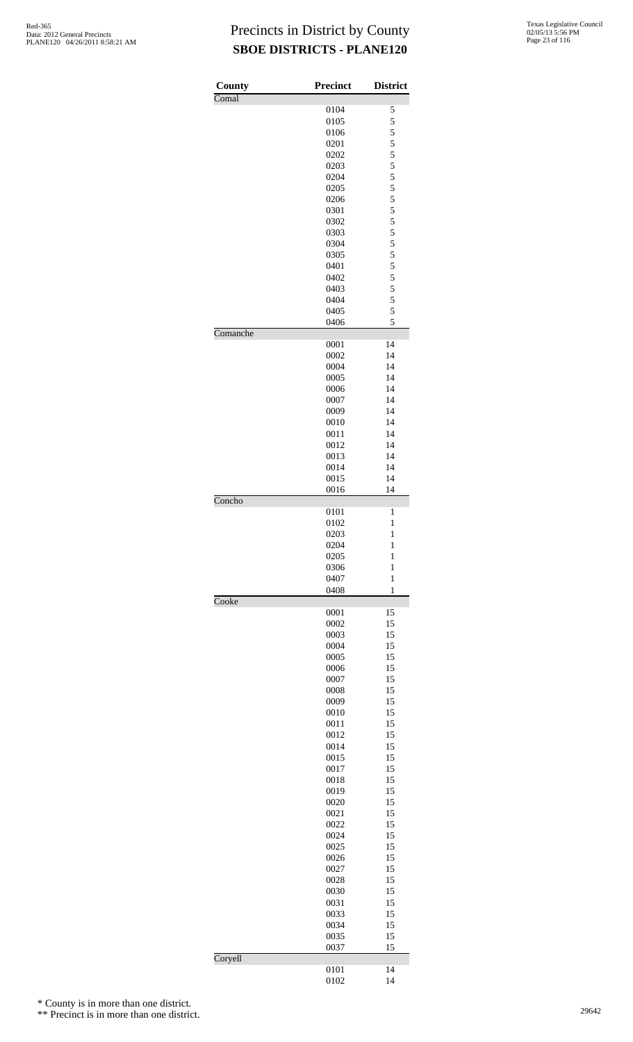# Precincts in District by County

## SBOE DISTRICTS - PLANE120

| County | Precinct | District |
|---|---|---|
| Comal | | |
| | 0104 | 5 |
| | 0105 | 5 |
| | 0106 | 5 |
| | 0201 | 5 |
| | 0202 | 5 |
| | 0203 | 5 |
| | 0204 | 5 |
| | 0205 | 5 |
| | 0206 | 5 |
| | 0301 | 5 |
| | 0302 | 5 |
| | 0303 | 5 |
| | 0304 | 5 |
| | 0305 | 5 |
| | 0401 | 5 |
| | 0402 | 5 |
| | 0403 | 5 |
| | 0404 | 5 |
| | 0405 | 5 |
| | 0406 | 5 |
| Comanche | | |
| | 0001 | 14 |
| | 0002 | 14 |
| | 0004 | 14 |
| | 0005 | 14 |
| | 0006 | 14 |
| | 0007 | 14 |
| | 0009 | 14 |
| | 0010 | 14 |
| | 0011 | 14 |
| | 0012 | 14 |
| | 0013 | 14 |
| | 0014 | 14 |
| | 0015 | 14 |
| | 0016 | 14 |
| Concho | | |
| | 0101 | 1 |
| | 0102 | 1 |
| | 0203 | 1 |
| | 0204 | 1 |
| | 0205 | 1 |
| | 0306 | 1 |
| | 0407 | 1 |
| | 0408 | 1 |
| Cooke | | |
| | 0001 | 15 |
| | 0002 | 15 |
| | 0003 | 15 |
| | 0004 | 15 |
| | 0005 | 15 |
| | 0006 | 15 |
| | 0007 | 15 |
| | 0008 | 15 |
| | 0009 | 15 |
| | 0010 | 15 |
| | 0011 | 15 |
| | 0012 | 15 |
| | 0014 | 15 |
| | 0015 | 15 |
| | 0017 | 15 |
| | 0018 | 15 |
| | 0019 | 15 |
| | 0020 | 15 |
| | 0021 | 15 |
| | 0022 | 15 |
| | 0024 | 15 |
| | 0025 | 15 |
| | 0026 | 15 |
| | 0027 | 15 |
| | 0028 | 15 |
| | 0030 | 15 |
| | 0031 | 15 |
| | 0033 | 15 |
| | 0034 | 15 |
| | 0035 | 15 |
| | 0037 | 15 |
| Coryell | | |
| | 0101 | 14 |
| | 0102 | 14 |

\* County is in more than one district.

\*\* Precinct is in more than one district.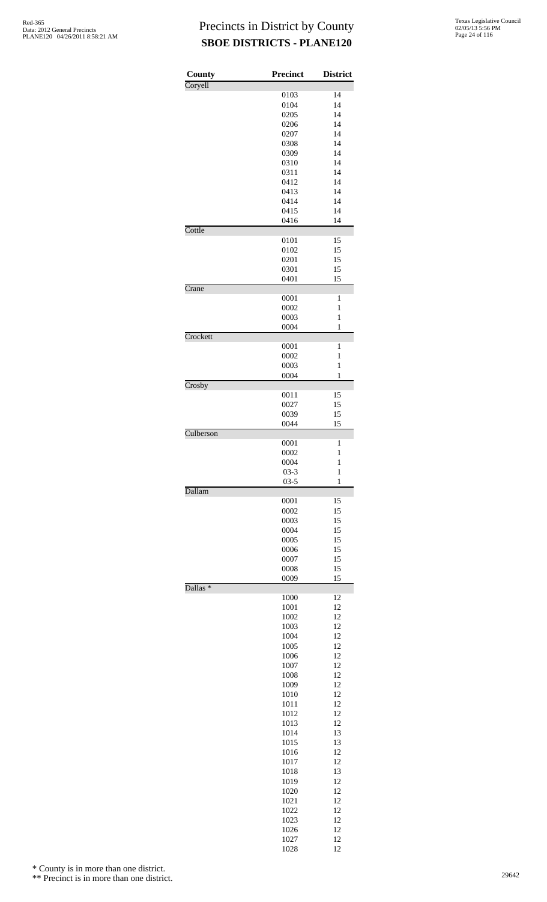# Precincts in District by County
## SBOE DISTRICTS - PLANE120

| County | Precinct | District |
|---|---|---|
| Coryell | | |
| | 0103 | 14 |
| | 0104 | 14 |
| | 0205 | 14 |
| | 0206 | 14 |
| | 0207 | 14 |
| | 0308 | 14 |
| | 0309 | 14 |
| | 0310 | 14 |
| | 0311 | 14 |
| | 0412 | 14 |
| | 0413 | 14 |
| | 0414 | 14 |
| | 0415 | 14 |
| | 0416 | 14 |
| Cottle | | |
| | 0101 | 15 |
| | 0102 | 15 |
| | 0201 | 15 |
| | 0301 | 15 |
| | 0401 | 15 |
| Crane | | |
| | 0001 | 1 |
| | 0002 | 1 |
| | 0003 | 1 |
| | 0004 | 1 |
| Crockett | | |
| | 0001 | 1 |
| | 0002 | 1 |
| | 0003 | 1 |
| | 0004 | 1 |
| Crosby | | |
| | 0011 | 15 |
| | 0027 | 15 |
| | 0039 | 15 |
| | 0044 | 15 |
| Culberson | | |
| | 0001 | 1 |
| | 0002 | 1 |
| | 0004 | 1 |
| | 03-3 | 1 |
| | 03-5 | 1 |
| Dallam | | |
| | 0001 | 15 |
| | 0002 | 15 |
| | 0003 | 15 |
| | 0004 | 15 |
| | 0005 | 15 |
| | 0006 | 15 |
| | 0007 | 15 |
| | 0008 | 15 |
| | 0009 | 15 |
| Dallas * | | |
| | 1000 | 12 |
| | 1001 | 12 |
| | 1002 | 12 |
| | 1003 | 12 |
| | 1004 | 12 |
| | 1005 | 12 |
| | 1006 | 12 |
| | 1007 | 12 |
| | 1008 | 12 |
| | 1009 | 12 |
| | 1010 | 12 |
| | 1011 | 12 |
| | 1012 | 12 |
| | 1013 | 12 |
| | 1014 | 13 |
| | 1015 | 13 |
| | 1016 | 12 |
| | 1017 | 12 |
| | 1018 | 13 |
| | 1019 | 12 |
| | 1020 | 12 |
| | 1021 | 12 |
| | 1022 | 12 |
| | 1023 | 12 |
| | 1026 | 12 |
| | 1027 | 12 |
| | 1028 | 12 |

\* County is in more than one district.

\*\* Precinct is in more than one district.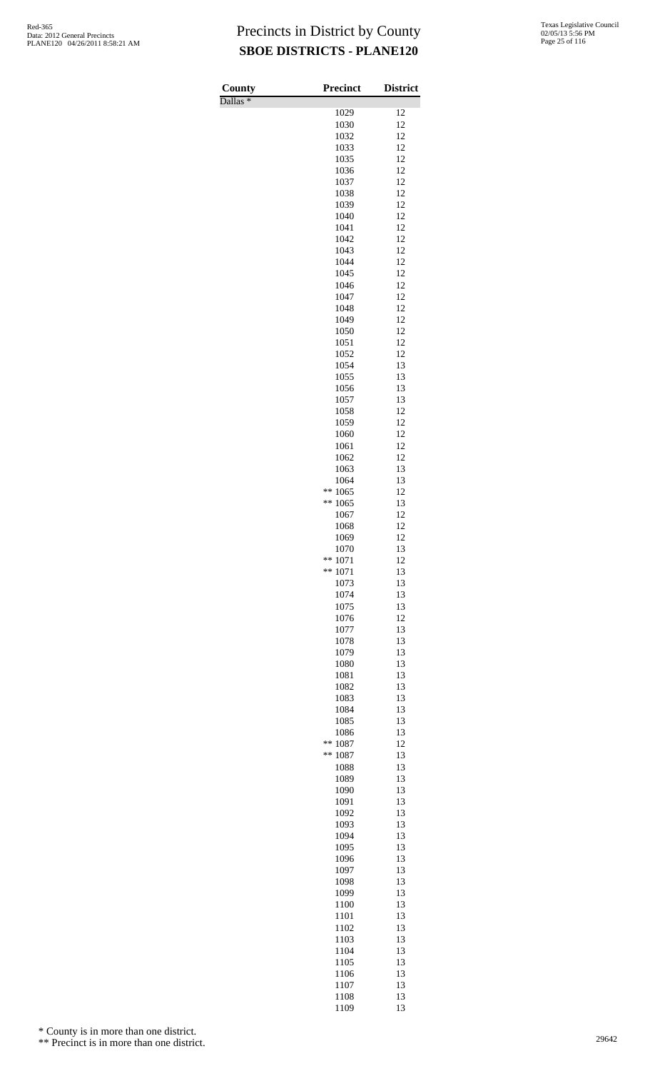# Precincts in District by County

## SBOE DISTRICTS - PLANE120

| County | Precinct | District |
|---|---|---|
| Dallas * | | |
| | 1029 | 12 |
| | 1030 | 12 |
| | 1032 | 12 |
| | 1033 | 12 |
| | 1035 | 12 |
| | 1036 | 12 |
| | 1037 | 12 |
| | 1038 | 12 |
| | 1039 | 12 |
| | 1040 | 12 |
| | 1041 | 12 |
| | 1042 | 12 |
| | 1043 | 12 |
| | 1044 | 12 |
| | 1045 | 12 |
| | 1046 | 12 |
| | 1047 | 12 |
| | 1048 | 12 |
| | 1049 | 12 |
| | 1050 | 12 |
| | 1051 | 12 |
| | 1052 | 12 |
| | 1054 | 13 |
| | 1055 | 13 |
| | 1056 | 13 |
| | 1057 | 13 |
| | 1058 | 12 |
| | 1059 | 12 |
| | 1060 | 12 |
| | 1061 | 12 |
| | 1062 | 12 |
| | 1063 | 13 |
| | 1064 | 13 |
| | ** 1065 | 12 |
| | ** 1065 | 13 |
| | 1067 | 12 |
| | 1068 | 12 |
| | 1069 | 12 |
| | 1070 | 13 |
| | ** 1071 | 12 |
| | ** 1071 | 13 |
| | 1073 | 13 |
| | 1074 | 13 |
| | 1075 | 13 |
| | 1076 | 12 |
| | 1077 | 13 |
| | 1078 | 13 |
| | 1079 | 13 |
| | 1080 | 13 |
| | 1081 | 13 |
| | 1082 | 13 |
| | 1083 | 13 |
| | 1084 | 13 |
| | 1085 | 13 |
| | 1086 | 13 |
| | ** 1087 | 12 |
| | ** 1087 | 13 |
| | 1088 | 13 |
| | 1089 | 13 |
| | 1090 | 13 |
| | 1091 | 13 |
| | 1092 | 13 |
| | 1093 | 13 |
| | 1094 | 13 |
| | 1095 | 13 |
| | 1096 | 13 |
| | 1097 | 13 |
| | 1098 | 13 |
| | 1099 | 13 |
| | 1100 | 13 |
| | 1101 | 13 |
| | 1102 | 13 |
| | 1103 | 13 |
| | 1104 | 13 |
| | 1105 | 13 |
| | 1106 | 13 |
| | 1107 | 13 |
| | 1108 | 13 |
| | 1109 | 13 |

\* County is in more than one district.

\*\* Precinct is in more than one district.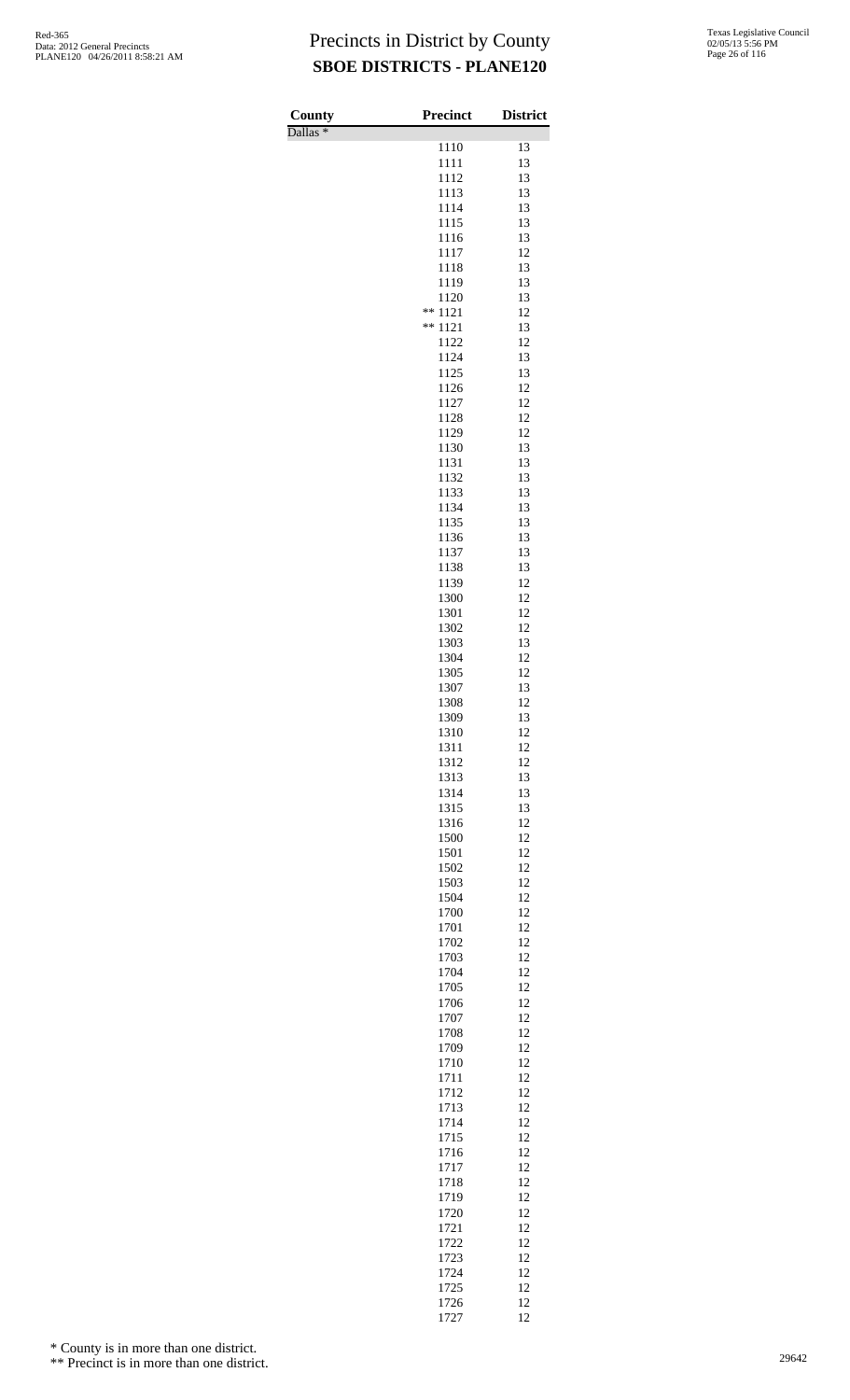# Precincts in District by County

## SBOE DISTRICTS - PLANE120

| County | Precinct | District |
|---|---|---|
| Dallas * | | |
| | 1110 | 13 |
| | 1111 | 13 |
| | 1112 | 13 |
| | 1113 | 13 |
| | 1114 | 13 |
| | 1115 | 13 |
| | 1116 | 13 |
| | 1117 | 12 |
| | 1118 | 13 |
| | 1119 | 13 |
| | 1120 | 13 |
| | ** 1121 | 12 |
| | ** 1121 | 13 |
| | 1122 | 12 |
| | 1124 | 13 |
| | 1125 | 13 |
| | 1126 | 12 |
| | 1127 | 12 |
| | 1128 | 12 |
| | 1129 | 12 |
| | 1130 | 13 |
| | 1131 | 13 |
| | 1132 | 13 |
| | 1133 | 13 |
| | 1134 | 13 |
| | 1135 | 13 |
| | 1136 | 13 |
| | 1137 | 13 |
| | 1138 | 13 |
| | 1139 | 12 |
| | 1300 | 12 |
| | 1301 | 12 |
| | 1302 | 12 |
| | 1303 | 13 |
| | 1304 | 12 |
| | 1305 | 12 |
| | 1307 | 13 |
| | 1308 | 12 |
| | 1309 | 13 |
| | 1310 | 12 |
| | 1311 | 12 |
| | 1312 | 12 |
| | 1313 | 13 |
| | 1314 | 13 |
| | 1315 | 13 |
| | 1316 | 12 |
| | 1500 | 12 |
| | 1501 | 12 |
| | 1502 | 12 |
| | 1503 | 12 |
| | 1504 | 12 |
| | 1700 | 12 |
| | 1701 | 12 |
| | 1702 | 12 |
| | 1703 | 12 |
| | 1704 | 12 |
| | 1705 | 12 |
| | 1706 | 12 |
| | 1707 | 12 |
| | 1708 | 12 |
| | 1709 | 12 |
| | 1710 | 12 |
| | 1711 | 12 |
| | 1712 | 12 |
| | 1713 | 12 |
| | 1714 | 12 |
| | 1715 | 12 |
| | 1716 | 12 |
| | 1717 | 12 |
| | 1718 | 12 |
| | 1719 | 12 |
| | 1720 | 12 |
| | 1721 | 12 |
| | 1722 | 12 |
| | 1723 | 12 |
| | 1724 | 12 |
| | 1725 | 12 |
| | 1726 | 12 |
| | 1727 | 12 |

\* County is in more than one district.

\*\* Precinct is in more than one district.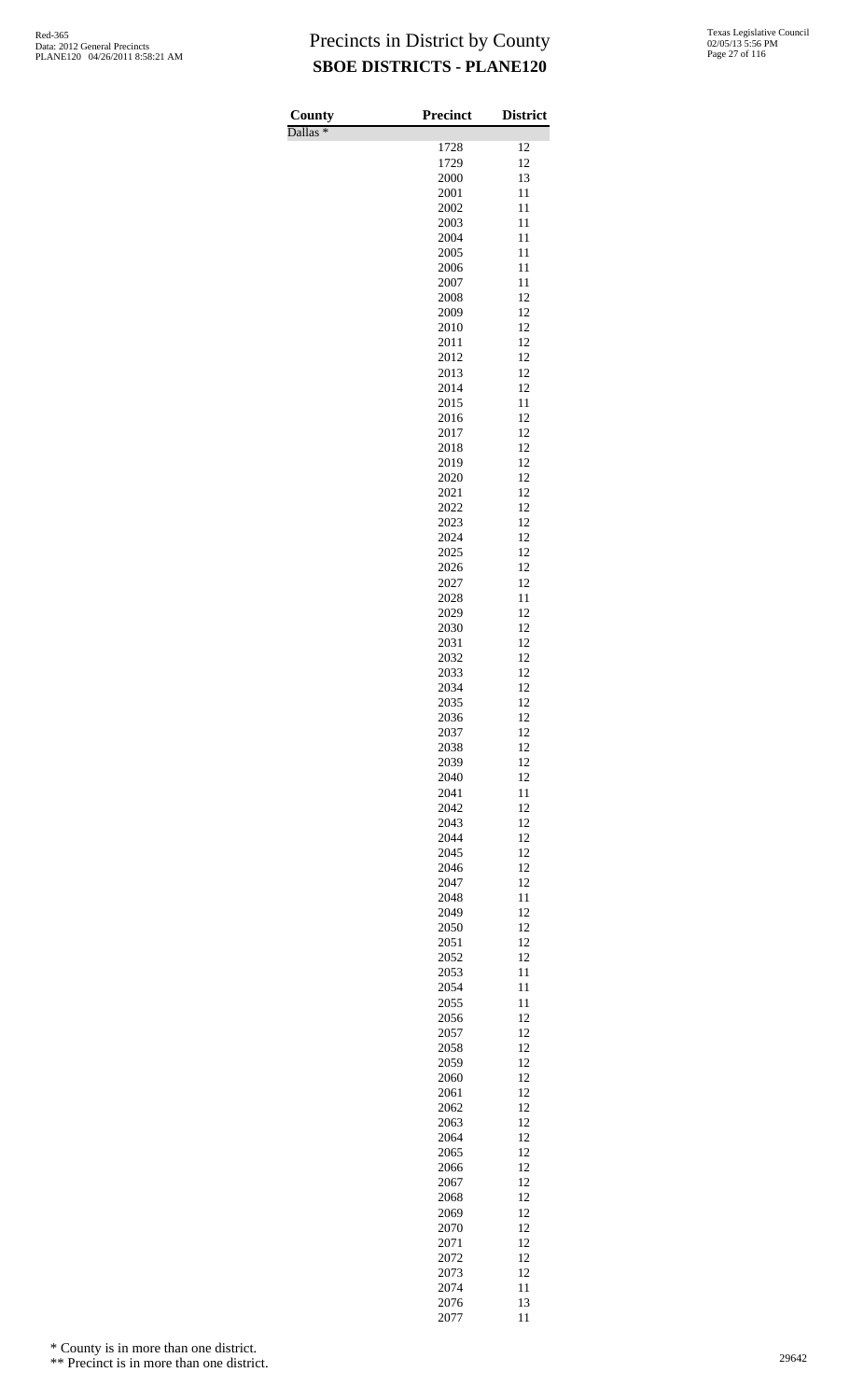# Precincts in District by County

## SBOE DISTRICTS - PLANE120

| County | Precinct | District |
|---|---|---|
| Dallas * | | |
| | 1728 | 12 |
| | 1729 | 12 |
| | 2000 | 13 |
| | 2001 | 11 |
| | 2002 | 11 |
| | 2003 | 11 |
| | 2004 | 11 |
| | 2005 | 11 |
| | 2006 | 11 |
| | 2007 | 11 |
| | 2008 | 12 |
| | 2009 | 12 |
| | 2010 | 12 |
| | 2011 | 12 |
| | 2012 | 12 |
| | 2013 | 12 |
| | 2014 | 12 |
| | 2015 | 11 |
| | 2016 | 12 |
| | 2017 | 12 |
| | 2018 | 12 |
| | 2019 | 12 |
| | 2020 | 12 |
| | 2021 | 12 |
| | 2022 | 12 |
| | 2023 | 12 |
| | 2024 | 12 |
| | 2025 | 12 |
| | 2026 | 12 |
| | 2027 | 12 |
| | 2028 | 11 |
| | 2029 | 12 |
| | 2030 | 12 |
| | 2031 | 12 |
| | 2032 | 12 |
| | 2033 | 12 |
| | 2034 | 12 |
| | 2035 | 12 |
| | 2036 | 12 |
| | 2037 | 12 |
| | 2038 | 12 |
| | 2039 | 12 |
| | 2040 | 12 |
| | 2041 | 11 |
| | 2042 | 12 |
| | 2043 | 12 |
| | 2044 | 12 |
| | 2045 | 12 |
| | 2046 | 12 |
| | 2047 | 12 |
| | 2048 | 11 |
| | 2049 | 12 |
| | 2050 | 12 |
| | 2051 | 12 |
| | 2052 | 12 |
| | 2053 | 11 |
| | 2054 | 11 |
| | 2055 | 11 |
| | 2056 | 12 |
| | 2057 | 12 |
| | 2058 | 12 |
| | 2059 | 12 |
| | 2060 | 12 |
| | 2061 | 12 |
| | 2062 | 12 |
| | 2063 | 12 |
| | 2064 | 12 |
| | 2065 | 12 |
| | 2066 | 12 |
| | 2067 | 12 |
| | 2068 | 12 |
| | 2069 | 12 |
| | 2070 | 12 |
| | 2071 | 12 |
| | 2072 | 12 |
| | 2073 | 12 |
| | 2074 | 11 |
| | 2076 | 13 |
| | 2077 | 11 |

\* County is in more than one district.

\*\* Precinct is in more than one district.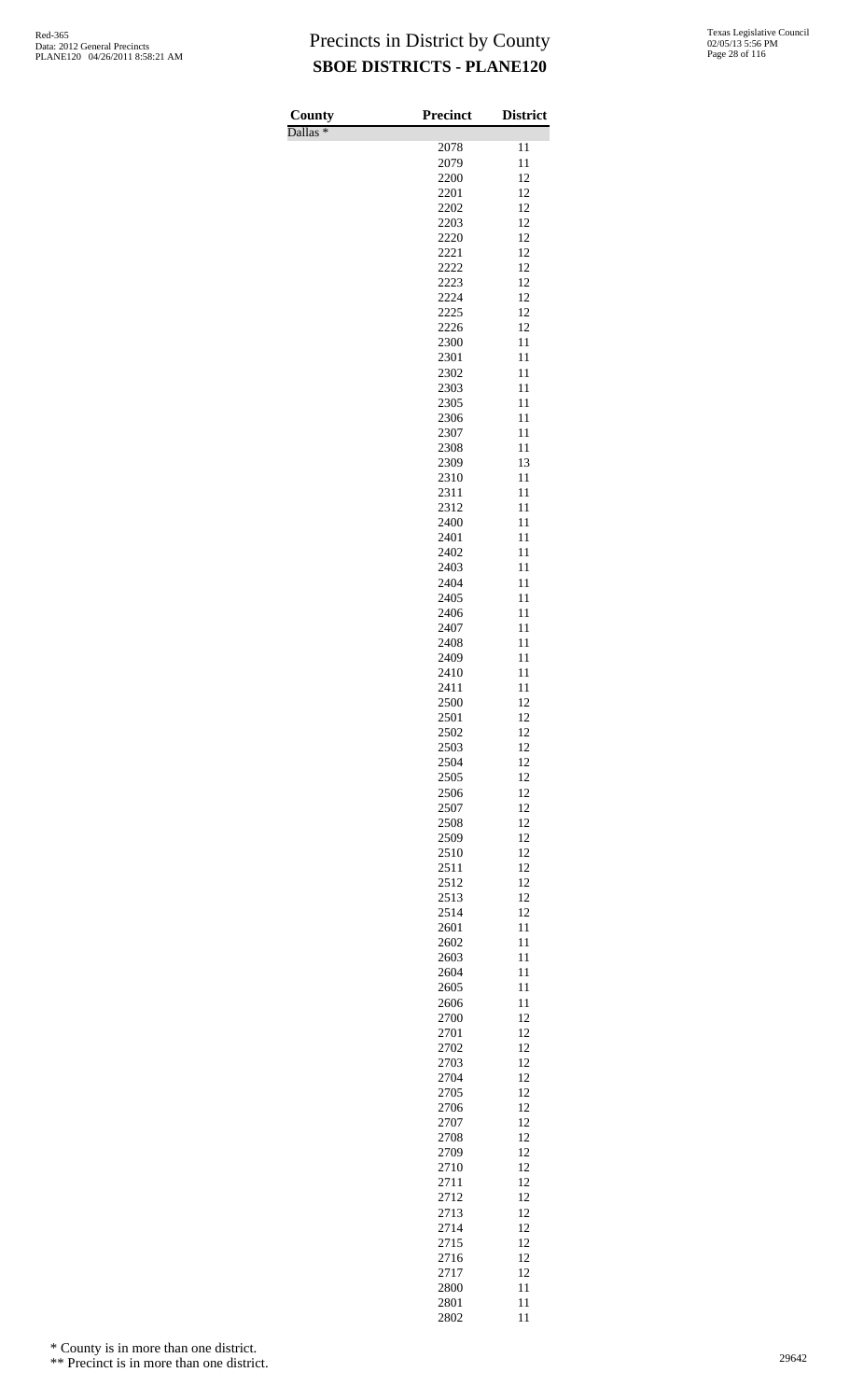# Precincts in District by County

## SBOE DISTRICTS - PLANE120

| County | Precinct | District |
|---|---|---|
| Dallas * | | |
| | 2078 | 11 |
| | 2079 | 11 |
| | 2200 | 12 |
| | 2201 | 12 |
| | 2202 | 12 |
| | 2203 | 12 |
| | 2220 | 12 |
| | 2221 | 12 |
| | 2222 | 12 |
| | 2223 | 12 |
| | 2224 | 12 |
| | 2225 | 12 |
| | 2226 | 12 |
| | 2300 | 11 |
| | 2301 | 11 |
| | 2302 | 11 |
| | 2303 | 11 |
| | 2305 | 11 |
| | 2306 | 11 |
| | 2307 | 11 |
| | 2308 | 11 |
| | 2309 | 13 |
| | 2310 | 11 |
| | 2311 | 11 |
| | 2312 | 11 |
| | 2400 | 11 |
| | 2401 | 11 |
| | 2402 | 11 |
| | 2403 | 11 |
| | 2404 | 11 |
| | 2405 | 11 |
| | 2406 | 11 |
| | 2407 | 11 |
| | 2408 | 11 |
| | 2409 | 11 |
| | 2410 | 11 |
| | 2411 | 11 |
| | 2500 | 12 |
| | 2501 | 12 |
| | 2502 | 12 |
| | 2503 | 12 |
| | 2504 | 12 |
| | 2505 | 12 |
| | 2506 | 12 |
| | 2507 | 12 |
| | 2508 | 12 |
| | 2509 | 12 |
| | 2510 | 12 |
| | 2511 | 12 |
| | 2512 | 12 |
| | 2513 | 12 |
| | 2514 | 12 |
| | 2601 | 11 |
| | 2602 | 11 |
| | 2603 | 11 |
| | 2604 | 11 |
| | 2605 | 11 |
| | 2606 | 11 |
| | 2700 | 12 |
| | 2701 | 12 |
| | 2702 | 12 |
| | 2703 | 12 |
| | 2704 | 12 |
| | 2705 | 12 |
| | 2706 | 12 |
| | 2707 | 12 |
| | 2708 | 12 |
| | 2709 | 12 |
| | 2710 | 12 |
| | 2711 | 12 |
| | 2712 | 12 |
| | 2713 | 12 |
| | 2714 | 12 |
| | 2715 | 12 |
| | 2716 | 12 |
| | 2717 | 12 |
| | 2800 | 11 |
| | 2801 | 11 |
| | 2802 | 11 |

\* County is in more than one district.

\*\* Precinct is in more than one district.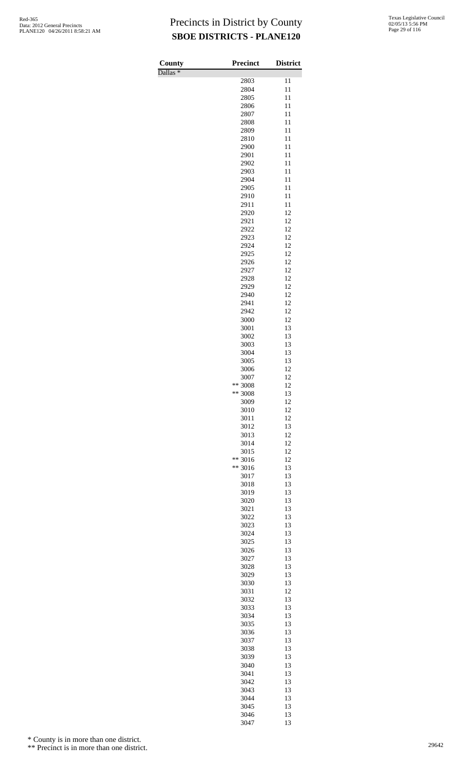# Precincts in District by County

## SBOE DISTRICTS - PLANE120

| County | Precinct | District |
|---|---|---|
| Dallas * | | |
| | 2803 | 11 |
| | 2804 | 11 |
| | 2805 | 11 |
| | 2806 | 11 |
| | 2807 | 11 |
| | 2808 | 11 |
| | 2809 | 11 |
| | 2810 | 11 |
| | 2900 | 11 |
| | 2901 | 11 |
| | 2902 | 11 |
| | 2903 | 11 |
| | 2904 | 11 |
| | 2905 | 11 |
| | 2910 | 11 |
| | 2911 | 11 |
| | 2920 | 12 |
| | 2921 | 12 |
| | 2922 | 12 |
| | 2923 | 12 |
| | 2924 | 12 |
| | 2925 | 12 |
| | 2926 | 12 |
| | 2927 | 12 |
| | 2928 | 12 |
| | 2929 | 12 |
| | 2940 | 12 |
| | 2941 | 12 |
| | 2942 | 12 |
| | 3000 | 12 |
| | 3001 | 13 |
| | 3002 | 13 |
| | 3003 | 13 |
| | 3004 | 13 |
| | 3005 | 13 |
| | 3006 | 12 |
| | 3007 | 12 |
| | ** 3008 | 12 |
| | ** 3008 | 13 |
| | 3009 | 12 |
| | 3010 | 12 |
| | 3011 | 12 |
| | 3012 | 13 |
| | 3013 | 12 |
| | 3014 | 12 |
| | 3015 | 12 |
| | ** 3016 | 12 |
| | ** 3016 | 13 |
| | 3017 | 13 |
| | 3018 | 13 |
| | 3019 | 13 |
| | 3020 | 13 |
| | 3021 | 13 |
| | 3022 | 13 |
| | 3023 | 13 |
| | 3024 | 13 |
| | 3025 | 13 |
| | 3026 | 13 |
| | 3027 | 13 |
| | 3028 | 13 |
| | 3029 | 13 |
| | 3030 | 13 |
| | 3031 | 12 |
| | 3032 | 13 |
| | 3033 | 13 |
| | 3034 | 13 |
| | 3035 | 13 |
| | 3036 | 13 |
| | 3037 | 13 |
| | 3038 | 13 |
| | 3039 | 13 |
| | 3040 | 13 |
| | 3041 | 13 |
| | 3042 | 13 |
| | 3043 | 13 |
| | 3044 | 13 |
| | 3045 | 13 |
| | 3046 | 13 |
| | 3047 | 13 |

* County is in more than one district.

** Precinct is in more than one district.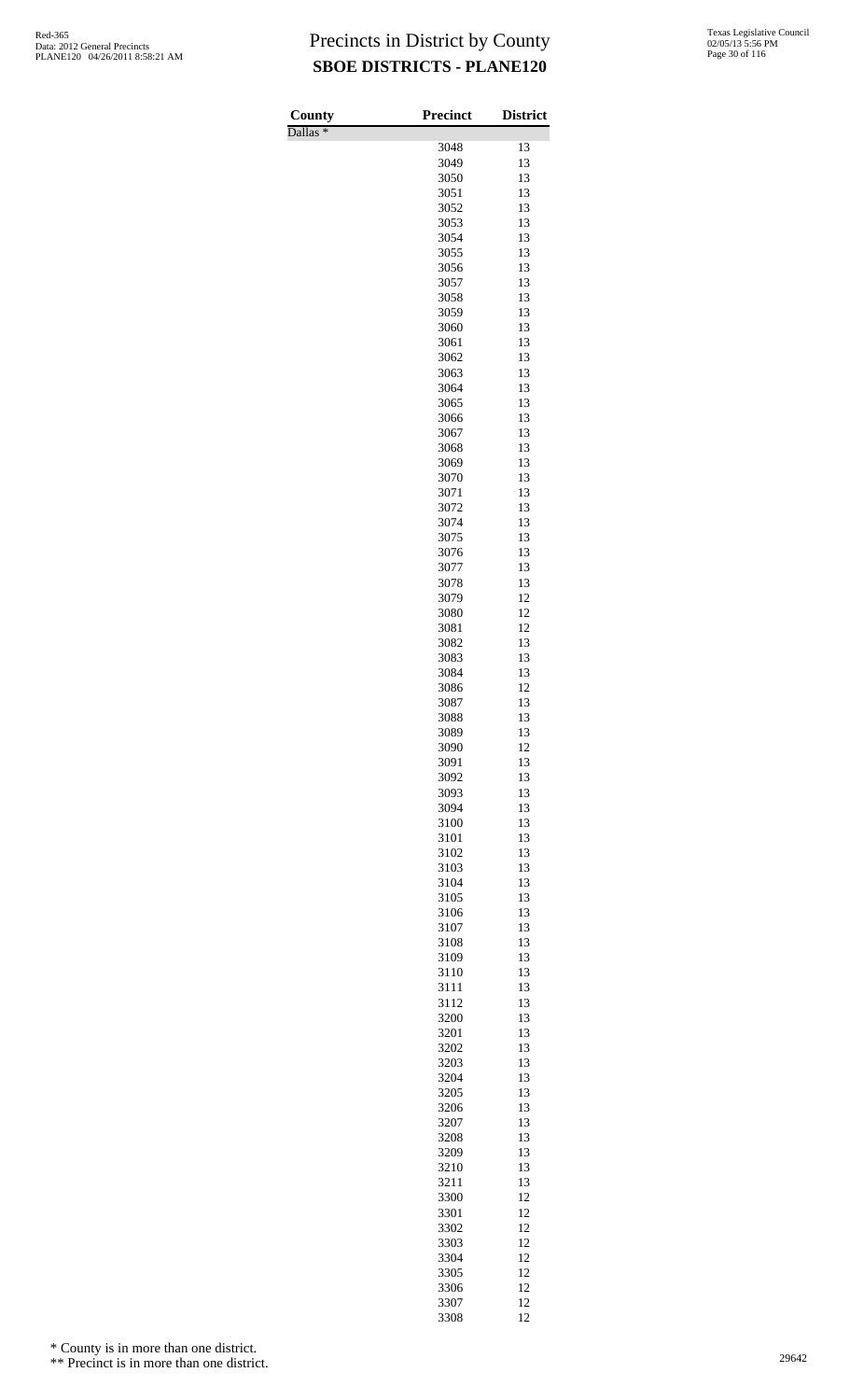# Precincts in District by County

## SBOE DISTRICTS - PLANE120

| County | Precinct | District |
|---|---|---|
| Dallas * | | |
| | 3048 | 13 |
| | 3049 | 13 |
| | 3050 | 13 |
| | 3051 | 13 |
| | 3052 | 13 |
| | 3053 | 13 |
| | 3054 | 13 |
| | 3055 | 13 |
| | 3056 | 13 |
| | 3057 | 13 |
| | 3058 | 13 |
| | 3059 | 13 |
| | 3060 | 13 |
| | 3061 | 13 |
| | 3062 | 13 |
| | 3063 | 13 |
| | 3064 | 13 |
| | 3065 | 13 |
| | 3066 | 13 |
| | 3067 | 13 |
| | 3068 | 13 |
| | 3069 | 13 |
| | 3070 | 13 |
| | 3071 | 13 |
| | 3072 | 13 |
| | 3074 | 13 |
| | 3075 | 13 |
| | 3076 | 13 |
| | 3077 | 13 |
| | 3078 | 13 |
| | 3079 | 12 |
| | 3080 | 12 |
| | 3081 | 12 |
| | 3082 | 13 |
| | 3083 | 13 |
| | 3084 | 13 |
| | 3086 | 12 |
| | 3087 | 13 |
| | 3088 | 13 |
| | 3089 | 13 |
| | 3090 | 12 |
| | 3091 | 13 |
| | 3092 | 13 |
| | 3093 | 13 |
| | 3094 | 13 |
| | 3100 | 13 |
| | 3101 | 13 |
| | 3102 | 13 |
| | 3103 | 13 |
| | 3104 | 13 |
| | 3105 | 13 |
| | 3106 | 13 |
| | 3107 | 13 |
| | 3108 | 13 |
| | 3109 | 13 |
| | 3110 | 13 |
| | 3111 | 13 |
| | 3112 | 13 |
| | 3200 | 13 |
| | 3201 | 13 |
| | 3202 | 13 |
| | 3203 | 13 |
| | 3204 | 13 |
| | 3205 | 13 |
| | 3206 | 13 |
| | 3207 | 13 |
| | 3208 | 13 |
| | 3209 | 13 |
| | 3210 | 13 |
| | 3211 | 13 |
| | 3300 | 12 |
| | 3301 | 12 |
| | 3302 | 12 |
| | 3303 | 12 |
| | 3304 | 12 |
| | 3305 | 12 |
| | 3306 | 12 |
| | 3307 | 12 |
| | 3308 | 12 |

\* County is in more than one district.

\*\* Precinct is in more than one district.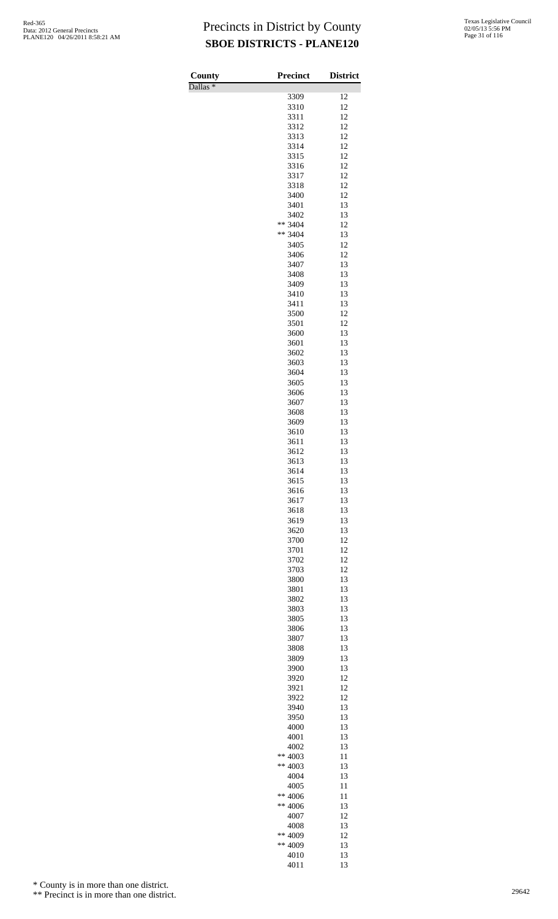# Precincts in District by County

## SBOE DISTRICTS - PLANE120

| County | Precinct | District |
|---|---|---|
| Dallas * | | |
| | 3309 | 12 |
| | 3310 | 12 |
| | 3311 | 12 |
| | 3312 | 12 |
| | 3313 | 12 |
| | 3314 | 12 |
| | 3315 | 12 |
| | 3316 | 12 |
| | 3317 | 12 |
| | 3318 | 12 |
| | 3400 | 12 |
| | 3401 | 13 |
| | 3402 | 13 |
| | ** 3404 | 12 |
| | ** 3404 | 13 |
| | 3405 | 12 |
| | 3406 | 12 |
| | 3407 | 13 |
| | 3408 | 13 |
| | 3409 | 13 |
| | 3410 | 13 |
| | 3411 | 13 |
| | 3500 | 12 |
| | 3501 | 12 |
| | 3600 | 13 |
| | 3601 | 13 |
| | 3602 | 13 |
| | 3603 | 13 |
| | 3604 | 13 |
| | 3605 | 13 |
| | 3606 | 13 |
| | 3607 | 13 |
| | 3608 | 13 |
| | 3609 | 13 |
| | 3610 | 13 |
| | 3611 | 13 |
| | 3612 | 13 |
| | 3613 | 13 |
| | 3614 | 13 |
| | 3615 | 13 |
| | 3616 | 13 |
| | 3617 | 13 |
| | 3618 | 13 |
| | 3619 | 13 |
| | 3620 | 13 |
| | 3700 | 12 |
| | 3701 | 12 |
| | 3702 | 12 |
| | 3703 | 12 |
| | 3800 | 13 |
| | 3801 | 13 |
| | 3802 | 13 |
| | 3803 | 13 |
| | 3805 | 13 |
| | 3806 | 13 |
| | 3807 | 13 |
| | 3808 | 13 |
| | 3809 | 13 |
| | 3900 | 13 |
| | 3920 | 12 |
| | 3921 | 12 |
| | 3922 | 12 |
| | 3940 | 13 |
| | 3950 | 13 |
| | 4000 | 13 |
| | 4001 | 13 |
| | 4002 | 13 |
| | ** 4003 | 11 |
| | ** 4003 | 13 |
| | 4004 | 13 |
| | 4005 | 11 |
| | ** 4006 | 11 |
| | ** 4006 | 13 |
| | 4007 | 12 |
| | 4008 | 13 |
| | ** 4009 | 12 |
| | ** 4009 | 13 |
| | 4010 | 13 |
| | 4011 | 13 |

\* County is in more than one district.

\*\* Precinct is in more than one district.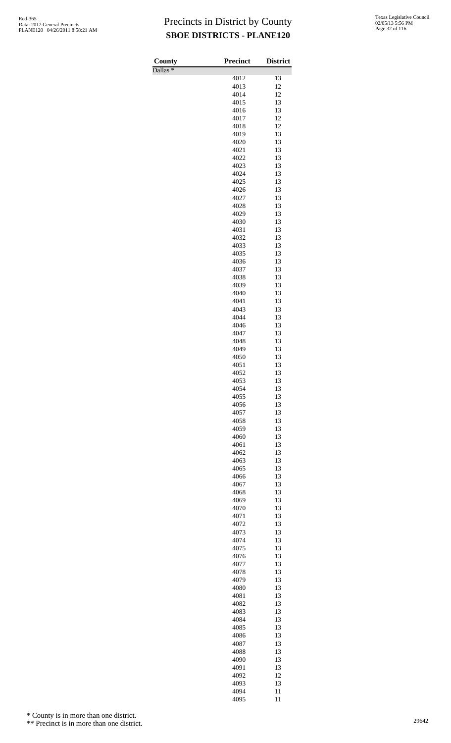# Precincts in District by County

## SBOE DISTRICTS - PLANE120

| County | Precinct | District |
|---|---|---|
| Dallas * | | |
| | 4012 | 13 |
| | 4013 | 12 |
| | 4014 | 12 |
| | 4015 | 13 |
| | 4016 | 13 |
| | 4017 | 12 |
| | 4018 | 12 |
| | 4019 | 13 |
| | 4020 | 13 |
| | 4021 | 13 |
| | 4022 | 13 |
| | 4023 | 13 |
| | 4024 | 13 |
| | 4025 | 13 |
| | 4026 | 13 |
| | 4027 | 13 |
| | 4028 | 13 |
| | 4029 | 13 |
| | 4030 | 13 |
| | 4031 | 13 |
| | 4032 | 13 |
| | 4033 | 13 |
| | 4035 | 13 |
| | 4036 | 13 |
| | 4037 | 13 |
| | 4038 | 13 |
| | 4039 | 13 |
| | 4040 | 13 |
| | 4041 | 13 |
| | 4043 | 13 |
| | 4044 | 13 |
| | 4046 | 13 |
| | 4047 | 13 |
| | 4048 | 13 |
| | 4049 | 13 |
| | 4050 | 13 |
| | 4051 | 13 |
| | 4052 | 13 |
| | 4053 | 13 |
| | 4054 | 13 |
| | 4055 | 13 |
| | 4056 | 13 |
| | 4057 | 13 |
| | 4058 | 13 |
| | 4059 | 13 |
| | 4060 | 13 |
| | 4061 | 13 |
| | 4062 | 13 |
| | 4063 | 13 |
| | 4065 | 13 |
| | 4066 | 13 |
| | 4067 | 13 |
| | 4068 | 13 |
| | 4069 | 13 |
| | 4070 | 13 |
| | 4071 | 13 |
| | 4072 | 13 |
| | 4073 | 13 |
| | 4074 | 13 |
| | 4075 | 13 |
| | 4076 | 13 |
| | 4077 | 13 |
| | 4078 | 13 |
| | 4079 | 13 |
| | 4080 | 13 |
| | 4081 | 13 |
| | 4082 | 13 |
| | 4083 | 13 |
| | 4084 | 13 |
| | 4085 | 13 |
| | 4086 | 13 |
| | 4087 | 13 |
| | 4088 | 13 |
| | 4090 | 13 |
| | 4091 | 13 |
| | 4092 | 12 |
| | 4093 | 13 |
| | 4094 | 11 |
| | 4095 | 11 |

\* County is in more than one district.

\*\* Precinct is in more than one district.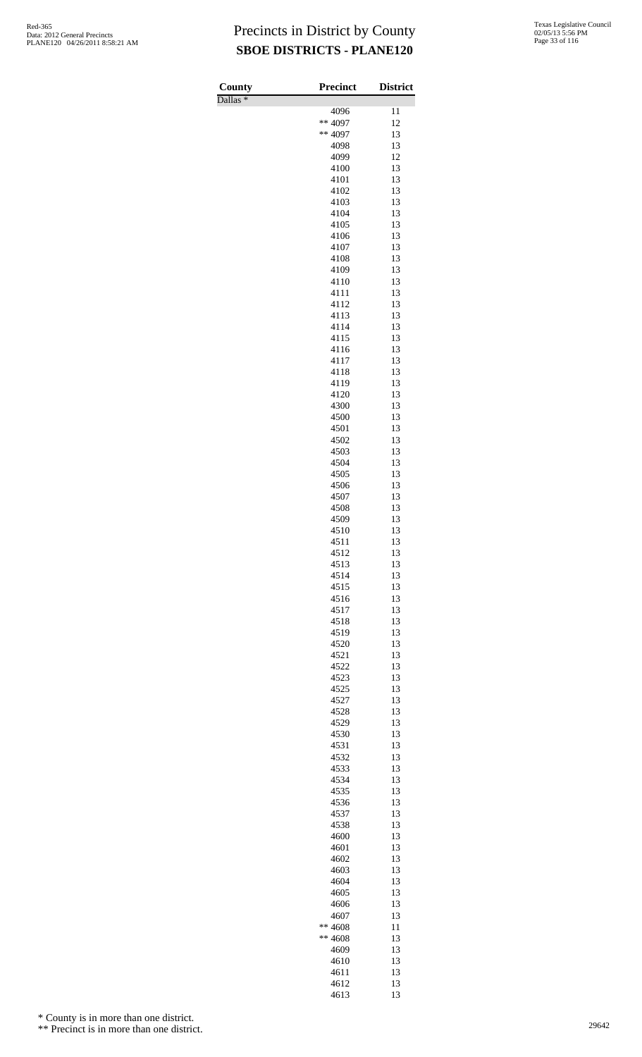# Precincts in District by County
## SBOE DISTRICTS - PLANE120

| County | Precinct | District |
|---|---|---|
| Dallas * | | |
| | 4096 | 11 |
| | ** 4097 | 12 |
| | ** 4097 | 13 |
| | 4098 | 13 |
| | 4099 | 12 |
| | 4100 | 13 |
| | 4101 | 13 |
| | 4102 | 13 |
| | 4103 | 13 |
| | 4104 | 13 |
| | 4105 | 13 |
| | 4106 | 13 |
| | 4107 | 13 |
| | 4108 | 13 |
| | 4109 | 13 |
| | 4110 | 13 |
| | 4111 | 13 |
| | 4112 | 13 |
| | 4113 | 13 |
| | 4114 | 13 |
| | 4115 | 13 |
| | 4116 | 13 |
| | 4117 | 13 |
| | 4118 | 13 |
| | 4119 | 13 |
| | 4120 | 13 |
| | 4300 | 13 |
| | 4500 | 13 |
| | 4501 | 13 |
| | 4502 | 13 |
| | 4503 | 13 |
| | 4504 | 13 |
| | 4505 | 13 |
| | 4506 | 13 |
| | 4507 | 13 |
| | 4508 | 13 |
| | 4509 | 13 |
| | 4510 | 13 |
| | 4511 | 13 |
| | 4512 | 13 |
| | 4513 | 13 |
| | 4514 | 13 |
| | 4515 | 13 |
| | 4516 | 13 |
| | 4517 | 13 |
| | 4518 | 13 |
| | 4519 | 13 |
| | 4520 | 13 |
| | 4521 | 13 |
| | 4522 | 13 |
| | 4523 | 13 |
| | 4525 | 13 |
| | 4527 | 13 |
| | 4528 | 13 |
| | 4529 | 13 |
| | 4530 | 13 |
| | 4531 | 13 |
| | 4532 | 13 |
| | 4533 | 13 |
| | 4534 | 13 |
| | 4535 | 13 |
| | 4536 | 13 |
| | 4537 | 13 |
| | 4538 | 13 |
| | 4600 | 13 |
| | 4601 | 13 |
| | 4602 | 13 |
| | 4603 | 13 |
| | 4604 | 13 |
| | 4605 | 13 |
| | 4606 | 13 |
| | 4607 | 13 |
| | ** 4608 | 11 |
| | ** 4608 | 13 |
| | 4609 | 13 |
| | 4610 | 13 |
| | 4611 | 13 |
| | 4612 | 13 |
| | 4613 | 13 |

\* County is in more than one district.

\*\* Precinct is in more than one district.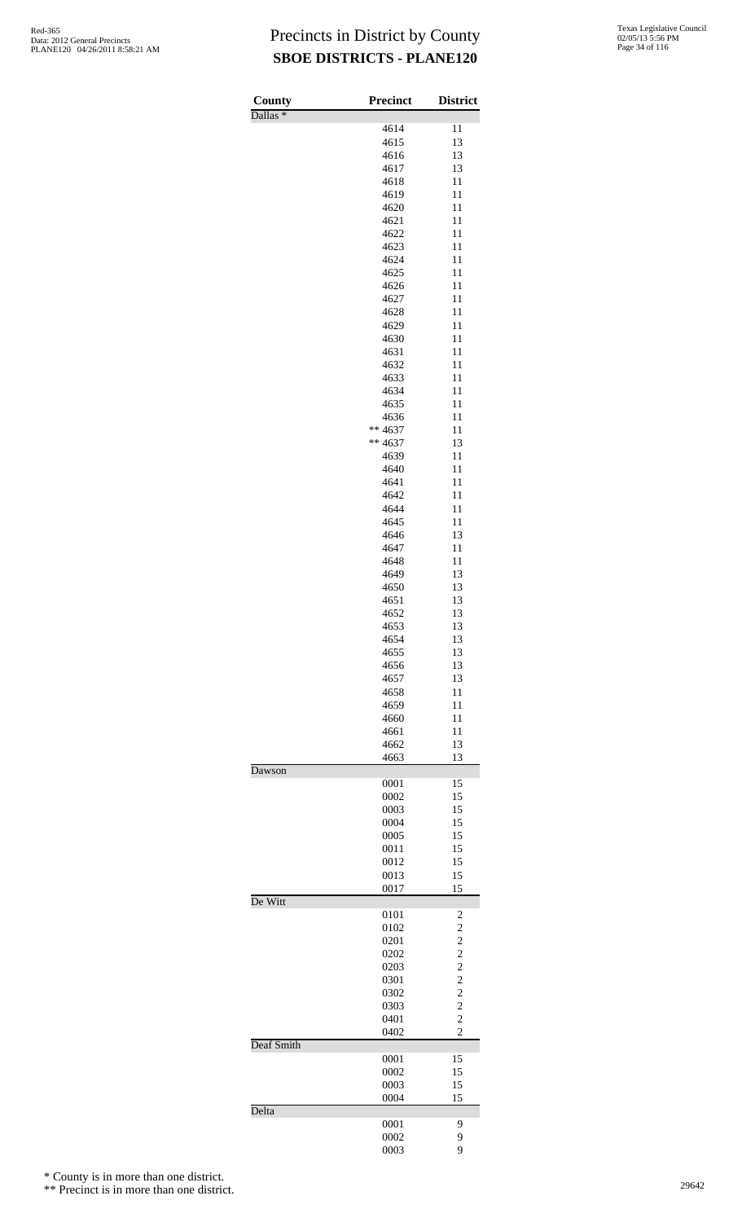# Precincts in District by County
## SBOE DISTRICTS - PLANE120

| County | Precinct | District |
|---|---|---|
| Dallas * | | |
| | 4614 | 11 |
| | 4615 | 13 |
| | 4616 | 13 |
| | 4617 | 13 |
| | 4618 | 11 |
| | 4619 | 11 |
| | 4620 | 11 |
| | 4621 | 11 |
| | 4622 | 11 |
| | 4623 | 11 |
| | 4624 | 11 |
| | 4625 | 11 |
| | 4626 | 11 |
| | 4627 | 11 |
| | 4628 | 11 |
| | 4629 | 11 |
| | 4630 | 11 |
| | 4631 | 11 |
| | 4632 | 11 |
| | 4633 | 11 |
| | 4634 | 11 |
| | 4635 | 11 |
| | 4636 | 11 |
| | ** 4637 | 11 |
| | ** 4637 | 13 |
| | 4639 | 11 |
| | 4640 | 11 |
| | 4641 | 11 |
| | 4642 | 11 |
| | 4644 | 11 |
| | 4645 | 11 |
| | 4646 | 13 |
| | 4647 | 11 |
| | 4648 | 11 |
| | 4649 | 13 |
| | 4650 | 13 |
| | 4651 | 13 |
| | 4652 | 13 |
| | 4653 | 13 |
| | 4654 | 13 |
| | 4655 | 13 |
| | 4656 | 13 |
| | 4657 | 13 |
| | 4658 | 11 |
| | 4659 | 11 |
| | 4660 | 11 |
| | 4661 | 11 |
| | 4662 | 13 |
| | 4663 | 13 |
| Dawson | | |
| | 0001 | 15 |
| | 0002 | 15 |
| | 0003 | 15 |
| | 0004 | 15 |
| | 0005 | 15 |
| | 0011 | 15 |
| | 0012 | 15 |
| | 0013 | 15 |
| | 0017 | 15 |
| De Witt | | |
| | 0101 | 2 |
| | 0102 | 2 |
| | 0201 | 2 |
| | 0202 | 2 |
| | 0203 | 2 |
| | 0301 | 2 |
| | 0302 | 2 |
| | 0303 | 2 |
| | 0401 | 2 |
| | 0402 | 2 |
| Deaf Smith | | |
| | 0001 | 15 |
| | 0002 | 15 |
| | 0003 | 15 |
| | 0004 | 15 |
| Delta | | |
| | 0001 | 9 |
| | 0002 | 9 |
| | 0003 | 9 |

\* County is in more than one district.

\*\* Precinct is in more than one district.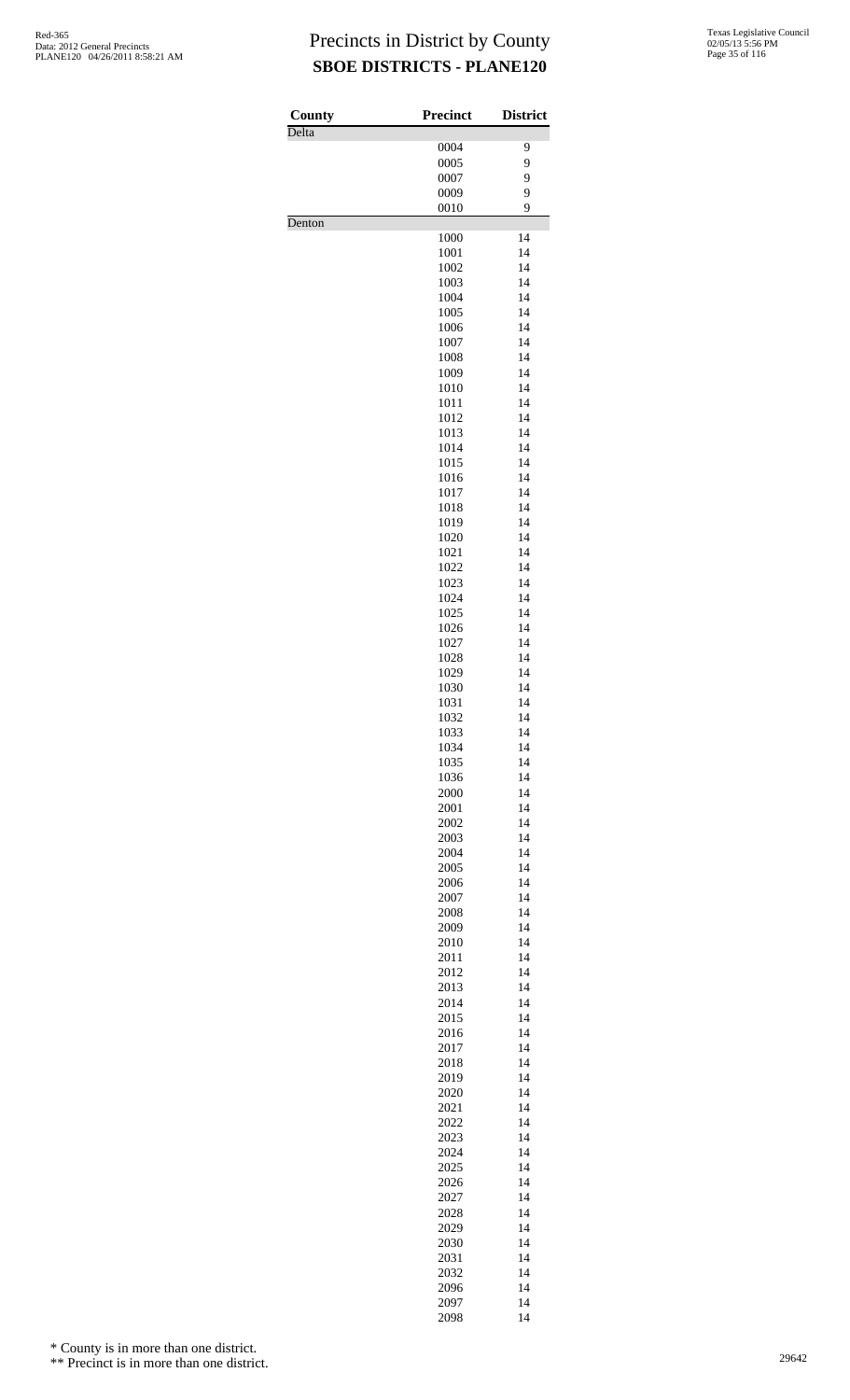# Precincts in District by County
## SBOE DISTRICTS - PLANE120

| County | Precinct | District |
|---|---|---|
| Delta | | |
| | 0004 | 9 |
| | 0005 | 9 |
| | 0007 | 9 |
| | 0009 | 9 |
| | 0010 | 9 |
| Denton | | |
| | 1000 | 14 |
| | 1001 | 14 |
| | 1002 | 14 |
| | 1003 | 14 |
| | 1004 | 14 |
| | 1005 | 14 |
| | 1006 | 14 |
| | 1007 | 14 |
| | 1008 | 14 |
| | 1009 | 14 |
| | 1010 | 14 |
| | 1011 | 14 |
| | 1012 | 14 |
| | 1013 | 14 |
| | 1014 | 14 |
| | 1015 | 14 |
| | 1016 | 14 |
| | 1017 | 14 |
| | 1018 | 14 |
| | 1019 | 14 |
| | 1020 | 14 |
| | 1021 | 14 |
| | 1022 | 14 |
| | 1023 | 14 |
| | 1024 | 14 |
| | 1025 | 14 |
| | 1026 | 14 |
| | 1027 | 14 |
| | 1028 | 14 |
| | 1029 | 14 |
| | 1030 | 14 |
| | 1031 | 14 |
| | 1032 | 14 |
| | 1033 | 14 |
| | 1034 | 14 |
| | 1035 | 14 |
| | 1036 | 14 |
| | 2000 | 14 |
| | 2001 | 14 |
| | 2002 | 14 |
| | 2003 | 14 |
| | 2004 | 14 |
| | 2005 | 14 |
| | 2006 | 14 |
| | 2007 | 14 |
| | 2008 | 14 |
| | 2009 | 14 |
| | 2010 | 14 |
| | 2011 | 14 |
| | 2012 | 14 |
| | 2013 | 14 |
| | 2014 | 14 |
| | 2015 | 14 |
| | 2016 | 14 |
| | 2017 | 14 |
| | 2018 | 14 |
| | 2019 | 14 |
| | 2020 | 14 |
| | 2021 | 14 |
| | 2022 | 14 |
| | 2023 | 14 |
| | 2024 | 14 |
| | 2025 | 14 |
| | 2026 | 14 |
| | 2027 | 14 |
| | 2028 | 14 |
| | 2029 | 14 |
| | 2030 | 14 |
| | 2031 | 14 |
| | 2032 | 14 |
| | 2096 | 14 |
| | 2097 | 14 |
| | 2098 | 14 |

\* County is in more than one district.

\*\* Precinct is in more than one district.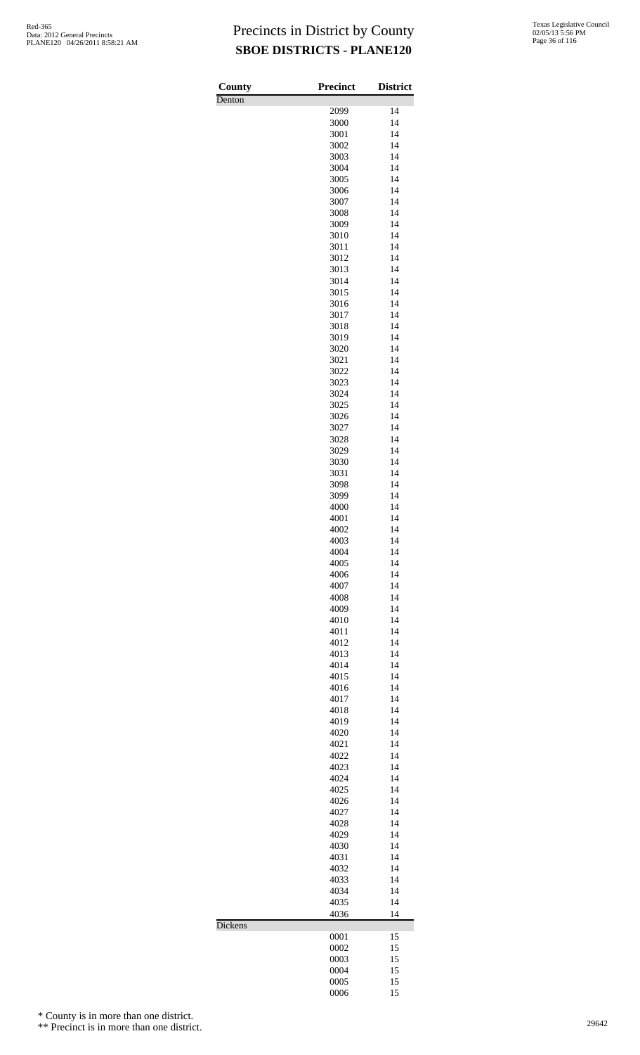# Precincts in District by County
## SBOE DISTRICTS - PLANE120

Red-365
Data: 2012 General Precincts
PLANE120 04/26/2011 8:58:21 AM

Texas Legislative Council
02/05/13 5:56 PM

| County | Precinct | District |
|---|---|---|
| Denton | | |
| | 2099 | 14 |
| | 3000 | 14 |
| | 3001 | 14 |
| | 3002 | 14 |
| | 3003 | 14 |
| | 3004 | 14 |
| | 3005 | 14 |
| | 3006 | 14 |
| | 3007 | 14 |
| | 3008 | 14 |
| | 3009 | 14 |
| | 3010 | 14 |
| | 3011 | 14 |
| | 3012 | 14 |
| | 3013 | 14 |
| | 3014 | 14 |
| | 3015 | 14 |
| | 3016 | 14 |
| | 3017 | 14 |
| | 3018 | 14 |
| | 3019 | 14 |
| | 3020 | 14 |
| | 3021 | 14 |
| | 3022 | 14 |
| | 3023 | 14 |
| | 3024 | 14 |
| | 3025 | 14 |
| | 3026 | 14 |
| | 3027 | 14 |
| | 3028 | 14 |
| | 3029 | 14 |
| | 3030 | 14 |
| | 3031 | 14 |
| | 3098 | 14 |
| | 3099 | 14 |
| | 4000 | 14 |
| | 4001 | 14 |
| | 4002 | 14 |
| | 4003 | 14 |
| | 4004 | 14 |
| | 4005 | 14 |
| | 4006 | 14 |
| | 4007 | 14 |
| | 4008 | 14 |
| | 4009 | 14 |
| | 4010 | 14 |
| | 4011 | 14 |
| | 4012 | 14 |
| | 4013 | 14 |
| | 4014 | 14 |
| | 4015 | 14 |
| | 4016 | 14 |
| | 4017 | 14 |
| | 4018 | 14 |
| | 4019 | 14 |
| | 4020 | 14 |
| | 4021 | 14 |
| | 4022 | 14 |
| | 4023 | 14 |
| | 4024 | 14 |
| | 4025 | 14 |
| | 4026 | 14 |
| | 4027 | 14 |
| | 4028 | 14 |
| | 4029 | 14 |
| | 4030 | 14 |
| | 4031 | 14 |
| | 4032 | 14 |
| | 4033 | 14 |
| | 4034 | 14 |
| | 4035 | 14 |
| | 4036 | 14 |
| Dickens | | |
| | 0001 | 15 |
| | 0002 | 15 |
| | 0003 | 15 |
| | 0004 | 15 |
| | 0005 | 15 |
| | 0006 | 15 |

\* County is in more than one district.

\*\* Precinct is in more than one district.

29642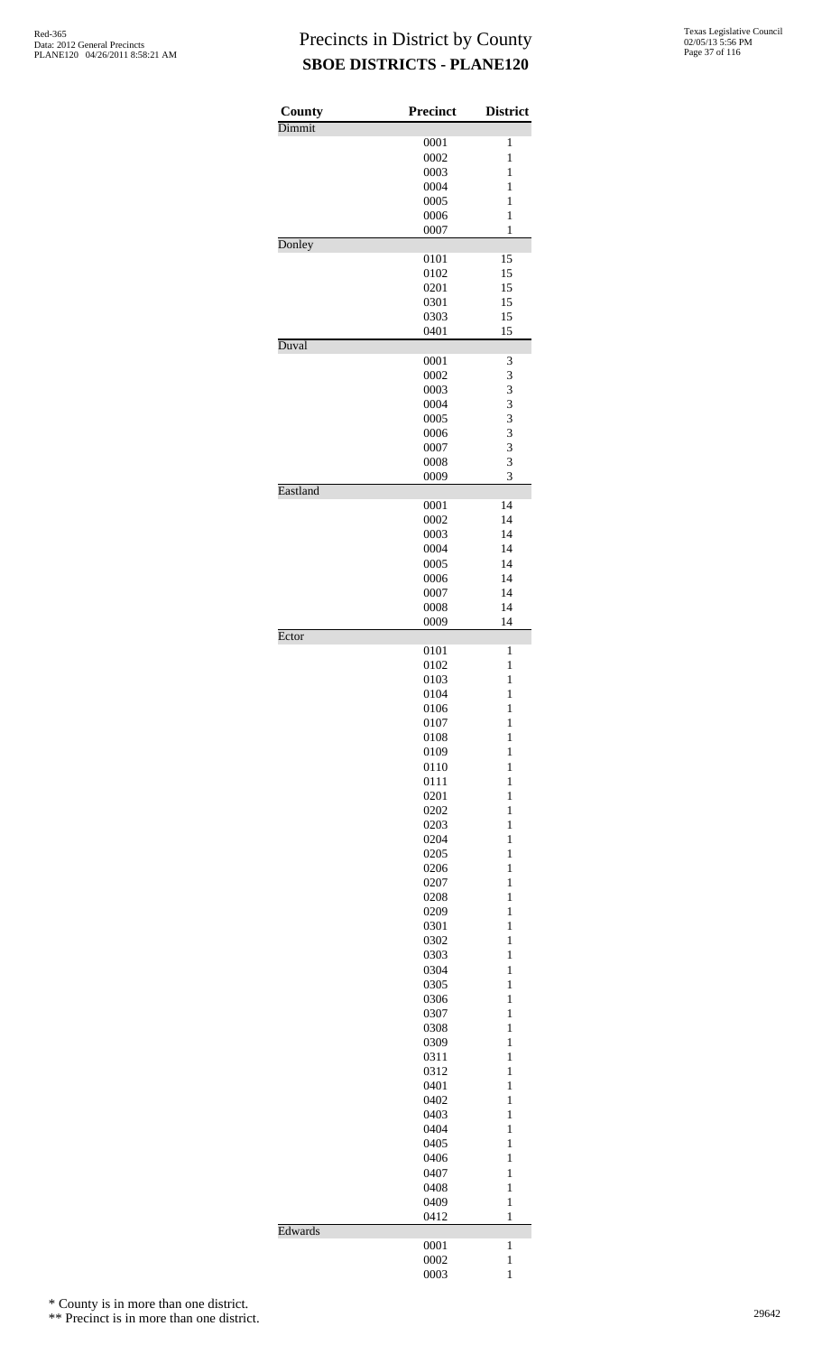# Precincts in District by County
## SBOE DISTRICTS - PLANE120

| County | Precinct | District |
|---|---|---|
| Dimmit | | |
| | 0001 | 1 |
| | 0002 | 1 |
| | 0003 | 1 |
| | 0004 | 1 |
| | 0005 | 1 |
| | 0006 | 1 |
| | 0007 | 1 |
| Donley | | |
| | 0101 | 15 |
| | 0102 | 15 |
| | 0201 | 15 |
| | 0301 | 15 |
| | 0303 | 15 |
| | 0401 | 15 |
| Duval | | |
| | 0001 | 3 |
| | 0002 | 3 |
| | 0003 | 3 |
| | 0004 | 3 |
| | 0005 | 3 |
| | 0006 | 3 |
| | 0007 | 3 |
| | 0008 | 3 |
| | 0009 | 3 |
| Eastland | | |
| | 0001 | 14 |
| | 0002 | 14 |
| | 0003 | 14 |
| | 0004 | 14 |
| | 0005 | 14 |
| | 0006 | 14 |
| | 0007 | 14 |
| | 0008 | 14 |
| | 0009 | 14 |
| Ector | | |
| | 0101 | 1 |
| | 0102 | 1 |
| | 0103 | 1 |
| | 0104 | 1 |
| | 0106 | 1 |
| | 0107 | 1 |
| | 0108 | 1 |
| | 0109 | 1 |
| | 0110 | 1 |
| | 0111 | 1 |
| | 0201 | 1 |
| | 0202 | 1 |
| | 0203 | 1 |
| | 0204 | 1 |
| | 0205 | 1 |
| | 0206 | 1 |
| | 0207 | 1 |
| | 0208 | 1 |
| | 0209 | 1 |
| | 0301 | 1 |
| | 0302 | 1 |
| | 0303 | 1 |
| | 0304 | 1 |
| | 0305 | 1 |
| | 0306 | 1 |
| | 0307 | 1 |
| | 0308 | 1 |
| | 0309 | 1 |
| | 0311 | 1 |
| | 0312 | 1 |
| | 0401 | 1 |
| | 0402 | 1 |
| | 0403 | 1 |
| | 0404 | 1 |
| | 0405 | 1 |
| | 0406 | 1 |
| | 0407 | 1 |
| | 0408 | 1 |
| | 0409 | 1 |
| | 0412 | 1 |
| Edwards | | |
| | 0001 | 1 |
| | 0002 | 1 |
| | 0003 | 1 |

\* County is in more than one district.

\*\* Precinct is in more than one district.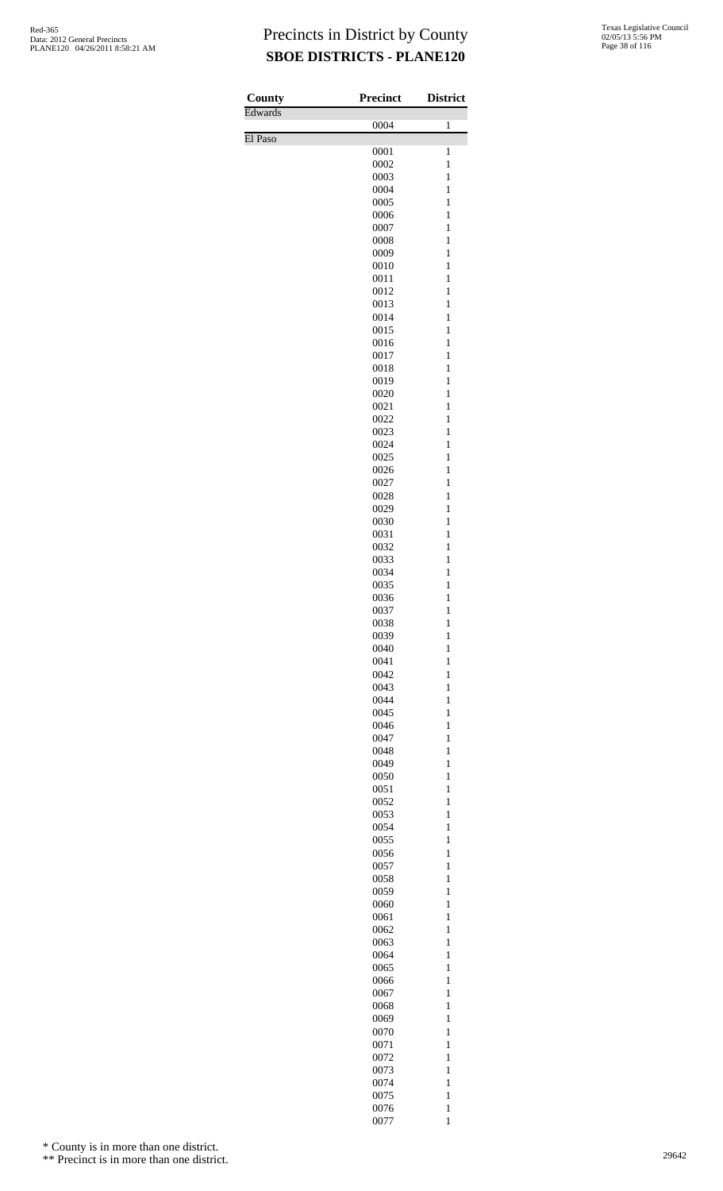# Precincts in District by County

## SBOE DISTRICTS - PLANE120

| County | Precinct | District |
|---|---|---|
| Edwards | | |
| | 0004 | 1 |
| El Paso | | |
| | 0001 | 1 |
| | 0002 | 1 |
| | 0003 | 1 |
| | 0004 | 1 |
| | 0005 | 1 |
| | 0006 | 1 |
| | 0007 | 1 |
| | 0008 | 1 |
| | 0009 | 1 |
| | 0010 | 1 |
| | 0011 | 1 |
| | 0012 | 1 |
| | 0013 | 1 |
| | 0014 | 1 |
| | 0015 | 1 |
| | 0016 | 1 |
| | 0017 | 1 |
| | 0018 | 1 |
| | 0019 | 1 |
| | 0020 | 1 |
| | 0021 | 1 |
| | 0022 | 1 |
| | 0023 | 1 |
| | 0024 | 1 |
| | 0025 | 1 |
| | 0026 | 1 |
| | 0027 | 1 |
| | 0028 | 1 |
| | 0029 | 1 |
| | 0030 | 1 |
| | 0031 | 1 |
| | 0032 | 1 |
| | 0033 | 1 |
| | 0034 | 1 |
| | 0035 | 1 |
| | 0036 | 1 |
| | 0037 | 1 |
| | 0038 | 1 |
| | 0039 | 1 |
| | 0040 | 1 |
| | 0041 | 1 |
| | 0042 | 1 |
| | 0043 | 1 |
| | 0044 | 1 |
| | 0045 | 1 |
| | 0046 | 1 |
| | 0047 | 1 |
| | 0048 | 1 |
| | 0049 | 1 |
| | 0050 | 1 |
| | 0051 | 1 |
| | 0052 | 1 |
| | 0053 | 1 |
| | 0054 | 1 |
| | 0055 | 1 |
| | 0056 | 1 |
| | 0057 | 1 |
| | 0058 | 1 |
| | 0059 | 1 |
| | 0060 | 1 |
| | 0061 | 1 |
| | 0062 | 1 |
| | 0063 | 1 |
| | 0064 | 1 |
| | 0065 | 1 |
| | 0066 | 1 |
| | 0067 | 1 |
| | 0068 | 1 |
| | 0069 | 1 |
| | 0070 | 1 |
| | 0071 | 1 |
| | 0072 | 1 |
| | 0073 | 1 |
| | 0074 | 1 |
| | 0075 | 1 |
| | 0076 | 1 |
| | 0077 | 1 |

\* County is in more than one district.

\*\* Precinct is in more than one district.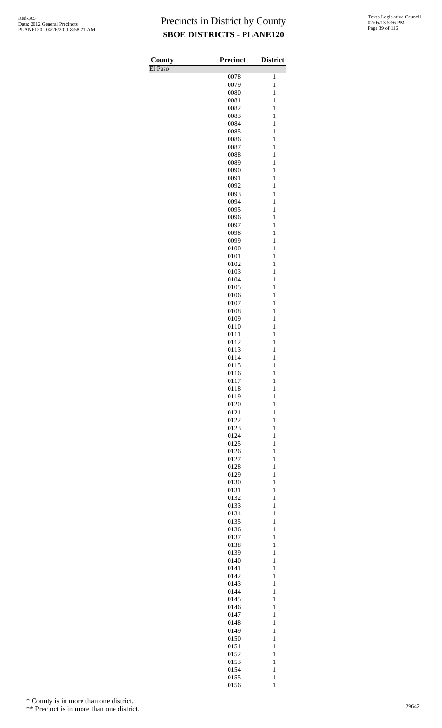# Precincts in District by County

## SBOE DISTRICTS - PLANE120

| County | Precinct | District |
|---|---|---|
| El Paso | | |
| | 0078 | 1 |
| | 0079 | 1 |
| | 0080 | 1 |
| | 0081 | 1 |
| | 0082 | 1 |
| | 0083 | 1 |
| | 0084 | 1 |
| | 0085 | 1 |
| | 0086 | 1 |
| | 0087 | 1 |
| | 0088 | 1 |
| | 0089 | 1 |
| | 0090 | 1 |
| | 0091 | 1 |
| | 0092 | 1 |
| | 0093 | 1 |
| | 0094 | 1 |
| | 0095 | 1 |
| | 0096 | 1 |
| | 0097 | 1 |
| | 0098 | 1 |
| | 0099 | 1 |
| | 0100 | 1 |
| | 0101 | 1 |
| | 0102 | 1 |
| | 0103 | 1 |
| | 0104 | 1 |
| | 0105 | 1 |
| | 0106 | 1 |
| | 0107 | 1 |
| | 0108 | 1 |
| | 0109 | 1 |
| | 0110 | 1 |
| | 0111 | 1 |
| | 0112 | 1 |
| | 0113 | 1 |
| | 0114 | 1 |
| | 0115 | 1 |
| | 0116 | 1 |
| | 0117 | 1 |
| | 0118 | 1 |
| | 0119 | 1 |
| | 0120 | 1 |
| | 0121 | 1 |
| | 0122 | 1 |
| | 0123 | 1 |
| | 0124 | 1 |
| | 0125 | 1 |
| | 0126 | 1 |
| | 0127 | 1 |
| | 0128 | 1 |
| | 0129 | 1 |
| | 0130 | 1 |
| | 0131 | 1 |
| | 0132 | 1 |
| | 0133 | 1 |
| | 0134 | 1 |
| | 0135 | 1 |
| | 0136 | 1 |
| | 0137 | 1 |
| | 0138 | 1 |
| | 0139 | 1 |
| | 0140 | 1 |
| | 0141 | 1 |
| | 0142 | 1 |
| | 0143 | 1 |
| | 0144 | 1 |
| | 0145 | 1 |
| | 0146 | 1 |
| | 0147 | 1 |
| | 0148 | 1 |
| | 0149 | 1 |
| | 0150 | 1 |
| | 0151 | 1 |
| | 0152 | 1 |
| | 0153 | 1 |
| | 0154 | 1 |
| | 0155 | 1 |
| | 0156 | 1 |

\* County is in more than one district.

\*\* Precinct is in more than one district.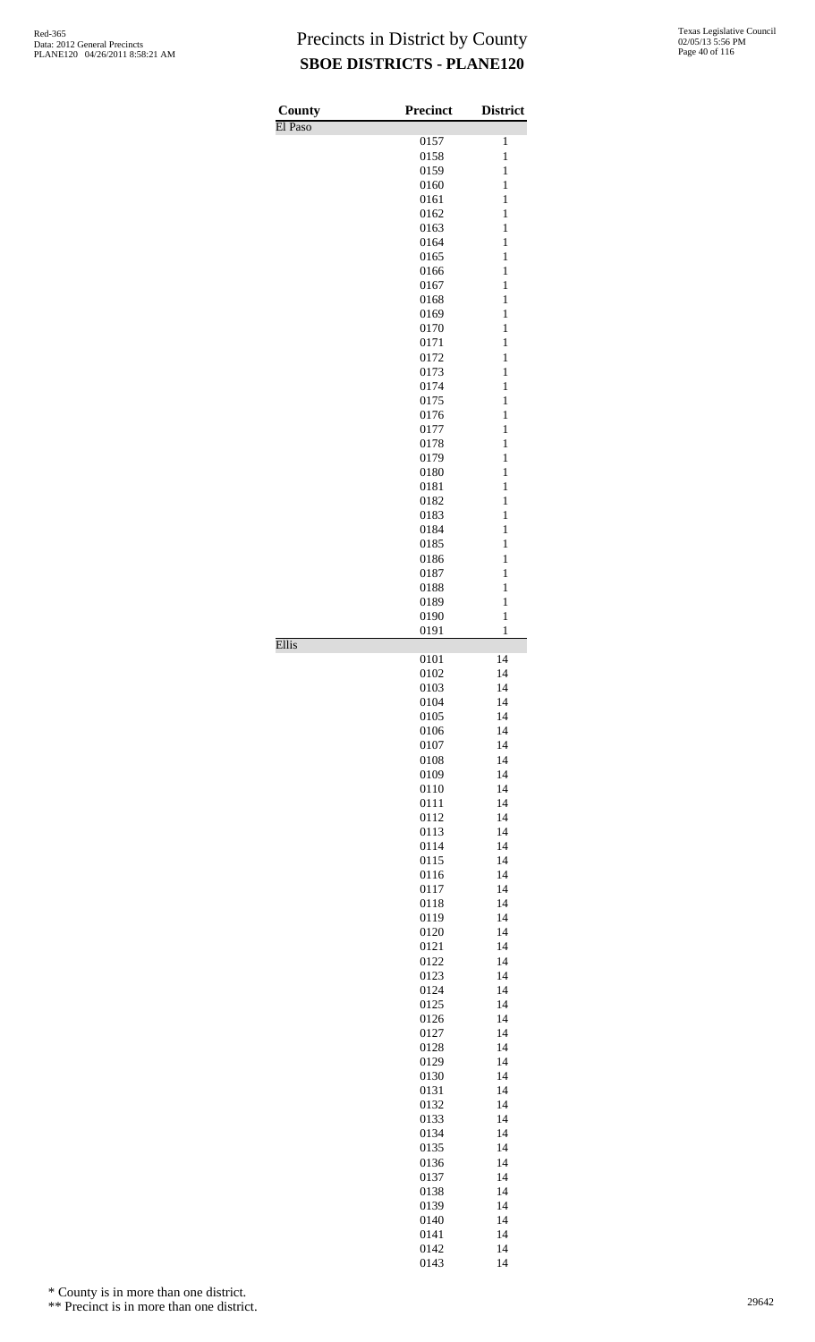# Precincts in District by County
## SBOE DISTRICTS - PLANE120

Red-365
Data: 2012 General Precincts
PLANE120 04/26/2011 8:58:21 AM

Texas Legislative Council
02/05/13 5:56 PM

| County | Precinct | District |
|---|---|---|
| El Paso | | |
| | 0157 | 1 |
| | 0158 | 1 |
| | 0159 | 1 |
| | 0160 | 1 |
| | 0161 | 1 |
| | 0162 | 1 |
| | 0163 | 1 |
| | 0164 | 1 |
| | 0165 | 1 |
| | 0166 | 1 |
| | 0167 | 1 |
| | 0168 | 1 |
| | 0169 | 1 |
| | 0170 | 1 |
| | 0171 | 1 |
| | 0172 | 1 |
| | 0173 | 1 |
| | 0174 | 1 |
| | 0175 | 1 |
| | 0176 | 1 |
| | 0177 | 1 |
| | 0178 | 1 |
| | 0179 | 1 |
| | 0180 | 1 |
| | 0181 | 1 |
| | 0182 | 1 |
| | 0183 | 1 |
| | 0184 | 1 |
| | 0185 | 1 |
| | 0186 | 1 |
| | 0187 | 1 |
| | 0188 | 1 |
| | 0189 | 1 |
| | 0190 | 1 |
| | 0191 | 1 |
| Ellis | | |
| | 0101 | 14 |
| | 0102 | 14 |
| | 0103 | 14 |
| | 0104 | 14 |
| | 0105 | 14 |
| | 0106 | 14 |
| | 0107 | 14 |
| | 0108 | 14 |
| | 0109 | 14 |
| | 0110 | 14 |
| | 0111 | 14 |
| | 0112 | 14 |
| | 0113 | 14 |
| | 0114 | 14 |
| | 0115 | 14 |
| | 0116 | 14 |
| | 0117 | 14 |
| | 0118 | 14 |
| | 0119 | 14 |
| | 0120 | 14 |
| | 0121 | 14 |
| | 0122 | 14 |
| | 0123 | 14 |
| | 0124 | 14 |
| | 0125 | 14 |
| | 0126 | 14 |
| | 0127 | 14 |
| | 0128 | 14 |
| | 0129 | 14 |
| | 0130 | 14 |
| | 0131 | 14 |
| | 0132 | 14 |
| | 0133 | 14 |
| | 0134 | 14 |
| | 0135 | 14 |
| | 0136 | 14 |
| | 0137 | 14 |
| | 0138 | 14 |
| | 0139 | 14 |
| | 0140 | 14 |
| | 0141 | 14 |
| | 0142 | 14 |
| | 0143 | 14 |

\* County is in more than one district.

\*\* Precinct is in more than one district.

29642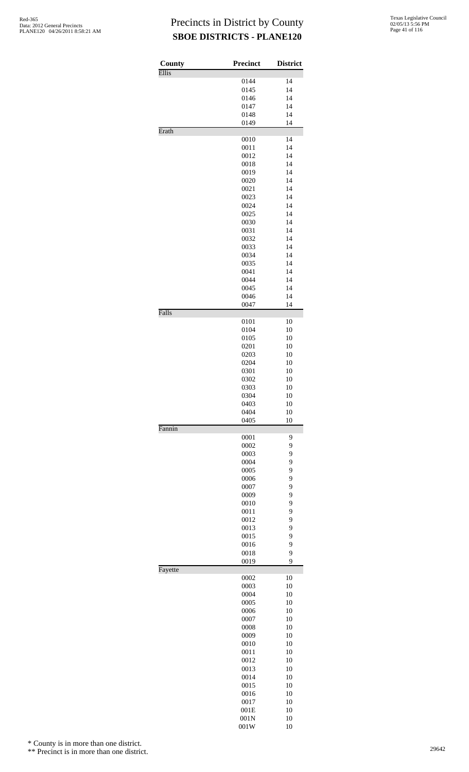# Precincts in District by County
## SBOE DISTRICTS - PLANE120

| County | Precinct | District |
|---|---|---|
| Ellis | | |
| | 0144 | 14 |
| | 0145 | 14 |
| | 0146 | 14 |
| | 0147 | 14 |
| | 0148 | 14 |
| | 0149 | 14 |
| Erath | | |
| | 0010 | 14 |
| | 0011 | 14 |
| | 0012 | 14 |
| | 0018 | 14 |
| | 0019 | 14 |
| | 0020 | 14 |
| | 0021 | 14 |
| | 0023 | 14 |
| | 0024 | 14 |
| | 0025 | 14 |
| | 0030 | 14 |
| | 0031 | 14 |
| | 0032 | 14 |
| | 0033 | 14 |
| | 0034 | 14 |
| | 0035 | 14 |
| | 0041 | 14 |
| | 0044 | 14 |
| | 0045 | 14 |
| | 0046 | 14 |
| | 0047 | 14 |
| Falls | | |
| | 0101 | 10 |
| | 0104 | 10 |
| | 0105 | 10 |
| | 0201 | 10 |
| | 0203 | 10 |
| | 0204 | 10 |
| | 0301 | 10 |
| | 0302 | 10 |
| | 0303 | 10 |
| | 0304 | 10 |
| | 0403 | 10 |
| | 0404 | 10 |
| | 0405 | 10 |
| Fannin | | |
| | 0001 | 9 |
| | 0002 | 9 |
| | 0003 | 9 |
| | 0004 | 9 |
| | 0005 | 9 |
| | 0006 | 9 |
| | 0007 | 9 |
| | 0009 | 9 |
| | 0010 | 9 |
| | 0011 | 9 |
| | 0012 | 9 |
| | 0013 | 9 |
| | 0015 | 9 |
| | 0016 | 9 |
| | 0018 | 9 |
| | 0019 | 9 |
| Fayette | | |
| | 0002 | 10 |
| | 0003 | 10 |
| | 0004 | 10 |
| | 0005 | 10 |
| | 0006 | 10 |
| | 0007 | 10 |
| | 0008 | 10 |
| | 0009 | 10 |
| | 0010 | 10 |
| | 0011 | 10 |
| | 0012 | 10 |
| | 0013 | 10 |
| | 0014 | 10 |
| | 0015 | 10 |
| | 0016 | 10 |
| | 0017 | 10 |
| | 001E | 10 |
| | 001N | 10 |
| | 001W | 10 |

\* County is in more than one district.

\*\* Precinct is in more than one district.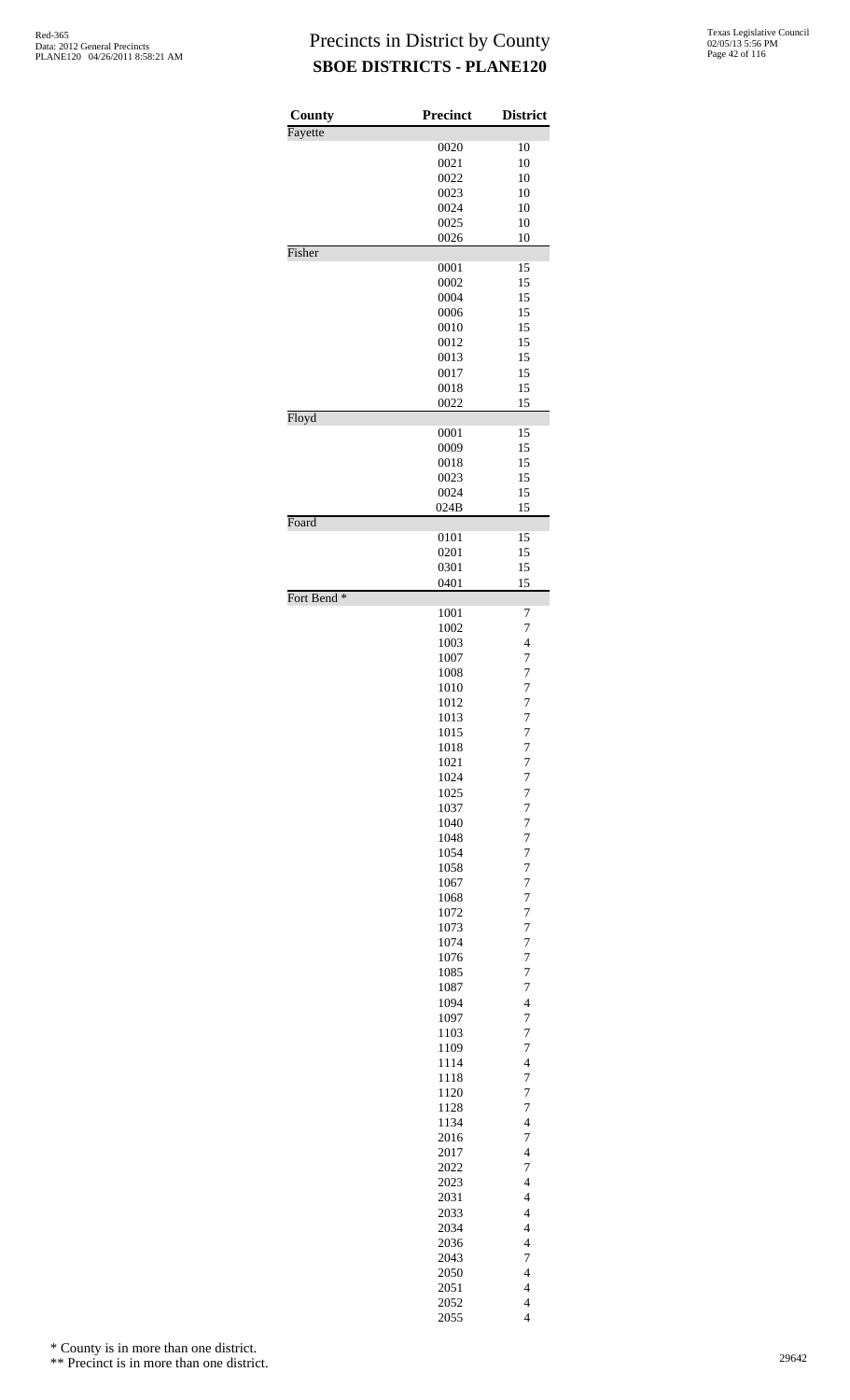# Precincts in District by County
## SBOE DISTRICTS - PLANE120

| County | Precinct | District |
|---|---|---|
| Fayette | | |
| | 0020 | 10 |
| | 0021 | 10 |
| | 0022 | 10 |
| | 0023 | 10 |
| | 0024 | 10 |
| | 0025 | 10 |
| | 0026 | 10 |
| Fisher | | |
| | 0001 | 15 |
| | 0002 | 15 |
| | 0004 | 15 |
| | 0006 | 15 |
| | 0010 | 15 |
| | 0012 | 15 |
| | 0013 | 15 |
| | 0017 | 15 |
| | 0018 | 15 |
| | 0022 | 15 |
| Floyd | | |
| | 0001 | 15 |
| | 0009 | 15 |
| | 0018 | 15 |
| | 0023 | 15 |
| | 0024 | 15 |
| | 024B | 15 |
| Foard | | |
| | 0101 | 15 |
| | 0201 | 15 |
| | 0301 | 15 |
| | 0401 | 15 |
| Fort Bend * | | |
| | 1001 | 7 |
| | 1002 | 7 |
| | 1003 | 4 |
| | 1007 | 7 |
| | 1008 | 7 |
| | 1010 | 7 |
| | 1012 | 7 |
| | 1013 | 7 |
| | 1015 | 7 |
| | 1018 | 7 |
| | 1021 | 7 |
| | 1024 | 7 |
| | 1025 | 7 |
| | 1037 | 7 |
| | 1040 | 7 |
| | 1048 | 7 |
| | 1054 | 7 |
| | 1058 | 7 |
| | 1067 | 7 |
| | 1068 | 7 |
| | 1072 | 7 |
| | 1073 | 7 |
| | 1074 | 7 |
| | 1076 | 7 |
| | 1085 | 7 |
| | 1087 | 7 |
| | 1094 | 4 |
| | 1097 | 7 |
| | 1103 | 7 |
| | 1109 | 7 |
| | 1114 | 4 |
| | 1118 | 7 |
| | 1120 | 7 |
| | 1128 | 7 |
| | 1134 | 4 |
| | 2016 | 7 |
| | 2017 | 4 |
| | 2022 | 7 |
| | 2023 | 4 |
| | 2031 | 4 |
| | 2033 | 4 |
| | 2034 | 4 |
| | 2036 | 4 |
| | 2043 | 7 |
| | 2050 | 4 |
| | 2051 | 4 |
| | 2052 | 4 |
| | 2055 | 4 |

\* County is in more than one district.

\*\* Precinct is in more than one district.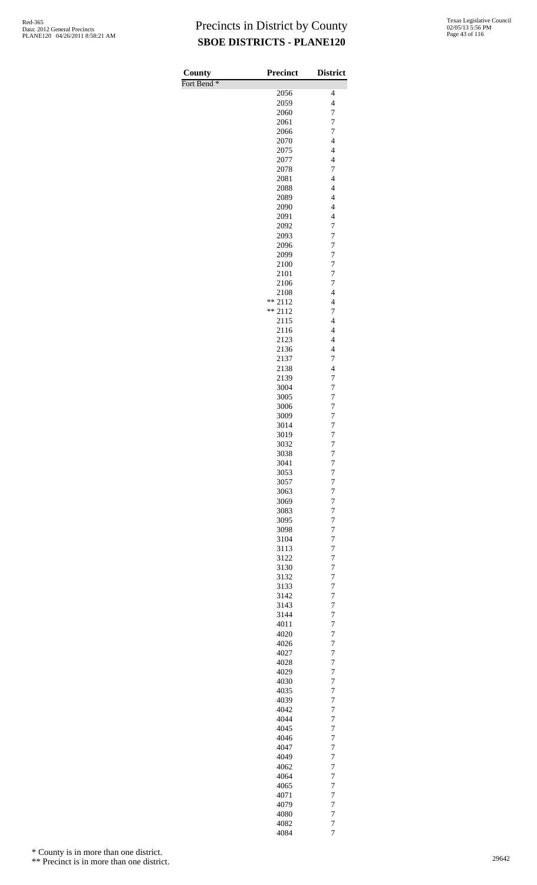# Precincts in District by County

## SBOE DISTRICTS - PLANE120

| County | Precinct | District |
|---|---|---|
| Fort Bend * | | |
| | 2056 | 4 |
| | 2059 | 4 |
| | 2060 | 7 |
| | 2061 | 7 |
| | 2066 | 7 |
| | 2070 | 4 |
| | 2075 | 4 |
| | 2077 | 4 |
| | 2078 | 7 |
| | 2081 | 4 |
| | 2088 | 4 |
| | 2089 | 4 |
| | 2090 | 4 |
| | 2091 | 4 |
| | 2092 | 7 |
| | 2093 | 7 |
| | 2096 | 7 |
| | 2099 | 7 |
| | 2100 | 7 |
| | 2101 | 7 |
| | 2106 | 7 |
| | 2108 | 4 |
| | ** 2112 | 4 |
| | ** 2112 | 7 |
| | 2115 | 4 |
| | 2116 | 4 |
| | 2123 | 4 |
| | 2136 | 4 |
| | 2137 | 7 |
| | 2138 | 4 |
| | 2139 | 7 |
| | 3004 | 7 |
| | 3005 | 7 |
| | 3006 | 7 |
| | 3009 | 7 |
| | 3014 | 7 |
| | 3019 | 7 |
| | 3032 | 7 |
| | 3038 | 7 |
| | 3041 | 7 |
| | 3053 | 7 |
| | 3057 | 7 |
| | 3063 | 7 |
| | 3069 | 7 |
| | 3083 | 7 |
| | 3095 | 7 |
| | 3098 | 7 |
| | 3104 | 7 |
| | 3113 | 7 |
| | 3122 | 7 |
| | 3130 | 7 |
| | 3132 | 7 |
| | 3133 | 7 |
| | 3142 | 7 |
| | 3143 | 7 |
| | 3144 | 7 |
| | 4011 | 7 |
| | 4020 | 7 |
| | 4026 | 7 |
| | 4027 | 7 |
| | 4028 | 7 |
| | 4029 | 7 |
| | 4030 | 7 |
| | 4035 | 7 |
| | 4039 | 7 |
| | 4042 | 7 |
| | 4044 | 7 |
| | 4045 | 7 |
| | 4046 | 7 |
| | 4047 | 7 |
| | 4049 | 7 |
| | 4062 | 7 |
| | 4064 | 7 |
| | 4065 | 7 |
| | 4071 | 7 |
| | 4079 | 7 |
| | 4080 | 7 |
| | 4082 | 7 |
| | 4084 | 7 |

\* County is in more than one district.

\*\* Precinct is in more than one district.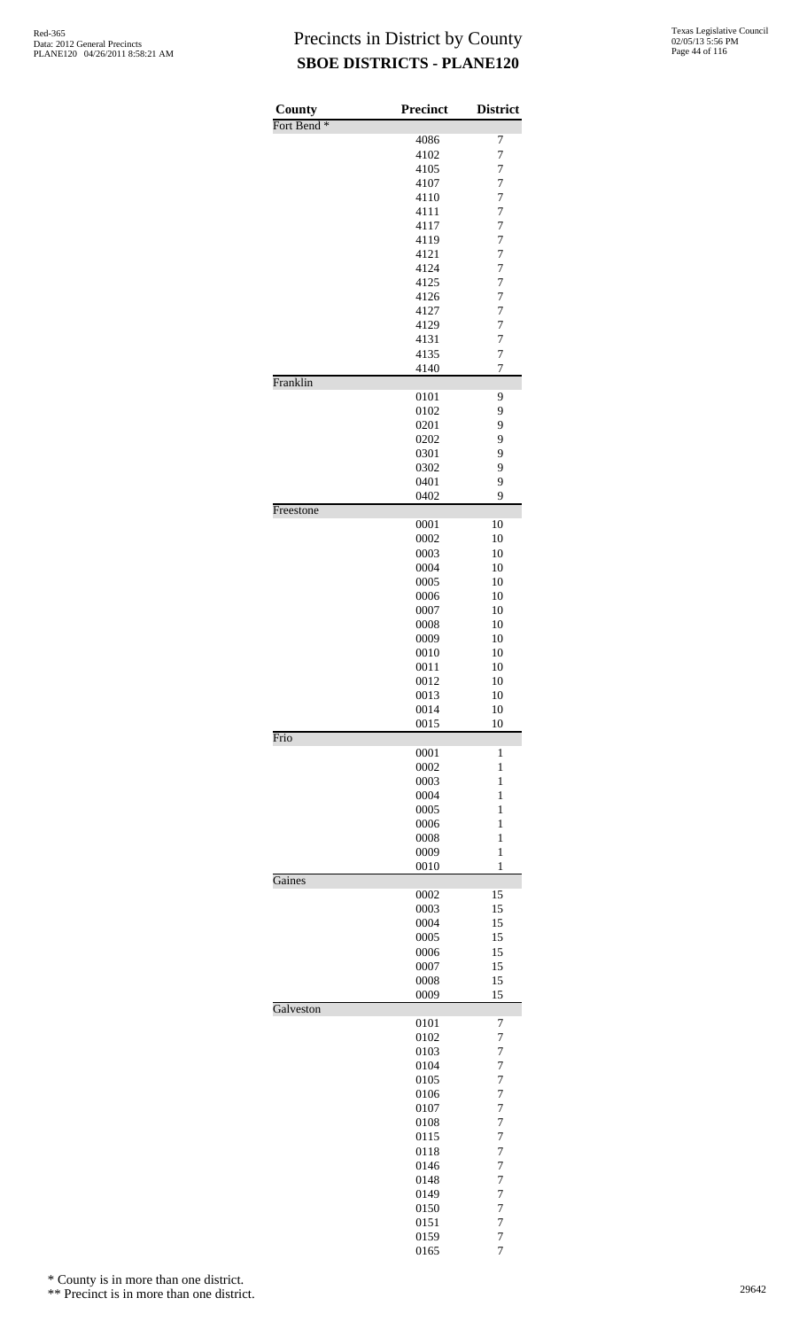# Precincts in District by County
## SBOE DISTRICTS - PLANE120

| County | Precinct | District |
|---|---|---|
| Fort Bend * | | |
| | 4086 | 7 |
| | 4102 | 7 |
| | 4105 | 7 |
| | 4107 | 7 |
| | 4110 | 7 |
| | 4111 | 7 |
| | 4117 | 7 |
| | 4119 | 7 |
| | 4121 | 7 |
| | 4124 | 7 |
| | 4125 | 7 |
| | 4126 | 7 |
| | 4127 | 7 |
| | 4129 | 7 |
| | 4131 | 7 |
| | 4135 | 7 |
| | 4140 | 7 |
| Franklin | | |
| | 0101 | 9 |
| | 0102 | 9 |
| | 0201 | 9 |
| | 0202 | 9 |
| | 0301 | 9 |
| | 0302 | 9 |
| | 0401 | 9 |
| | 0402 | 9 |
| Freestone | | |
| | 0001 | 10 |
| | 0002 | 10 |
| | 0003 | 10 |
| | 0004 | 10 |
| | 0005 | 10 |
| | 0006 | 10 |
| | 0007 | 10 |
| | 0008 | 10 |
| | 0009 | 10 |
| | 0010 | 10 |
| | 0011 | 10 |
| | 0012 | 10 |
| | 0013 | 10 |
| | 0014 | 10 |
| | 0015 | 10 |
| Frio | | |
| | 0001 | 1 |
| | 0002 | 1 |
| | 0003 | 1 |
| | 0004 | 1 |
| | 0005 | 1 |
| | 0006 | 1 |
| | 0008 | 1 |
| | 0009 | 1 |
| | 0010 | 1 |
| Gaines | | |
| | 0002 | 15 |
| | 0003 | 15 |
| | 0004 | 15 |
| | 0005 | 15 |
| | 0006 | 15 |
| | 0007 | 15 |
| | 0008 | 15 |
| | 0009 | 15 |
| Galveston | | |
| | 0101 | 7 |
| | 0102 | 7 |
| | 0103 | 7 |
| | 0104 | 7 |
| | 0105 | 7 |
| | 0106 | 7 |
| | 0107 | 7 |
| | 0108 | 7 |
| | 0115 | 7 |
| | 0118 | 7 |
| | 0146 | 7 |
| | 0148 | 7 |
| | 0149 | 7 |
| | 0150 | 7 |
| | 0151 | 7 |
| | 0159 | 7 |
| | 0165 | 7 |

\* County is in more than one district.

\*\* Precinct is in more than one district.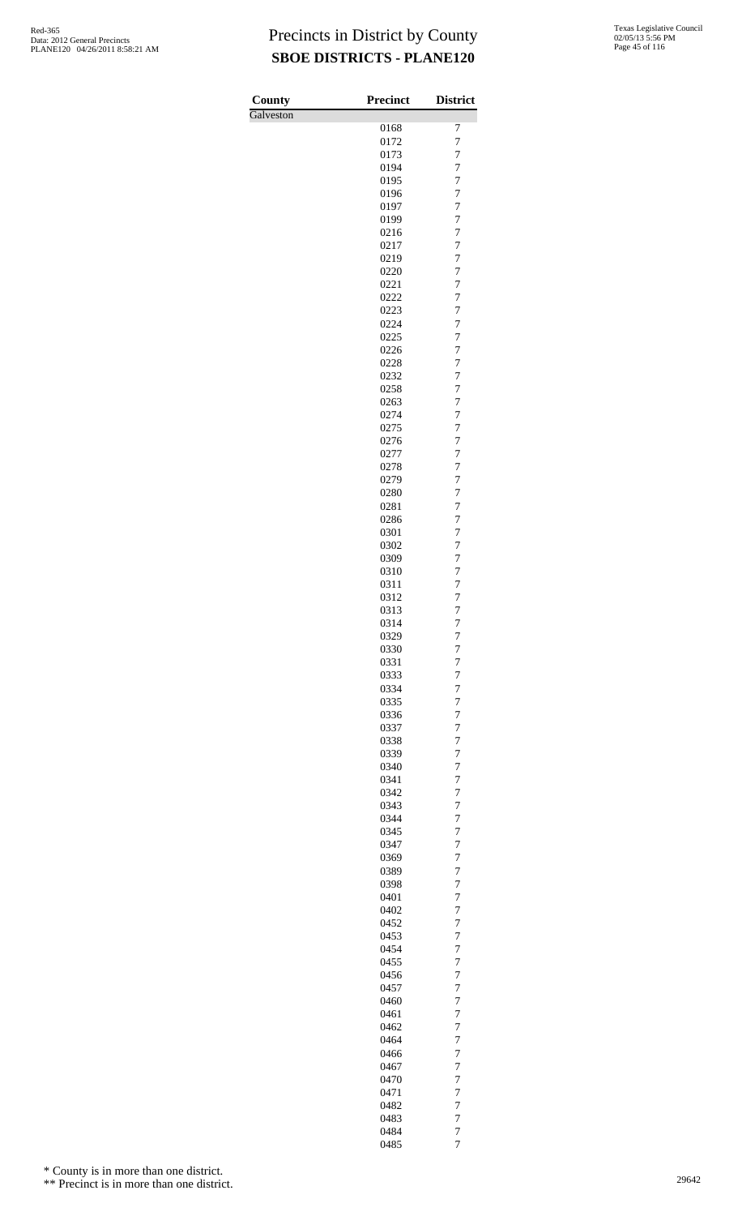# Precincts in District by County

**SBOE DISTRICTS - PLANE120**

| County | Precinct | District |
|---|---|---|
| Galveston | | |
| | 0168 | 7 |
| | 0172 | 7 |
| | 0173 | 7 |
| | 0194 | 7 |
| | 0195 | 7 |
| | 0196 | 7 |
| | 0197 | 7 |
| | 0199 | 7 |
| | 0216 | 7 |
| | 0217 | 7 |
| | 0219 | 7 |
| | 0220 | 7 |
| | 0221 | 7 |
| | 0222 | 7 |
| | 0223 | 7 |
| | 0224 | 7 |
| | 0225 | 7 |
| | 0226 | 7 |
| | 0228 | 7 |
| | 0232 | 7 |
| | 0258 | 7 |
| | 0263 | 7 |
| | 0274 | 7 |
| | 0275 | 7 |
| | 0276 | 7 |
| | 0277 | 7 |
| | 0278 | 7 |
| | 0279 | 7 |
| | 0280 | 7 |
| | 0281 | 7 |
| | 0286 | 7 |
| | 0301 | 7 |
| | 0302 | 7 |
| | 0309 | 7 |
| | 0310 | 7 |
| | 0311 | 7 |
| | 0312 | 7 |
| | 0313 | 7 |
| | 0314 | 7 |
| | 0329 | 7 |
| | 0330 | 7 |
| | 0331 | 7 |
| | 0333 | 7 |
| | 0334 | 7 |
| | 0335 | 7 |
| | 0336 | 7 |
| | 0337 | 7 |
| | 0338 | 7 |
| | 0339 | 7 |
| | 0340 | 7 |
| | 0341 | 7 |
| | 0342 | 7 |
| | 0343 | 7 |
| | 0344 | 7 |
| | 0345 | 7 |
| | 0347 | 7 |
| | 0369 | 7 |
| | 0389 | 7 |
| | 0398 | 7 |
| | 0401 | 7 |
| | 0402 | 7 |
| | 0452 | 7 |
| | 0453 | 7 |
| | 0454 | 7 |
| | 0455 | 7 |
| | 0456 | 7 |
| | 0457 | 7 |
| | 0460 | 7 |
| | 0461 | 7 |
| | 0462 | 7 |
| | 0464 | 7 |
| | 0466 | 7 |
| | 0467 | 7 |
| | 0470 | 7 |
| | 0471 | 7 |
| | 0482 | 7 |
| | 0483 | 7 |
| | 0484 | 7 |
| | 0485 | 7 |

\* County is in more than one district.

\*\* Precinct is in more than one district.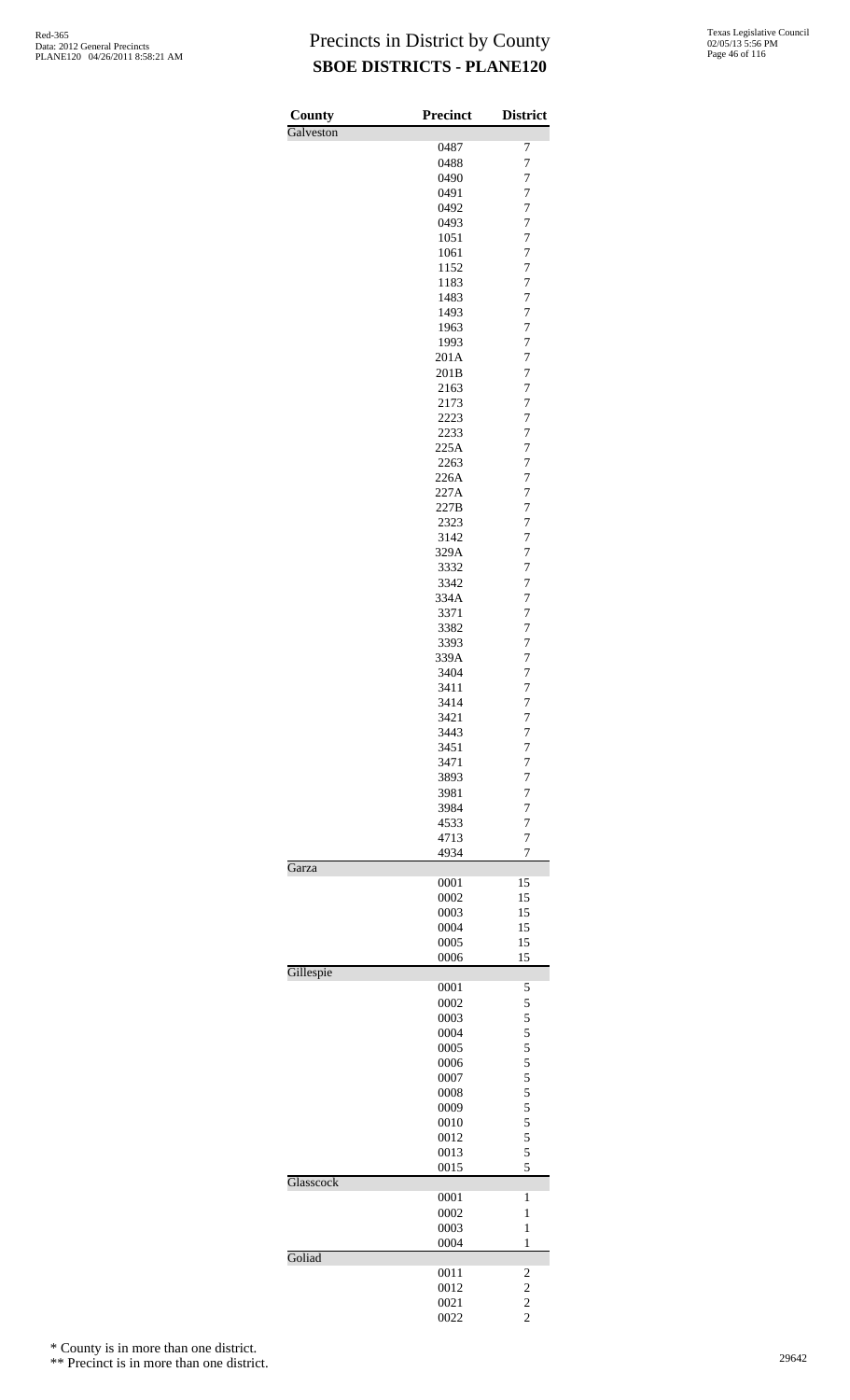# Precincts in District by County
## SBOE DISTRICTS - PLANE120

Red-365
Data: 2012 General Precincts
PLANE120 04/26/2011 8:58:21 AM

Texas Legislative Council
02/05/13 5:56 PM

| County | Precinct | District |
|---|---|---|
| Galveston | | |
| | 0487 | 7 |
| | 0488 | 7 |
| | 0490 | 7 |
| | 0491 | 7 |
| | 0492 | 7 |
| | 0493 | 7 |
| | 1051 | 7 |
| | 1061 | 7 |
| | 1152 | 7 |
| | 1183 | 7 |
| | 1483 | 7 |
| | 1493 | 7 |
| | 1963 | 7 |
| | 1993 | 7 |
| | 201A | 7 |
| | 201B | 7 |
| | 2163 | 7 |
| | 2173 | 7 |
| | 2223 | 7 |
| | 2233 | 7 |
| | 225A | 7 |
| | 2263 | 7 |
| | 226A | 7 |
| | 227A | 7 |
| | 227B | 7 |
| | 2323 | 7 |
| | 3142 | 7 |
| | 329A | 7 |
| | 3332 | 7 |
| | 3342 | 7 |
| | 334A | 7 |
| | 3371 | 7 |
| | 3382 | 7 |
| | 3393 | 7 |
| | 339A | 7 |
| | 3404 | 7 |
| | 3411 | 7 |
| | 3414 | 7 |
| | 3421 | 7 |
| | 3443 | 7 |
| | 3451 | 7 |
| | 3471 | 7 |
| | 3893 | 7 |
| | 3981 | 7 |
| | 3984 | 7 |
| | 4533 | 7 |
| | 4713 | 7 |
| | 4934 | 7 |
| Garza | | |
| | 0001 | 15 |
| | 0002 | 15 |
| | 0003 | 15 |
| | 0004 | 15 |
| | 0005 | 15 |
| | 0006 | 15 |
| Gillespie | | |
| | 0001 | 5 |
| | 0002 | 5 |
| | 0003 | 5 |
| | 0004 | 5 |
| | 0005 | 5 |
| | 0006 | 5 |
| | 0007 | 5 |
| | 0008 | 5 |
| | 0009 | 5 |
| | 0010 | 5 |
| | 0012 | 5 |
| | 0013 | 5 |
| | 0015 | 5 |
| Glasscock | | |
| | 0001 | 1 |
| | 0002 | 1 |
| | 0003 | 1 |
| | 0004 | 1 |
| Goliad | | |
| | 0011 | 2 |
| | 0012 | 2 |
| | 0021 | 2 |
| | 0022 | 2 |

\* County is in more than one district.

\*\* Precinct is in more than one district.

29642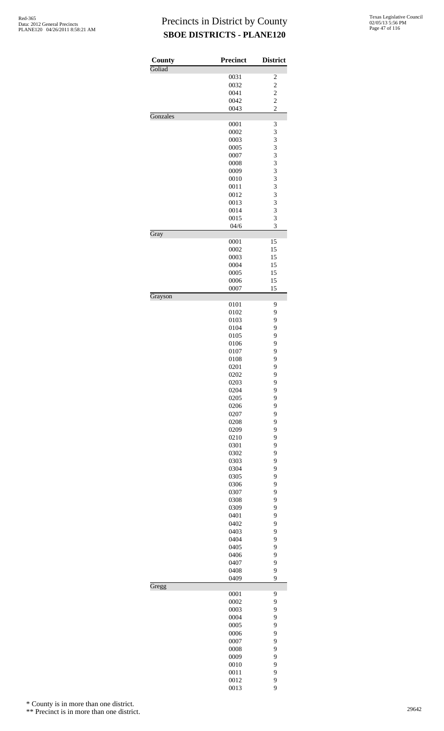# Precincts in District by County
## SBOE DISTRICTS - PLANE120

| County | Precinct | District |
|---|---|---|
| Goliad | | |
| | 0031 | 2 |
| | 0032 | 2 |
| | 0041 | 2 |
| | 0042 | 2 |
| | 0043 | 2 |
| Gonzales | | |
| | 0001 | 3 |
| | 0002 | 3 |
| | 0003 | 3 |
| | 0005 | 3 |
| | 0007 | 3 |
| | 0008 | 3 |
| | 0009 | 3 |
| | 0010 | 3 |
| | 0011 | 3 |
| | 0012 | 3 |
| | 0013 | 3 |
| | 0014 | 3 |
| | 0015 | 3 |
| | 04/6 | 3 |
| Gray | | |
| | 0001 | 15 |
| | 0002 | 15 |
| | 0003 | 15 |
| | 0004 | 15 |
| | 0005 | 15 |
| | 0006 | 15 |
| | 0007 | 15 |
| Grayson | | |
| | 0101 | 9 |
| | 0102 | 9 |
| | 0103 | 9 |
| | 0104 | 9 |
| | 0105 | 9 |
| | 0106 | 9 |
| | 0107 | 9 |
| | 0108 | 9 |
| | 0201 | 9 |
| | 0202 | 9 |
| | 0203 | 9 |
| | 0204 | 9 |
| | 0205 | 9 |
| | 0206 | 9 |
| | 0207 | 9 |
| | 0208 | 9 |
| | 0209 | 9 |
| | 0210 | 9 |
| | 0301 | 9 |
| | 0302 | 9 |
| | 0303 | 9 |
| | 0304 | 9 |
| | 0305 | 9 |
| | 0306 | 9 |
| | 0307 | 9 |
| | 0308 | 9 |
| | 0309 | 9 |
| | 0401 | 9 |
| | 0402 | 9 |
| | 0403 | 9 |
| | 0404 | 9 |
| | 0405 | 9 |
| | 0406 | 9 |
| | 0407 | 9 |
| | 0408 | 9 |
| | 0409 | 9 |
| Gregg | | |
| | 0001 | 9 |
| | 0002 | 9 |
| | 0003 | 9 |
| | 0004 | 9 |
| | 0005 | 9 |
| | 0006 | 9 |
| | 0007 | 9 |
| | 0008 | 9 |
| | 0009 | 9 |
| | 0010 | 9 |
| | 0011 | 9 |
| | 0012 | 9 |
| | 0013 | 9 |

\* County is in more than one district.

\** Precinct is in more than one district.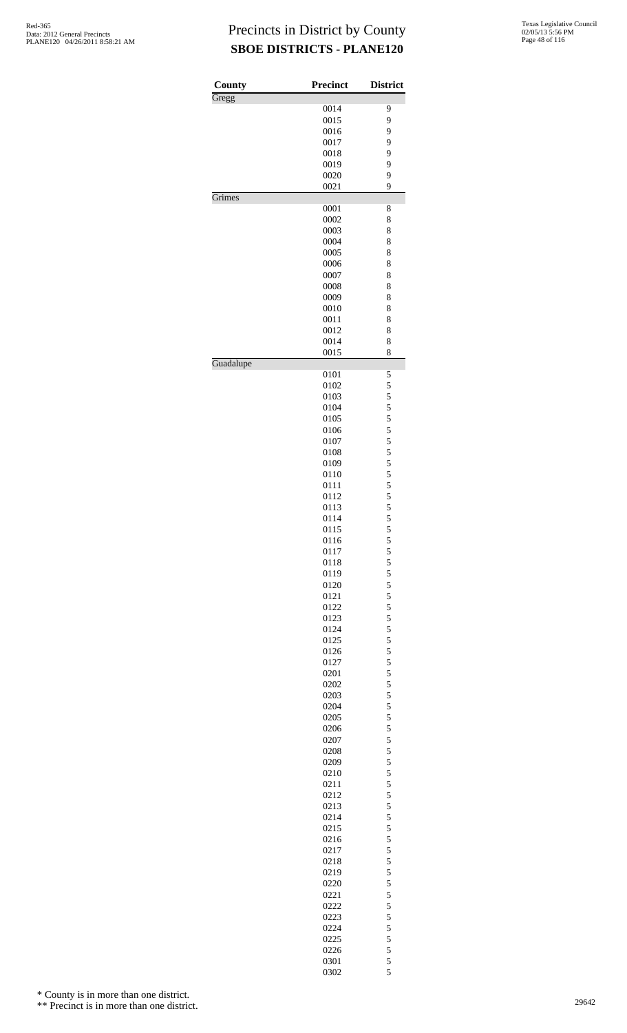# Precincts in District by County
## SBOE DISTRICTS - PLANE120

Red-365
Data: 2012 General Precincts
PLANE120 04/26/2011 8:58:21 AM

Texas Legislative Council
02/05/13 5:56 PM

| County | Precinct | District |
|---|---|---|
| Gregg | | |
| | 0014 | 9 |
| | 0015 | 9 |
| | 0016 | 9 |
| | 0017 | 9 |
| | 0018 | 9 |
| | 0019 | 9 |
| | 0020 | 9 |
| | 0021 | 9 |
| Grimes | | |
| | 0001 | 8 |
| | 0002 | 8 |
| | 0003 | 8 |
| | 0004 | 8 |
| | 0005 | 8 |
| | 0006 | 8 |
| | 0007 | 8 |
| | 0008 | 8 |
| | 0009 | 8 |
| | 0010 | 8 |
| | 0011 | 8 |
| | 0012 | 8 |
| | 0014 | 8 |
| | 0015 | 8 |
| Guadalupe | | |
| | 0101 | 5 |
| | 0102 | 5 |
| | 0103 | 5 |
| | 0104 | 5 |
| | 0105 | 5 |
| | 0106 | 5 |
| | 0107 | 5 |
| | 0108 | 5 |
| | 0109 | 5 |
| | 0110 | 5 |
| | 0111 | 5 |
| | 0112 | 5 |
| | 0113 | 5 |
| | 0114 | 5 |
| | 0115 | 5 |
| | 0116 | 5 |
| | 0117 | 5 |
| | 0118 | 5 |
| | 0119 | 5 |
| | 0120 | 5 |
| | 0121 | 5 |
| | 0122 | 5 |
| | 0123 | 5 |
| | 0124 | 5 |
| | 0125 | 5 |
| | 0126 | 5 |
| | 0127 | 5 |
| | 0201 | 5 |
| | 0202 | 5 |
| | 0203 | 5 |
| | 0204 | 5 |
| | 0205 | 5 |
| | 0206 | 5 |
| | 0207 | 5 |
| | 0208 | 5 |
| | 0209 | 5 |
| | 0210 | 5 |
| | 0211 | 5 |
| | 0212 | 5 |
| | 0213 | 5 |
| | 0214 | 5 |
| | 0215 | 5 |
| | 0216 | 5 |
| | 0217 | 5 |
| | 0218 | 5 |
| | 0219 | 5 |
| | 0220 | 5 |
| | 0221 | 5 |
| | 0222 | 5 |
| | 0223 | 5 |
| | 0224 | 5 |
| | 0225 | 5 |
| | 0226 | 5 |
| | 0301 | 5 |
| | 0302 | 5 |

\* County is in more than one district.

\*\* Precinct is in more than one district.

29642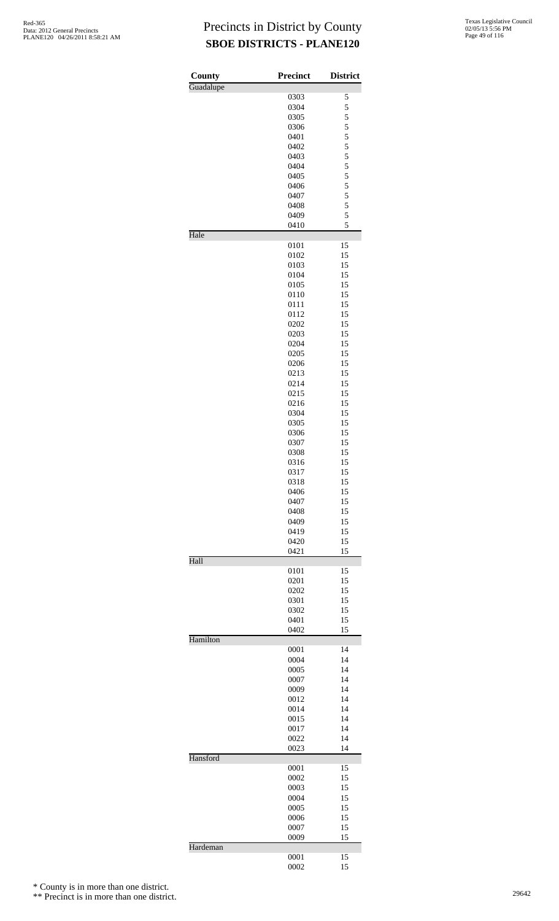# Precincts in District by County
## SBOE DISTRICTS - PLANE120

| County | Precinct | District |
|---|---|---|
| Guadalupe | | |
| | 0303 | 5 |
| | 0304 | 5 |
| | 0305 | 5 |
| | 0306 | 5 |
| | 0401 | 5 |
| | 0402 | 5 |
| | 0403 | 5 |
| | 0404 | 5 |
| | 0405 | 5 |
| | 0406 | 5 |
| | 0407 | 5 |
| | 0408 | 5 |
| | 0409 | 5 |
| | 0410 | 5 |
| Hale | | |
| | 0101 | 15 |
| | 0102 | 15 |
| | 0103 | 15 |
| | 0104 | 15 |
| | 0105 | 15 |
| | 0110 | 15 |
| | 0111 | 15 |
| | 0112 | 15 |
| | 0202 | 15 |
| | 0203 | 15 |
| | 0204 | 15 |
| | 0205 | 15 |
| | 0206 | 15 |
| | 0213 | 15 |
| | 0214 | 15 |
| | 0215 | 15 |
| | 0216 | 15 |
| | 0304 | 15 |
| | 0305 | 15 |
| | 0306 | 15 |
| | 0307 | 15 |
| | 0308 | 15 |
| | 0316 | 15 |
| | 0317 | 15 |
| | 0318 | 15 |
| | 0406 | 15 |
| | 0407 | 15 |
| | 0408 | 15 |
| | 0409 | 15 |
| | 0419 | 15 |
| | 0420 | 15 |
| | 0421 | 15 |
| Hall | | |
| | 0101 | 15 |
| | 0201 | 15 |
| | 0202 | 15 |
| | 0301 | 15 |
| | 0302 | 15 |
| | 0401 | 15 |
| | 0402 | 15 |
| Hamilton | | |
| | 0001 | 14 |
| | 0004 | 14 |
| | 0005 | 14 |
| | 0007 | 14 |
| | 0009 | 14 |
| | 0012 | 14 |
| | 0014 | 14 |
| | 0015 | 14 |
| | 0017 | 14 |
| | 0022 | 14 |
| | 0023 | 14 |
| Hansford | | |
| | 0001 | 15 |
| | 0002 | 15 |
| | 0003 | 15 |
| | 0004 | 15 |
| | 0005 | 15 |
| | 0006 | 15 |
| | 0007 | 15 |
| | 0009 | 15 |
| Hardeman | | |
| | 0001 | 15 |
| | 0002 | 15 |

\* County is in more than one district.

\*\* Precinct is in more than one district.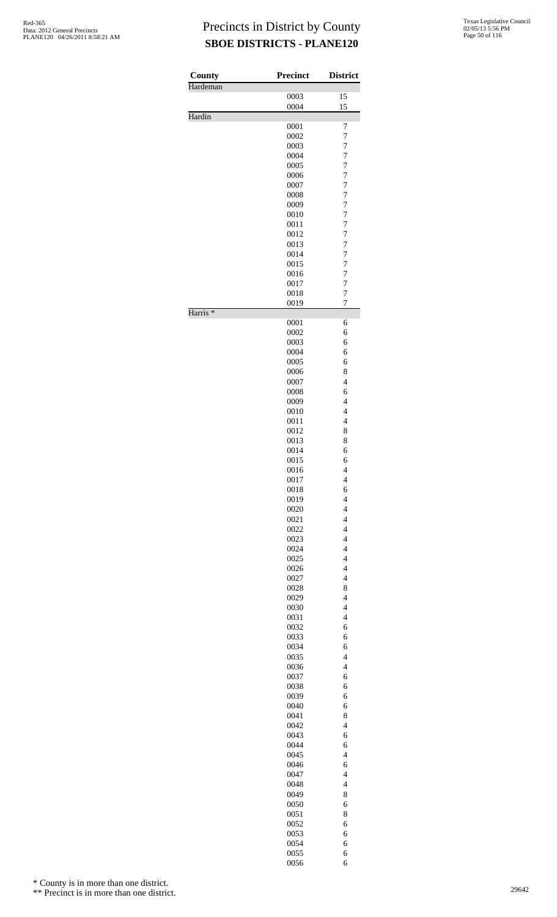# Precincts in District by County

## SBOE DISTRICTS - PLANE120

| County | Precinct | District |
|---|---|---|
| Hardeman | | |
| | 0003 | 15 |
| | 0004 | 15 |
| Hardin | | |
| | 0001 | 7 |
| | 0002 | 7 |
| | 0003 | 7 |
| | 0004 | 7 |
| | 0005 | 7 |
| | 0006 | 7 |
| | 0007 | 7 |
| | 0008 | 7 |
| | 0009 | 7 |
| | 0010 | 7 |
| | 0011 | 7 |
| | 0012 | 7 |
| | 0013 | 7 |
| | 0014 | 7 |
| | 0015 | 7 |
| | 0016 | 7 |
| | 0017 | 7 |
| | 0018 | 7 |
| | 0019 | 7 |
| Harris * | | |
| | 0001 | 6 |
| | 0002 | 6 |
| | 0003 | 6 |
| | 0004 | 6 |
| | 0005 | 6 |
| | 0006 | 8 |
| | 0007 | 4 |
| | 0008 | 6 |
| | 0009 | 4 |
| | 0010 | 4 |
| | 0011 | 4 |
| | 0012 | 8 |
| | 0013 | 8 |
| | 0014 | 6 |
| | 0015 | 6 |
| | 0016 | 4 |
| | 0017 | 4 |
| | 0018 | 6 |
| | 0019 | 4 |
| | 0020 | 4 |
| | 0021 | 4 |
| | 0022 | 4 |
| | 0023 | 4 |
| | 0024 | 4 |
| | 0025 | 4 |
| | 0026 | 4 |
| | 0027 | 4 |
| | 0028 | 8 |
| | 0029 | 4 |
| | 0030 | 4 |
| | 0031 | 4 |
| | 0032 | 6 |
| | 0033 | 6 |
| | 0034 | 6 |
| | 0035 | 4 |
| | 0036 | 4 |
| | 0037 | 6 |
| | 0038 | 6 |
| | 0039 | 6 |
| | 0040 | 6 |
| | 0041 | 8 |
| | 0042 | 4 |
| | 0043 | 6 |
| | 0044 | 6 |
| | 0045 | 4 |
| | 0046 | 6 |
| | 0047 | 4 |
| | 0048 | 4 |
| | 0049 | 8 |
| | 0050 | 6 |
| | 0051 | 8 |
| | 0052 | 6 |
| | 0053 | 6 |
| | 0054 | 6 |
| | 0055 | 6 |
| | 0056 | 6 |

\* County is in more than one district.

\*\* Precinct is in more than one district.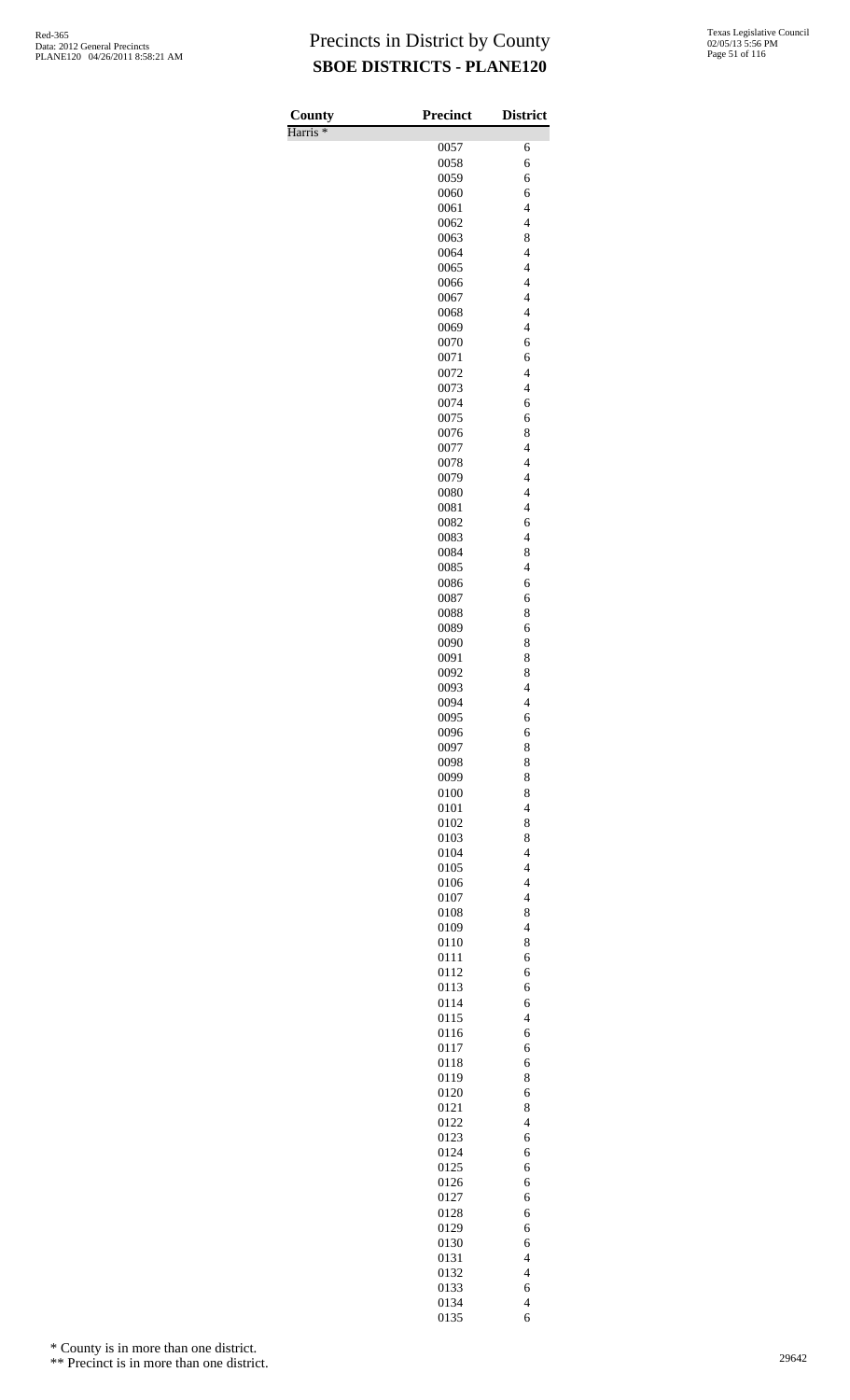# Precincts in District by County

## SBOE DISTRICTS - PLANE120

| County | Precinct | District |
|---|---|---|
| Harris * | | |
| | 0057 | 6 |
| | 0058 | 6 |
| | 0059 | 6 |
| | 0060 | 6 |
| | 0061 | 4 |
| | 0062 | 4 |
| | 0063 | 8 |
| | 0064 | 4 |
| | 0065 | 4 |
| | 0066 | 4 |
| | 0067 | 4 |
| | 0068 | 4 |
| | 0069 | 4 |
| | 0070 | 6 |
| | 0071 | 6 |
| | 0072 | 4 |
| | 0073 | 4 |
| | 0074 | 6 |
| | 0075 | 6 |
| | 0076 | 8 |
| | 0077 | 4 |
| | 0078 | 4 |
| | 0079 | 4 |
| | 0080 | 4 |
| | 0081 | 4 |
| | 0082 | 6 |
| | 0083 | 4 |
| | 0084 | 8 |
| | 0085 | 4 |
| | 0086 | 6 |
| | 0087 | 6 |
| | 0088 | 8 |
| | 0089 | 6 |
| | 0090 | 8 |
| | 0091 | 8 |
| | 0092 | 8 |
| | 0093 | 4 |
| | 0094 | 4 |
| | 0095 | 6 |
| | 0096 | 6 |
| | 0097 | 8 |
| | 0098 | 8 |
| | 0099 | 8 |
| | 0100 | 8 |
| | 0101 | 4 |
| | 0102 | 8 |
| | 0103 | 8 |
| | 0104 | 4 |
| | 0105 | 4 |
| | 0106 | 4 |
| | 0107 | 4 |
| | 0108 | 8 |
| | 0109 | 4 |
| | 0110 | 8 |
| | 0111 | 6 |
| | 0112 | 6 |
| | 0113 | 6 |
| | 0114 | 6 |
| | 0115 | 4 |
| | 0116 | 6 |
| | 0117 | 6 |
| | 0118 | 6 |
| | 0119 | 8 |
| | 0120 | 6 |
| | 0121 | 8 |
| | 0122 | 4 |
| | 0123 | 6 |
| | 0124 | 6 |
| | 0125 | 6 |
| | 0126 | 6 |
| | 0127 | 6 |
| | 0128 | 6 |
| | 0129 | 6 |
| | 0130 | 6 |
| | 0131 | 4 |
| | 0132 | 4 |
| | 0133 | 6 |
| | 0134 | 4 |
| | 0135 | 6 |

\* County is in more than one district.

\*\* Precinct is in more than one district.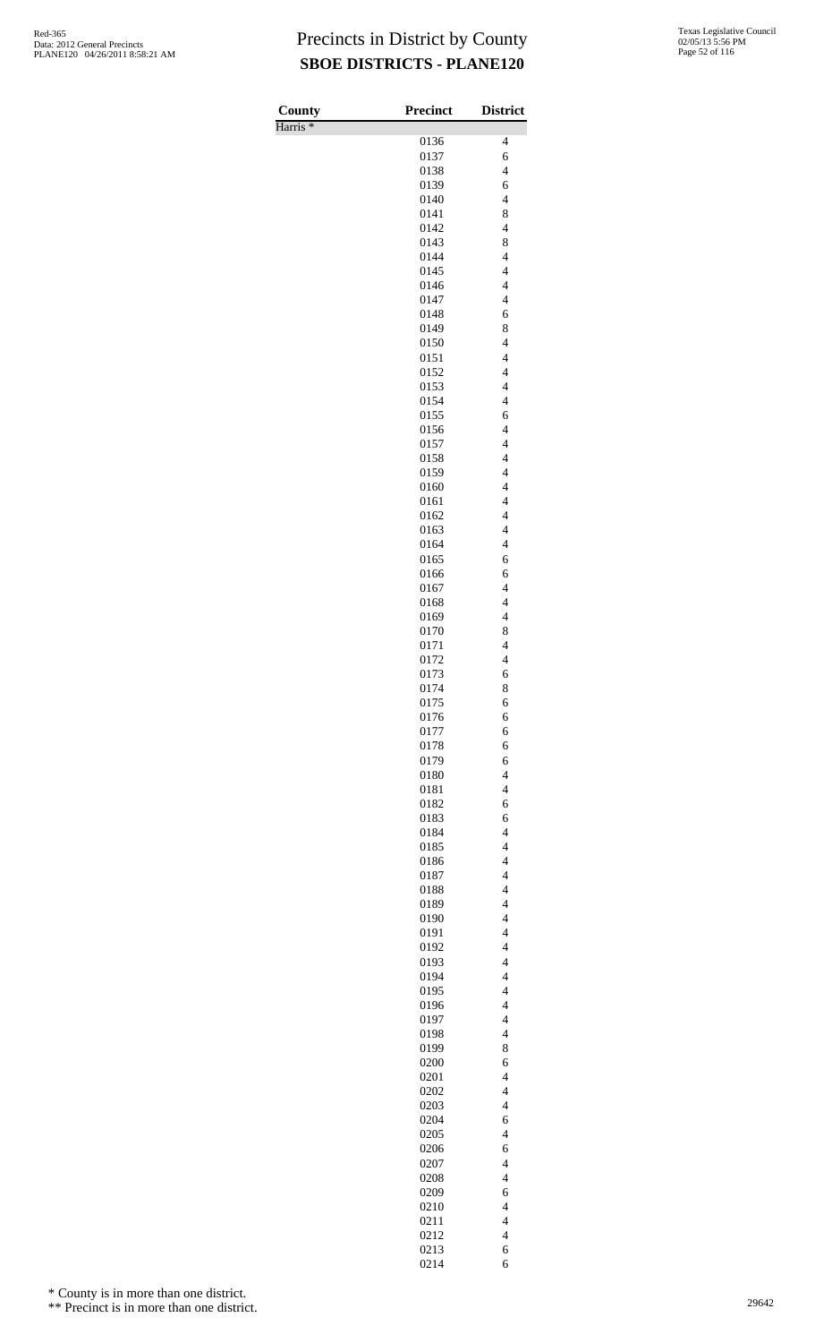# Precincts in District by County

## SBOE DISTRICTS - PLANE120

| County | Precinct | District |
|---|---|---|
| Harris * | | |
| | 0136 | 4 |
| | 0137 | 6 |
| | 0138 | 4 |
| | 0139 | 6 |
| | 0140 | 4 |
| | 0141 | 8 |
| | 0142 | 4 |
| | 0143 | 8 |
| | 0144 | 4 |
| | 0145 | 4 |
| | 0146 | 4 |
| | 0147 | 4 |
| | 0148 | 6 |
| | 0149 | 8 |
| | 0150 | 4 |
| | 0151 | 4 |
| | 0152 | 4 |
| | 0153 | 4 |
| | 0154 | 4 |
| | 0155 | 6 |
| | 0156 | 4 |
| | 0157 | 4 |
| | 0158 | 4 |
| | 0159 | 4 |
| | 0160 | 4 |
| | 0161 | 4 |
| | 0162 | 4 |
| | 0163 | 4 |
| | 0164 | 4 |
| | 0165 | 6 |
| | 0166 | 6 |
| | 0167 | 4 |
| | 0168 | 4 |
| | 0169 | 4 |
| | 0170 | 8 |
| | 0171 | 4 |
| | 0172 | 4 |
| | 0173 | 6 |
| | 0174 | 8 |
| | 0175 | 6 |
| | 0176 | 6 |
| | 0177 | 6 |
| | 0178 | 6 |
| | 0179 | 6 |
| | 0180 | 4 |
| | 0181 | 4 |
| | 0182 | 6 |
| | 0183 | 6 |
| | 0184 | 4 |
| | 0185 | 4 |
| | 0186 | 4 |
| | 0187 | 4 |
| | 0188 | 4 |
| | 0189 | 4 |
| | 0190 | 4 |
| | 0191 | 4 |
| | 0192 | 4 |
| | 0193 | 4 |
| | 0194 | 4 |
| | 0195 | 4 |
| | 0196 | 4 |
| | 0197 | 4 |
| | 0198 | 4 |
| | 0199 | 8 |
| | 0200 | 6 |
| | 0201 | 4 |
| | 0202 | 4 |
| | 0203 | 4 |
| | 0204 | 6 |
| | 0205 | 4 |
| | 0206 | 6 |
| | 0207 | 4 |
| | 0208 | 4 |
| | 0209 | 6 |
| | 0210 | 4 |
| | 0211 | 4 |
| | 0212 | 4 |
| | 0213 | 6 |
| | 0214 | 6 |

* County is in more than one district.

** Precinct is in more than one district.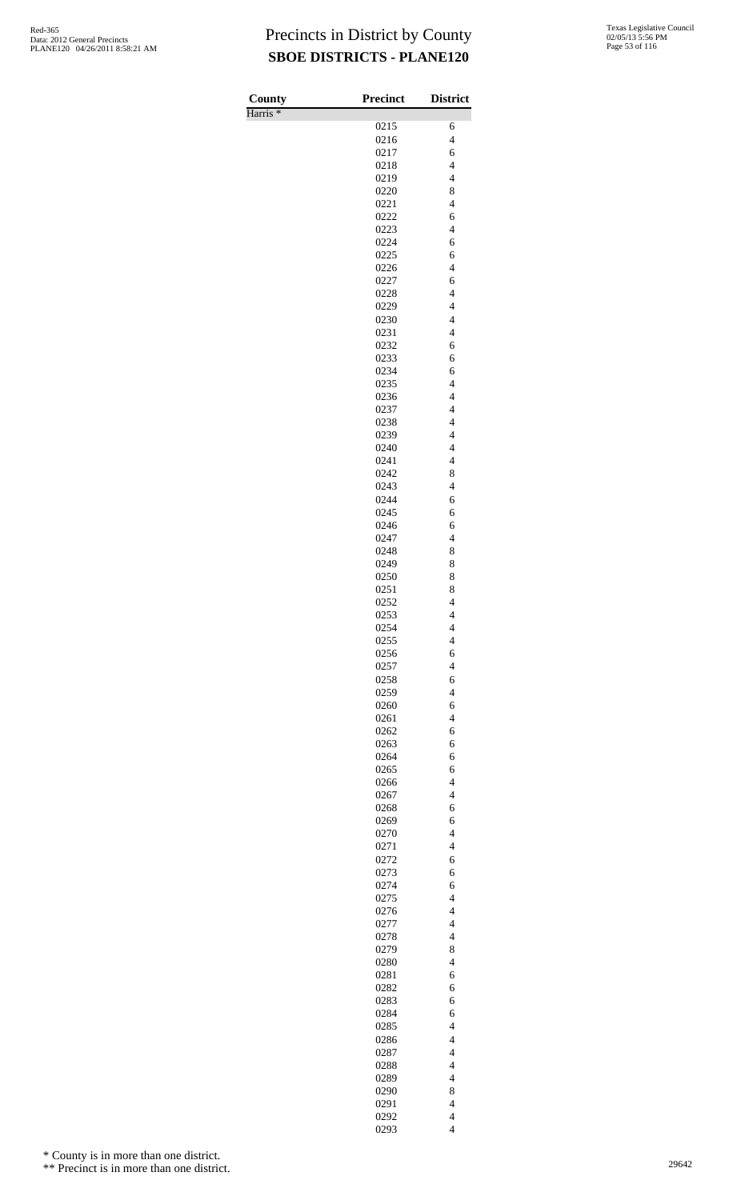# Precincts in District by County
## SBOE DISTRICTS - PLANE120

Red-365
Data: 2012 General Precincts
PLANE120 04/26/2011 8:58:21 AM

Texas Legislative Council
02/05/13 5:56 PM

| County | Precinct | District |
|---|---|---|
| Harris * | | |
| | 0215 | 6 |
| | 0216 | 4 |
| | 0217 | 6 |
| | 0218 | 4 |
| | 0219 | 4 |
| | 0220 | 8 |
| | 0221 | 4 |
| | 0222 | 6 |
| | 0223 | 4 |
| | 0224 | 6 |
| | 0225 | 6 |
| | 0226 | 4 |
| | 0227 | 6 |
| | 0228 | 4 |
| | 0229 | 4 |
| | 0230 | 4 |
| | 0231 | 4 |
| | 0232 | 6 |
| | 0233 | 6 |
| | 0234 | 6 |
| | 0235 | 4 |
| | 0236 | 4 |
| | 0237 | 4 |
| | 0238 | 4 |
| | 0239 | 4 |
| | 0240 | 4 |
| | 0241 | 4 |
| | 0242 | 8 |
| | 0243 | 4 |
| | 0244 | 6 |
| | 0245 | 6 |
| | 0246 | 6 |
| | 0247 | 4 |
| | 0248 | 8 |
| | 0249 | 8 |
| | 0250 | 8 |
| | 0251 | 8 |
| | 0252 | 4 |
| | 0253 | 4 |
| | 0254 | 4 |
| | 0255 | 4 |
| | 0256 | 6 |
| | 0257 | 4 |
| | 0258 | 6 |
| | 0259 | 4 |
| | 0260 | 6 |
| | 0261 | 4 |
| | 0262 | 6 |
| | 0263 | 6 |
| | 0264 | 6 |
| | 0265 | 6 |
| | 0266 | 4 |
| | 0267 | 4 |
| | 0268 | 6 |
| | 0269 | 6 |
| | 0270 | 4 |
| | 0271 | 4 |
| | 0272 | 6 |
| | 0273 | 6 |
| | 0274 | 6 |
| | 0275 | 4 |
| | 0276 | 4 |
| | 0277 | 4 |
| | 0278 | 4 |
| | 0279 | 8 |
| | 0280 | 4 |
| | 0281 | 6 |
| | 0282 | 6 |
| | 0283 | 6 |
| | 0284 | 6 |
| | 0285 | 4 |
| | 0286 | 4 |
| | 0287 | 4 |
| | 0288 | 4 |
| | 0289 | 4 |
| | 0290 | 8 |
| | 0291 | 4 |
| | 0292 | 4 |
| | 0293 | 4 |

\* County is in more than one district.

\*\* Precinct is in more than one district.

29642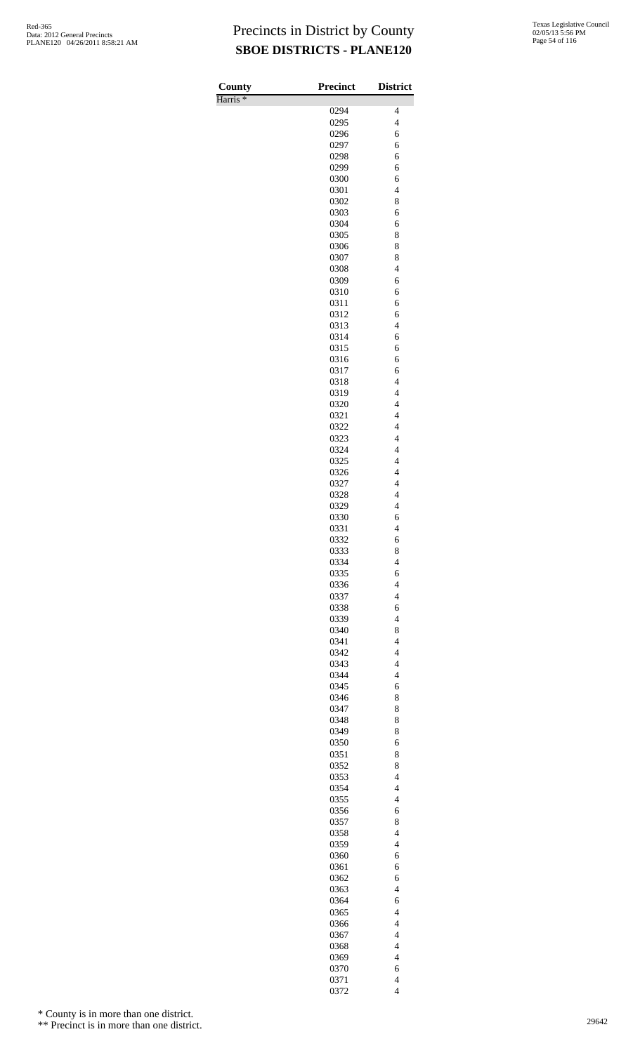# Precincts in District by County

## SBOE DISTRICTS - PLANE120

Red-365
Data: 2012 General Precincts
PLANE120 04/26/2011 8:58:21 AM

Texas Legislative Council
02/05/13 5:56 PM

| County | Precinct | District |
|---|---|---|
| Harris * | | |
| | 0294 | 4 |
| | 0295 | 4 |
| | 0296 | 6 |
| | 0297 | 6 |
| | 0298 | 6 |
| | 0299 | 6 |
| | 0300 | 6 |
| | 0301 | 4 |
| | 0302 | 8 |
| | 0303 | 6 |
| | 0304 | 6 |
| | 0305 | 8 |
| | 0306 | 8 |
| | 0307 | 8 |
| | 0308 | 4 |
| | 0309 | 6 |
| | 0310 | 6 |
| | 0311 | 6 |
| | 0312 | 6 |
| | 0313 | 4 |
| | 0314 | 6 |
| | 0315 | 6 |
| | 0316 | 6 |
| | 0317 | 6 |
| | 0318 | 4 |
| | 0319 | 4 |
| | 0320 | 4 |
| | 0321 | 4 |
| | 0322 | 4 |
| | 0323 | 4 |
| | 0324 | 4 |
| | 0325 | 4 |
| | 0326 | 4 |
| | 0327 | 4 |
| | 0328 | 4 |
| | 0329 | 4 |
| | 0330 | 6 |
| | 0331 | 4 |
| | 0332 | 6 |
| | 0333 | 8 |
| | 0334 | 4 |
| | 0335 | 6 |
| | 0336 | 4 |
| | 0337 | 4 |
| | 0338 | 6 |
| | 0339 | 4 |
| | 0340 | 8 |
| | 0341 | 4 |
| | 0342 | 4 |
| | 0343 | 4 |
| | 0344 | 4 |
| | 0345 | 6 |
| | 0346 | 8 |
| | 0347 | 8 |
| | 0348 | 8 |
| | 0349 | 8 |
| | 0350 | 6 |
| | 0351 | 8 |
| | 0352 | 8 |
| | 0353 | 4 |
| | 0354 | 4 |
| | 0355 | 4 |
| | 0356 | 6 |
| | 0357 | 8 |
| | 0358 | 4 |
| | 0359 | 4 |
| | 0360 | 6 |
| | 0361 | 6 |
| | 0362 | 6 |
| | 0363 | 4 |
| | 0364 | 6 |
| | 0365 | 4 |
| | 0366 | 4 |
| | 0367 | 4 |
| | 0368 | 4 |
| | 0369 | 4 |
| | 0370 | 6 |
| | 0371 | 4 |
| | 0372 | 4 |

\* County is in more than one district.

\*\* Precinct is in more than one district.

29642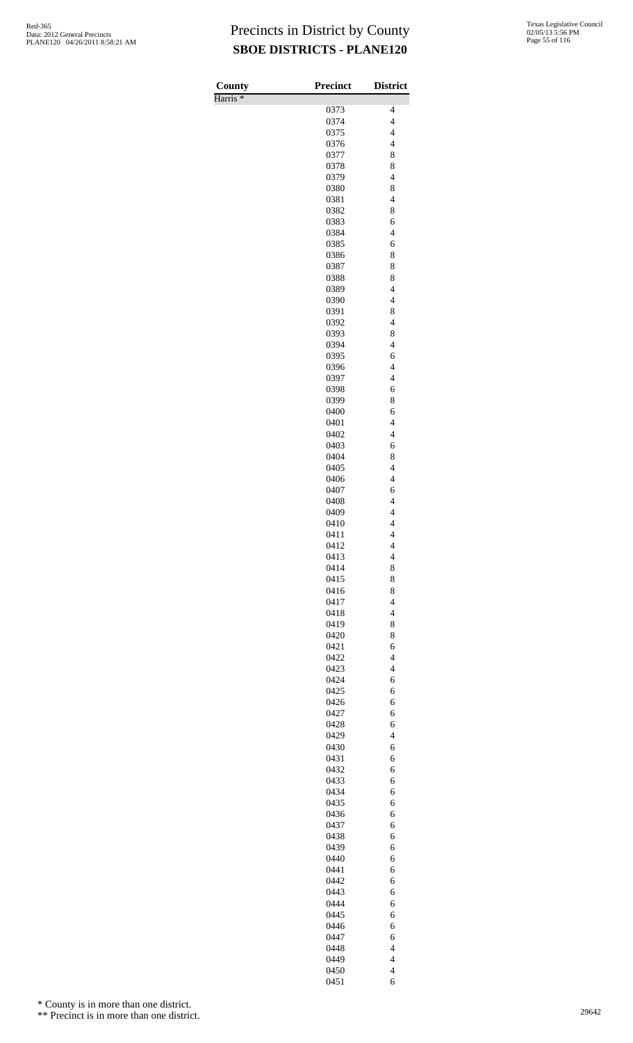# Precincts in District by County
## SBOE DISTRICTS - PLANE120

| County | Precinct | District |
|---|---|---|
| Harris * | | |
| | 0373 | 4 |
| | 0374 | 4 |
| | 0375 | 4 |
| | 0376 | 4 |
| | 0377 | 8 |
| | 0378 | 8 |
| | 0379 | 4 |
| | 0380 | 8 |
| | 0381 | 4 |
| | 0382 | 8 |
| | 0383 | 6 |
| | 0384 | 4 |
| | 0385 | 6 |
| | 0386 | 8 |
| | 0387 | 8 |
| | 0388 | 8 |
| | 0389 | 4 |
| | 0390 | 4 |
| | 0391 | 8 |
| | 0392 | 4 |
| | 0393 | 8 |
| | 0394 | 4 |
| | 0395 | 6 |
| | 0396 | 4 |
| | 0397 | 4 |
| | 0398 | 6 |
| | 0399 | 8 |
| | 0400 | 6 |
| | 0401 | 4 |
| | 0402 | 4 |
| | 0403 | 6 |
| | 0404 | 8 |
| | 0405 | 4 |
| | 0406 | 4 |
| | 0407 | 6 |
| | 0408 | 4 |
| | 0409 | 4 |
| | 0410 | 4 |
| | 0411 | 4 |
| | 0412 | 4 |
| | 0413 | 4 |
| | 0414 | 8 |
| | 0415 | 8 |
| | 0416 | 8 |
| | 0417 | 4 |
| | 0418 | 4 |
| | 0419 | 8 |
| | 0420 | 8 |
| | 0421 | 6 |
| | 0422 | 4 |
| | 0423 | 4 |
| | 0424 | 6 |
| | 0425 | 6 |
| | 0426 | 6 |
| | 0427 | 6 |
| | 0428 | 6 |
| | 0429 | 4 |
| | 0430 | 6 |
| | 0431 | 6 |
| | 0432 | 6 |
| | 0433 | 6 |
| | 0434 | 6 |
| | 0435 | 6 |
| | 0436 | 6 |
| | 0437 | 6 |
| | 0438 | 6 |
| | 0439 | 6 |
| | 0440 | 6 |
| | 0441 | 6 |
| | 0442 | 6 |
| | 0443 | 6 |
| | 0444 | 6 |
| | 0445 | 6 |
| | 0446 | 6 |
| | 0447 | 6 |
| | 0448 | 4 |
| | 0449 | 4 |
| | 0450 | 4 |
| | 0451 | 6 |

\* County is in more than one district.

** Precinct is in more than one district.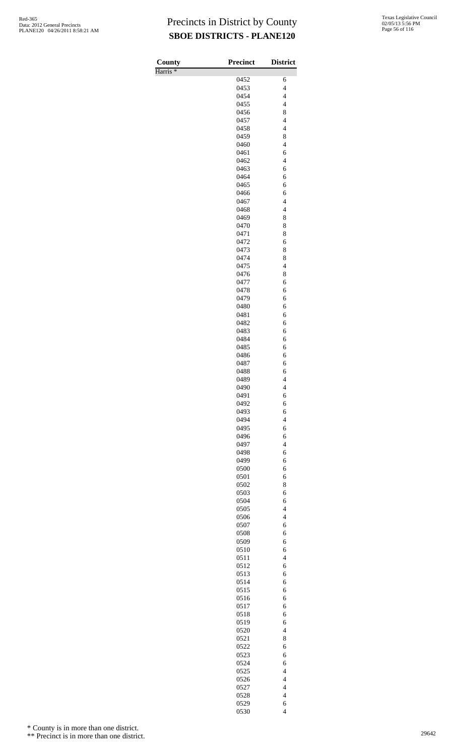# Precincts in District by County

## SBOE DISTRICTS - PLANE120

Red-365
Data: 2012 General Precincts
PLANE120 04/26/2011 8:58:21 AM

Texas Legislative Council
02/05/13 5:56 PM

| County | Precinct | District |
|---|---|---|
| Harris * | | |
| | 0452 | 6 |
| | 0453 | 4 |
| | 0454 | 4 |
| | 0455 | 4 |
| | 0456 | 8 |
| | 0457 | 4 |
| | 0458 | 4 |
| | 0459 | 8 |
| | 0460 | 4 |
| | 0461 | 6 |
| | 0462 | 4 |
| | 0463 | 6 |
| | 0464 | 6 |
| | 0465 | 6 |
| | 0466 | 6 |
| | 0467 | 4 |
| | 0468 | 4 |
| | 0469 | 8 |
| | 0470 | 8 |
| | 0471 | 8 |
| | 0472 | 6 |
| | 0473 | 8 |
| | 0474 | 8 |
| | 0475 | 4 |
| | 0476 | 8 |
| | 0477 | 6 |
| | 0478 | 6 |
| | 0479 | 6 |
| | 0480 | 6 |
| | 0481 | 6 |
| | 0482 | 6 |
| | 0483 | 6 |
| | 0484 | 6 |
| | 0485 | 6 |
| | 0486 | 6 |
| | 0487 | 6 |
| | 0488 | 6 |
| | 0489 | 4 |
| | 0490 | 4 |
| | 0491 | 6 |
| | 0492 | 6 |
| | 0493 | 6 |
| | 0494 | 4 |
| | 0495 | 6 |
| | 0496 | 6 |
| | 0497 | 4 |
| | 0498 | 6 |
| | 0499 | 6 |
| | 0500 | 6 |
| | 0501 | 6 |
| | 0502 | 8 |
| | 0503 | 6 |
| | 0504 | 6 |
| | 0505 | 4 |
| | 0506 | 4 |
| | 0507 | 6 |
| | 0508 | 6 |
| | 0509 | 6 |
| | 0510 | 6 |
| | 0511 | 4 |
| | 0512 | 6 |
| | 0513 | 6 |
| | 0514 | 6 |
| | 0515 | 6 |
| | 0516 | 6 |
| | 0517 | 6 |
| | 0518 | 6 |
| | 0519 | 6 |
| | 0520 | 4 |
| | 0521 | 8 |
| | 0522 | 6 |
| | 0523 | 6 |
| | 0524 | 6 |
| | 0525 | 4 |
| | 0526 | 4 |
| | 0527 | 4 |
| | 0528 | 4 |
| | 0529 | 6 |
| | 0530 | 4 |

\* County is in more than one district.

** Precinct is in more than one district.

29642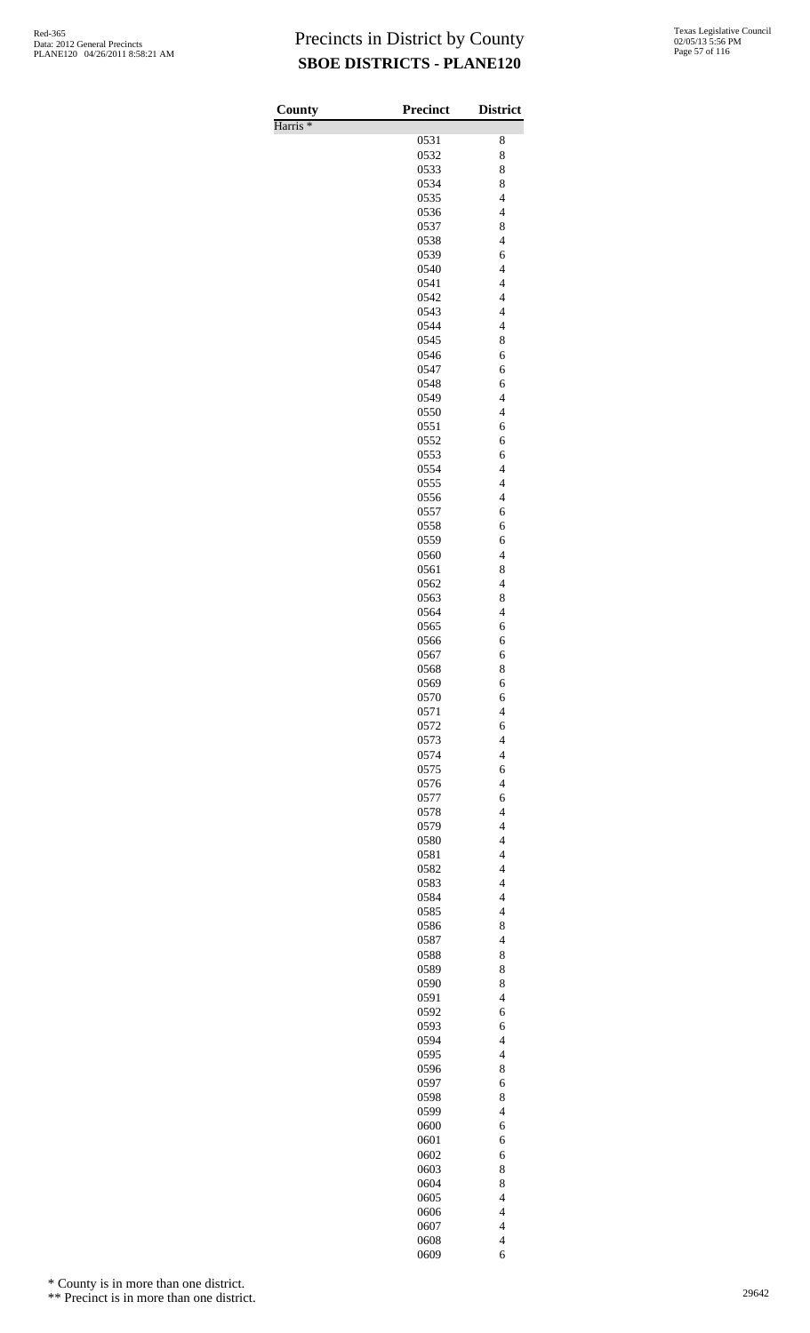# Precincts in District by County

## SBOE DISTRICTS - PLANE120

| County | Precinct | District |
|---|---|---|
| Harris * | | |
| | 0531 | 8 |
| | 0532 | 8 |
| | 0533 | 8 |
| | 0534 | 8 |
| | 0535 | 4 |
| | 0536 | 4 |
| | 0537 | 8 |
| | 0538 | 4 |
| | 0539 | 6 |
| | 0540 | 4 |
| | 0541 | 4 |
| | 0542 | 4 |
| | 0543 | 4 |
| | 0544 | 4 |
| | 0545 | 8 |
| | 0546 | 6 |
| | 0547 | 6 |
| | 0548 | 6 |
| | 0549 | 4 |
| | 0550 | 4 |
| | 0551 | 6 |
| | 0552 | 6 |
| | 0553 | 6 |
| | 0554 | 4 |
| | 0555 | 4 |
| | 0556 | 4 |
| | 0557 | 6 |
| | 0558 | 6 |
| | 0559 | 6 |
| | 0560 | 4 |
| | 0561 | 8 |
| | 0562 | 4 |
| | 0563 | 8 |
| | 0564 | 4 |
| | 0565 | 6 |
| | 0566 | 6 |
| | 0567 | 6 |
| | 0568 | 8 |
| | 0569 | 6 |
| | 0570 | 6 |
| | 0571 | 4 |
| | 0572 | 6 |
| | 0573 | 4 |
| | 0574 | 4 |
| | 0575 | 6 |
| | 0576 | 4 |
| | 0577 | 6 |
| | 0578 | 4 |
| | 0579 | 4 |
| | 0580 | 4 |
| | 0581 | 4 |
| | 0582 | 4 |
| | 0583 | 4 |
| | 0584 | 4 |
| | 0585 | 4 |
| | 0586 | 8 |
| | 0587 | 4 |
| | 0588 | 8 |
| | 0589 | 8 |
| | 0590 | 8 |
| | 0591 | 4 |
| | 0592 | 6 |
| | 0593 | 6 |
| | 0594 | 4 |
| | 0595 | 4 |
| | 0596 | 8 |
| | 0597 | 6 |
| | 0598 | 8 |
| | 0599 | 4 |
| | 0600 | 6 |
| | 0601 | 6 |
| | 0602 | 6 |
| | 0603 | 8 |
| | 0604 | 8 |
| | 0605 | 4 |
| | 0606 | 4 |
| | 0607 | 4 |
| | 0608 | 4 |
| | 0609 | 6 |

\* County is in more than one district.

\*\* Precinct is in more than one district.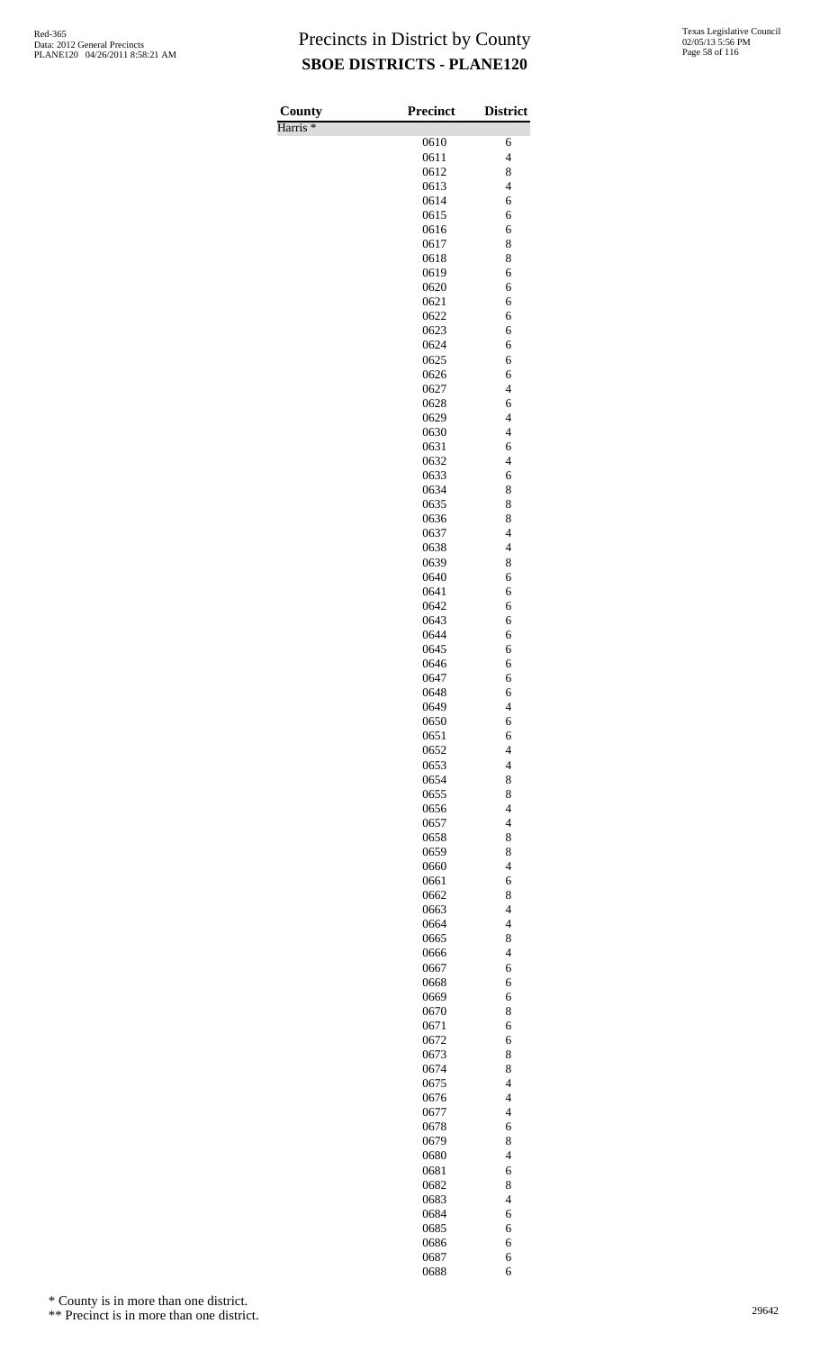# Precincts in District by County
## SBOE DISTRICTS - PLANE120

| County | Precinct | District |
|---|---|---|
| Harris * | | |
| | 0610 | 6 |
| | 0611 | 4 |
| | 0612 | 8 |
| | 0613 | 4 |
| | 0614 | 6 |
| | 0615 | 6 |
| | 0616 | 6 |
| | 0617 | 8 |
| | 0618 | 8 |
| | 0619 | 6 |
| | 0620 | 6 |
| | 0621 | 6 |
| | 0622 | 6 |
| | 0623 | 6 |
| | 0624 | 6 |
| | 0625 | 6 |
| | 0626 | 6 |
| | 0627 | 4 |
| | 0628 | 6 |
| | 0629 | 4 |
| | 0630 | 4 |
| | 0631 | 6 |
| | 0632 | 4 |
| | 0633 | 6 |
| | 0634 | 8 |
| | 0635 | 8 |
| | 0636 | 8 |
| | 0637 | 4 |
| | 0638 | 4 |
| | 0639 | 8 |
| | 0640 | 6 |
| | 0641 | 6 |
| | 0642 | 6 |
| | 0643 | 6 |
| | 0644 | 6 |
| | 0645 | 6 |
| | 0646 | 6 |
| | 0647 | 6 |
| | 0648 | 6 |
| | 0649 | 4 |
| | 0650 | 6 |
| | 0651 | 6 |
| | 0652 | 4 |
| | 0653 | 4 |
| | 0654 | 8 |
| | 0655 | 8 |
| | 0656 | 4 |
| | 0657 | 4 |
| | 0658 | 8 |
| | 0659 | 8 |
| | 0660 | 4 |
| | 0661 | 6 |
| | 0662 | 8 |
| | 0663 | 4 |
| | 0664 | 4 |
| | 0665 | 8 |
| | 0666 | 4 |
| | 0667 | 6 |
| | 0668 | 6 |
| | 0669 | 6 |
| | 0670 | 8 |
| | 0671 | 6 |
| | 0672 | 6 |
| | 0673 | 8 |
| | 0674 | 8 |
| | 0675 | 4 |
| | 0676 | 4 |
| | 0677 | 4 |
| | 0678 | 6 |
| | 0679 | 8 |
| | 0680 | 4 |
| | 0681 | 6 |
| | 0682 | 8 |
| | 0683 | 4 |
| | 0684 | 6 |
| | 0685 | 6 |
| | 0686 | 6 |
| | 0687 | 6 |
| | 0688 | 6 |

\* County is in more than one district.

\** Precinct is in more than one district.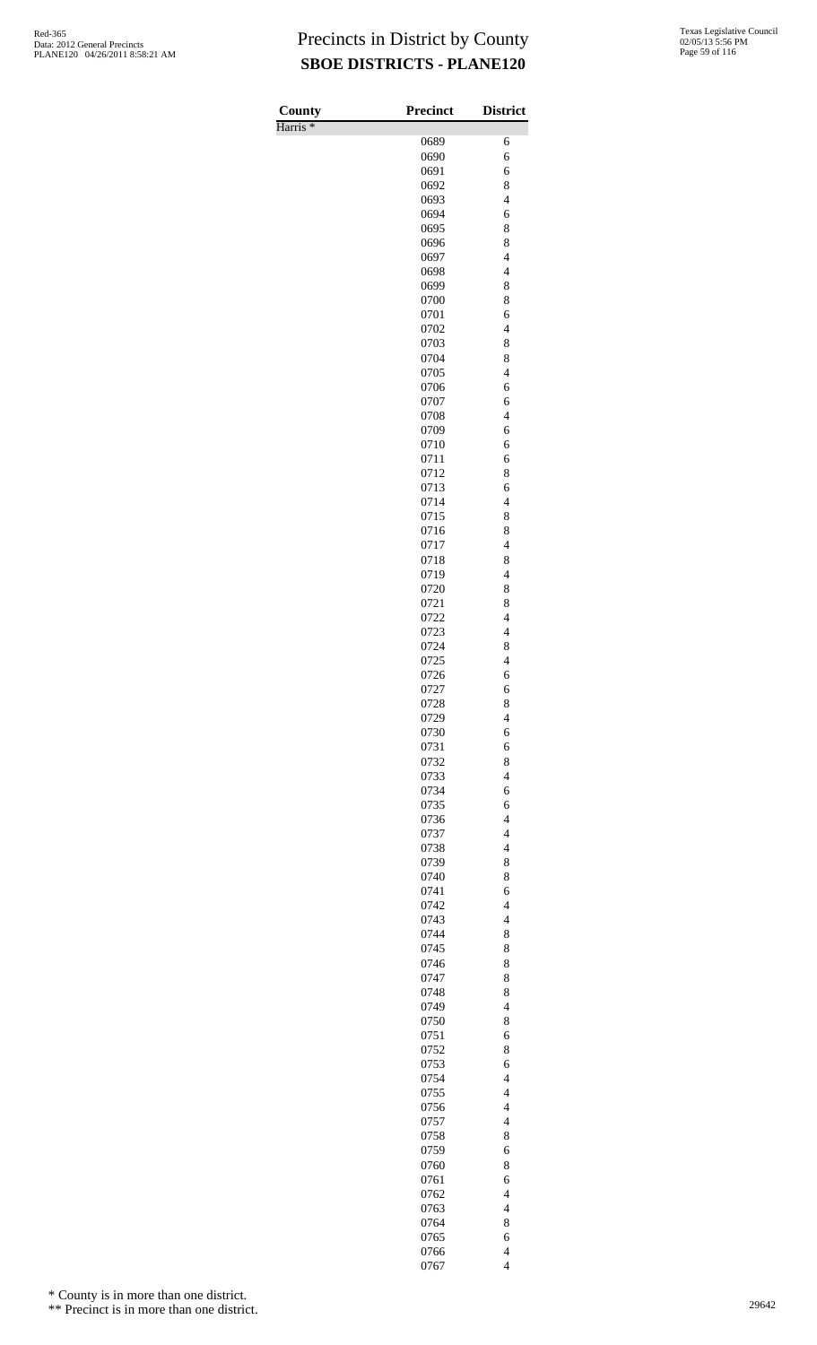# Precincts in District by County

## SBOE DISTRICTS - PLANE120

| County | Precinct | District |
|---|---|---|
| Harris * | | |
| | 0689 | 6 |
| | 0690 | 6 |
| | 0691 | 6 |
| | 0692 | 8 |
| | 0693 | 4 |
| | 0694 | 6 |
| | 0695 | 8 |
| | 0696 | 8 |
| | 0697 | 4 |
| | 0698 | 4 |
| | 0699 | 8 |
| | 0700 | 8 |
| | 0701 | 6 |
| | 0702 | 4 |
| | 0703 | 8 |
| | 0704 | 8 |
| | 0705 | 4 |
| | 0706 | 6 |
| | 0707 | 6 |
| | 0708 | 4 |
| | 0709 | 6 |
| | 0710 | 6 |
| | 0711 | 6 |
| | 0712 | 8 |
| | 0713 | 6 |
| | 0714 | 4 |
| | 0715 | 8 |
| | 0716 | 8 |
| | 0717 | 4 |
| | 0718 | 8 |
| | 0719 | 4 |
| | 0720 | 8 |
| | 0721 | 8 |
| | 0722 | 4 |
| | 0723 | 4 |
| | 0724 | 8 |
| | 0725 | 4 |
| | 0726 | 6 |
| | 0727 | 6 |
| | 0728 | 8 |
| | 0729 | 4 |
| | 0730 | 6 |
| | 0731 | 6 |
| | 0732 | 8 |
| | 0733 | 4 |
| | 0734 | 6 |
| | 0735 | 6 |
| | 0736 | 4 |
| | 0737 | 4 |
| | 0738 | 4 |
| | 0739 | 8 |
| | 0740 | 8 |
| | 0741 | 6 |
| | 0742 | 4 |
| | 0743 | 4 |
| | 0744 | 8 |
| | 0745 | 8 |
| | 0746 | 8 |
| | 0747 | 8 |
| | 0748 | 8 |
| | 0749 | 4 |
| | 0750 | 8 |
| | 0751 | 6 |
| | 0752 | 8 |
| | 0753 | 6 |
| | 0754 | 4 |
| | 0755 | 4 |
| | 0756 | 4 |
| | 0757 | 4 |
| | 0758 | 8 |
| | 0759 | 6 |
| | 0760 | 8 |
| | 0761 | 6 |
| | 0762 | 4 |
| | 0763 | 4 |
| | 0764 | 8 |
| | 0765 | 6 |
| | 0766 | 4 |
| | 0767 | 4 |

* County is in more than one district.

** Precinct is in more than one district.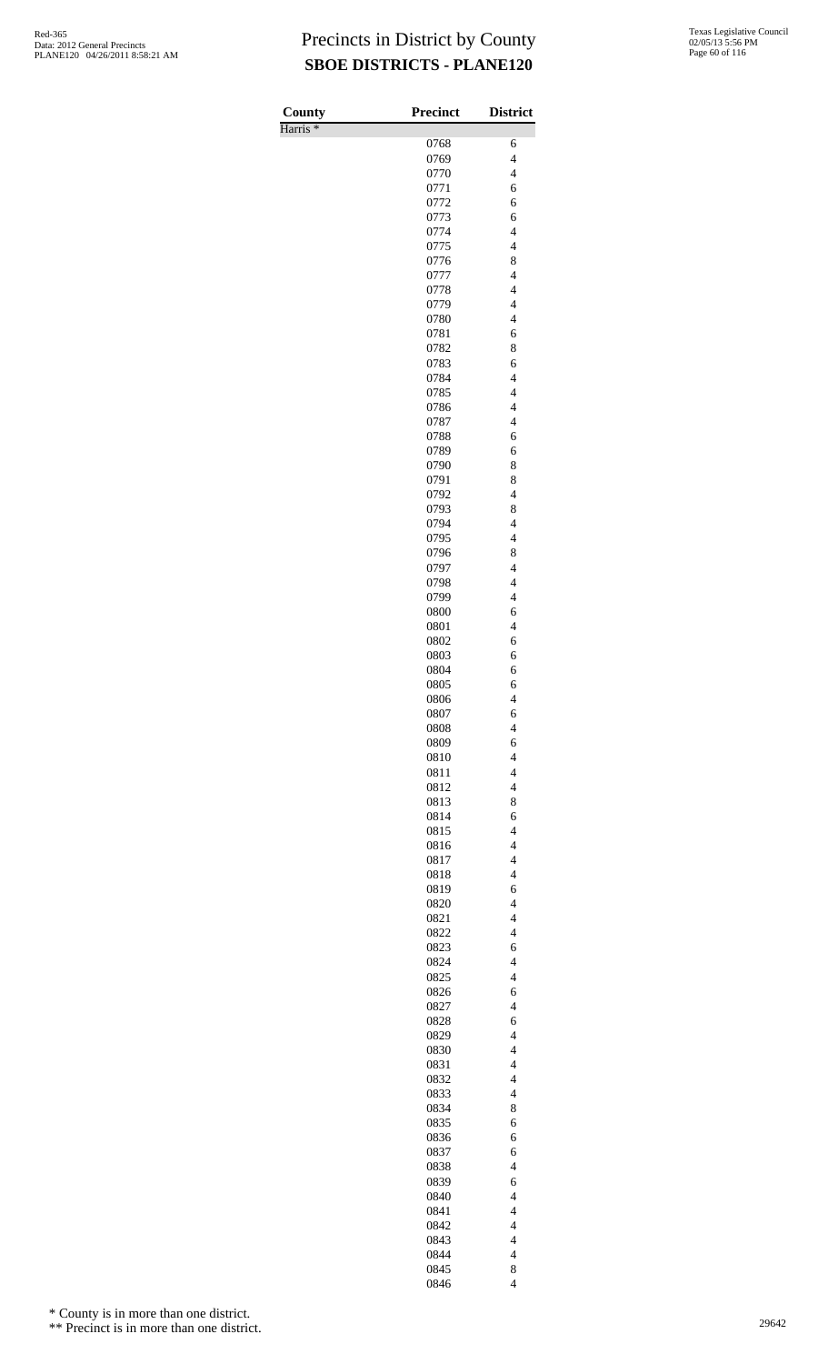# Precincts in District by County

## SBOE DISTRICTS - PLANE120

Red-365
Data: 2012 General Precincts
PLANE120 04/26/2011 8:58:21 AM

Texas Legislative Council
02/05/13 5:56 PM

| County | Precinct | District |
|---|---|---|
| Harris * | | |
| | 0768 | 6 |
| | 0769 | 4 |
| | 0770 | 4 |
| | 0771 | 6 |
| | 0772 | 6 |
| | 0773 | 6 |
| | 0774 | 4 |
| | 0775 | 4 |
| | 0776 | 8 |
| | 0777 | 4 |
| | 0778 | 4 |
| | 0779 | 4 |
| | 0780 | 4 |
| | 0781 | 6 |
| | 0782 | 8 |
| | 0783 | 6 |
| | 0784 | 4 |
| | 0785 | 4 |
| | 0786 | 4 |
| | 0787 | 4 |
| | 0788 | 6 |
| | 0789 | 6 |
| | 0790 | 8 |
| | 0791 | 8 |
| | 0792 | 4 |
| | 0793 | 8 |
| | 0794 | 4 |
| | 0795 | 4 |
| | 0796 | 8 |
| | 0797 | 4 |
| | 0798 | 4 |
| | 0799 | 4 |
| | 0800 | 6 |
| | 0801 | 4 |
| | 0802 | 6 |
| | 0803 | 6 |
| | 0804 | 6 |
| | 0805 | 6 |
| | 0806 | 4 |
| | 0807 | 6 |
| | 0808 | 4 |
| | 0809 | 6 |
| | 0810 | 4 |
| | 0811 | 4 |
| | 0812 | 4 |
| | 0813 | 8 |
| | 0814 | 6 |
| | 0815 | 4 |
| | 0816 | 4 |
| | 0817 | 4 |
| | 0818 | 4 |
| | 0819 | 6 |
| | 0820 | 4 |
| | 0821 | 4 |
| | 0822 | 4 |
| | 0823 | 6 |
| | 0824 | 4 |
| | 0825 | 4 |
| | 0826 | 6 |
| | 0827 | 4 |
| | 0828 | 6 |
| | 0829 | 4 |
| | 0830 | 4 |
| | 0831 | 4 |
| | 0832 | 4 |
| | 0833 | 4 |
| | 0834 | 8 |
| | 0835 | 6 |
| | 0836 | 6 |
| | 0837 | 6 |
| | 0838 | 4 |
| | 0839 | 6 |
| | 0840 | 4 |
| | 0841 | 4 |
| | 0842 | 4 |
| | 0843 | 4 |
| | 0844 | 4 |
| | 0845 | 8 |
| | 0846 | 4 |

\* County is in more than one district.

\*\* Precinct is in more than one district.

29642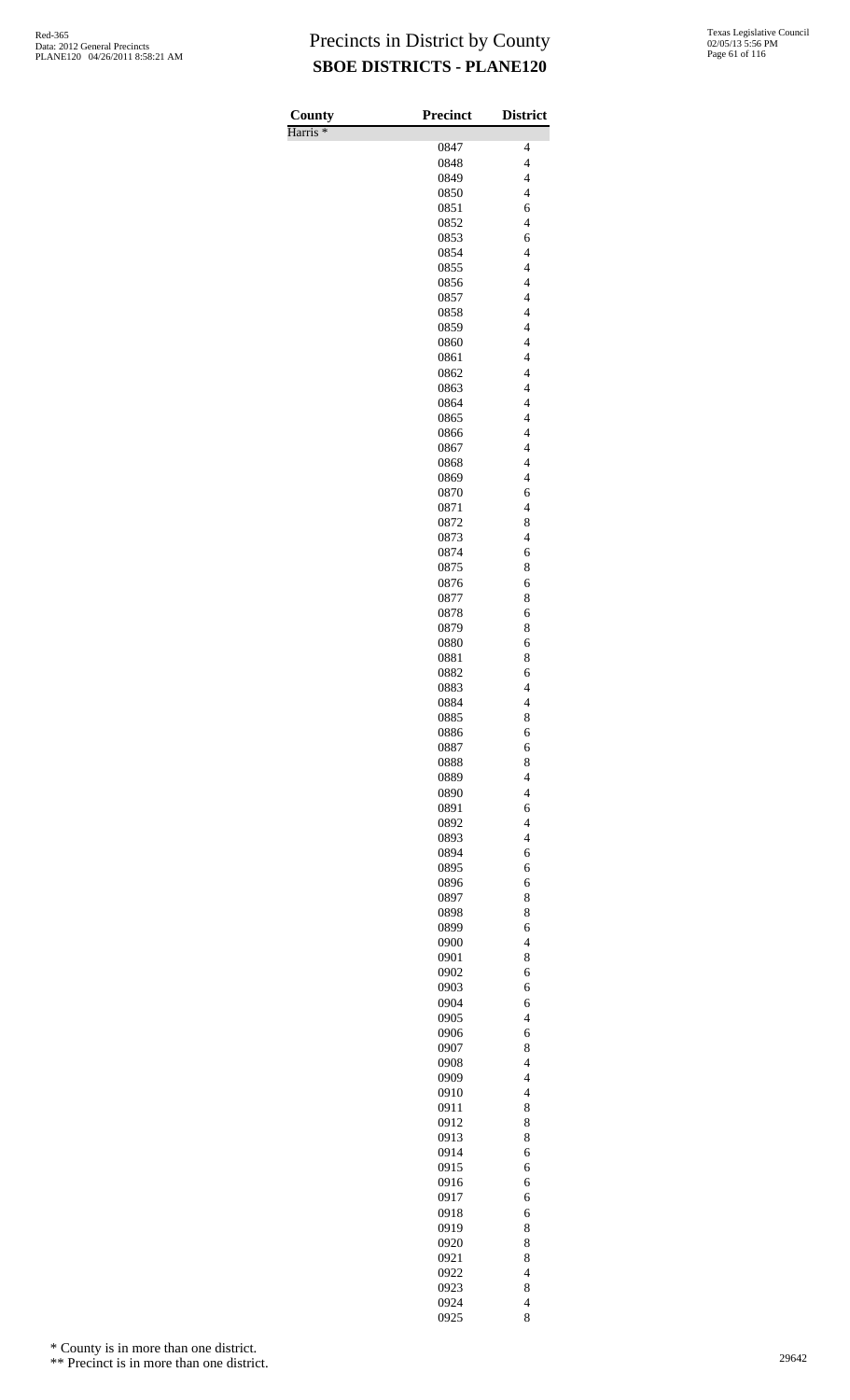# Precincts in District by County

## SBOE DISTRICTS - PLANE120

| County | Precinct | District |
|---|---|---|
| Harris * | | |
| | 0847 | 4 |
| | 0848 | 4 |
| | 0849 | 4 |
| | 0850 | 4 |
| | 0851 | 6 |
| | 0852 | 4 |
| | 0853 | 6 |
| | 0854 | 4 |
| | 0855 | 4 |
| | 0856 | 4 |
| | 0857 | 4 |
| | 0858 | 4 |
| | 0859 | 4 |
| | 0860 | 4 |
| | 0861 | 4 |
| | 0862 | 4 |
| | 0863 | 4 |
| | 0864 | 4 |
| | 0865 | 4 |
| | 0866 | 4 |
| | 0867 | 4 |
| | 0868 | 4 |
| | 0869 | 4 |
| | 0870 | 6 |
| | 0871 | 4 |
| | 0872 | 8 |
| | 0873 | 4 |
| | 0874 | 6 |
| | 0875 | 8 |
| | 0876 | 6 |
| | 0877 | 8 |
| | 0878 | 6 |
| | 0879 | 8 |
| | 0880 | 6 |
| | 0881 | 8 |
| | 0882 | 6 |
| | 0883 | 4 |
| | 0884 | 4 |
| | 0885 | 8 |
| | 0886 | 6 |
| | 0887 | 6 |
| | 0888 | 8 |
| | 0889 | 4 |
| | 0890 | 4 |
| | 0891 | 6 |
| | 0892 | 4 |
| | 0893 | 4 |
| | 0894 | 6 |
| | 0895 | 6 |
| | 0896 | 6 |
| | 0897 | 8 |
| | 0898 | 8 |
| | 0899 | 6 |
| | 0900 | 4 |
| | 0901 | 8 |
| | 0902 | 6 |
| | 0903 | 6 |
| | 0904 | 6 |
| | 0905 | 4 |
| | 0906 | 6 |
| | 0907 | 8 |
| | 0908 | 4 |
| | 0909 | 4 |
| | 0910 | 4 |
| | 0911 | 8 |
| | 0912 | 8 |
| | 0913 | 8 |
| | 0914 | 6 |
| | 0915 | 6 |
| | 0916 | 6 |
| | 0917 | 6 |
| | 0918 | 6 |
| | 0919 | 8 |
| | 0920 | 8 |
| | 0921 | 8 |
| | 0922 | 4 |
| | 0923 | 8 |
| | 0924 | 4 |
| | 0925 | 8 |

\* County is in more than one district.

\*\* Precinct is in more than one district.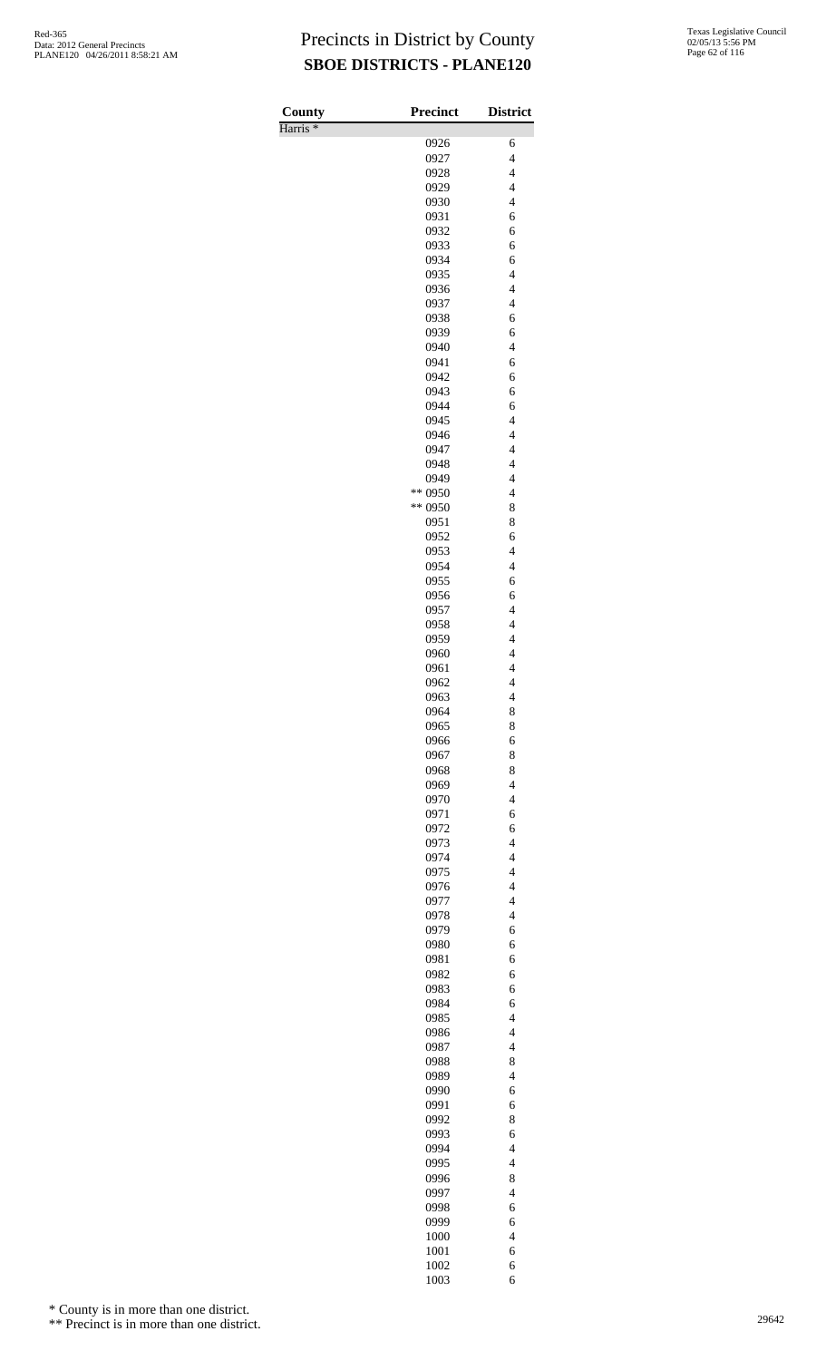# Precincts in District by County
## SBOE DISTRICTS - PLANE120

Red-365
Data: 2012 General Precincts
PLANE120 04/26/2011 8:58:21 AM

Texas Legislative Council
02/05/13 5:56 PM

| County | Precinct | District |
|---|---|---|
| Harris * | | |
| | 0926 | 6 |
| | 0927 | 4 |
| | 0928 | 4 |
| | 0929 | 4 |
| | 0930 | 4 |
| | 0931 | 6 |
| | 0932 | 6 |
| | 0933 | 6 |
| | 0934 | 6 |
| | 0935 | 4 |
| | 0936 | 4 |
| | 0937 | 4 |
| | 0938 | 6 |
| | 0939 | 6 |
| | 0940 | 4 |
| | 0941 | 6 |
| | 0942 | 6 |
| | 0943 | 6 |
| | 0944 | 6 |
| | 0945 | 4 |
| | 0946 | 4 |
| | 0947 | 4 |
| | 0948 | 4 |
| | 0949 | 4 |
| | ** 0950 | 4 |
| | ** 0950 | 8 |
| | 0951 | 8 |
| | 0952 | 6 |
| | 0953 | 4 |
| | 0954 | 4 |
| | 0955 | 6 |
| | 0956 | 6 |
| | 0957 | 4 |
| | 0958 | 4 |
| | 0959 | 4 |
| | 0960 | 4 |
| | 0961 | 4 |
| | 0962 | 4 |
| | 0963 | 4 |
| | 0964 | 8 |
| | 0965 | 8 |
| | 0966 | 6 |
| | 0967 | 8 |
| | 0968 | 8 |
| | 0969 | 4 |
| | 0970 | 4 |
| | 0971 | 6 |
| | 0972 | 6 |
| | 0973 | 4 |
| | 0974 | 4 |
| | 0975 | 4 |
| | 0976 | 4 |
| | 0977 | 4 |
| | 0978 | 4 |
| | 0979 | 6 |
| | 0980 | 6 |
| | 0981 | 6 |
| | 0982 | 6 |
| | 0983 | 6 |
| | 0984 | 6 |
| | 0985 | 4 |
| | 0986 | 4 |
| | 0987 | 4 |
| | 0988 | 8 |
| | 0989 | 4 |
| | 0990 | 6 |
| | 0991 | 6 |
| | 0992 | 8 |
| | 0993 | 6 |
| | 0994 | 4 |
| | 0995 | 4 |
| | 0996 | 8 |
| | 0997 | 4 |
| | 0998 | 6 |
| | 0999 | 6 |
| | 1000 | 4 |
| | 1001 | 6 |
| | 1002 | 6 |
| | 1003 | 6 |

\* County is in more than one district.

\*\* Precinct is in more than one district.

29642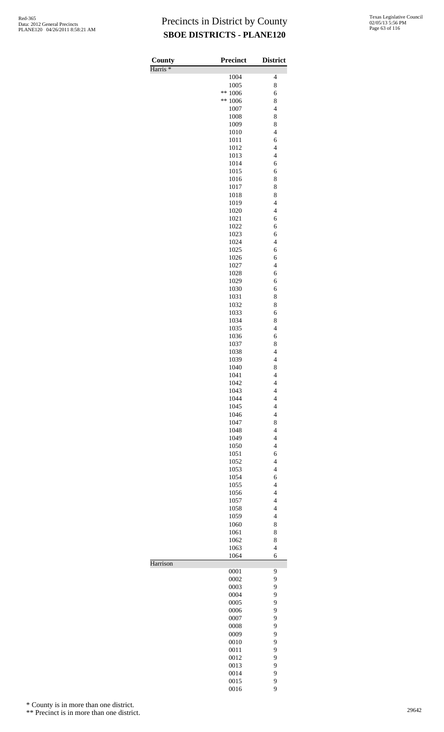# Precincts in District by County
## SBOE DISTRICTS - PLANE120

| County | Precinct | District |
|---|---|---|
| Harris * | | |
| | 1004 | 4 |
| | 1005 | 8 |
| | ** 1006 | 6 |
| | ** 1006 | 8 |
| | 1007 | 4 |
| | 1008 | 8 |
| | 1009 | 8 |
| | 1010 | 4 |
| | 1011 | 6 |
| | 1012 | 4 |
| | 1013 | 4 |
| | 1014 | 6 |
| | 1015 | 6 |
| | 1016 | 8 |
| | 1017 | 8 |
| | 1018 | 8 |
| | 1019 | 4 |
| | 1020 | 4 |
| | 1021 | 6 |
| | 1022 | 6 |
| | 1023 | 6 |
| | 1024 | 4 |
| | 1025 | 6 |
| | 1026 | 6 |
| | 1027 | 4 |
| | 1028 | 6 |
| | 1029 | 6 |
| | 1030 | 6 |
| | 1031 | 8 |
| | 1032 | 8 |
| | 1033 | 6 |
| | 1034 | 8 |
| | 1035 | 4 |
| | 1036 | 6 |
| | 1037 | 8 |
| | 1038 | 4 |
| | 1039 | 4 |
| | 1040 | 8 |
| | 1041 | 4 |
| | 1042 | 4 |
| | 1043 | 4 |
| | 1044 | 4 |
| | 1045 | 4 |
| | 1046 | 4 |
| | 1047 | 8 |
| | 1048 | 4 |
| | 1049 | 4 |
| | 1050 | 4 |
| | 1051 | 6 |
| | 1052 | 4 |
| | 1053 | 4 |
| | 1054 | 6 |
| | 1055 | 4 |
| | 1056 | 4 |
| | 1057 | 4 |
| | 1058 | 4 |
| | 1059 | 4 |
| | 1060 | 8 |
| | 1061 | 8 |
| | 1062 | 8 |
| | 1063 | 4 |
| | 1064 | 6 |
| Harrison | | |
| | 0001 | 9 |
| | 0002 | 9 |
| | 0003 | 9 |
| | 0004 | 9 |
| | 0005 | 9 |
| | 0006 | 9 |
| | 0007 | 9 |
| | 0008 | 9 |
| | 0009 | 9 |
| | 0010 | 9 |
| | 0011 | 9 |
| | 0012 | 9 |
| | 0013 | 9 |
| | 0014 | 9 |
| | 0015 | 9 |
| | 0016 | 9 |

\* County is in more than one district.

\*\* Precinct is in more than one district.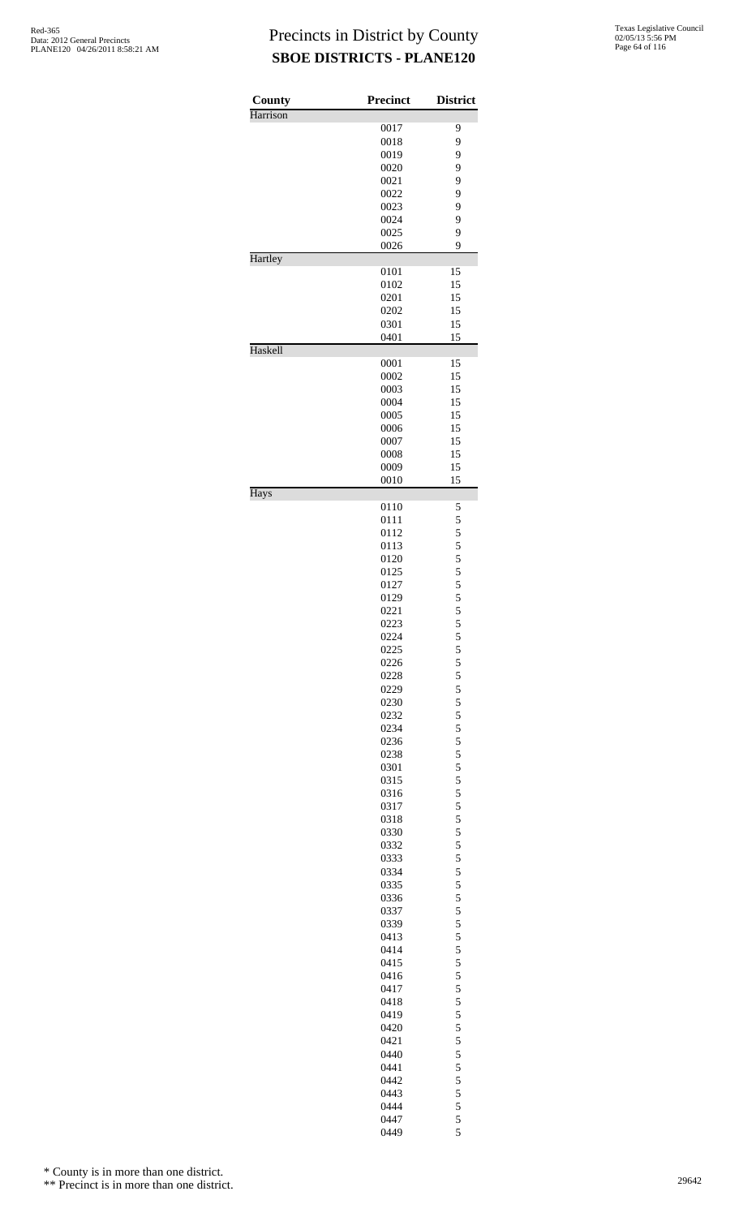# Precincts in District by County

## SBOE DISTRICTS - PLANE120

| County | Precinct | District |
|---|---|---|
| Harrison | | |
| | 0017 | 9 |
| | 0018 | 9 |
| | 0019 | 9 |
| | 0020 | 9 |
| | 0021 | 9 |
| | 0022 | 9 |
| | 0023 | 9 |
| | 0024 | 9 |
| | 0025 | 9 |
| | 0026 | 9 |
| Hartley | | |
| | 0101 | 15 |
| | 0102 | 15 |
| | 0201 | 15 |
| | 0202 | 15 |
| | 0301 | 15 |
| | 0401 | 15 |
| Haskell | | |
| | 0001 | 15 |
| | 0002 | 15 |
| | 0003 | 15 |
| | 0004 | 15 |
| | 0005 | 15 |
| | 0006 | 15 |
| | 0007 | 15 |
| | 0008 | 15 |
| | 0009 | 15 |
| | 0010 | 15 |
| Hays | | |
| | 0110 | 5 |
| | 0111 | 5 |
| | 0112 | 5 |
| | 0113 | 5 |
| | 0120 | 5 |
| | 0125 | 5 |
| | 0127 | 5 |
| | 0129 | 5 |
| | 0221 | 5 |
| | 0223 | 5 |
| | 0224 | 5 |
| | 0225 | 5 |
| | 0226 | 5 |
| | 0228 | 5 |
| | 0229 | 5 |
| | 0230 | 5 |
| | 0232 | 5 |
| | 0234 | 5 |
| | 0236 | 5 |
| | 0238 | 5 |
| | 0301 | 5 |
| | 0315 | 5 |
| | 0316 | 5 |
| | 0317 | 5 |
| | 0318 | 5 |
| | 0330 | 5 |
| | 0332 | 5 |
| | 0333 | 5 |
| | 0334 | 5 |
| | 0335 | 5 |
| | 0336 | 5 |
| | 0337 | 5 |
| | 0339 | 5 |
| | 0413 | 5 |
| | 0414 | 5 |
| | 0415 | 5 |
| | 0416 | 5 |
| | 0417 | 5 |
| | 0418 | 5 |
| | 0419 | 5 |
| | 0420 | 5 |
| | 0421 | 5 |
| | 0440 | 5 |
| | 0441 | 5 |
| | 0442 | 5 |
| | 0443 | 5 |
| | 0444 | 5 |
| | 0447 | 5 |
| | 0449 | 5 |

\* County is in more than one district.

\*\* Precinct is in more than one district.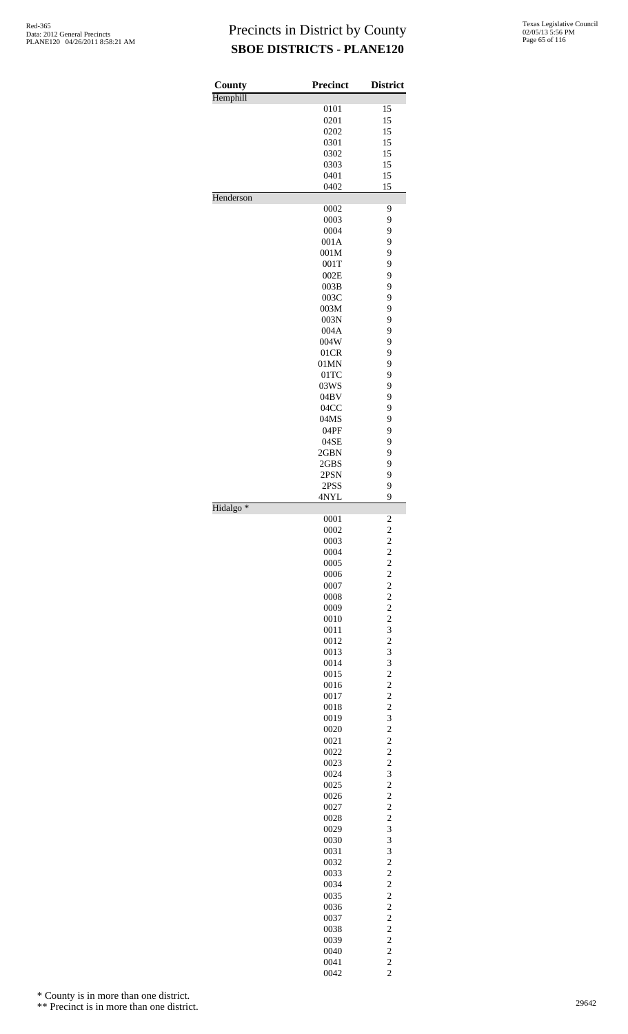# Precincts in District by County

## SBOE DISTRICTS - PLANE120

| County | Precinct | District |
|---|---|---|
| Hemphill | | |
| | 0101 | 15 |
| | 0201 | 15 |
| | 0202 | 15 |
| | 0301 | 15 |
| | 0302 | 15 |
| | 0303 | 15 |
| | 0401 | 15 |
| | 0402 | 15 |
| Henderson | | |
| | 0002 | 9 |
| | 0003 | 9 |
| | 0004 | 9 |
| | 001A | 9 |
| | 001M | 9 |
| | 001T | 9 |
| | 002E | 9 |
| | 003B | 9 |
| | 003C | 9 |
| | 003M | 9 |
| | 003N | 9 |
| | 004A | 9 |
| | 004W | 9 |
| | 01CR | 9 |
| | 01MN | 9 |
| | 01TC | 9 |
| | 03WS | 9 |
| | 04BV | 9 |
| | 04CC | 9 |
| | 04MS | 9 |
| | 04PF | 9 |
| | 04SE | 9 |
| | 2GBN | 9 |
| | 2GBS | 9 |
| | 2PSN | 9 |
| | 2PSS | 9 |
| | 4NYL | 9 |
| Hidalgo * | | |
| | 0001 | 2 |
| | 0002 | 2 |
| | 0003 | 2 |
| | 0004 | 2 |
| | 0005 | 2 |
| | 0006 | 2 |
| | 0007 | 2 |
| | 0008 | 2 |
| | 0009 | 2 |
| | 0010 | 2 |
| | 0011 | 3 |
| | 0012 | 2 |
| | 0013 | 3 |
| | 0014 | 3 |
| | 0015 | 2 |
| | 0016 | 2 |
| | 0017 | 2 |
| | 0018 | 2 |
| | 0019 | 3 |
| | 0020 | 2 |
| | 0021 | 2 |
| | 0022 | 2 |
| | 0023 | 2 |
| | 0024 | 3 |
| | 0025 | 2 |
| | 0026 | 2 |
| | 0027 | 2 |
| | 0028 | 2 |
| | 0029 | 3 |
| | 0030 | 3 |
| | 0031 | 3 |
| | 0032 | 2 |
| | 0033 | 2 |
| | 0034 | 2 |
| | 0035 | 2 |
| | 0036 | 2 |
| | 0037 | 2 |
| | 0038 | 2 |
| | 0039 | 2 |
| | 0040 | 2 |
| | 0041 | 2 |
| | 0042 | 2 |

\* County is in more than one district.

\*\* Precinct is in more than one district.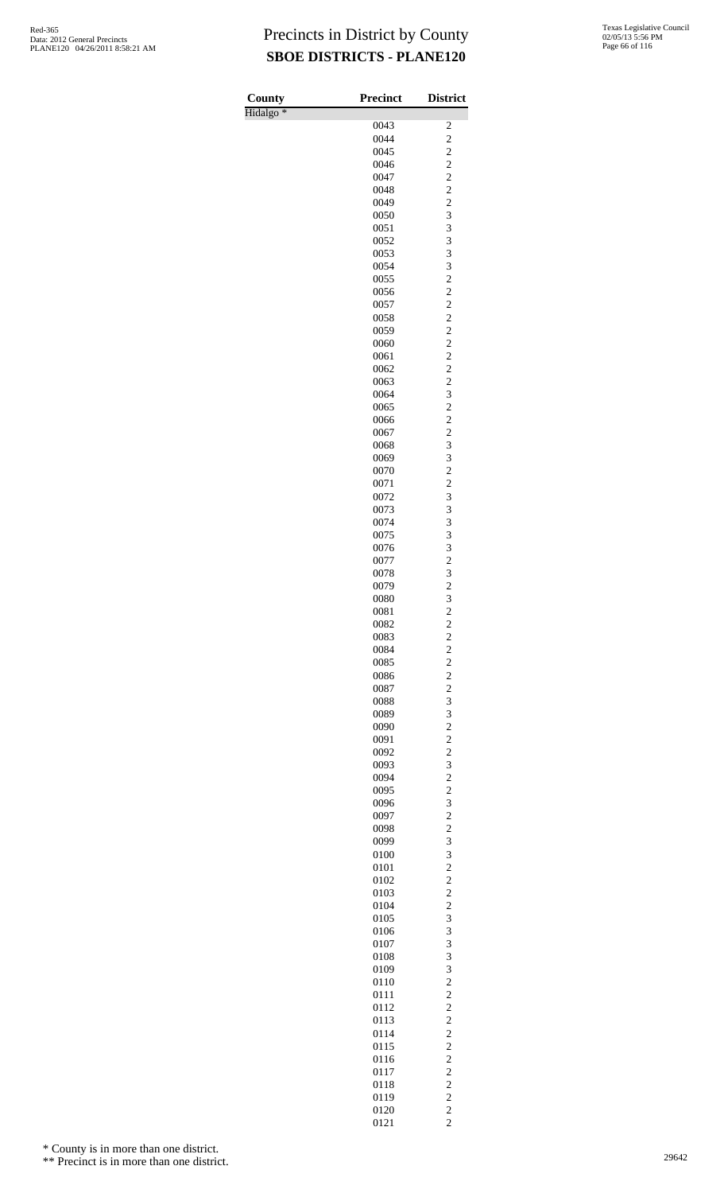# Precincts in District by County

## SBOE DISTRICTS - PLANE120

| County | Precinct | District |
|---|---|---|
| Hidalgo * | | |
| | 0043 | 2 |
| | 0044 | 2 |
| | 0045 | 2 |
| | 0046 | 2 |
| | 0047 | 2 |
| | 0048 | 2 |
| | 0049 | 2 |
| | 0050 | 3 |
| | 0051 | 3 |
| | 0052 | 3 |
| | 0053 | 3 |
| | 0054 | 3 |
| | 0055 | 2 |
| | 0056 | 2 |
| | 0057 | 2 |
| | 0058 | 2 |
| | 0059 | 2 |
| | 0060 | 2 |
| | 0061 | 2 |
| | 0062 | 2 |
| | 0063 | 2 |
| | 0064 | 3 |
| | 0065 | 2 |
| | 0066 | 2 |
| | 0067 | 2 |
| | 0068 | 3 |
| | 0069 | 3 |
| | 0070 | 2 |
| | 0071 | 2 |
| | 0072 | 3 |
| | 0073 | 3 |
| | 0074 | 3 |
| | 0075 | 3 |
| | 0076 | 3 |
| | 0077 | 2 |
| | 0078 | 3 |
| | 0079 | 2 |
| | 0080 | 3 |
| | 0081 | 2 |
| | 0082 | 2 |
| | 0083 | 2 |
| | 0084 | 2 |
| | 0085 | 2 |
| | 0086 | 2 |
| | 0087 | 2 |
| | 0088 | 3 |
| | 0089 | 3 |
| | 0090 | 2 |
| | 0091 | 2 |
| | 0092 | 2 |
| | 0093 | 3 |
| | 0094 | 2 |
| | 0095 | 2 |
| | 0096 | 3 |
| | 0097 | 2 |
| | 0098 | 2 |
| | 0099 | 3 |
| | 0100 | 3 |
| | 0101 | 2 |
| | 0102 | 2 |
| | 0103 | 2 |
| | 0104 | 2 |
| | 0105 | 3 |
| | 0106 | 3 |
| | 0107 | 3 |
| | 0108 | 3 |
| | 0109 | 3 |
| | 0110 | 2 |
| | 0111 | 2 |
| | 0112 | 2 |
| | 0113 | 2 |
| | 0114 | 2 |
| | 0115 | 2 |
| | 0116 | 2 |
| | 0117 | 2 |
| | 0118 | 2 |
| | 0119 | 2 |
| | 0120 | 2 |
| | 0121 | 2 |

\* County is in more than one district.

\*\* Precinct is in more than one district.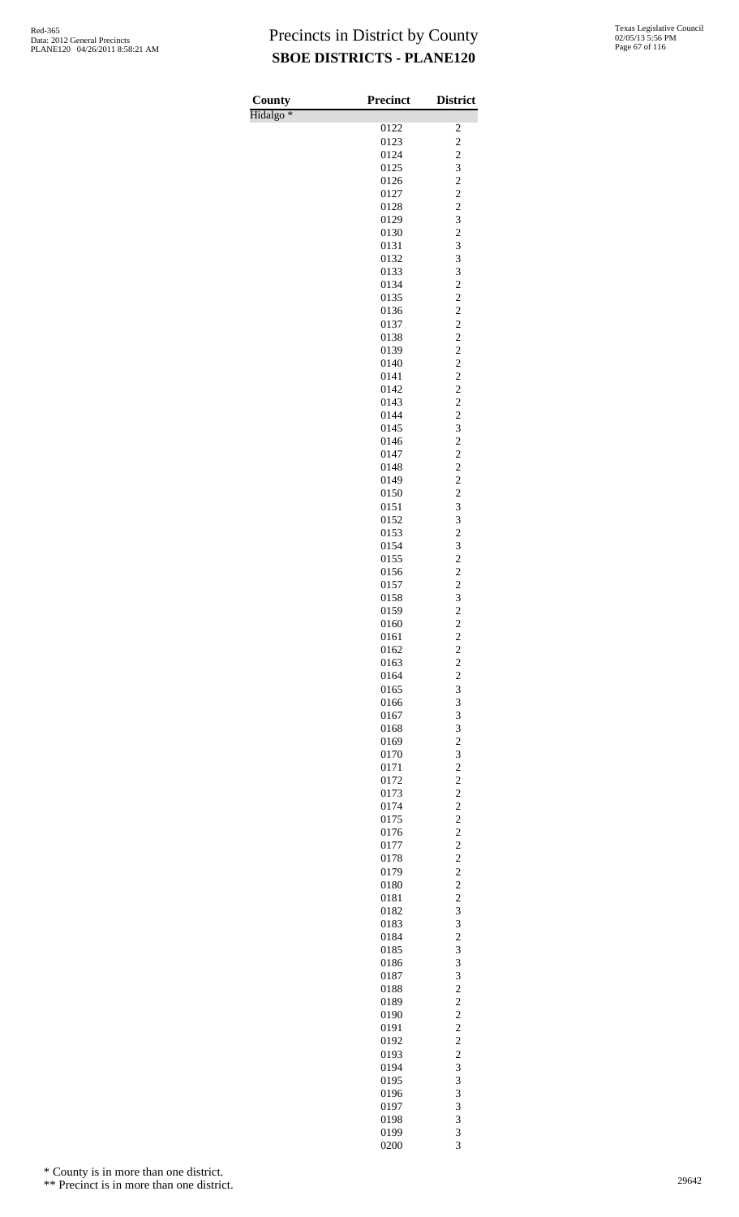# Precincts in District by County

## SBOE DISTRICTS - PLANE120

| County | Precinct | District |
|---|---|---|
| Hidalgo * | | |
| | 0122 | 2 |
| | 0123 | 2 |
| | 0124 | 2 |
| | 0125 | 3 |
| | 0126 | 2 |
| | 0127 | 2 |
| | 0128 | 2 |
| | 0129 | 3 |
| | 0130 | 2 |
| | 0131 | 3 |
| | 0132 | 3 |
| | 0133 | 3 |
| | 0134 | 2 |
| | 0135 | 2 |
| | 0136 | 2 |
| | 0137 | 2 |
| | 0138 | 2 |
| | 0139 | 2 |
| | 0140 | 2 |
| | 0141 | 2 |
| | 0142 | 2 |
| | 0143 | 2 |
| | 0144 | 2 |
| | 0145 | 3 |
| | 0146 | 2 |
| | 0147 | 2 |
| | 0148 | 2 |
| | 0149 | 2 |
| | 0150 | 2 |
| | 0151 | 3 |
| | 0152 | 3 |
| | 0153 | 2 |
| | 0154 | 3 |
| | 0155 | 2 |
| | 0156 | 2 |
| | 0157 | 2 |
| | 0158 | 3 |
| | 0159 | 2 |
| | 0160 | 2 |
| | 0161 | 2 |
| | 0162 | 2 |
| | 0163 | 2 |
| | 0164 | 2 |
| | 0165 | 3 |
| | 0166 | 3 |
| | 0167 | 3 |
| | 0168 | 3 |
| | 0169 | 2 |
| | 0170 | 3 |
| | 0171 | 2 |
| | 0172 | 2 |
| | 0173 | 2 |
| | 0174 | 2 |
| | 0175 | 2 |
| | 0176 | 2 |
| | 0177 | 2 |
| | 0178 | 2 |
| | 0179 | 2 |
| | 0180 | 2 |
| | 0181 | 2 |
| | 0182 | 3 |
| | 0183 | 3 |
| | 0184 | 2 |
| | 0185 | 3 |
| | 0186 | 3 |
| | 0187 | 3 |
| | 0188 | 2 |
| | 0189 | 2 |
| | 0190 | 2 |
| | 0191 | 2 |
| | 0192 | 2 |
| | 0193 | 2 |
| | 0194 | 3 |
| | 0195 | 3 |
| | 0196 | 3 |
| | 0197 | 3 |
| | 0198 | 3 |
| | 0199 | 3 |
| | 0200 | 3 |

\* County is in more than one district.

\** Precinct is in more than one district.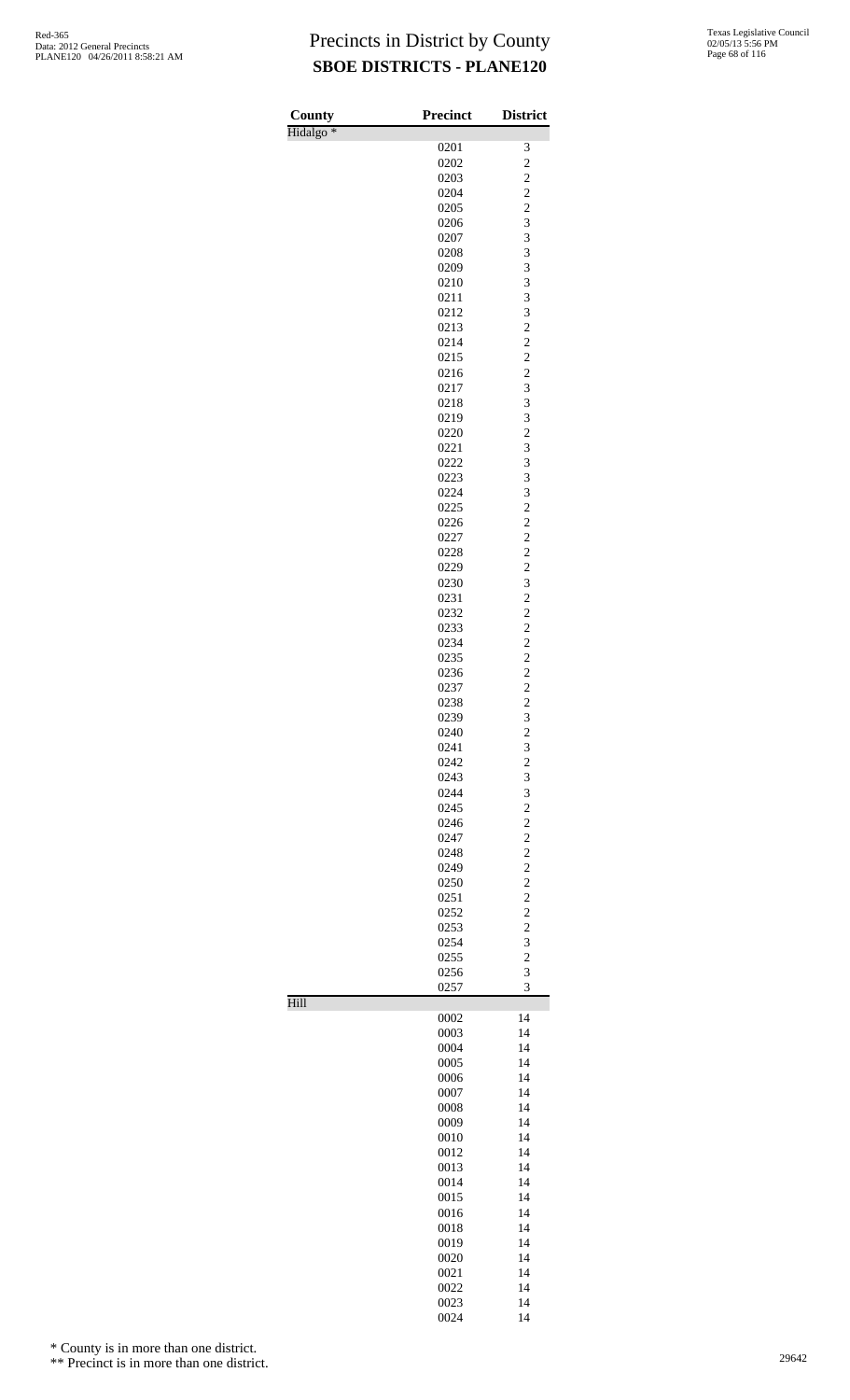# Precincts in District by County

## SBOE DISTRICTS - PLANE120

| County | Precinct | District |
|---|---|---|
| Hidalgo * | | |
| | 0201 | 3 |
| | 0202 | 2 |
| | 0203 | 2 |
| | 0204 | 2 |
| | 0205 | 2 |
| | 0206 | 3 |
| | 0207 | 3 |
| | 0208 | 3 |
| | 0209 | 3 |
| | 0210 | 3 |
| | 0211 | 3 |
| | 0212 | 3 |
| | 0213 | 2 |
| | 0214 | 2 |
| | 0215 | 2 |
| | 0216 | 2 |
| | 0217 | 3 |
| | 0218 | 3 |
| | 0219 | 3 |
| | 0220 | 2 |
| | 0221 | 3 |
| | 0222 | 3 |
| | 0223 | 3 |
| | 0224 | 3 |
| | 0225 | 2 |
| | 0226 | 2 |
| | 0227 | 2 |
| | 0228 | 2 |
| | 0229 | 2 |
| | 0230 | 3 |
| | 0231 | 2 |
| | 0232 | 2 |
| | 0233 | 2 |
| | 0234 | 2 |
| | 0235 | 2 |
| | 0236 | 2 |
| | 0237 | 2 |
| | 0238 | 2 |
| | 0239 | 3 |
| | 0240 | 2 |
| | 0241 | 3 |
| | 0242 | 2 |
| | 0243 | 3 |
| | 0244 | 3 |
| | 0245 | 2 |
| | 0246 | 2 |
| | 0247 | 2 |
| | 0248 | 2 |
| | 0249 | 2 |
| | 0250 | 2 |
| | 0251 | 2 |
| | 0252 | 2 |
| | 0253 | 2 |
| | 0254 | 3 |
| | 0255 | 2 |
| | 0256 | 3 |
| | 0257 | 3 |
| Hill | | |
| | 0002 | 14 |
| | 0003 | 14 |
| | 0004 | 14 |
| | 0005 | 14 |
| | 0006 | 14 |
| | 0007 | 14 |
| | 0008 | 14 |
| | 0009 | 14 |
| | 0010 | 14 |
| | 0012 | 14 |
| | 0013 | 14 |
| | 0014 | 14 |
| | 0015 | 14 |
| | 0016 | 14 |
| | 0018 | 14 |
| | 0019 | 14 |
| | 0020 | 14 |
| | 0021 | 14 |
| | 0022 | 14 |
| | 0023 | 14 |
| | 0024 | 14 |

\* County is in more than one district.

\*\* Precinct is in more than one district.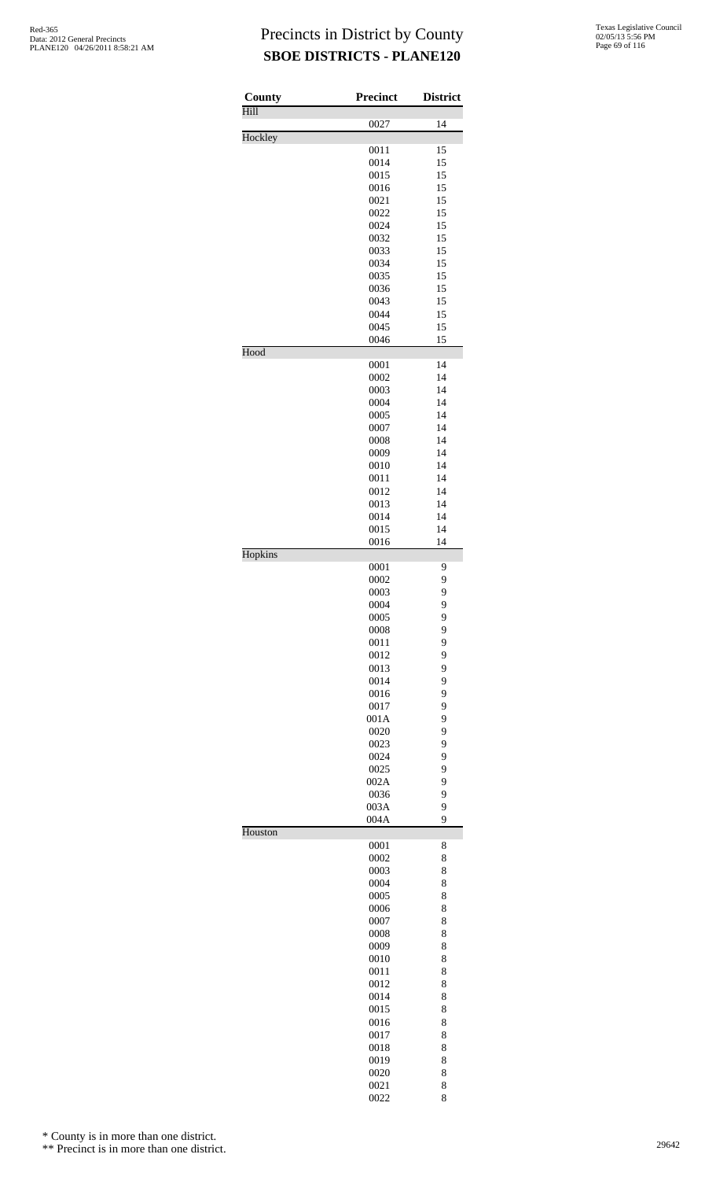# Precincts in District by County

## SBOE DISTRICTS - PLANE120

| County | Precinct | District |
|---|---|---|
| Hill | | |
| | 0027 | 14 |
| Hockley | | |
| | 0011 | 15 |
| | 0014 | 15 |
| | 0015 | 15 |
| | 0016 | 15 |
| | 0021 | 15 |
| | 0022 | 15 |
| | 0024 | 15 |
| | 0032 | 15 |
| | 0033 | 15 |
| | 0034 | 15 |
| | 0035 | 15 |
| | 0036 | 15 |
| | 0043 | 15 |
| | 0044 | 15 |
| | 0045 | 15 |
| | 0046 | 15 |
| Hood | | |
| | 0001 | 14 |
| | 0002 | 14 |
| | 0003 | 14 |
| | 0004 | 14 |
| | 0005 | 14 |
| | 0007 | 14 |
| | 0008 | 14 |
| | 0009 | 14 |
| | 0010 | 14 |
| | 0011 | 14 |
| | 0012 | 14 |
| | 0013 | 14 |
| | 0014 | 14 |
| | 0015 | 14 |
| | 0016 | 14 |
| Hopkins | | |
| | 0001 | 9 |
| | 0002 | 9 |
| | 0003 | 9 |
| | 0004 | 9 |
| | 0005 | 9 |
| | 0008 | 9 |
| | 0011 | 9 |
| | 0012 | 9 |
| | 0013 | 9 |
| | 0014 | 9 |
| | 0016 | 9 |
| | 0017 | 9 |
| | 001A | 9 |
| | 0020 | 9 |
| | 0023 | 9 |
| | 0024 | 9 |
| | 0025 | 9 |
| | 002A | 9 |
| | 0036 | 9 |
| | 003A | 9 |
| | 004A | 9 |
| Houston | | |
| | 0001 | 8 |
| | 0002 | 8 |
| | 0003 | 8 |
| | 0004 | 8 |
| | 0005 | 8 |
| | 0006 | 8 |
| | 0007 | 8 |
| | 0008 | 8 |
| | 0009 | 8 |
| | 0010 | 8 |
| | 0011 | 8 |
| | 0012 | 8 |
| | 0014 | 8 |
| | 0015 | 8 |
| | 0016 | 8 |
| | 0017 | 8 |
| | 0018 | 8 |
| | 0019 | 8 |
| | 0020 | 8 |
| | 0021 | 8 |
| | 0022 | 8 |

\* County is in more than one district.

\*\* Precinct is in more than one district.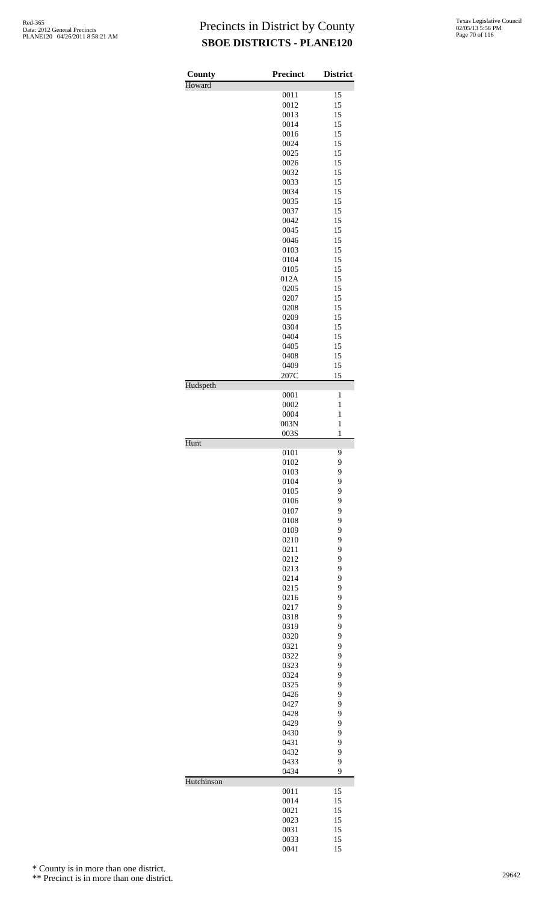# Precincts in District by County

## SBOE DISTRICTS - PLANE120

| County | Precinct | District |
|---|---|---|
| Howard | | |
| | 0011 | 15 |
| | 0012 | 15 |
| | 0013 | 15 |
| | 0014 | 15 |
| | 0016 | 15 |
| | 0024 | 15 |
| | 0025 | 15 |
| | 0026 | 15 |
| | 0032 | 15 |
| | 0033 | 15 |
| | 0034 | 15 |
| | 0035 | 15 |
| | 0037 | 15 |
| | 0042 | 15 |
| | 0045 | 15 |
| | 0046 | 15 |
| | 0103 | 15 |
| | 0104 | 15 |
| | 0105 | 15 |
| | 012A | 15 |
| | 0205 | 15 |
| | 0207 | 15 |
| | 0208 | 15 |
| | 0209 | 15 |
| | 0304 | 15 |
| | 0404 | 15 |
| | 0405 | 15 |
| | 0408 | 15 |
| | 0409 | 15 |
| | 207C | 15 |
| Hudspeth | | |
| | 0001 | 1 |
| | 0002 | 1 |
| | 0004 | 1 |
| | 003N | 1 |
| | 003S | 1 |
| Hunt | | |
| | 0101 | 9 |
| | 0102 | 9 |
| | 0103 | 9 |
| | 0104 | 9 |
| | 0105 | 9 |
| | 0106 | 9 |
| | 0107 | 9 |
| | 0108 | 9 |
| | 0109 | 9 |
| | 0210 | 9 |
| | 0211 | 9 |
| | 0212 | 9 |
| | 0213 | 9 |
| | 0214 | 9 |
| | 0215 | 9 |
| | 0216 | 9 |
| | 0217 | 9 |
| | 0318 | 9 |
| | 0319 | 9 |
| | 0320 | 9 |
| | 0321 | 9 |
| | 0322 | 9 |
| | 0323 | 9 |
| | 0324 | 9 |
| | 0325 | 9 |
| | 0426 | 9 |
| | 0427 | 9 |
| | 0428 | 9 |
| | 0429 | 9 |
| | 0430 | 9 |
| | 0431 | 9 |
| | 0432 | 9 |
| | 0433 | 9 |
| | 0434 | 9 |
| Hutchinson | | |
| | 0011 | 15 |
| | 0014 | 15 |
| | 0021 | 15 |
| | 0023 | 15 |
| | 0031 | 15 |
| | 0033 | 15 |
| | 0041 | 15 |

\* County is in more than one district.

\*\* Precinct is in more than one district.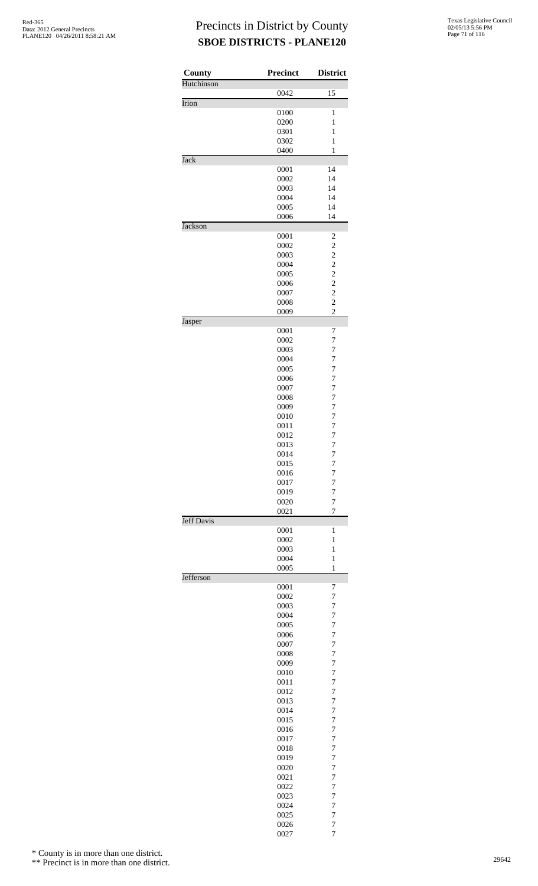# Precincts in District by County
## SBOE DISTRICTS - PLANE120

| County | Precinct | District |
|---|---|---|
| Hutchinson | | |
| | 0042 | 15 |
| Irion | | |
| | 0100 | 1 |
| | 0200 | 1 |
| | 0301 | 1 |
| | 0302 | 1 |
| | 0400 | 1 |
| Jack | | |
| | 0001 | 14 |
| | 0002 | 14 |
| | 0003 | 14 |
| | 0004 | 14 |
| | 0005 | 14 |
| | 0006 | 14 |
| Jackson | | |
| | 0001 | 2 |
| | 0002 | 2 |
| | 0003 | 2 |
| | 0004 | 2 |
| | 0005 | 2 |
| | 0006 | 2 |
| | 0007 | 2 |
| | 0008 | 2 |
| | 0009 | 2 |
| Jasper | | |
| | 0001 | 7 |
| | 0002 | 7 |
| | 0003 | 7 |
| | 0004 | 7 |
| | 0005 | 7 |
| | 0006 | 7 |
| | 0007 | 7 |
| | 0008 | 7 |
| | 0009 | 7 |
| | 0010 | 7 |
| | 0011 | 7 |
| | 0012 | 7 |
| | 0013 | 7 |
| | 0014 | 7 |
| | 0015 | 7 |
| | 0016 | 7 |
| | 0017 | 7 |
| | 0019 | 7 |
| | 0020 | 7 |
| | 0021 | 7 |
| Jeff Davis | | |
| | 0001 | 1 |
| | 0002 | 1 |
| | 0003 | 1 |
| | 0004 | 1 |
| | 0005 | 1 |
| Jefferson | | |
| | 0001 | 7 |
| | 0002 | 7 |
| | 0003 | 7 |
| | 0004 | 7 |
| | 0005 | 7 |
| | 0006 | 7 |
| | 0007 | 7 |
| | 0008 | 7 |
| | 0009 | 7 |
| | 0010 | 7 |
| | 0011 | 7 |
| | 0012 | 7 |
| | 0013 | 7 |
| | 0014 | 7 |
| | 0015 | 7 |
| | 0016 | 7 |
| | 0017 | 7 |
| | 0018 | 7 |
| | 0019 | 7 |
| | 0020 | 7 |
| | 0021 | 7 |
| | 0022 | 7 |
| | 0023 | 7 |
| | 0024 | 7 |
| | 0025 | 7 |
| | 0026 | 7 |
| | 0027 | 7 |

\* County is in more than one district.

\*\* Precinct is in more than one district.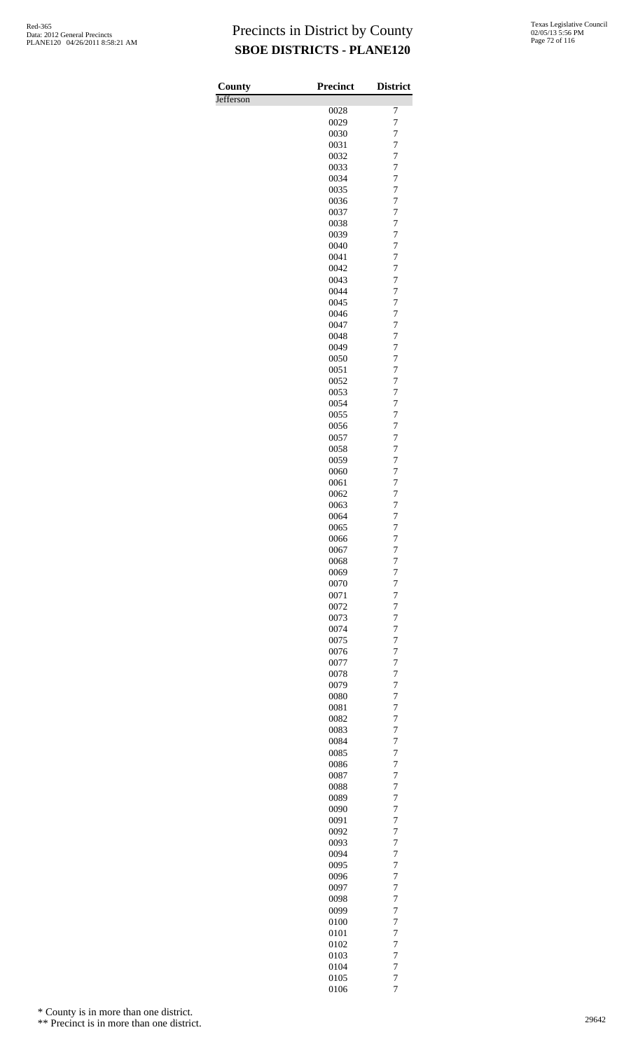# Precincts in District by County
## SBOE DISTRICTS - PLANE120

Red-365
Data: 2012 General Precincts
PLANE120 04/26/2011 8:58:21 AM

Texas Legislative Council
02/05/13 5:56 PM

| County | Precinct | District |
|---|---|---|
| Jefferson | | |
| | 0028 | 7 |
| | 0029 | 7 |
| | 0030 | 7 |
| | 0031 | 7 |
| | 0032 | 7 |
| | 0033 | 7 |
| | 0034 | 7 |
| | 0035 | 7 |
| | 0036 | 7 |
| | 0037 | 7 |
| | 0038 | 7 |
| | 0039 | 7 |
| | 0040 | 7 |
| | 0041 | 7 |
| | 0042 | 7 |
| | 0043 | 7 |
| | 0044 | 7 |
| | 0045 | 7 |
| | 0046 | 7 |
| | 0047 | 7 |
| | 0048 | 7 |
| | 0049 | 7 |
| | 0050 | 7 |
| | 0051 | 7 |
| | 0052 | 7 |
| | 0053 | 7 |
| | 0054 | 7 |
| | 0055 | 7 |
| | 0056 | 7 |
| | 0057 | 7 |
| | 0058 | 7 |
| | 0059 | 7 |
| | 0060 | 7 |
| | 0061 | 7 |
| | 0062 | 7 |
| | 0063 | 7 |
| | 0064 | 7 |
| | 0065 | 7 |
| | 0066 | 7 |
| | 0067 | 7 |
| | 0068 | 7 |
| | 0069 | 7 |
| | 0070 | 7 |
| | 0071 | 7 |
| | 0072 | 7 |
| | 0073 | 7 |
| | 0074 | 7 |
| | 0075 | 7 |
| | 0076 | 7 |
| | 0077 | 7 |
| | 0078 | 7 |
| | 0079 | 7 |
| | 0080 | 7 |
| | 0081 | 7 |
| | 0082 | 7 |
| | 0083 | 7 |
| | 0084 | 7 |
| | 0085 | 7 |
| | 0086 | 7 |
| | 0087 | 7 |
| | 0088 | 7 |
| | 0089 | 7 |
| | 0090 | 7 |
| | 0091 | 7 |
| | 0092 | 7 |
| | 0093 | 7 |
| | 0094 | 7 |
| | 0095 | 7 |
| | 0096 | 7 |
| | 0097 | 7 |
| | 0098 | 7 |
| | 0099 | 7 |
| | 0100 | 7 |
| | 0101 | 7 |
| | 0102 | 7 |
| | 0103 | 7 |
| | 0104 | 7 |
| | 0105 | 7 |
| | 0106 | 7 |

* County is in more than one district.

** Precinct is in more than one district.

29642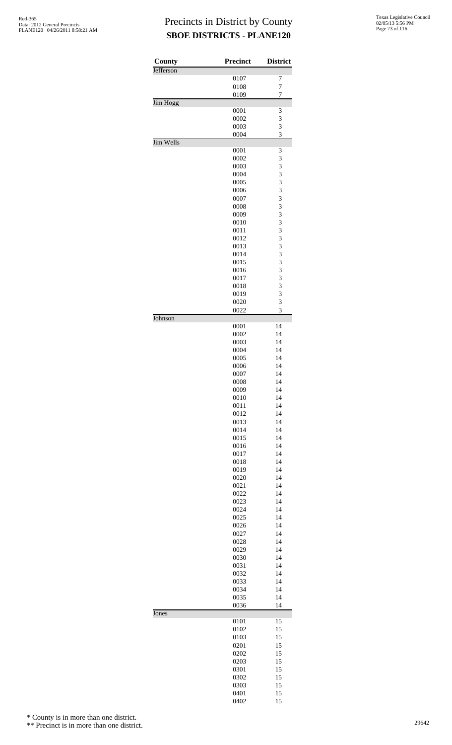# Precincts in District by County
## SBOE DISTRICTS - PLANE120

| County | Precinct | District |
|---|---|---|
| Jefferson | | |
| | 0107 | 7 |
| | 0108 | 7 |
| | 0109 | 7 |
| Jim Hogg | | |
| | 0001 | 3 |
| | 0002 | 3 |
| | 0003 | 3 |
| | 0004 | 3 |
| Jim Wells | | |
| | 0001 | 3 |
| | 0002 | 3 |
| | 0003 | 3 |
| | 0004 | 3 |
| | 0005 | 3 |
| | 0006 | 3 |
| | 0007 | 3 |
| | 0008 | 3 |
| | 0009 | 3 |
| | 0010 | 3 |
| | 0011 | 3 |
| | 0012 | 3 |
| | 0013 | 3 |
| | 0014 | 3 |
| | 0015 | 3 |
| | 0016 | 3 |
| | 0017 | 3 |
| | 0018 | 3 |
| | 0019 | 3 |
| | 0020 | 3 |
| | 0022 | 3 |
| Johnson | | |
| | 0001 | 14 |
| | 0002 | 14 |
| | 0003 | 14 |
| | 0004 | 14 |
| | 0005 | 14 |
| | 0006 | 14 |
| | 0007 | 14 |
| | 0008 | 14 |
| | 0009 | 14 |
| | 0010 | 14 |
| | 0011 | 14 |
| | 0012 | 14 |
| | 0013 | 14 |
| | 0014 | 14 |
| | 0015 | 14 |
| | 0016 | 14 |
| | 0017 | 14 |
| | 0018 | 14 |
| | 0019 | 14 |
| | 0020 | 14 |
| | 0021 | 14 |
| | 0022 | 14 |
| | 0023 | 14 |
| | 0024 | 14 |
| | 0025 | 14 |
| | 0026 | 14 |
| | 0027 | 14 |
| | 0028 | 14 |
| | 0029 | 14 |
| | 0030 | 14 |
| | 0031 | 14 |
| | 0032 | 14 |
| | 0033 | 14 |
| | 0034 | 14 |
| | 0035 | 14 |
| | 0036 | 14 |
| Jones | | |
| | 0101 | 15 |
| | 0102 | 15 |
| | 0103 | 15 |
| | 0201 | 15 |
| | 0202 | 15 |
| | 0203 | 15 |
| | 0301 | 15 |
| | 0302 | 15 |
| | 0303 | 15 |
| | 0401 | 15 |
| | 0402 | 15 |

\* County is in more than one district.

\*\* Precinct is in more than one district.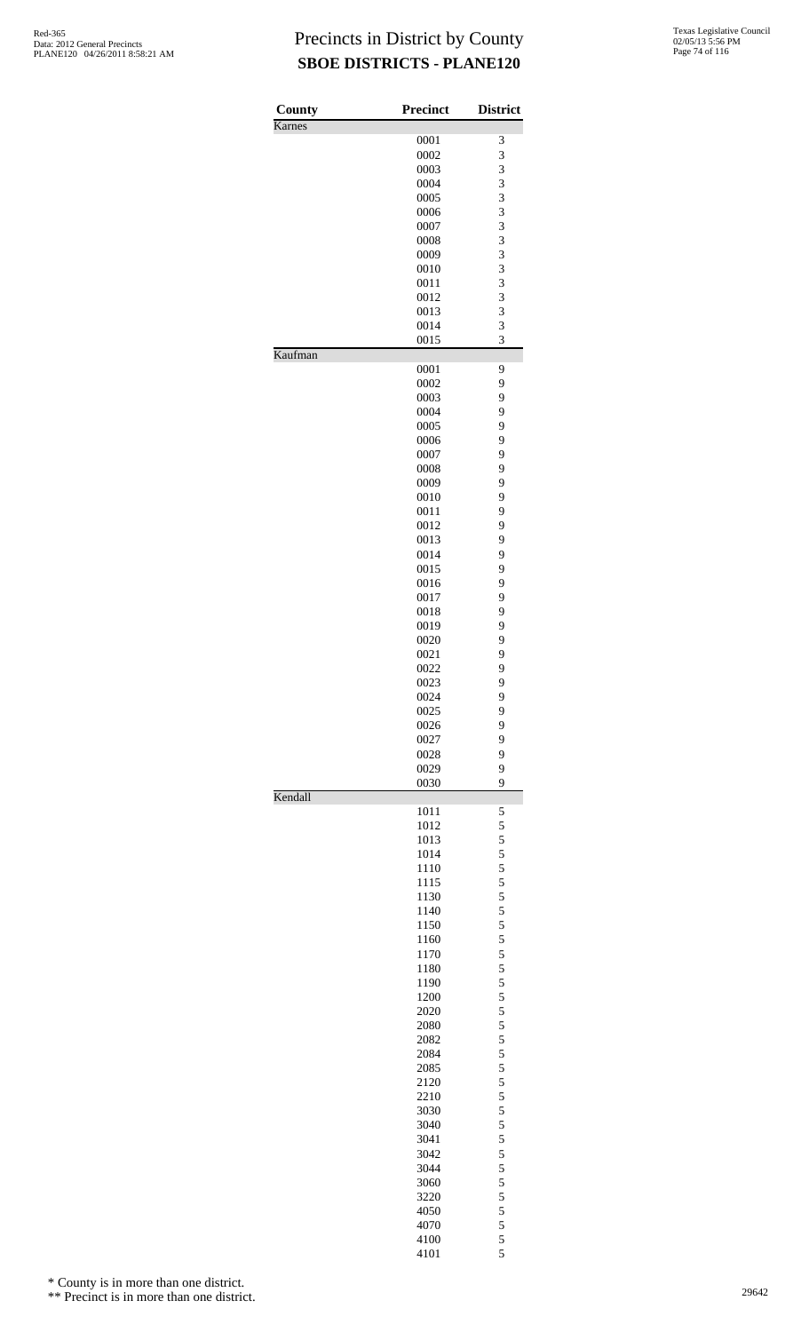# Precincts in District by County

**SBOE DISTRICTS - PLANE120**

| County | Precinct | District |
|---|---|---|
| Karnes | | |
| | 0001 | 3 |
| | 0002 | 3 |
| | 0003 | 3 |
| | 0004 | 3 |
| | 0005 | 3 |
| | 0006 | 3 |
| | 0007 | 3 |
| | 0008 | 3 |
| | 0009 | 3 |
| | 0010 | 3 |
| | 0011 | 3 |
| | 0012 | 3 |
| | 0013 | 3 |
| | 0014 | 3 |
| | 0015 | 3 |
| Kaufman | | |
| | 0001 | 9 |
| | 0002 | 9 |
| | 0003 | 9 |
| | 0004 | 9 |
| | 0005 | 9 |
| | 0006 | 9 |
| | 0007 | 9 |
| | 0008 | 9 |
| | 0009 | 9 |
| | 0010 | 9 |
| | 0011 | 9 |
| | 0012 | 9 |
| | 0013 | 9 |
| | 0014 | 9 |
| | 0015 | 9 |
| | 0016 | 9 |
| | 0017 | 9 |
| | 0018 | 9 |
| | 0019 | 9 |
| | 0020 | 9 |
| | 0021 | 9 |
| | 0022 | 9 |
| | 0023 | 9 |
| | 0024 | 9 |
| | 0025 | 9 |
| | 0026 | 9 |
| | 0027 | 9 |
| | 0028 | 9 |
| | 0029 | 9 |
| | 0030 | 9 |
| Kendall | | |
| | 1011 | 5 |
| | 1012 | 5 |
| | 1013 | 5 |
| | 1014 | 5 |
| | 1110 | 5 |
| | 1115 | 5 |
| | 1130 | 5 |
| | 1140 | 5 |
| | 1150 | 5 |
| | 1160 | 5 |
| | 1170 | 5 |
| | 1180 | 5 |
| | 1190 | 5 |
| | 1200 | 5 |
| | 2020 | 5 |
| | 2080 | 5 |
| | 2082 | 5 |
| | 2084 | 5 |
| | 2085 | 5 |
| | 2120 | 5 |
| | 2210 | 5 |
| | 3030 | 5 |
| | 3040 | 5 |
| | 3041 | 5 |
| | 3042 | 5 |
| | 3044 | 5 |
| | 3060 | 5 |
| | 3220 | 5 |
| | 4050 | 5 |
| | 4070 | 5 |
| | 4100 | 5 |
| | 4101 | 5 |

\* County is in more than one district.

\*\* Precinct is in more than one district.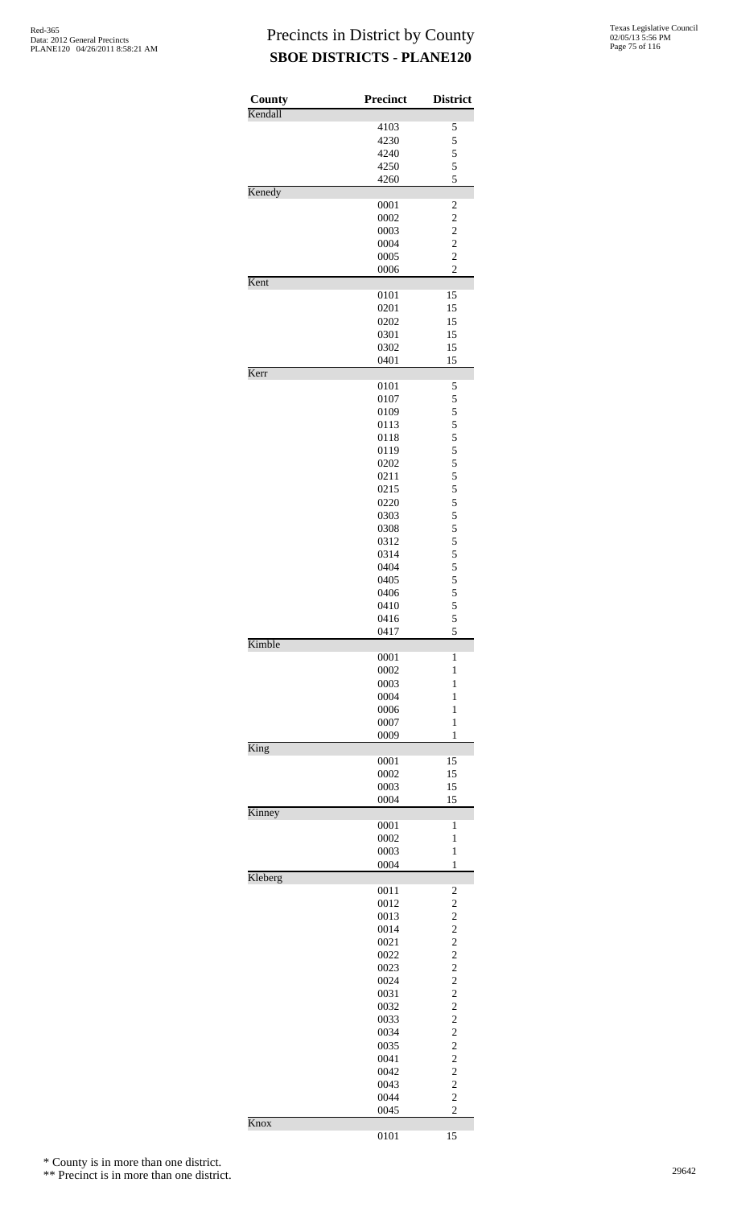# Precincts in District by County
## SBOE DISTRICTS - PLANE120

| County | Precinct | District |
|---|---|---|
| Kendall | | |
| | 4103 | 5 |
| | 4230 | 5 |
| | 4240 | 5 |
| | 4250 | 5 |
| | 4260 | 5 |
| Kenedy | | |
| | 0001 | 2 |
| | 0002 | 2 |
| | 0003 | 2 |
| | 0004 | 2 |
| | 0005 | 2 |
| | 0006 | 2 |
| Kent | | |
| | 0101 | 15 |
| | 0201 | 15 |
| | 0202 | 15 |
| | 0301 | 15 |
| | 0302 | 15 |
| | 0401 | 15 |
| Kerr | | |
| | 0101 | 5 |
| | 0107 | 5 |
| | 0109 | 5 |
| | 0113 | 5 |
| | 0118 | 5 |
| | 0119 | 5 |
| | 0202 | 5 |
| | 0211 | 5 |
| | 0215 | 5 |
| | 0220 | 5 |
| | 0303 | 5 |
| | 0308 | 5 |
| | 0312 | 5 |
| | 0314 | 5 |
| | 0404 | 5 |
| | 0405 | 5 |
| | 0406 | 5 |
| | 0410 | 5 |
| | 0416 | 5 |
| | 0417 | 5 |
| Kimble | | |
| | 0001 | 1 |
| | 0002 | 1 |
| | 0003 | 1 |
| | 0004 | 1 |
| | 0006 | 1 |
| | 0007 | 1 |
| | 0009 | 1 |
| King | | |
| | 0001 | 15 |
| | 0002 | 15 |
| | 0003 | 15 |
| | 0004 | 15 |
| Kinney | | |
| | 0001 | 1 |
| | 0002 | 1 |
| | 0003 | 1 |
| | 0004 | 1 |
| Kleberg | | |
| | 0011 | 2 |
| | 0012 | 2 |
| | 0013 | 2 |
| | 0014 | 2 |
| | 0021 | 2 |
| | 0022 | 2 |
| | 0023 | 2 |
| | 0024 | 2 |
| | 0031 | 2 |
| | 0032 | 2 |
| | 0033 | 2 |
| | 0034 | 2 |
| | 0035 | 2 |
| | 0041 | 2 |
| | 0042 | 2 |
| | 0043 | 2 |
| | 0044 | 2 |
| | 0045 | 2 |
| Knox | | |
| | 0101 | 15 |

\* County is in more than one district.

\*\* Precinct is in more than one district.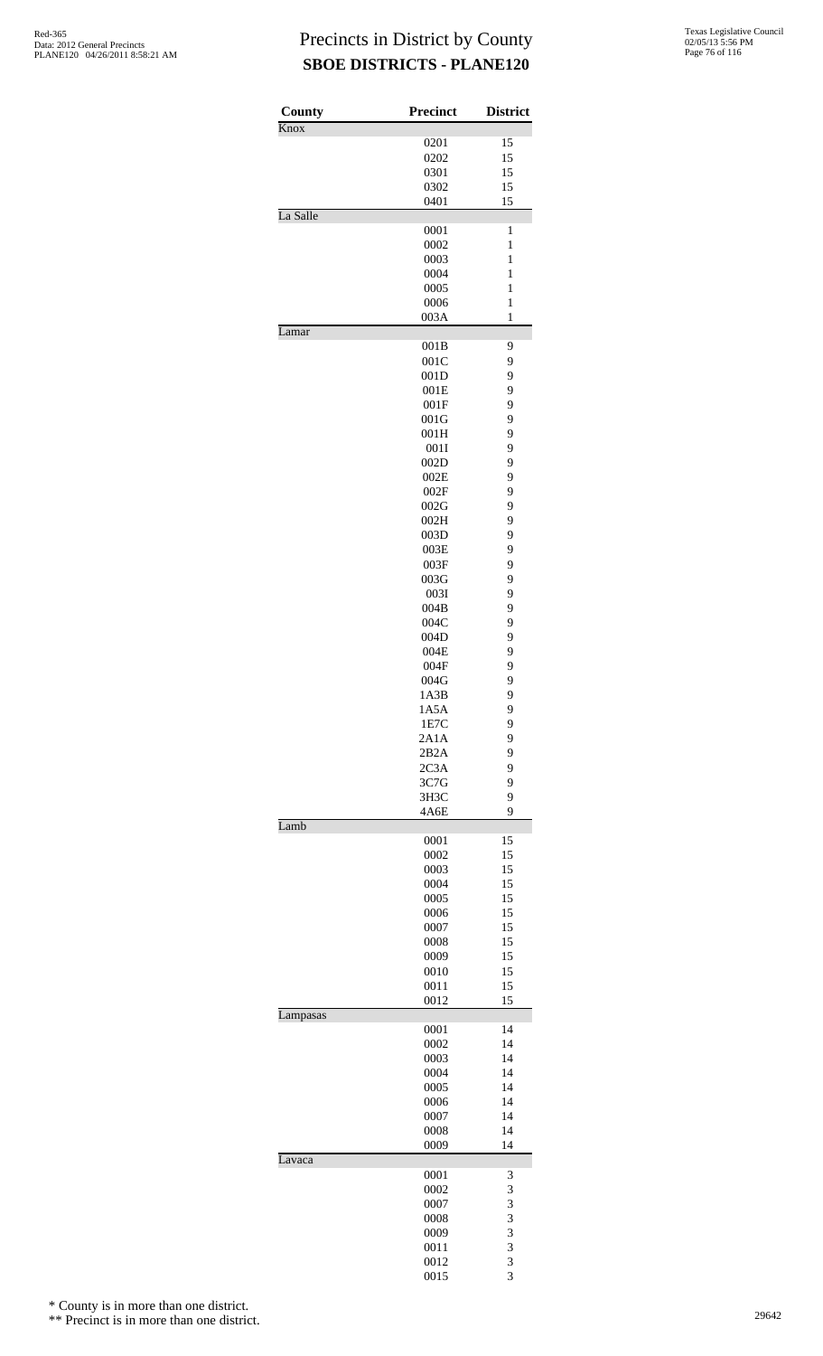# Precincts in District by County
## SBOE DISTRICTS - PLANE120

| County | Precinct | District |
|---|---|---|
| Knox | | |
| | 0201 | 15 |
| | 0202 | 15 |
| | 0301 | 15 |
| | 0302 | 15 |
| | 0401 | 15 |
| La Salle | | |
| | 0001 | 1 |
| | 0002 | 1 |
| | 0003 | 1 |
| | 0004 | 1 |
| | 0005 | 1 |
| | 0006 | 1 |
| | 003A | 1 |
| Lamar | | |
| | 001B | 9 |
| | 001C | 9 |
| | 001D | 9 |
| | 001E | 9 |
| | 001F | 9 |
| | 001G | 9 |
| | 001H | 9 |
| | 001I | 9 |
| | 002D | 9 |
| | 002E | 9 |
| | 002F | 9 |
| | 002G | 9 |
| | 002H | 9 |
| | 003D | 9 |
| | 003E | 9 |
| | 003F | 9 |
| | 003G | 9 |
| | 003I | 9 |
| | 004B | 9 |
| | 004C | 9 |
| | 004D | 9 |
| | 004E | 9 |
| | 004F | 9 |
| | 004G | 9 |
| | 1A3B | 9 |
| | 1A5A | 9 |
| | 1E7C | 9 |
| | 2A1A | 9 |
| | 2B2A | 9 |
| | 2C3A | 9 |
| | 3C7G | 9 |
| | 3H3C | 9 |
| | 4A6E | 9 |
| Lamb | | |
| | 0001 | 15 |
| | 0002 | 15 |
| | 0003 | 15 |
| | 0004 | 15 |
| | 0005 | 15 |
| | 0006 | 15 |
| | 0007 | 15 |
| | 0008 | 15 |
| | 0009 | 15 |
| | 0010 | 15 |
| | 0011 | 15 |
| | 0012 | 15 |
| Lampasas | | |
| | 0001 | 14 |
| | 0002 | 14 |
| | 0003 | 14 |
| | 0004 | 14 |
| | 0005 | 14 |
| | 0006 | 14 |
| | 0007 | 14 |
| | 0008 | 14 |
| | 0009 | 14 |
| Lavaca | | |
| | 0001 | 3 |
| | 0002 | 3 |
| | 0007 | 3 |
| | 0008 | 3 |
| | 0009 | 3 |
| | 0011 | 3 |
| | 0012 | 3 |
| | 0015 | 3 |

\* County is in more than one district.

\*\* Precinct is in more than one district.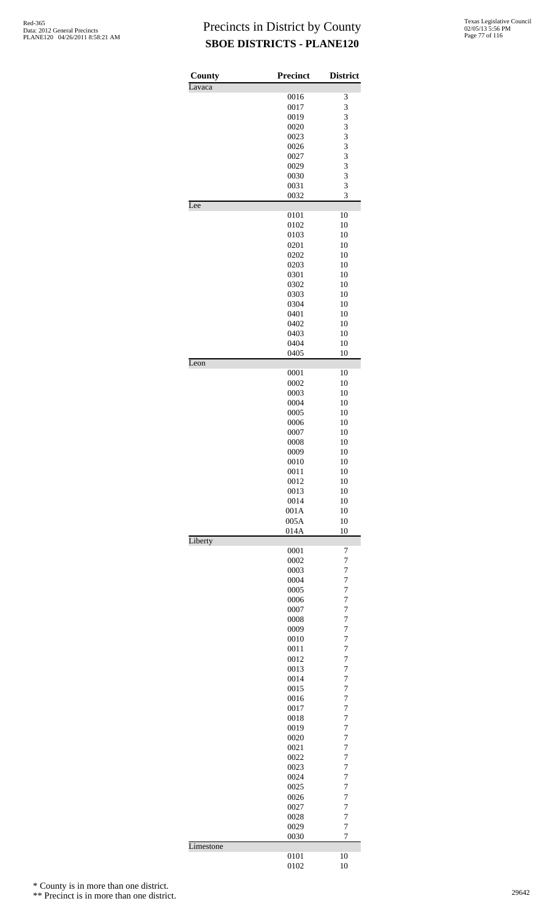# Precincts in District by County

## SBOE DISTRICTS - PLANE120

| County | Precinct | District |
|---|---|---|
| Lavaca | | |
| | 0016 | 3 |
| | 0017 | 3 |
| | 0019 | 3 |
| | 0020 | 3 |
| | 0023 | 3 |
| | 0026 | 3 |
| | 0027 | 3 |
| | 0029 | 3 |
| | 0030 | 3 |
| | 0031 | 3 |
| | 0032 | 3 |
| Lee | | |
| | 0101 | 10 |
| | 0102 | 10 |
| | 0103 | 10 |
| | 0201 | 10 |
| | 0202 | 10 |
| | 0203 | 10 |
| | 0301 | 10 |
| | 0302 | 10 |
| | 0303 | 10 |
| | 0304 | 10 |
| | 0401 | 10 |
| | 0402 | 10 |
| | 0403 | 10 |
| | 0404 | 10 |
| | 0405 | 10 |
| Leon | | |
| | 0001 | 10 |
| | 0002 | 10 |
| | 0003 | 10 |
| | 0004 | 10 |
| | 0005 | 10 |
| | 0006 | 10 |
| | 0007 | 10 |
| | 0008 | 10 |
| | 0009 | 10 |
| | 0010 | 10 |
| | 0011 | 10 |
| | 0012 | 10 |
| | 0013 | 10 |
| | 0014 | 10 |
| | 001A | 10 |
| | 005A | 10 |
| | 014A | 10 |
| Liberty | | |
| | 0001 | 7 |
| | 0002 | 7 |
| | 0003 | 7 |
| | 0004 | 7 |
| | 0005 | 7 |
| | 0006 | 7 |
| | 0007 | 7 |
| | 0008 | 7 |
| | 0009 | 7 |
| | 0010 | 7 |
| | 0011 | 7 |
| | 0012 | 7 |
| | 0013 | 7 |
| | 0014 | 7 |
| | 0015 | 7 |
| | 0016 | 7 |
| | 0017 | 7 |
| | 0018 | 7 |
| | 0019 | 7 |
| | 0020 | 7 |
| | 0021 | 7 |
| | 0022 | 7 |
| | 0023 | 7 |
| | 0024 | 7 |
| | 0025 | 7 |
| | 0026 | 7 |
| | 0027 | 7 |
| | 0028 | 7 |
| | 0029 | 7 |
| | 0030 | 7 |
| Limestone | | |
| | 0101 | 10 |
| | 0102 | 10 |

\* County is in more than one district.

\*\* Precinct is in more than one district.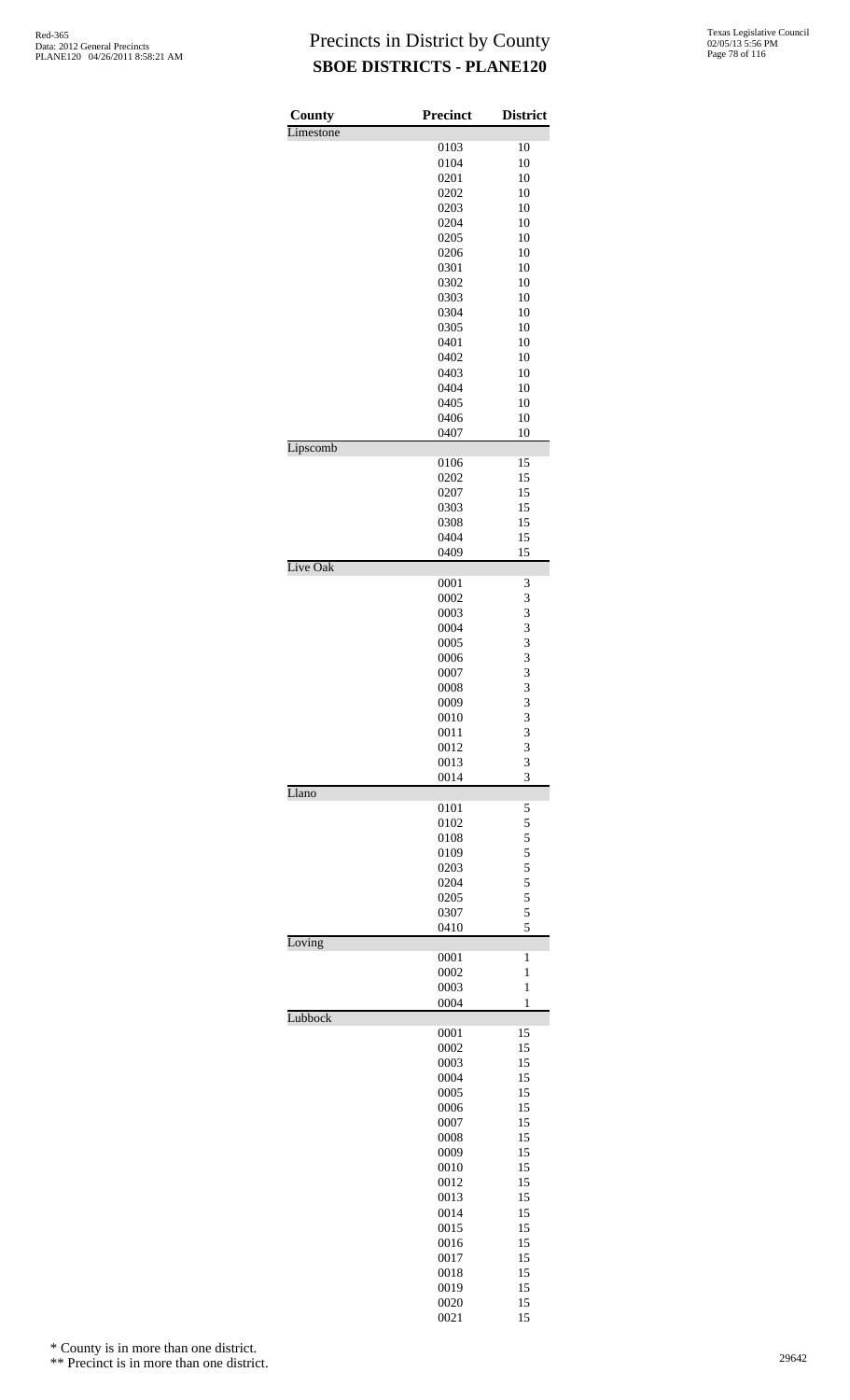# Precincts in District by County

## SBOE DISTRICTS - PLANE120

| County | Precinct | District |
|---|---|---|
| Limestone | | |
| | 0103 | 10 |
| | 0104 | 10 |
| | 0201 | 10 |
| | 0202 | 10 |
| | 0203 | 10 |
| | 0204 | 10 |
| | 0205 | 10 |
| | 0206 | 10 |
| | 0301 | 10 |
| | 0302 | 10 |
| | 0303 | 10 |
| | 0304 | 10 |
| | 0305 | 10 |
| | 0401 | 10 |
| | 0402 | 10 |
| | 0403 | 10 |
| | 0404 | 10 |
| | 0405 | 10 |
| | 0406 | 10 |
| | 0407 | 10 |
| Lipscomb | | |
| | 0106 | 15 |
| | 0202 | 15 |
| | 0207 | 15 |
| | 0303 | 15 |
| | 0308 | 15 |
| | 0404 | 15 |
| | 0409 | 15 |
| Live Oak | | |
| | 0001 | 3 |
| | 0002 | 3 |
| | 0003 | 3 |
| | 0004 | 3 |
| | 0005 | 3 |
| | 0006 | 3 |
| | 0007 | 3 |
| | 0008 | 3 |
| | 0009 | 3 |
| | 0010 | 3 |
| | 0011 | 3 |
| | 0012 | 3 |
| | 0013 | 3 |
| | 0014 | 3 |
| Llano | | |
| | 0101 | 5 |
| | 0102 | 5 |
| | 0108 | 5 |
| | 0109 | 5 |
| | 0203 | 5 |
| | 0204 | 5 |
| | 0205 | 5 |
| | 0307 | 5 |
| | 0410 | 5 |
| Loving | | |
| | 0001 | 1 |
| | 0002 | 1 |
| | 0003 | 1 |
| | 0004 | 1 |
| Lubbock | | |
| | 0001 | 15 |
| | 0002 | 15 |
| | 0003 | 15 |
| | 0004 | 15 |
| | 0005 | 15 |
| | 0006 | 15 |
| | 0007 | 15 |
| | 0008 | 15 |
| | 0009 | 15 |
| | 0010 | 15 |
| | 0012 | 15 |
| | 0013 | 15 |
| | 0014 | 15 |
| | 0015 | 15 |
| | 0016 | 15 |
| | 0017 | 15 |
| | 0018 | 15 |
| | 0019 | 15 |
| | 0020 | 15 |
| | 0021 | 15 |

\* County is in more than one district.

\*\* Precinct is in more than one district.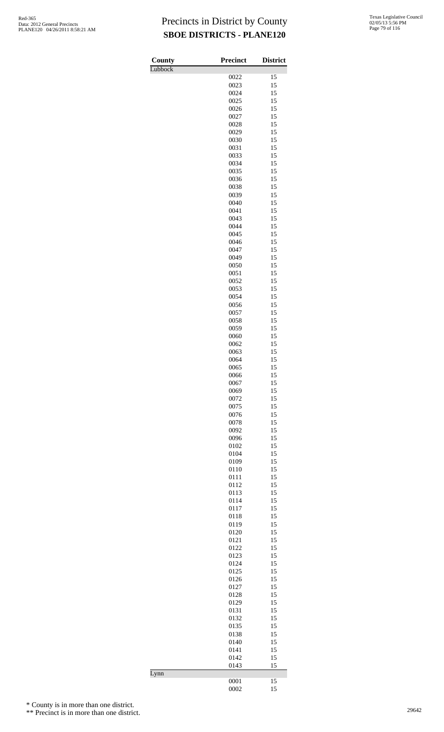# Precincts in District by County

## SBOE DISTRICTS - PLANE120

| County | Precinct | District |
|---|---|---|
| Lubbock | | |
| | 0022 | 15 |
| | 0023 | 15 |
| | 0024 | 15 |
| | 0025 | 15 |
| | 0026 | 15 |
| | 0027 | 15 |
| | 0028 | 15 |
| | 0029 | 15 |
| | 0030 | 15 |
| | 0031 | 15 |
| | 0033 | 15 |
| | 0034 | 15 |
| | 0035 | 15 |
| | 0036 | 15 |
| | 0038 | 15 |
| | 0039 | 15 |
| | 0040 | 15 |
| | 0041 | 15 |
| | 0043 | 15 |
| | 0044 | 15 |
| | 0045 | 15 |
| | 0046 | 15 |
| | 0047 | 15 |
| | 0049 | 15 |
| | 0050 | 15 |
| | 0051 | 15 |
| | 0052 | 15 |
| | 0053 | 15 |
| | 0054 | 15 |
| | 0056 | 15 |
| | 0057 | 15 |
| | 0058 | 15 |
| | 0059 | 15 |
| | 0060 | 15 |
| | 0062 | 15 |
| | 0063 | 15 |
| | 0064 | 15 |
| | 0065 | 15 |
| | 0066 | 15 |
| | 0067 | 15 |
| | 0069 | 15 |
| | 0072 | 15 |
| | 0075 | 15 |
| | 0076 | 15 |
| | 0078 | 15 |
| | 0092 | 15 |
| | 0096 | 15 |
| | 0102 | 15 |
| | 0104 | 15 |
| | 0109 | 15 |
| | 0110 | 15 |
| | 0111 | 15 |
| | 0112 | 15 |
| | 0113 | 15 |
| | 0114 | 15 |
| | 0117 | 15 |
| | 0118 | 15 |
| | 0119 | 15 |
| | 0120 | 15 |
| | 0121 | 15 |
| | 0122 | 15 |
| | 0123 | 15 |
| | 0124 | 15 |
| | 0125 | 15 |
| | 0126 | 15 |
| | 0127 | 15 |
| | 0128 | 15 |
| | 0129 | 15 |
| | 0131 | 15 |
| | 0132 | 15 |
| | 0135 | 15 |
| | 0138 | 15 |
| | 0140 | 15 |
| | 0141 | 15 |
| | 0142 | 15 |
| | 0143 | 15 |
| Lynn | | |
| | 0001 | 15 |
| | 0002 | 15 |

\* County is in more than one district.

\*\* Precinct is in more than one district.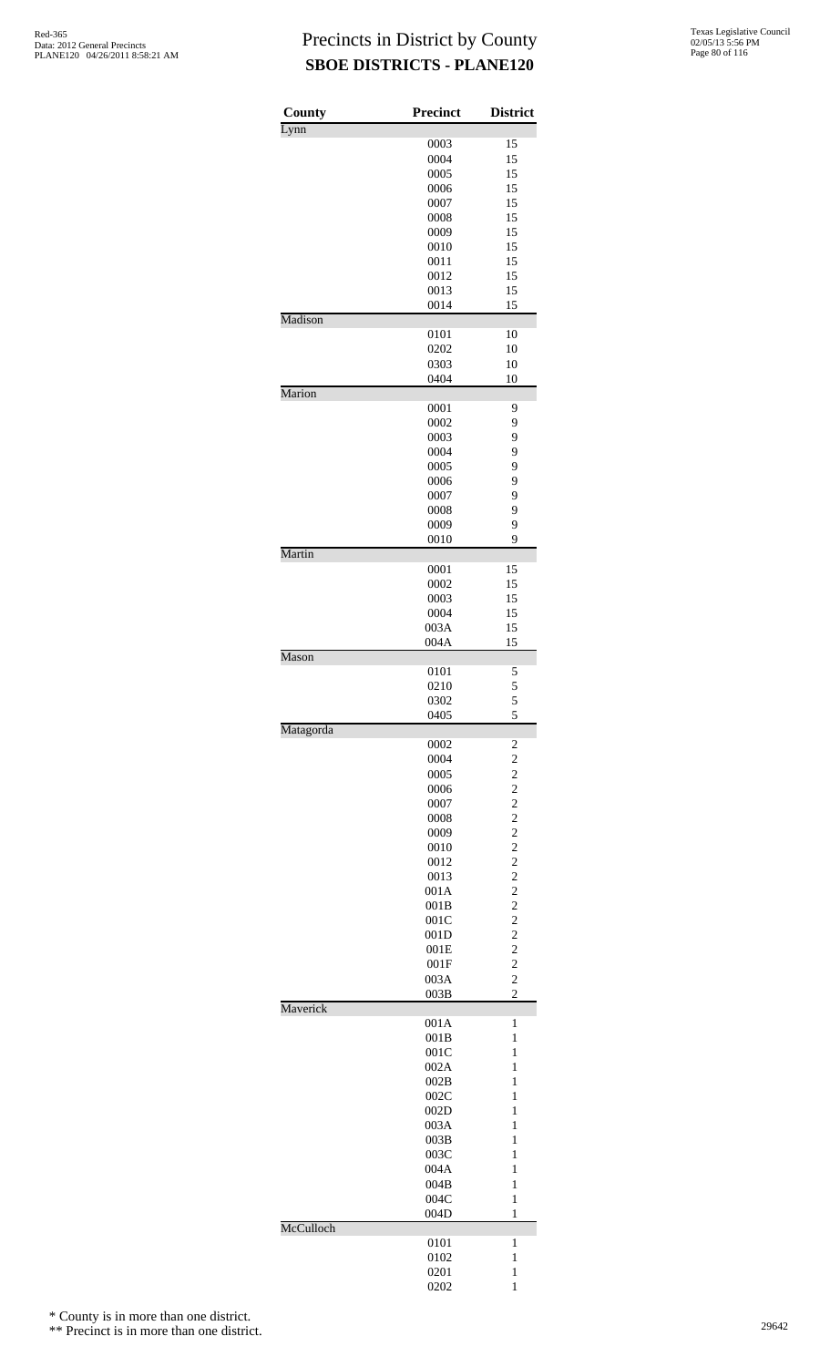# Precincts in District by County

## SBOE DISTRICTS - PLANE120

| County | Precinct | District |
|---|---|---|
| Lynn | | |
| | 0003 | 15 |
| | 0004 | 15 |
| | 0005 | 15 |
| | 0006 | 15 |
| | 0007 | 15 |
| | 0008 | 15 |
| | 0009 | 15 |
| | 0010 | 15 |
| | 0011 | 15 |
| | 0012 | 15 |
| | 0013 | 15 |
| | 0014 | 15 |
| Madison | | |
| | 0101 | 10 |
| | 0202 | 10 |
| | 0303 | 10 |
| | 0404 | 10 |
| Marion | | |
| | 0001 | 9 |
| | 0002 | 9 |
| | 0003 | 9 |
| | 0004 | 9 |
| | 0005 | 9 |
| | 0006 | 9 |
| | 0007 | 9 |
| | 0008 | 9 |
| | 0009 | 9 |
| | 0010 | 9 |
| Martin | | |
| | 0001 | 15 |
| | 0002 | 15 |
| | 0003 | 15 |
| | 0004 | 15 |
| | 003A | 15 |
| | 004A | 15 |
| Mason | | |
| | 0101 | 5 |
| | 0210 | 5 |
| | 0302 | 5 |
| | 0405 | 5 |
| Matagorda | | |
| | 0002 | 2 |
| | 0004 | 2 |
| | 0005 | 2 |
| | 0006 | 2 |
| | 0007 | 2 |
| | 0008 | 2 |
| | 0009 | 2 |
| | 0010 | 2 |
| | 0012 | 2 |
| | 0013 | 2 |
| | 001A | 2 |
| | 001B | 2 |
| | 001C | 2 |
| | 001D | 2 |
| | 001E | 2 |
| | 001F | 2 |
| | 003A | 2 |
| | 003B | 2 |
| Maverick | | |
| | 001A | 1 |
| | 001B | 1 |
| | 001C | 1 |
| | 002A | 1 |
| | 002B | 1 |
| | 002C | 1 |
| | 002D | 1 |
| | 003A | 1 |
| | 003B | 1 |
| | 003C | 1 |
| | 004A | 1 |
| | 004B | 1 |
| | 004C | 1 |
| | 004D | 1 |
| McCulloch | | |
| | 0101 | 1 |
| | 0102 | 1 |
| | 0201 | 1 |
| | 0202 | 1 |

\* County is in more than one district.

\*\* Precinct is in more than one district.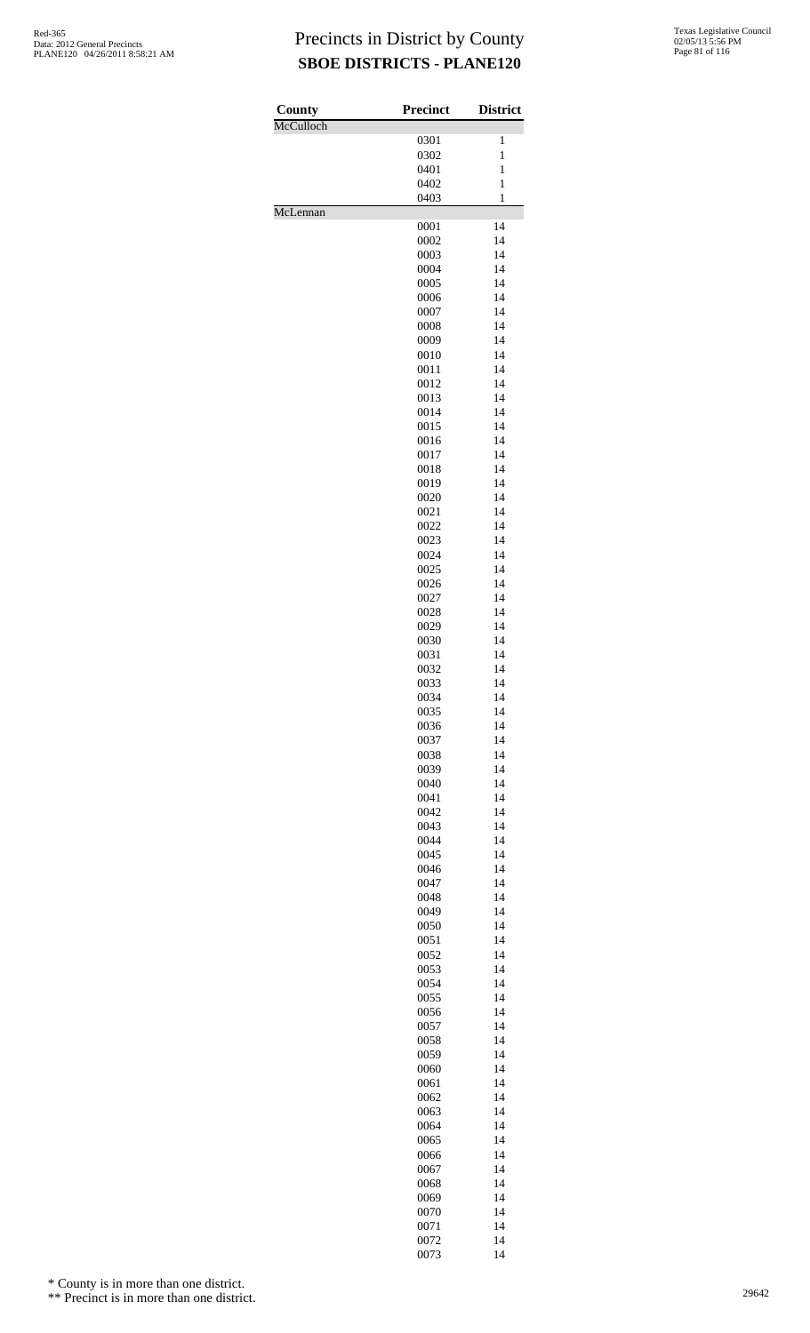# Precincts in District by County
## SBOE DISTRICTS - PLANE120

| County | Precinct | District |
|---|---|---|
| McCulloch | | |
| | 0301 | 1 |
| | 0302 | 1 |
| | 0401 | 1 |
| | 0402 | 1 |
| | 0403 | 1 |
| McLennan | | |
| | 0001 | 14 |
| | 0002 | 14 |
| | 0003 | 14 |
| | 0004 | 14 |
| | 0005 | 14 |
| | 0006 | 14 |
| | 0007 | 14 |
| | 0008 | 14 |
| | 0009 | 14 |
| | 0010 | 14 |
| | 0011 | 14 |
| | 0012 | 14 |
| | 0013 | 14 |
| | 0014 | 14 |
| | 0015 | 14 |
| | 0016 | 14 |
| | 0017 | 14 |
| | 0018 | 14 |
| | 0019 | 14 |
| | 0020 | 14 |
| | 0021 | 14 |
| | 0022 | 14 |
| | 0023 | 14 |
| | 0024 | 14 |
| | 0025 | 14 |
| | 0026 | 14 |
| | 0027 | 14 |
| | 0028 | 14 |
| | 0029 | 14 |
| | 0030 | 14 |
| | 0031 | 14 |
| | 0032 | 14 |
| | 0033 | 14 |
| | 0034 | 14 |
| | 0035 | 14 |
| | 0036 | 14 |
| | 0037 | 14 |
| | 0038 | 14 |
| | 0039 | 14 |
| | 0040 | 14 |
| | 0041 | 14 |
| | 0042 | 14 |
| | 0043 | 14 |
| | 0044 | 14 |
| | 0045 | 14 |
| | 0046 | 14 |
| | 0047 | 14 |
| | 0048 | 14 |
| | 0049 | 14 |
| | 0050 | 14 |
| | 0051 | 14 |
| | 0052 | 14 |
| | 0053 | 14 |
| | 0054 | 14 |
| | 0055 | 14 |
| | 0056 | 14 |
| | 0057 | 14 |
| | 0058 | 14 |
| | 0059 | 14 |
| | 0060 | 14 |
| | 0061 | 14 |
| | 0062 | 14 |
| | 0063 | 14 |
| | 0064 | 14 |
| | 0065 | 14 |
| | 0066 | 14 |
| | 0067 | 14 |
| | 0068 | 14 |
| | 0069 | 14 |
| | 0070 | 14 |
| | 0071 | 14 |
| | 0072 | 14 |
| | 0073 | 14 |

\* County is in more than one district.

\*\* Precinct is in more than one district.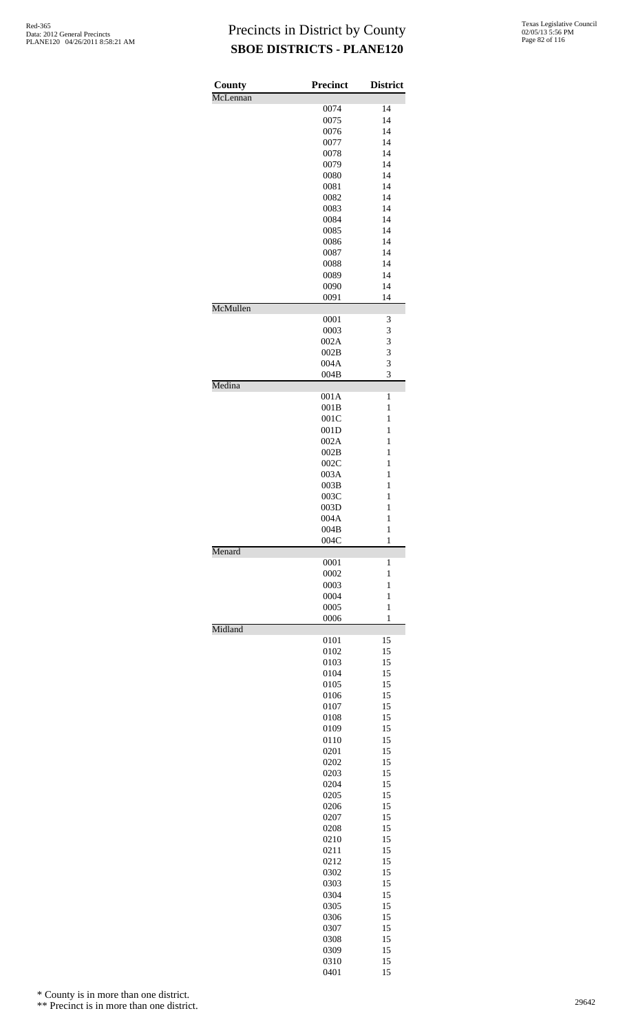# Precincts in District by County
## SBOE DISTRICTS - PLANE120

| County | Precinct | District |
|---|---|---|
| McLennan | | |
| | 0074 | 14 |
| | 0075 | 14 |
| | 0076 | 14 |
| | 0077 | 14 |
| | 0078 | 14 |
| | 0079 | 14 |
| | 0080 | 14 |
| | 0081 | 14 |
| | 0082 | 14 |
| | 0083 | 14 |
| | 0084 | 14 |
| | 0085 | 14 |
| | 0086 | 14 |
| | 0087 | 14 |
| | 0088 | 14 |
| | 0089 | 14 |
| | 0090 | 14 |
| | 0091 | 14 |
| McMullen | | |
| | 0001 | 3 |
| | 0003 | 3 |
| | 002A | 3 |
| | 002B | 3 |
| | 004A | 3 |
| | 004B | 3 |
| Medina | | |
| | 001A | 1 |
| | 001B | 1 |
| | 001C | 1 |
| | 001D | 1 |
| | 002A | 1 |
| | 002B | 1 |
| | 002C | 1 |
| | 003A | 1 |
| | 003B | 1 |
| | 003C | 1 |
| | 003D | 1 |
| | 004A | 1 |
| | 004B | 1 |
| | 004C | 1 |
| Menard | | |
| | 0001 | 1 |
| | 0002 | 1 |
| | 0003 | 1 |
| | 0004 | 1 |
| | 0005 | 1 |
| | 0006 | 1 |
| Midland | | |
| | 0101 | 15 |
| | 0102 | 15 |
| | 0103 | 15 |
| | 0104 | 15 |
| | 0105 | 15 |
| | 0106 | 15 |
| | 0107 | 15 |
| | 0108 | 15 |
| | 0109 | 15 |
| | 0110 | 15 |
| | 0201 | 15 |
| | 0202 | 15 |
| | 0203 | 15 |
| | 0204 | 15 |
| | 0205 | 15 |
| | 0206 | 15 |
| | 0207 | 15 |
| | 0208 | 15 |
| | 0210 | 15 |
| | 0211 | 15 |
| | 0212 | 15 |
| | 0302 | 15 |
| | 0303 | 15 |
| | 0304 | 15 |
| | 0305 | 15 |
| | 0306 | 15 |
| | 0307 | 15 |
| | 0308 | 15 |
| | 0309 | 15 |
| | 0310 | 15 |
| | 0401 | 15 |

\* County is in more than one district.

\*\* Precinct is in more than one district.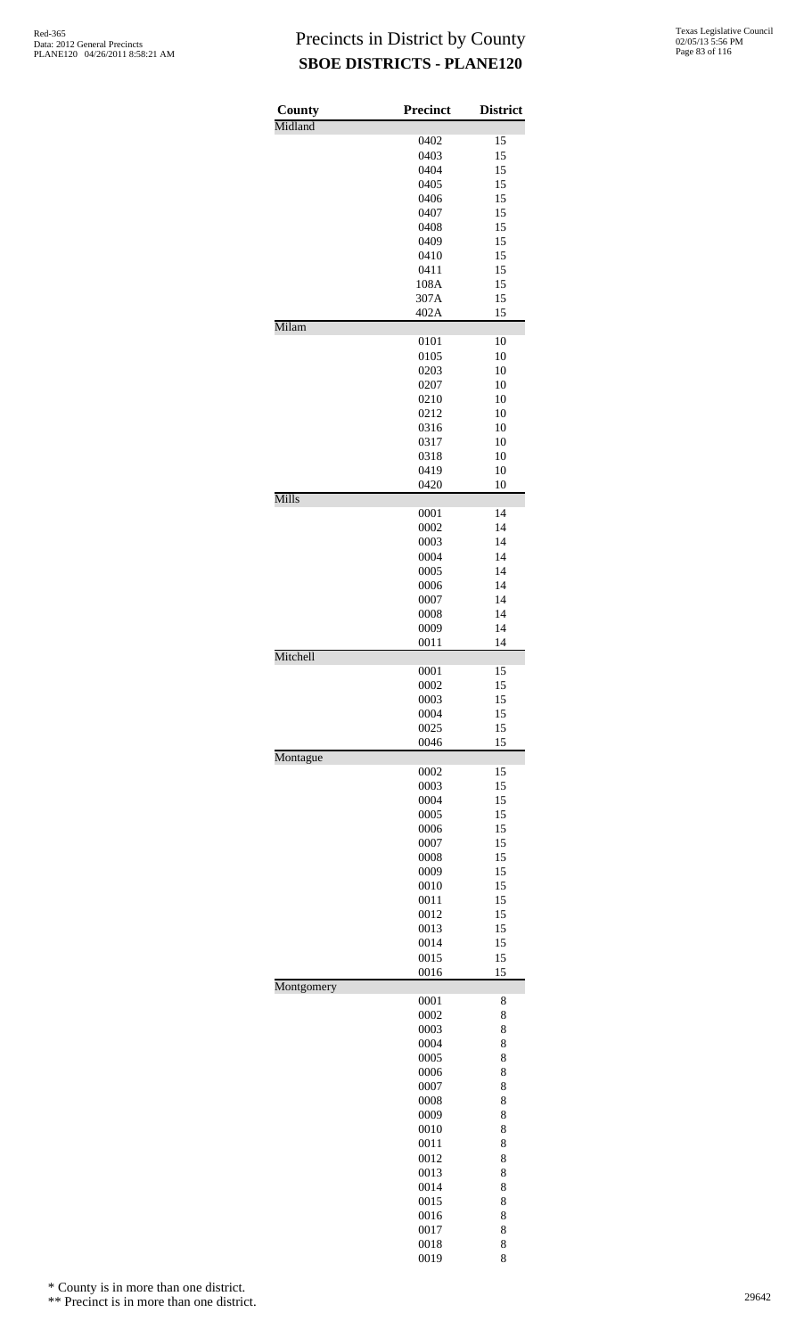# Precincts in District by County
## SBOE DISTRICTS - PLANE120

| County | Precinct | District |
|---|---|---|
| Midland | | |
| | 0402 | 15 |
| | 0403 | 15 |
| | 0404 | 15 |
| | 0405 | 15 |
| | 0406 | 15 |
| | 0407 | 15 |
| | 0408 | 15 |
| | 0409 | 15 |
| | 0410 | 15 |
| | 0411 | 15 |
| | 108A | 15 |
| | 307A | 15 |
| | 402A | 15 |
| Milam | | |
| | 0101 | 10 |
| | 0105 | 10 |
| | 0203 | 10 |
| | 0207 | 10 |
| | 0210 | 10 |
| | 0212 | 10 |
| | 0316 | 10 |
| | 0317 | 10 |
| | 0318 | 10 |
| | 0419 | 10 |
| | 0420 | 10 |
| Mills | | |
| | 0001 | 14 |
| | 0002 | 14 |
| | 0003 | 14 |
| | 0004 | 14 |
| | 0005 | 14 |
| | 0006 | 14 |
| | 0007 | 14 |
| | 0008 | 14 |
| | 0009 | 14 |
| | 0011 | 14 |
| Mitchell | | |
| | 0001 | 15 |
| | 0002 | 15 |
| | 0003 | 15 |
| | 0004 | 15 |
| | 0025 | 15 |
| | 0046 | 15 |
| Montague | | |
| | 0002 | 15 |
| | 0003 | 15 |
| | 0004 | 15 |
| | 0005 | 15 |
| | 0006 | 15 |
| | 0007 | 15 |
| | 0008 | 15 |
| | 0009 | 15 |
| | 0010 | 15 |
| | 0011 | 15 |
| | 0012 | 15 |
| | 0013 | 15 |
| | 0014 | 15 |
| | 0015 | 15 |
| | 0016 | 15 |
| Montgomery | | |
| | 0001 | 8 |
| | 0002 | 8 |
| | 0003 | 8 |
| | 0004 | 8 |
| | 0005 | 8 |
| | 0006 | 8 |
| | 0007 | 8 |
| | 0008 | 8 |
| | 0009 | 8 |
| | 0010 | 8 |
| | 0011 | 8 |
| | 0012 | 8 |
| | 0013 | 8 |
| | 0014 | 8 |
| | 0015 | 8 |
| | 0016 | 8 |
| | 0017 | 8 |
| | 0018 | 8 |
| | 0019 | 8 |

\* County is in more than one district.

\*\* Precinct is in more than one district.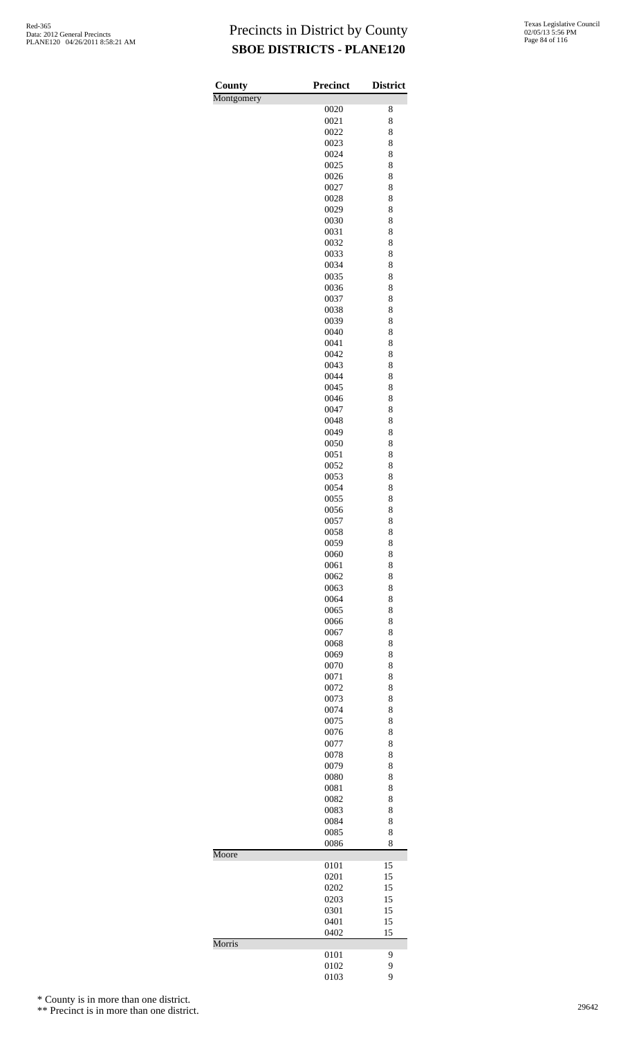# Precincts in District by County

## SBOE DISTRICTS - PLANE120

| County | Precinct | District |
|---|---|---|
| Montgomery | | |
| | 0020 | 8 |
| | 0021 | 8 |
| | 0022 | 8 |
| | 0023 | 8 |
| | 0024 | 8 |
| | 0025 | 8 |
| | 0026 | 8 |
| | 0027 | 8 |
| | 0028 | 8 |
| | 0029 | 8 |
| | 0030 | 8 |
| | 0031 | 8 |
| | 0032 | 8 |
| | 0033 | 8 |
| | 0034 | 8 |
| | 0035 | 8 |
| | 0036 | 8 |
| | 0037 | 8 |
| | 0038 | 8 |
| | 0039 | 8 |
| | 0040 | 8 |
| | 0041 | 8 |
| | 0042 | 8 |
| | 0043 | 8 |
| | 0044 | 8 |
| | 0045 | 8 |
| | 0046 | 8 |
| | 0047 | 8 |
| | 0048 | 8 |
| | 0049 | 8 |
| | 0050 | 8 |
| | 0051 | 8 |
| | 0052 | 8 |
| | 0053 | 8 |
| | 0054 | 8 |
| | 0055 | 8 |
| | 0056 | 8 |
| | 0057 | 8 |
| | 0058 | 8 |
| | 0059 | 8 |
| | 0060 | 8 |
| | 0061 | 8 |
| | 0062 | 8 |
| | 0063 | 8 |
| | 0064 | 8 |
| | 0065 | 8 |
| | 0066 | 8 |
| | 0067 | 8 |
| | 0068 | 8 |
| | 0069 | 8 |
| | 0070 | 8 |
| | 0071 | 8 |
| | 0072 | 8 |
| | 0073 | 8 |
| | 0074 | 8 |
| | 0075 | 8 |
| | 0076 | 8 |
| | 0077 | 8 |
| | 0078 | 8 |
| | 0079 | 8 |
| | 0080 | 8 |
| | 0081 | 8 |
| | 0082 | 8 |
| | 0083 | 8 |
| | 0084 | 8 |
| | 0085 | 8 |
| | 0086 | 8 |
| Moore | | |
| | 0101 | 15 |
| | 0201 | 15 |
| | 0202 | 15 |
| | 0203 | 15 |
| | 0301 | 15 |
| | 0401 | 15 |
| | 0402 | 15 |
| Morris | | |
| | 0101 | 9 |
| | 0102 | 9 |
| | 0103 | 9 |

\* County is in more than one district.

\*\* Precinct is in more than one district.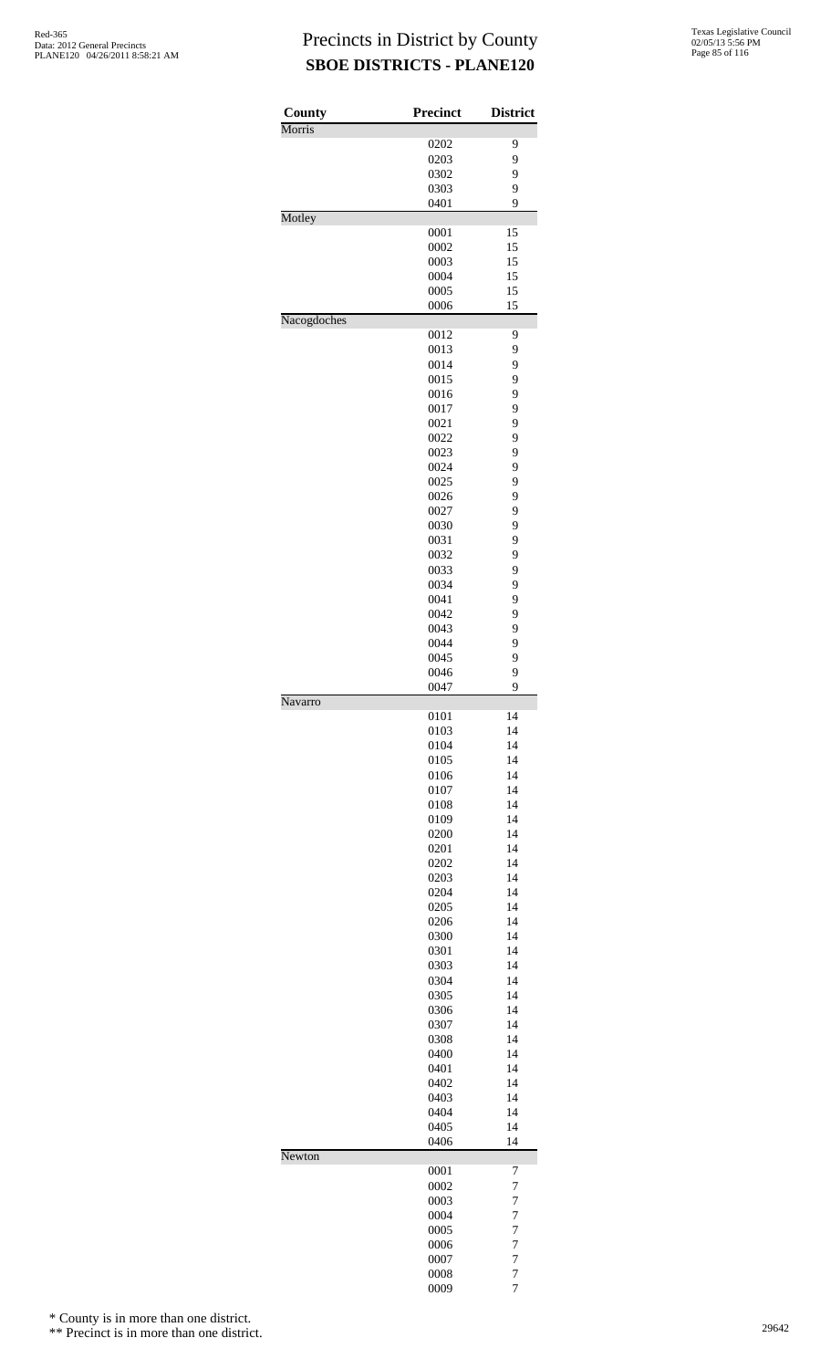# Precincts in District by County
## SBOE DISTRICTS - PLANE120

| County | Precinct | District |
|---|---|---|
| Morris | | |
| | 0202 | 9 |
| | 0203 | 9 |
| | 0302 | 9 |
| | 0303 | 9 |
| | 0401 | 9 |
| Motley | | |
| | 0001 | 15 |
| | 0002 | 15 |
| | 0003 | 15 |
| | 0004 | 15 |
| | 0005 | 15 |
| | 0006 | 15 |
| Nacogdoches | | |
| | 0012 | 9 |
| | 0013 | 9 |
| | 0014 | 9 |
| | 0015 | 9 |
| | 0016 | 9 |
| | 0017 | 9 |
| | 0021 | 9 |
| | 0022 | 9 |
| | 0023 | 9 |
| | 0024 | 9 |
| | 0025 | 9 |
| | 0026 | 9 |
| | 0027 | 9 |
| | 0030 | 9 |
| | 0031 | 9 |
| | 0032 | 9 |
| | 0033 | 9 |
| | 0034 | 9 |
| | 0041 | 9 |
| | 0042 | 9 |
| | 0043 | 9 |
| | 0044 | 9 |
| | 0045 | 9 |
| | 0046 | 9 |
| | 0047 | 9 |
| Navarro | | |
| | 0101 | 14 |
| | 0103 | 14 |
| | 0104 | 14 |
| | 0105 | 14 |
| | 0106 | 14 |
| | 0107 | 14 |
| | 0108 | 14 |
| | 0109 | 14 |
| | 0200 | 14 |
| | 0201 | 14 |
| | 0202 | 14 |
| | 0203 | 14 |
| | 0204 | 14 |
| | 0205 | 14 |
| | 0206 | 14 |
| | 0300 | 14 |
| | 0301 | 14 |
| | 0303 | 14 |
| | 0304 | 14 |
| | 0305 | 14 |
| | 0306 | 14 |
| | 0307 | 14 |
| | 0308 | 14 |
| | 0400 | 14 |
| | 0401 | 14 |
| | 0402 | 14 |
| | 0403 | 14 |
| | 0404 | 14 |
| | 0405 | 14 |
| | 0406 | 14 |
| Newton | | |
| | 0001 | 7 |
| | 0002 | 7 |
| | 0003 | 7 |
| | 0004 | 7 |
| | 0005 | 7 |
| | 0006 | 7 |
| | 0007 | 7 |
| | 0008 | 7 |
| | 0009 | 7 |

\* County is in more than one district.

\*\* Precinct is in more than one district.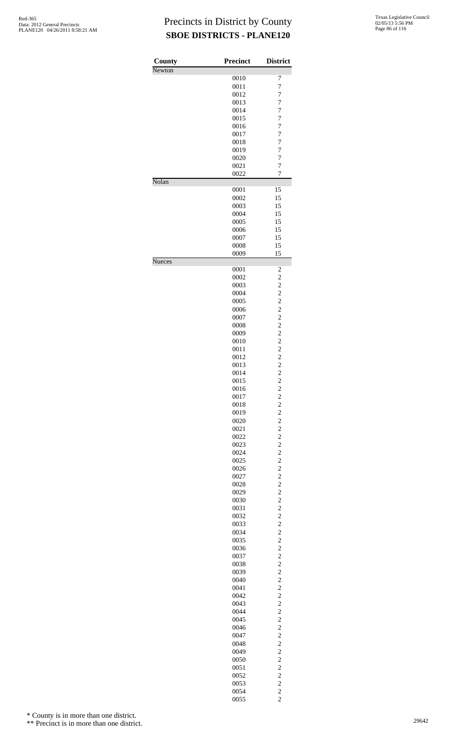# Precincts in District by County

## SBOE DISTRICTS - PLANE120

| County | Precinct | District |
|---|---|---|
| Newton | | |
| | 0010 | 7 |
| | 0011 | 7 |
| | 0012 | 7 |
| | 0013 | 7 |
| | 0014 | 7 |
| | 0015 | 7 |
| | 0016 | 7 |
| | 0017 | 7 |
| | 0018 | 7 |
| | 0019 | 7 |
| | 0020 | 7 |
| | 0021 | 7 |
| | 0022 | 7 |
| Nolan | | |
| | 0001 | 15 |
| | 0002 | 15 |
| | 0003 | 15 |
| | 0004 | 15 |
| | 0005 | 15 |
| | 0006 | 15 |
| | 0007 | 15 |
| | 0008 | 15 |
| | 0009 | 15 |
| Nueces | | |
| | 0001 | 2 |
| | 0002 | 2 |
| | 0003 | 2 |
| | 0004 | 2 |
| | 0005 | 2 |
| | 0006 | 2 |
| | 0007 | 2 |
| | 0008 | 2 |
| | 0009 | 2 |
| | 0010 | 2 |
| | 0011 | 2 |
| | 0012 | 2 |
| | 0013 | 2 |
| | 0014 | 2 |
| | 0015 | 2 |
| | 0016 | 2 |
| | 0017 | 2 |
| | 0018 | 2 |
| | 0019 | 2 |
| | 0020 | 2 |
| | 0021 | 2 |
| | 0022 | 2 |
| | 0023 | 2 |
| | 0024 | 2 |
| | 0025 | 2 |
| | 0026 | 2 |
| | 0027 | 2 |
| | 0028 | 2 |
| | 0029 | 2 |
| | 0030 | 2 |
| | 0031 | 2 |
| | 0032 | 2 |
| | 0033 | 2 |
| | 0034 | 2 |
| | 0035 | 2 |
| | 0036 | 2 |
| | 0037 | 2 |
| | 0038 | 2 |
| | 0039 | 2 |
| | 0040 | 2 |
| | 0041 | 2 |
| | 0042 | 2 |
| | 0043 | 2 |
| | 0044 | 2 |
| | 0045 | 2 |
| | 0046 | 2 |
| | 0047 | 2 |
| | 0048 | 2 |
| | 0049 | 2 |
| | 0050 | 2 |
| | 0051 | 2 |
| | 0052 | 2 |
| | 0053 | 2 |
| | 0054 | 2 |
| | 0055 | 2 |

\* County is in more than one district.

\*\* Precinct is in more than one district.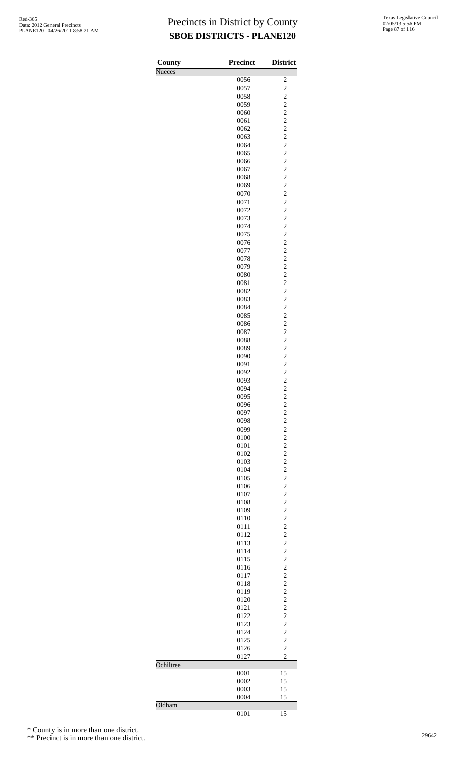# Precincts in District by County
## SBOE DISTRICTS - PLANE120

Red-365
Data: 2012 General Precincts
PLANE120 04/26/2011 8:58:21 AM

Texas Legislative Council
02/05/13 5:56 PM

| County | Precinct | District |
|---|---|---|
| Nueces | | |
| | 0056 | 2 |
| | 0057 | 2 |
| | 0058 | 2 |
| | 0059 | 2 |
| | 0060 | 2 |
| | 0061 | 2 |
| | 0062 | 2 |
| | 0063 | 2 |
| | 0064 | 2 |
| | 0065 | 2 |
| | 0066 | 2 |
| | 0067 | 2 |
| | 0068 | 2 |
| | 0069 | 2 |
| | 0070 | 2 |
| | 0071 | 2 |
| | 0072 | 2 |
| | 0073 | 2 |
| | 0074 | 2 |
| | 0075 | 2 |
| | 0076 | 2 |
| | 0077 | 2 |
| | 0078 | 2 |
| | 0079 | 2 |
| | 0080 | 2 |
| | 0081 | 2 |
| | 0082 | 2 |
| | 0083 | 2 |
| | 0084 | 2 |
| | 0085 | 2 |
| | 0086 | 2 |
| | 0087 | 2 |
| | 0088 | 2 |
| | 0089 | 2 |
| | 0090 | 2 |
| | 0091 | 2 |
| | 0092 | 2 |
| | 0093 | 2 |
| | 0094 | 2 |
| | 0095 | 2 |
| | 0096 | 2 |
| | 0097 | 2 |
| | 0098 | 2 |
| | 0099 | 2 |
| | 0100 | 2 |
| | 0101 | 2 |
| | 0102 | 2 |
| | 0103 | 2 |
| | 0104 | 2 |
| | 0105 | 2 |
| | 0106 | 2 |
| | 0107 | 2 |
| | 0108 | 2 |
| | 0109 | 2 |
| | 0110 | 2 |
| | 0111 | 2 |
| | 0112 | 2 |
| | 0113 | 2 |
| | 0114 | 2 |
| | 0115 | 2 |
| | 0116 | 2 |
| | 0117 | 2 |
| | 0118 | 2 |
| | 0119 | 2 |
| | 0120 | 2 |
| | 0121 | 2 |
| | 0122 | 2 |
| | 0123 | 2 |
| | 0124 | 2 |
| | 0125 | 2 |
| | 0126 | 2 |
| | 0127 | 2 |
| Ochiltree | | |
| | 0001 | 15 |
| | 0002 | 15 |
| | 0003 | 15 |
| | 0004 | 15 |
| Oldham | | |
| | 0101 | 15 |

\* County is in more than one district.

\*\* Precinct is in more than one district.

29642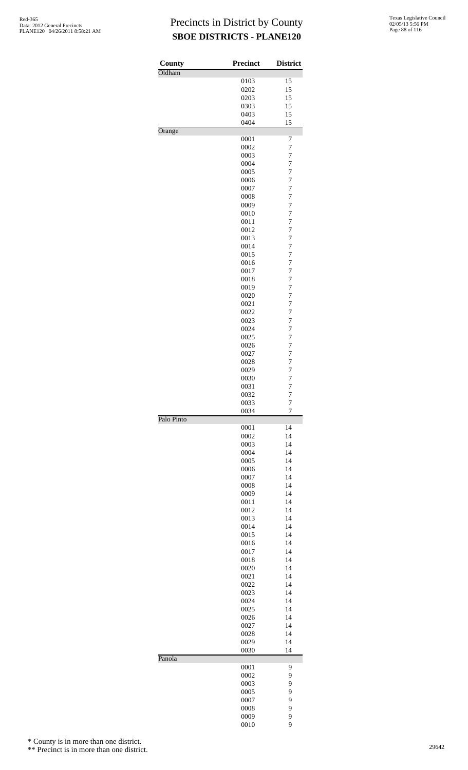# Precincts in District by County

## SBOE DISTRICTS - PLANE120

| County | Precinct | District |
|---|---|---|
| Oldham | | |
| | 0103 | 15 |
| | 0202 | 15 |
| | 0203 | 15 |
| | 0303 | 15 |
| | 0403 | 15 |
| | 0404 | 15 |
| Orange | | |
| | 0001 | 7 |
| | 0002 | 7 |
| | 0003 | 7 |
| | 0004 | 7 |
| | 0005 | 7 |
| | 0006 | 7 |
| | 0007 | 7 |
| | 0008 | 7 |
| | 0009 | 7 |
| | 0010 | 7 |
| | 0011 | 7 |
| | 0012 | 7 |
| | 0013 | 7 |
| | 0014 | 7 |
| | 0015 | 7 |
| | 0016 | 7 |
| | 0017 | 7 |
| | 0018 | 7 |
| | 0019 | 7 |
| | 0020 | 7 |
| | 0021 | 7 |
| | 0022 | 7 |
| | 0023 | 7 |
| | 0024 | 7 |
| | 0025 | 7 |
| | 0026 | 7 |
| | 0027 | 7 |
| | 0028 | 7 |
| | 0029 | 7 |
| | 0030 | 7 |
| | 0031 | 7 |
| | 0032 | 7 |
| | 0033 | 7 |
| | 0034 | 7 |
| Palo Pinto | | |
| | 0001 | 14 |
| | 0002 | 14 |
| | 0003 | 14 |
| | 0004 | 14 |
| | 0005 | 14 |
| | 0006 | 14 |
| | 0007 | 14 |
| | 0008 | 14 |
| | 0009 | 14 |
| | 0011 | 14 |
| | 0012 | 14 |
| | 0013 | 14 |
| | 0014 | 14 |
| | 0015 | 14 |
| | 0016 | 14 |
| | 0017 | 14 |
| | 0018 | 14 |
| | 0020 | 14 |
| | 0021 | 14 |
| | 0022 | 14 |
| | 0023 | 14 |
| | 0024 | 14 |
| | 0025 | 14 |
| | 0026 | 14 |
| | 0027 | 14 |
| | 0028 | 14 |
| | 0029 | 14 |
| | 0030 | 14 |
| Panola | | |
| | 0001 | 9 |
| | 0002 | 9 |
| | 0003 | 9 |
| | 0005 | 9 |
| | 0007 | 9 |
| | 0008 | 9 |
| | 0009 | 9 |
| | 0010 | 9 |

\* County is in more than one district.

\*\* Precinct is in more than one district.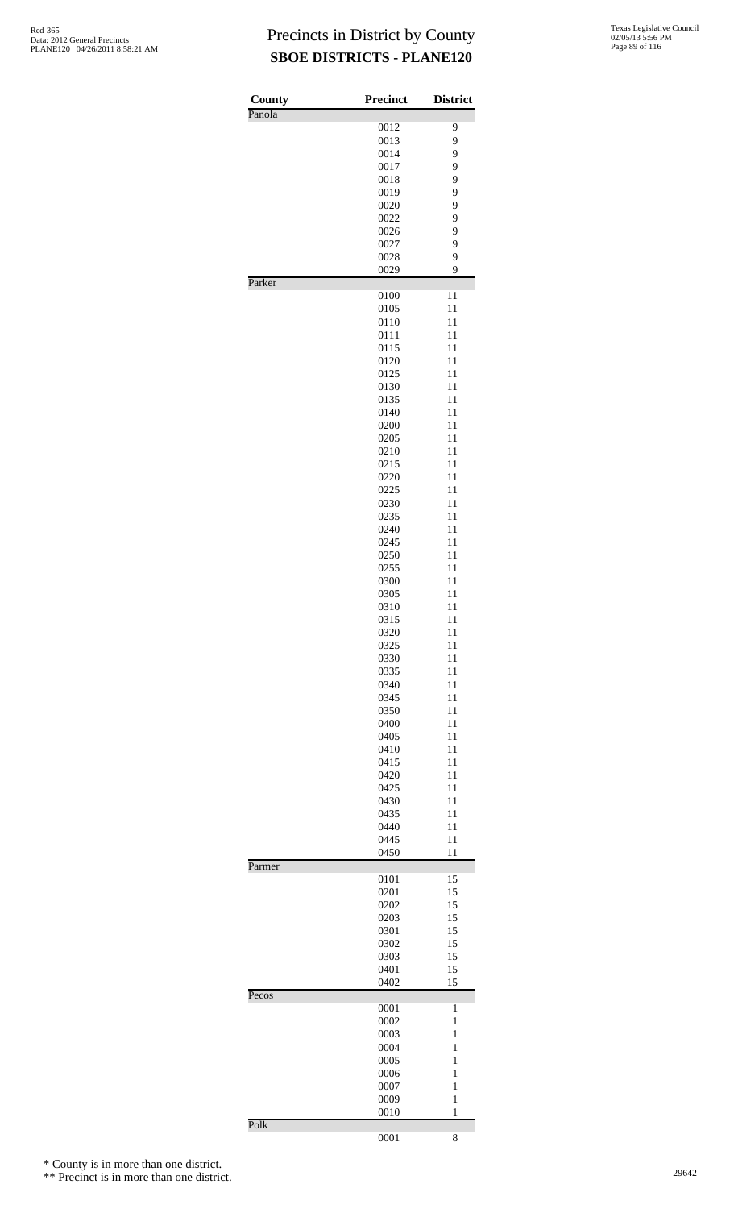# Precincts in District by County
## SBOE DISTRICTS - PLANE120

| County | Precinct | District |
|---|---|---|
| Panola | | |
| | 0012 | 9 |
| | 0013 | 9 |
| | 0014 | 9 |
| | 0017 | 9 |
| | 0018 | 9 |
| | 0019 | 9 |
| | 0020 | 9 |
| | 0022 | 9 |
| | 0026 | 9 |
| | 0027 | 9 |
| | 0028 | 9 |
| | 0029 | 9 |
| Parker | | |
| | 0100 | 11 |
| | 0105 | 11 |
| | 0110 | 11 |
| | 0111 | 11 |
| | 0115 | 11 |
| | 0120 | 11 |
| | 0125 | 11 |
| | 0130 | 11 |
| | 0135 | 11 |
| | 0140 | 11 |
| | 0200 | 11 |
| | 0205 | 11 |
| | 0210 | 11 |
| | 0215 | 11 |
| | 0220 | 11 |
| | 0225 | 11 |
| | 0230 | 11 |
| | 0235 | 11 |
| | 0240 | 11 |
| | 0245 | 11 |
| | 0250 | 11 |
| | 0255 | 11 |
| | 0300 | 11 |
| | 0305 | 11 |
| | 0310 | 11 |
| | 0315 | 11 |
| | 0320 | 11 |
| | 0325 | 11 |
| | 0330 | 11 |
| | 0335 | 11 |
| | 0340 | 11 |
| | 0345 | 11 |
| | 0350 | 11 |
| | 0400 | 11 |
| | 0405 | 11 |
| | 0410 | 11 |
| | 0415 | 11 |
| | 0420 | 11 |
| | 0425 | 11 |
| | 0430 | 11 |
| | 0435 | 11 |
| | 0440 | 11 |
| | 0445 | 11 |
| | 0450 | 11 |
| Parmer | | |
| | 0101 | 15 |
| | 0201 | 15 |
| | 0202 | 15 |
| | 0203 | 15 |
| | 0301 | 15 |
| | 0302 | 15 |
| | 0303 | 15 |
| | 0401 | 15 |
| | 0402 | 15 |
| Pecos | | |
| | 0001 | 1 |
| | 0002 | 1 |
| | 0003 | 1 |
| | 0004 | 1 |
| | 0005 | 1 |
| | 0006 | 1 |
| | 0007 | 1 |
| | 0009 | 1 |
| | 0010 | 1 |
| Polk | | |
| | 0001 | 8 |

\* County is in more than one district.

\*\* Precinct is in more than one district.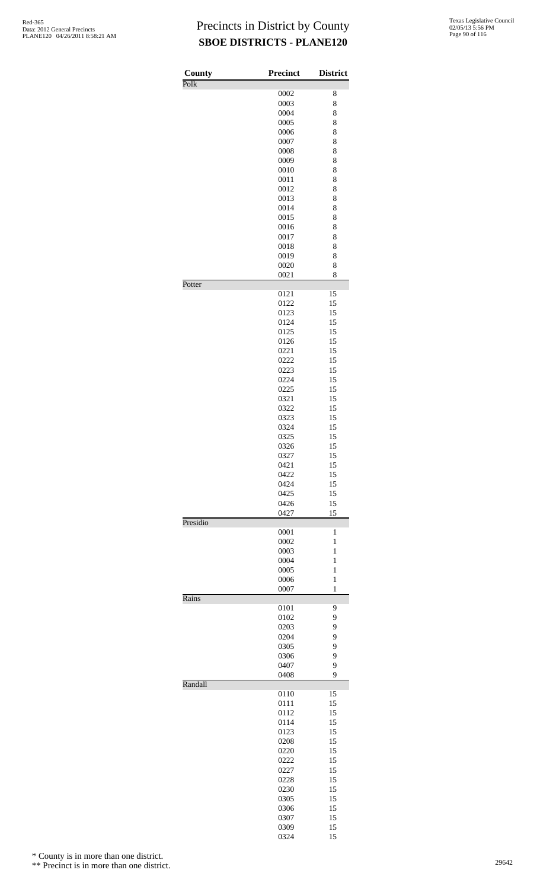# Precincts in District by County

## SBOE DISTRICTS - PLANE120

| County | Precinct | District |
|---|---|---|
| Polk | | |
| | 0002 | 8 |
| | 0003 | 8 |
| | 0004 | 8 |
| | 0005 | 8 |
| | 0006 | 8 |
| | 0007 | 8 |
| | 0008 | 8 |
| | 0009 | 8 |
| | 0010 | 8 |
| | 0011 | 8 |
| | 0012 | 8 |
| | 0013 | 8 |
| | 0014 | 8 |
| | 0015 | 8 |
| | 0016 | 8 |
| | 0017 | 8 |
| | 0018 | 8 |
| | 0019 | 8 |
| | 0020 | 8 |
| | 0021 | 8 |
| Potter | | |
| | 0121 | 15 |
| | 0122 | 15 |
| | 0123 | 15 |
| | 0124 | 15 |
| | 0125 | 15 |
| | 0126 | 15 |
| | 0221 | 15 |
| | 0222 | 15 |
| | 0223 | 15 |
| | 0224 | 15 |
| | 0225 | 15 |
| | 0321 | 15 |
| | 0322 | 15 |
| | 0323 | 15 |
| | 0324 | 15 |
| | 0325 | 15 |
| | 0326 | 15 |
| | 0327 | 15 |
| | 0421 | 15 |
| | 0422 | 15 |
| | 0424 | 15 |
| | 0425 | 15 |
| | 0426 | 15 |
| | 0427 | 15 |
| Presidio | | |
| | 0001 | 1 |
| | 0002 | 1 |
| | 0003 | 1 |
| | 0004 | 1 |
| | 0005 | 1 |
| | 0006 | 1 |
| | 0007 | 1 |
| Rains | | |
| | 0101 | 9 |
| | 0102 | 9 |
| | 0203 | 9 |
| | 0204 | 9 |
| | 0305 | 9 |
| | 0306 | 9 |
| | 0407 | 9 |
| | 0408 | 9 |
| Randall | | |
| | 0110 | 15 |
| | 0111 | 15 |
| | 0112 | 15 |
| | 0114 | 15 |
| | 0123 | 15 |
| | 0208 | 15 |
| | 0220 | 15 |
| | 0222 | 15 |
| | 0227 | 15 |
| | 0228 | 15 |
| | 0230 | 15 |
| | 0305 | 15 |
| | 0306 | 15 |
| | 0307 | 15 |
| | 0309 | 15 |
| | 0324 | 15 |

\* County is in more than one district.

\*\* Precinct is in more than one district.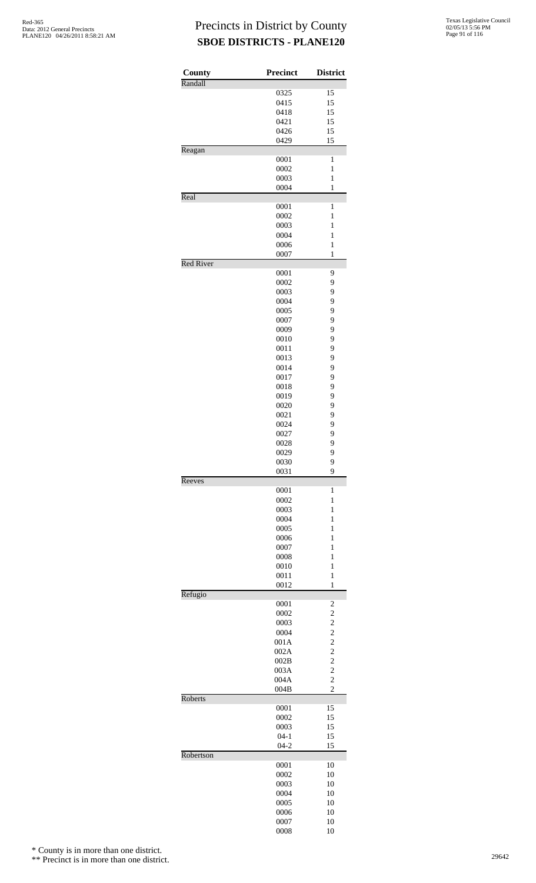# Precincts in District by County
## SBOE DISTRICTS - PLANE120

| County | Precinct | District |
|---|---|---|
| Randall | | |
| | 0325 | 15 |
| | 0415 | 15 |
| | 0418 | 15 |
| | 0421 | 15 |
| | 0426 | 15 |
| | 0429 | 15 |
| Reagan | | |
| | 0001 | 1 |
| | 0002 | 1 |
| | 0003 | 1 |
| | 0004 | 1 |
| Real | | |
| | 0001 | 1 |
| | 0002 | 1 |
| | 0003 | 1 |
| | 0004 | 1 |
| | 0006 | 1 |
| | 0007 | 1 |
| Red River | | |
| | 0001 | 9 |
| | 0002 | 9 |
| | 0003 | 9 |
| | 0004 | 9 |
| | 0005 | 9 |
| | 0007 | 9 |
| | 0009 | 9 |
| | 0010 | 9 |
| | 0011 | 9 |
| | 0013 | 9 |
| | 0014 | 9 |
| | 0017 | 9 |
| | 0018 | 9 |
| | 0019 | 9 |
| | 0020 | 9 |
| | 0021 | 9 |
| | 0024 | 9 |
| | 0027 | 9 |
| | 0028 | 9 |
| | 0029 | 9 |
| | 0030 | 9 |
| | 0031 | 9 |
| Reeves | | |
| | 0001 | 1 |
| | 0002 | 1 |
| | 0003 | 1 |
| | 0004 | 1 |
| | 0005 | 1 |
| | 0006 | 1 |
| | 0007 | 1 |
| | 0008 | 1 |
| | 0010 | 1 |
| | 0011 | 1 |
| | 0012 | 1 |
| Refugio | | |
| | 0001 | 2 |
| | 0002 | 2 |
| | 0003 | 2 |
| | 0004 | 2 |
| | 001A | 2 |
| | 002A | 2 |
| | 002B | 2 |
| | 003A | 2 |
| | 004A | 2 |
| | 004B | 2 |
| Roberts | | |
| | 0001 | 15 |
| | 0002 | 15 |
| | 0003 | 15 |
| | 04-1 | 15 |
| | 04-2 | 15 |
| Robertson | | |
| | 0001 | 10 |
| | 0002 | 10 |
| | 0003 | 10 |
| | 0004 | 10 |
| | 0005 | 10 |
| | 0006 | 10 |
| | 0007 | 10 |
| | 0008 | 10 |

\* County is in more than one district.

\*\* Precinct is in more than one district.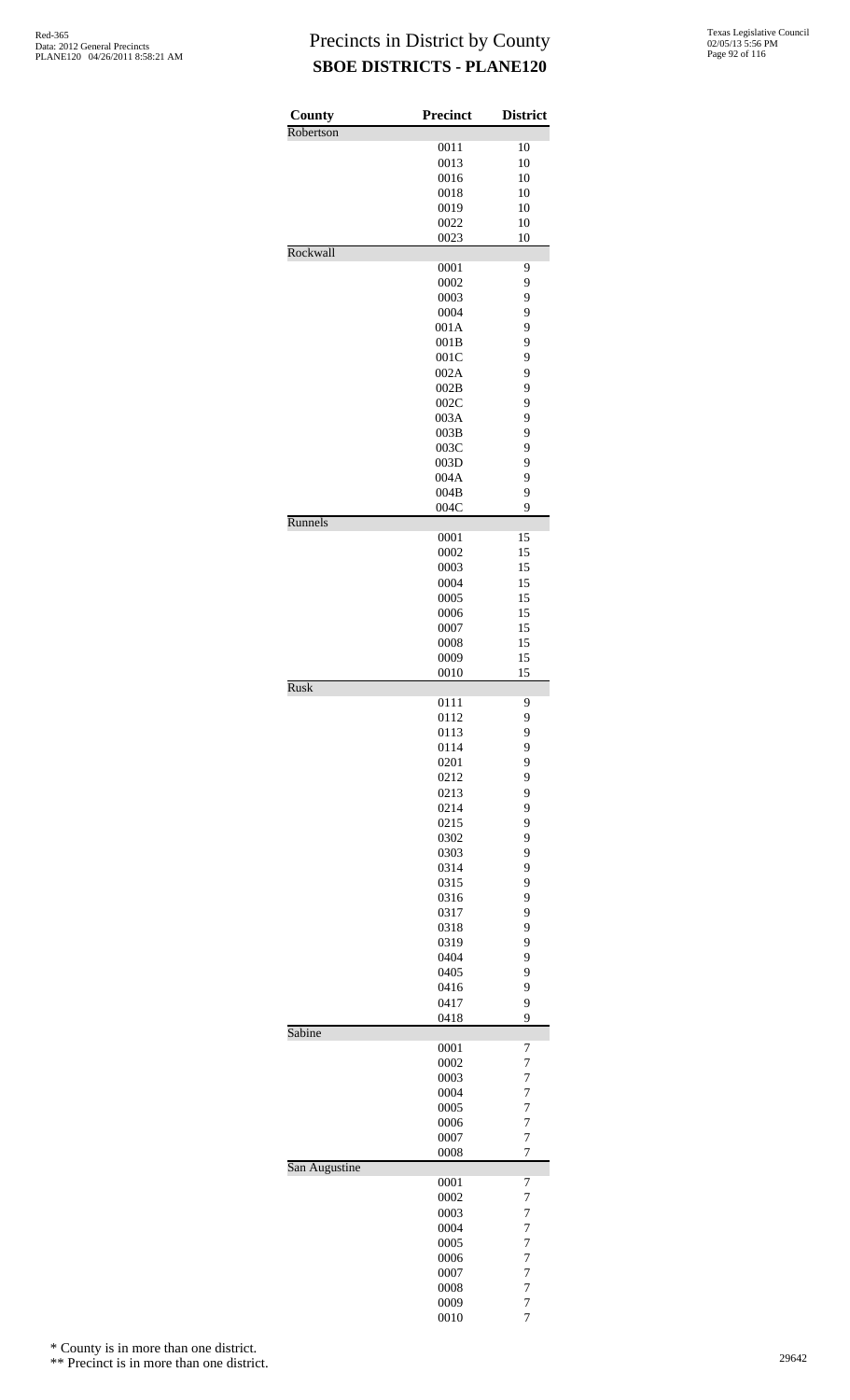# Precincts in District by County

## SBOE DISTRICTS - PLANE120

| County | Precinct | District |
|---|---|---|
| Robertson | | |
| | 0011 | 10 |
| | 0013 | 10 |
| | 0016 | 10 |
| | 0018 | 10 |
| | 0019 | 10 |
| | 0022 | 10 |
| | 0023 | 10 |
| Rockwall | | |
| | 0001 | 9 |
| | 0002 | 9 |
| | 0003 | 9 |
| | 0004 | 9 |
| | 001A | 9 |
| | 001B | 9 |
| | 001C | 9 |
| | 002A | 9 |
| | 002B | 9 |
| | 002C | 9 |
| | 003A | 9 |
| | 003B | 9 |
| | 003C | 9 |
| | 003D | 9 |
| | 004A | 9 |
| | 004B | 9 |
| | 004C | 9 |
| Runnels | | |
| | 0001 | 15 |
| | 0002 | 15 |
| | 0003 | 15 |
| | 0004 | 15 |
| | 0005 | 15 |
| | 0006 | 15 |
| | 0007 | 15 |
| | 0008 | 15 |
| | 0009 | 15 |
| | 0010 | 15 |
| Rusk | | |
| | 0111 | 9 |
| | 0112 | 9 |
| | 0113 | 9 |
| | 0114 | 9 |
| | 0201 | 9 |
| | 0212 | 9 |
| | 0213 | 9 |
| | 0214 | 9 |
| | 0215 | 9 |
| | 0302 | 9 |
| | 0303 | 9 |
| | 0314 | 9 |
| | 0315 | 9 |
| | 0316 | 9 |
| | 0317 | 9 |
| | 0318 | 9 |
| | 0319 | 9 |
| | 0404 | 9 |
| | 0405 | 9 |
| | 0416 | 9 |
| | 0417 | 9 |
| | 0418 | 9 |
| Sabine | | |
| | 0001 | 7 |
| | 0002 | 7 |
| | 0003 | 7 |
| | 0004 | 7 |
| | 0005 | 7 |
| | 0006 | 7 |
| | 0007 | 7 |
| | 0008 | 7 |
| San Augustine | | |
| | 0001 | 7 |
| | 0002 | 7 |
| | 0003 | 7 |
| | 0004 | 7 |
| | 0005 | 7 |
| | 0006 | 7 |
| | 0007 | 7 |
| | 0008 | 7 |
| | 0009 | 7 |
| | 0010 | 7 |

\* County is in more than one district.

\*\* Precinct is in more than one district.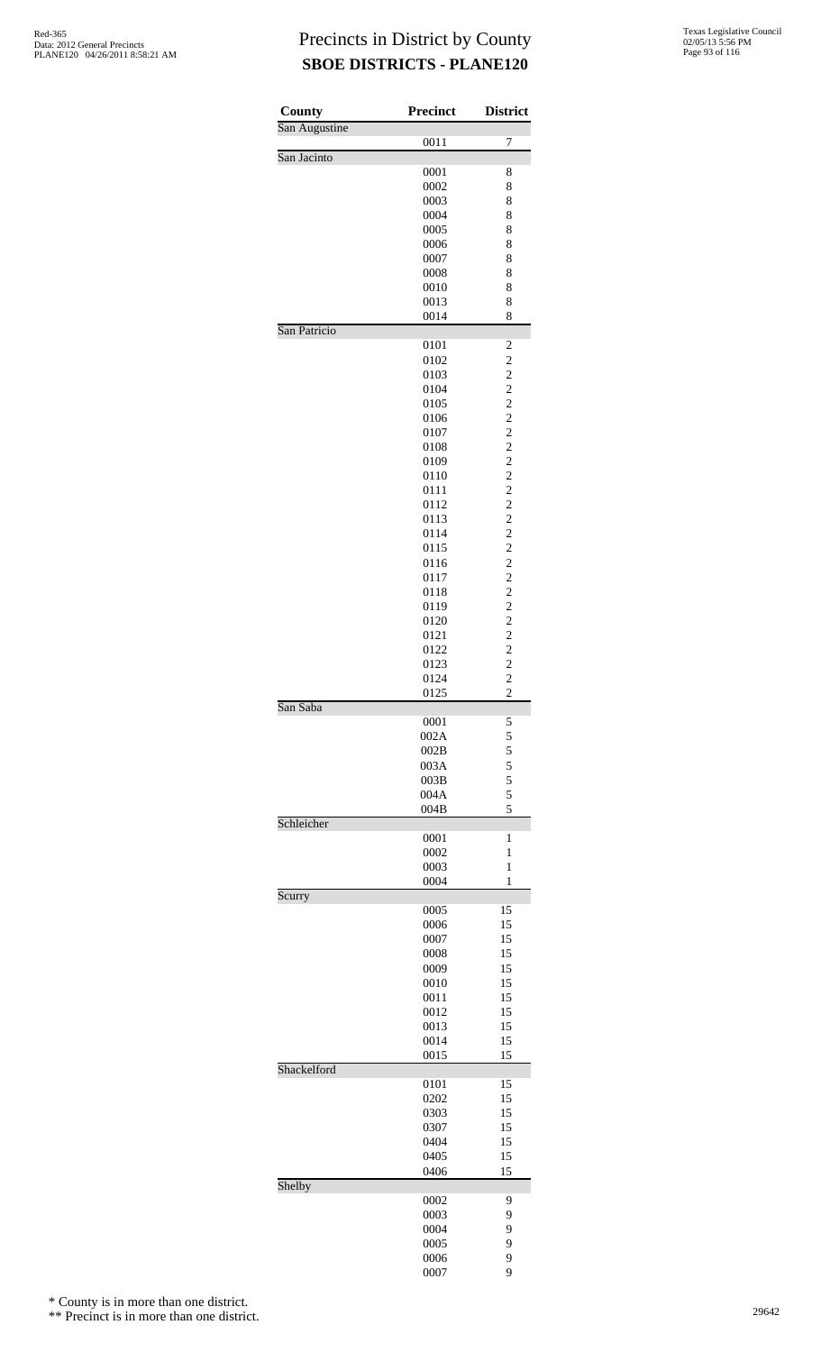# Precincts in District by County

## SBOE DISTRICTS - PLANE120

| County | Precinct | District |
|---|---|---|
| San Augustine | | |
| | 0011 | 7 |
| San Jacinto | | |
| | 0001 | 8 |
| | 0002 | 8 |
| | 0003 | 8 |
| | 0004 | 8 |
| | 0005 | 8 |
| | 0006 | 8 |
| | 0007 | 8 |
| | 0008 | 8 |
| | 0010 | 8 |
| | 0013 | 8 |
| | 0014 | 8 |
| San Patricio | | |
| | 0101 | 2 |
| | 0102 | 2 |
| | 0103 | 2 |
| | 0104 | 2 |
| | 0105 | 2 |
| | 0106 | 2 |
| | 0107 | 2 |
| | 0108 | 2 |
| | 0109 | 2 |
| | 0110 | 2 |
| | 0111 | 2 |
| | 0112 | 2 |
| | 0113 | 2 |
| | 0114 | 2 |
| | 0115 | 2 |
| | 0116 | 2 |
| | 0117 | 2 |
| | 0118 | 2 |
| | 0119 | 2 |
| | 0120 | 2 |
| | 0121 | 2 |
| | 0122 | 2 |
| | 0123 | 2 |
| | 0124 | 2 |
| | 0125 | 2 |
| San Saba | | |
| | 0001 | 5 |
| | 002A | 5 |
| | 002B | 5 |
| | 003A | 5 |
| | 003B | 5 |
| | 004A | 5 |
| | 004B | 5 |
| Schleicher | | |
| | 0001 | 1 |
| | 0002 | 1 |
| | 0003 | 1 |
| | 0004 | 1 |
| Scurry | | |
| | 0005 | 15 |
| | 0006 | 15 |
| | 0007 | 15 |
| | 0008 | 15 |
| | 0009 | 15 |
| | 0010 | 15 |
| | 0011 | 15 |
| | 0012 | 15 |
| | 0013 | 15 |
| | 0014 | 15 |
| | 0015 | 15 |
| Shackelford | | |
| | 0101 | 15 |
| | 0202 | 15 |
| | 0303 | 15 |
| | 0307 | 15 |
| | 0404 | 15 |
| | 0405 | 15 |
| | 0406 | 15 |
| Shelby | | |
| | 0002 | 9 |
| | 0003 | 9 |
| | 0004 | 9 |
| | 0005 | 9 |
| | 0006 | 9 |
| | 0007 | 9 |

\* County is in more than one district.

\** Precinct is in more than one district.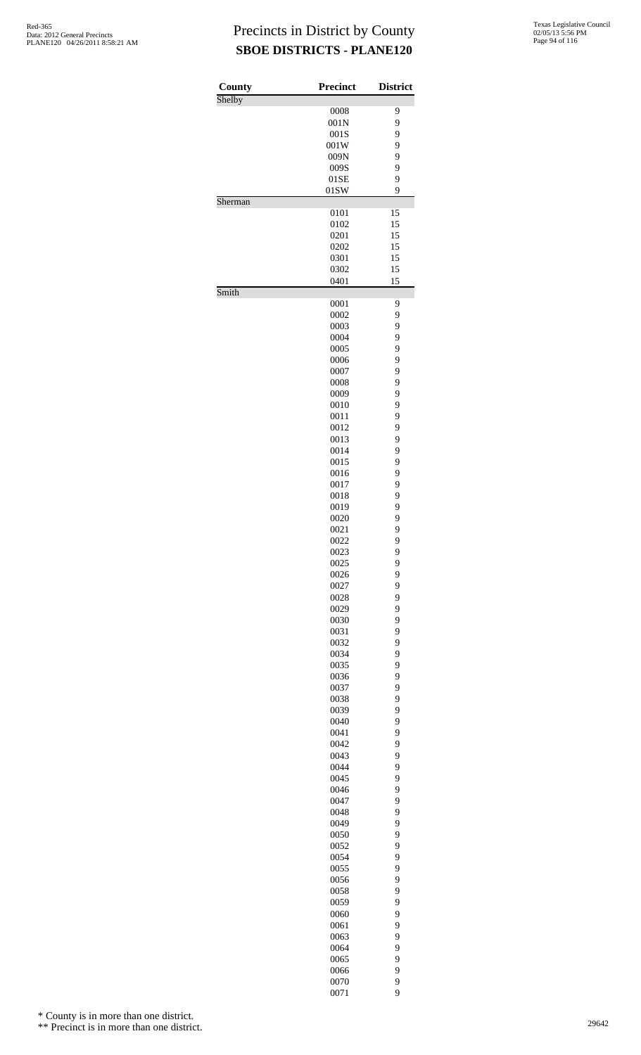# Precincts in District by County
## SBOE DISTRICTS - PLANE120

| County | Precinct | District |
|---|---|---|
| Shelby | | |
| | 0008 | 9 |
| | 001N | 9 |
| | 001S | 9 |
| | 001W | 9 |
| | 009N | 9 |
| | 009S | 9 |
| | 01SE | 9 |
| | 01SW | 9 |
| Sherman | | |
| | 0101 | 15 |
| | 0102 | 15 |
| | 0201 | 15 |
| | 0202 | 15 |
| | 0301 | 15 |
| | 0302 | 15 |
| | 0401 | 15 |
| Smith | | |
| | 0001 | 9 |
| | 0002 | 9 |
| | 0003 | 9 |
| | 0004 | 9 |
| | 0005 | 9 |
| | 0006 | 9 |
| | 0007 | 9 |
| | 0008 | 9 |
| | 0009 | 9 |
| | 0010 | 9 |
| | 0011 | 9 |
| | 0012 | 9 |
| | 0013 | 9 |
| | 0014 | 9 |
| | 0015 | 9 |
| | 0016 | 9 |
| | 0017 | 9 |
| | 0018 | 9 |
| | 0019 | 9 |
| | 0020 | 9 |
| | 0021 | 9 |
| | 0022 | 9 |
| | 0023 | 9 |
| | 0025 | 9 |
| | 0026 | 9 |
| | 0027 | 9 |
| | 0028 | 9 |
| | 0029 | 9 |
| | 0030 | 9 |
| | 0031 | 9 |
| | 0032 | 9 |
| | 0034 | 9 |
| | 0035 | 9 |
| | 0036 | 9 |
| | 0037 | 9 |
| | 0038 | 9 |
| | 0039 | 9 |
| | 0040 | 9 |
| | 0041 | 9 |
| | 0042 | 9 |
| | 0043 | 9 |
| | 0044 | 9 |
| | 0045 | 9 |
| | 0046 | 9 |
| | 0047 | 9 |
| | 0048 | 9 |
| | 0049 | 9 |
| | 0050 | 9 |
| | 0052 | 9 |
| | 0054 | 9 |
| | 0055 | 9 |
| | 0056 | 9 |
| | 0058 | 9 |
| | 0059 | 9 |
| | 0060 | 9 |
| | 0061 | 9 |
| | 0063 | 9 |
| | 0064 | 9 |
| | 0065 | 9 |
| | 0066 | 9 |
| | 0070 | 9 |
| | 0071 | 9 |

\* County is in more than one district.

\*\* Precinct is in more than one district.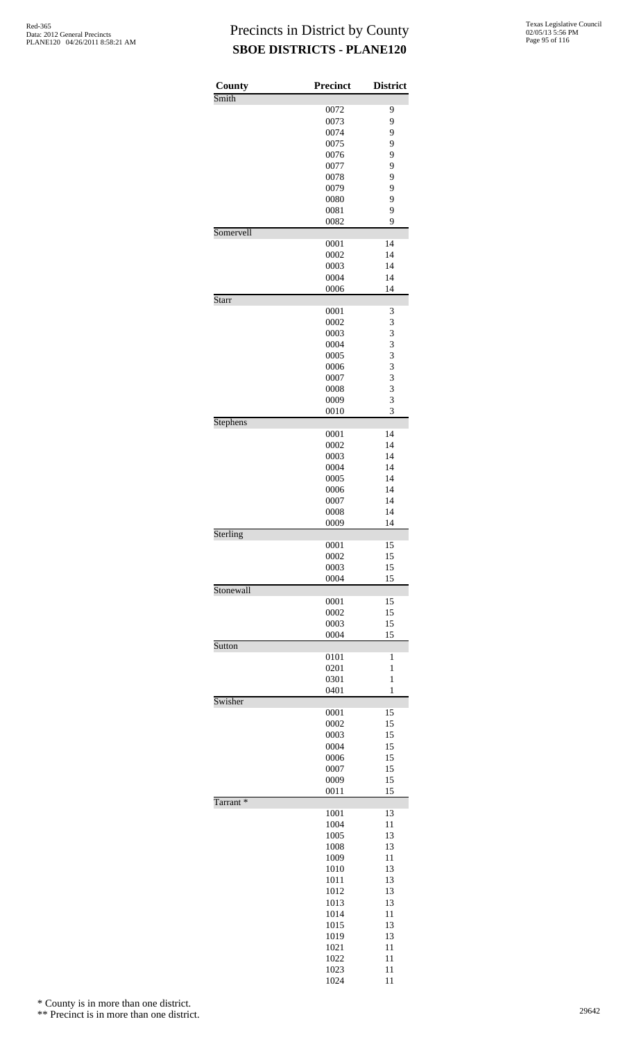# Precincts in District by County
## SBOE DISTRICTS - PLANE120

| County | Precinct | District |
|---|---|---|
| Smith | | |
| | 0072 | 9 |
| | 0073 | 9 |
| | 0074 | 9 |
| | 0075 | 9 |
| | 0076 | 9 |
| | 0077 | 9 |
| | 0078 | 9 |
| | 0079 | 9 |
| | 0080 | 9 |
| | 0081 | 9 |
| | 0082 | 9 |
| Somervell | | |
| | 0001 | 14 |
| | 0002 | 14 |
| | 0003 | 14 |
| | 0004 | 14 |
| | 0006 | 14 |
| Starr | | |
| | 0001 | 3 |
| | 0002 | 3 |
| | 0003 | 3 |
| | 0004 | 3 |
| | 0005 | 3 |
| | 0006 | 3 |
| | 0007 | 3 |
| | 0008 | 3 |
| | 0009 | 3 |
| | 0010 | 3 |
| Stephens | | |
| | 0001 | 14 |
| | 0002 | 14 |
| | 0003 | 14 |
| | 0004 | 14 |
| | 0005 | 14 |
| | 0006 | 14 |
| | 0007 | 14 |
| | 0008 | 14 |
| | 0009 | 14 |
| Sterling | | |
| | 0001 | 15 |
| | 0002 | 15 |
| | 0003 | 15 |
| | 0004 | 15 |
| Stonewall | | |
| | 0001 | 15 |
| | 0002 | 15 |
| | 0003 | 15 |
| | 0004 | 15 |
| Sutton | | |
| | 0101 | 1 |
| | 0201 | 1 |
| | 0301 | 1 |
| | 0401 | 1 |
| Swisher | | |
| | 0001 | 15 |
| | 0002 | 15 |
| | 0003 | 15 |
| | 0004 | 15 |
| | 0006 | 15 |
| | 0007 | 15 |
| | 0009 | 15 |
| | 0011 | 15 |
| Tarrant * | | |
| | 1001 | 13 |
| | 1004 | 11 |
| | 1005 | 13 |
| | 1008 | 13 |
| | 1009 | 11 |
| | 1010 | 13 |
| | 1011 | 13 |
| | 1012 | 13 |
| | 1013 | 13 |
| | 1014 | 11 |
| | 1015 | 13 |
| | 1019 | 13 |
| | 1021 | 11 |
| | 1022 | 11 |
| | 1023 | 11 |
| | 1024 | 11 |

\* County is in more than one district.

\*\* Precinct is in more than one district.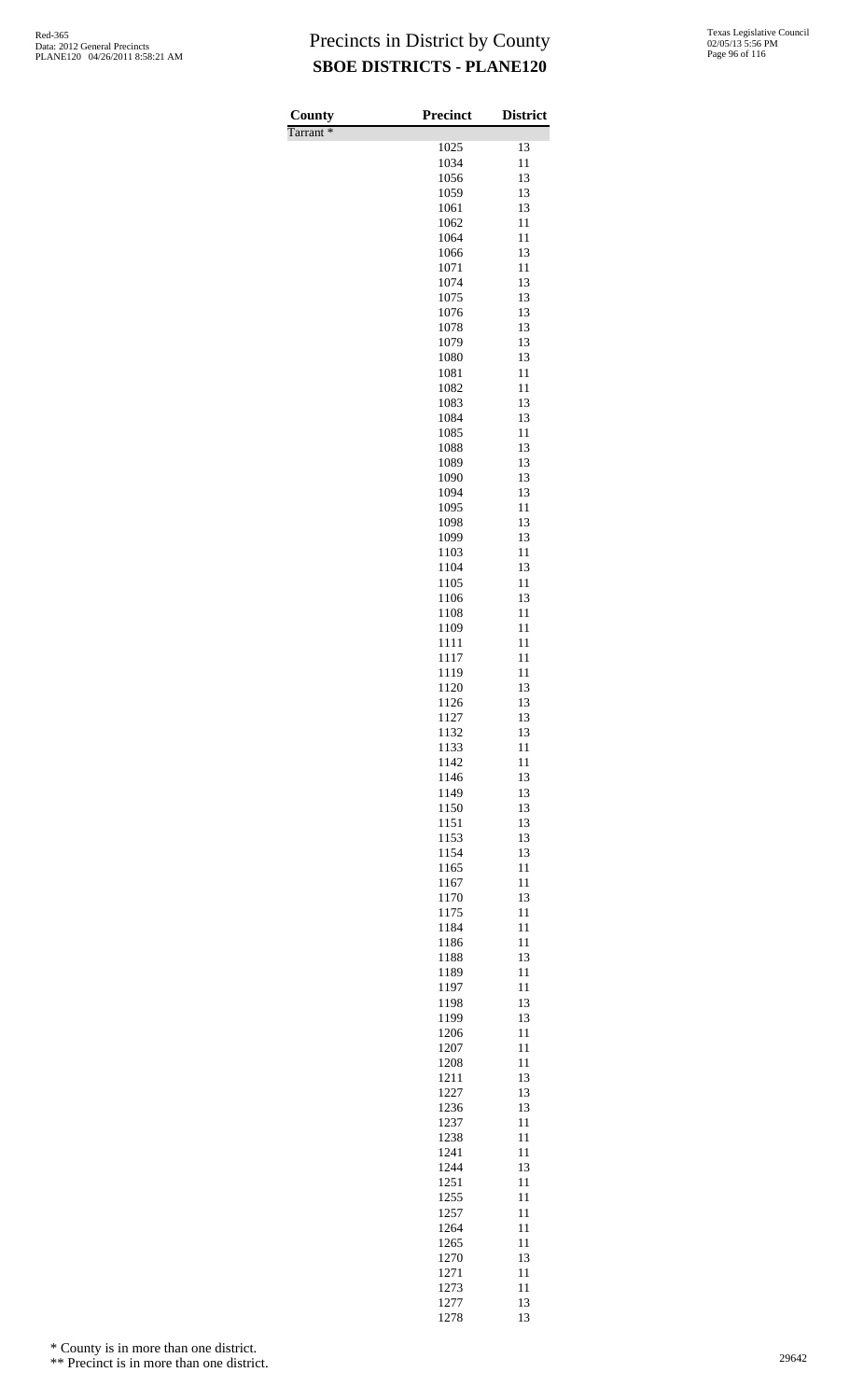# Precincts in District by County
## SBOE DISTRICTS - PLANE120

| County | Precinct | District |
|---|---|---|
| Tarrant * | | |
| | 1025 | 13 |
| | 1034 | 11 |
| | 1056 | 13 |
| | 1059 | 13 |
| | 1061 | 13 |
| | 1062 | 11 |
| | 1064 | 11 |
| | 1066 | 13 |
| | 1071 | 11 |
| | 1074 | 13 |
| | 1075 | 13 |
| | 1076 | 13 |
| | 1078 | 13 |
| | 1079 | 13 |
| | 1080 | 13 |
| | 1081 | 11 |
| | 1082 | 11 |
| | 1083 | 13 |
| | 1084 | 13 |
| | 1085 | 11 |
| | 1088 | 13 |
| | 1089 | 13 |
| | 1090 | 13 |
| | 1094 | 13 |
| | 1095 | 11 |
| | 1098 | 13 |
| | 1099 | 13 |
| | 1103 | 11 |
| | 1104 | 13 |
| | 1105 | 11 |
| | 1106 | 13 |
| | 1108 | 11 |
| | 1109 | 11 |
| | 1111 | 11 |
| | 1117 | 11 |
| | 1119 | 11 |
| | 1120 | 13 |
| | 1126 | 13 |
| | 1127 | 13 |
| | 1132 | 13 |
| | 1133 | 11 |
| | 1142 | 11 |
| | 1146 | 13 |
| | 1149 | 13 |
| | 1150 | 13 |
| | 1151 | 13 |
| | 1153 | 13 |
| | 1154 | 13 |
| | 1165 | 11 |
| | 1167 | 11 |
| | 1170 | 13 |
| | 1175 | 11 |
| | 1184 | 11 |
| | 1186 | 11 |
| | 1188 | 13 |
| | 1189 | 11 |
| | 1197 | 11 |
| | 1198 | 13 |
| | 1199 | 13 |
| | 1206 | 11 |
| | 1207 | 11 |
| | 1208 | 11 |
| | 1211 | 13 |
| | 1227 | 13 |
| | 1236 | 13 |
| | 1237 | 11 |
| | 1238 | 11 |
| | 1241 | 11 |
| | 1244 | 13 |
| | 1251 | 11 |
| | 1255 | 11 |
| | 1257 | 11 |
| | 1264 | 11 |
| | 1265 | 11 |
| | 1270 | 13 |
| | 1271 | 11 |
| | 1273 | 11 |
| | 1277 | 13 |
| | 1278 | 13 |

\* County is in more than one district.

\*\* Precinct is in more than one district.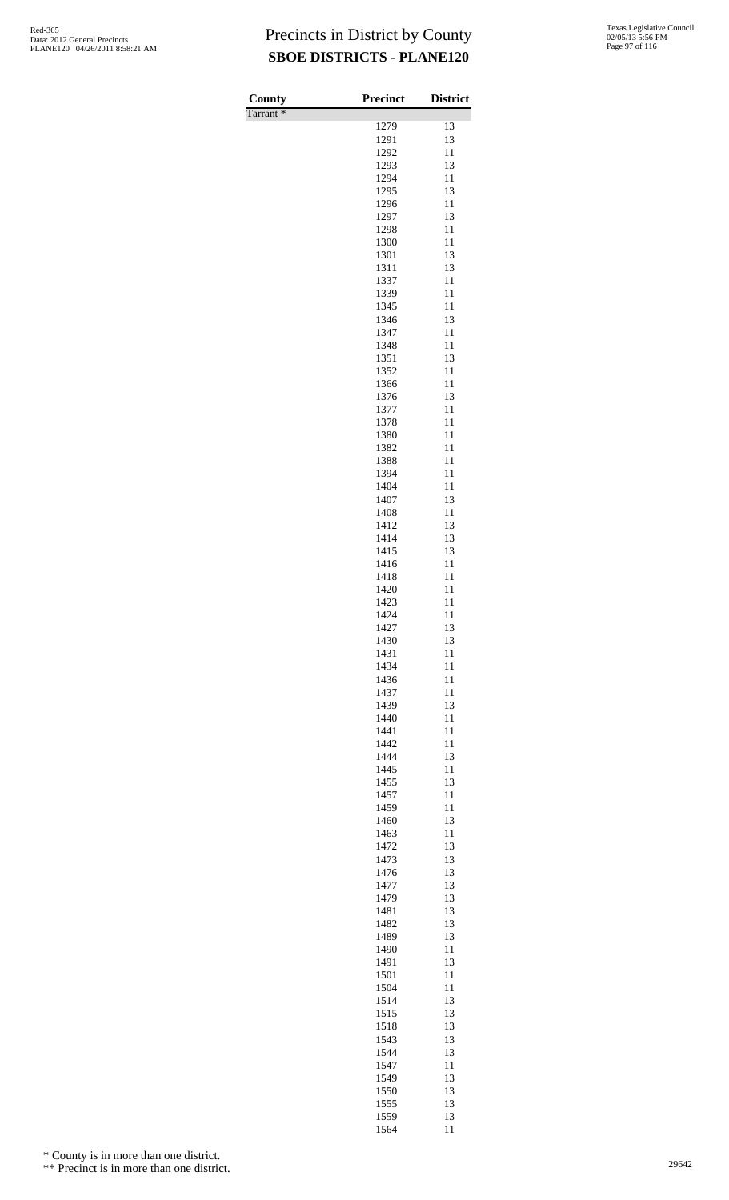# Precincts in District by County
## SBOE DISTRICTS - PLANE120

Red-365
Data: 2012 General Precincts
PLANE120 04/26/2011 8:58:21 AM

Texas Legislative Council
02/05/13 5:56 PM

| County | Precinct | District |
|---|---|---|
| Tarrant * | | |
| | 1279 | 13 |
| | 1291 | 13 |
| | 1292 | 11 |
| | 1293 | 13 |
| | 1294 | 11 |
| | 1295 | 13 |
| | 1296 | 11 |
| | 1297 | 13 |
| | 1298 | 11 |
| | 1300 | 11 |
| | 1301 | 13 |
| | 1311 | 13 |
| | 1337 | 11 |
| | 1339 | 11 |
| | 1345 | 11 |
| | 1346 | 13 |
| | 1347 | 11 |
| | 1348 | 11 |
| | 1351 | 13 |
| | 1352 | 11 |
| | 1366 | 11 |
| | 1376 | 13 |
| | 1377 | 11 |
| | 1378 | 11 |
| | 1380 | 11 |
| | 1382 | 11 |
| | 1388 | 11 |
| | 1394 | 11 |
| | 1404 | 11 |
| | 1407 | 13 |
| | 1408 | 11 |
| | 1412 | 13 |
| | 1414 | 13 |
| | 1415 | 13 |
| | 1416 | 11 |
| | 1418 | 11 |
| | 1420 | 11 |
| | 1423 | 11 |
| | 1424 | 11 |
| | 1427 | 13 |
| | 1430 | 13 |
| | 1431 | 11 |
| | 1434 | 11 |
| | 1436 | 11 |
| | 1437 | 11 |
| | 1439 | 13 |
| | 1440 | 11 |
| | 1441 | 11 |
| | 1442 | 11 |
| | 1444 | 13 |
| | 1445 | 11 |
| | 1455 | 13 |
| | 1457 | 11 |
| | 1459 | 11 |
| | 1460 | 13 |
| | 1463 | 11 |
| | 1472 | 13 |
| | 1473 | 13 |
| | 1476 | 13 |
| | 1477 | 13 |
| | 1479 | 13 |
| | 1481 | 13 |
| | 1482 | 13 |
| | 1489 | 13 |
| | 1490 | 11 |
| | 1491 | 13 |
| | 1501 | 11 |
| | 1504 | 11 |
| | 1514 | 13 |
| | 1515 | 13 |
| | 1518 | 13 |
| | 1543 | 13 |
| | 1544 | 13 |
| | 1547 | 11 |
| | 1549 | 13 |
| | 1550 | 13 |
| | 1555 | 13 |
| | 1559 | 13 |
| | 1564 | 11 |

\* County is in more than one district.

\*\* Precinct is in more than one district.

29642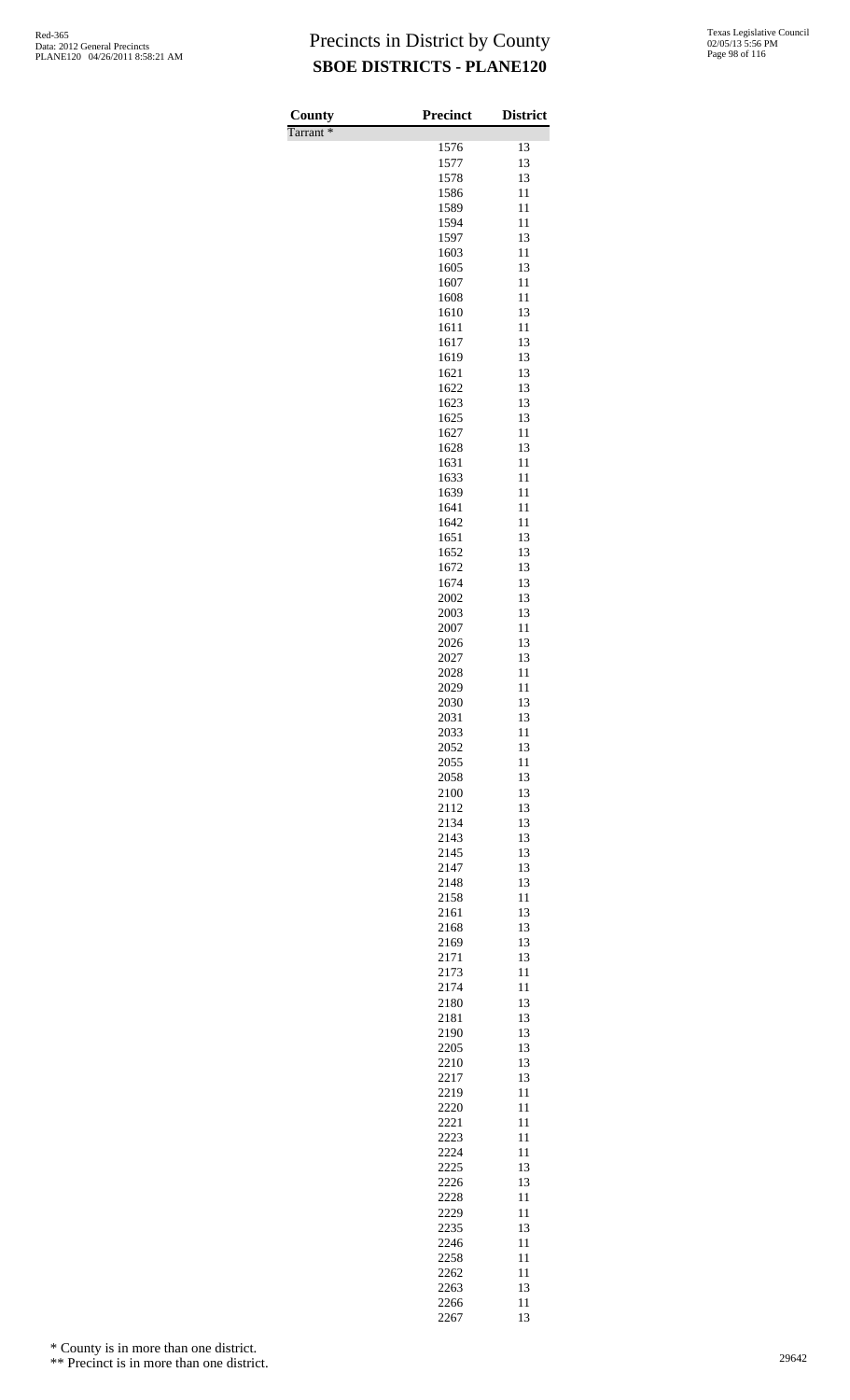# Precincts in District by County

## SBOE DISTRICTS - PLANE120

| County | Precinct | District |
|---|---|---|
| Tarrant * | | |
| | 1576 | 13 |
| | 1577 | 13 |
| | 1578 | 13 |
| | 1586 | 11 |
| | 1589 | 11 |
| | 1594 | 11 |
| | 1597 | 13 |
| | 1603 | 11 |
| | 1605 | 13 |
| | 1607 | 11 |
| | 1608 | 11 |
| | 1610 | 13 |
| | 1611 | 11 |
| | 1617 | 13 |
| | 1619 | 13 |
| | 1621 | 13 |
| | 1622 | 13 |
| | 1623 | 13 |
| | 1625 | 13 |
| | 1627 | 11 |
| | 1628 | 13 |
| | 1631 | 11 |
| | 1633 | 11 |
| | 1639 | 11 |
| | 1641 | 11 |
| | 1642 | 11 |
| | 1651 | 13 |
| | 1652 | 13 |
| | 1672 | 13 |
| | 1674 | 13 |
| | 2002 | 13 |
| | 2003 | 13 |
| | 2007 | 11 |
| | 2026 | 13 |
| | 2027 | 13 |
| | 2028 | 11 |
| | 2029 | 11 |
| | 2030 | 13 |
| | 2031 | 13 |
| | 2033 | 11 |
| | 2052 | 13 |
| | 2055 | 11 |
| | 2058 | 13 |
| | 2100 | 13 |
| | 2112 | 13 |
| | 2134 | 13 |
| | 2143 | 13 |
| | 2145 | 13 |
| | 2147 | 13 |
| | 2148 | 13 |
| | 2158 | 11 |
| | 2161 | 13 |
| | 2168 | 13 |
| | 2169 | 13 |
| | 2171 | 13 |
| | 2173 | 11 |
| | 2174 | 11 |
| | 2180 | 13 |
| | 2181 | 13 |
| | 2190 | 13 |
| | 2205 | 13 |
| | 2210 | 13 |
| | 2217 | 13 |
| | 2219 | 11 |
| | 2220 | 11 |
| | 2221 | 11 |
| | 2223 | 11 |
| | 2224 | 11 |
| | 2225 | 13 |
| | 2226 | 13 |
| | 2228 | 11 |
| | 2229 | 11 |
| | 2235 | 13 |
| | 2246 | 11 |
| | 2258 | 11 |
| | 2262 | 11 |
| | 2263 | 13 |
| | 2266 | 11 |
| | 2267 | 13 |

\* County is in more than one district.

\*\* Precinct is in more than one district.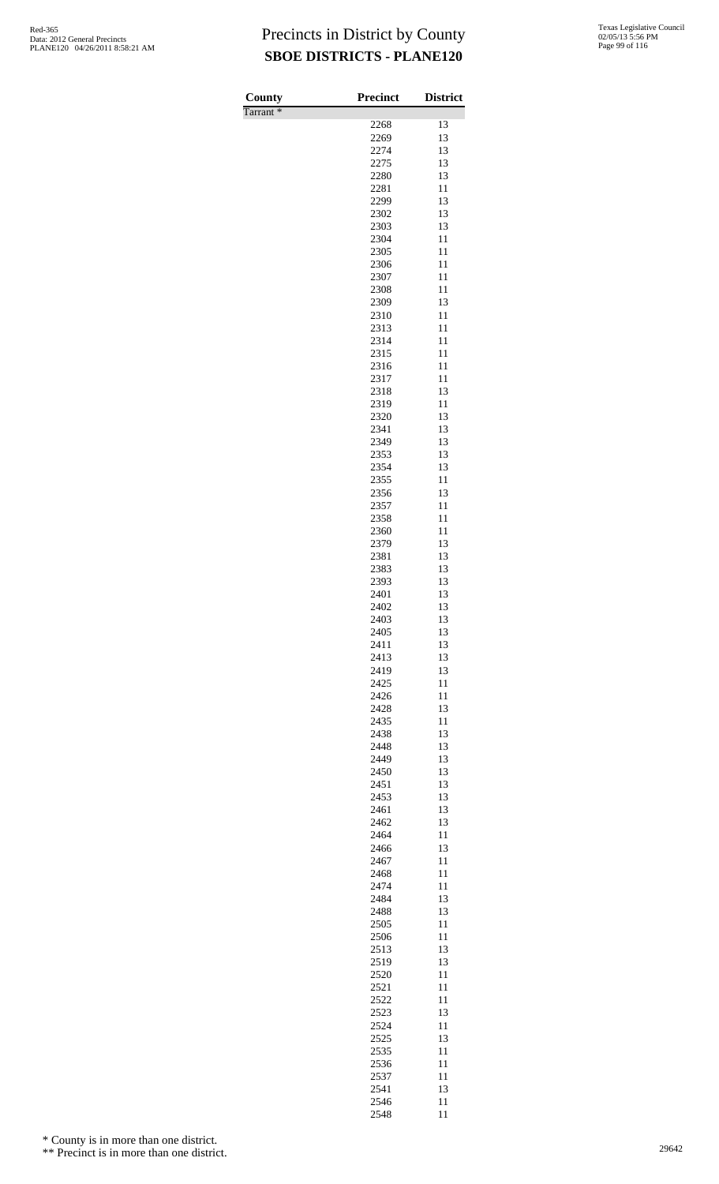# Precincts in District by County

## SBOE DISTRICTS - PLANE120

| County | Precinct | District |
|---|---|---|
| Tarrant * | | |
| | 2268 | 13 |
| | 2269 | 13 |
| | 2274 | 13 |
| | 2275 | 13 |
| | 2280 | 13 |
| | 2281 | 11 |
| | 2299 | 13 |
| | 2302 | 13 |
| | 2303 | 13 |
| | 2304 | 11 |
| | 2305 | 11 |
| | 2306 | 11 |
| | 2307 | 11 |
| | 2308 | 11 |
| | 2309 | 13 |
| | 2310 | 11 |
| | 2313 | 11 |
| | 2314 | 11 |
| | 2315 | 11 |
| | 2316 | 11 |
| | 2317 | 11 |
| | 2318 | 13 |
| | 2319 | 11 |
| | 2320 | 13 |
| | 2341 | 13 |
| | 2349 | 13 |
| | 2353 | 13 |
| | 2354 | 13 |
| | 2355 | 11 |
| | 2356 | 13 |
| | 2357 | 11 |
| | 2358 | 11 |
| | 2360 | 11 |
| | 2379 | 13 |
| | 2381 | 13 |
| | 2383 | 13 |
| | 2393 | 13 |
| | 2401 | 13 |
| | 2402 | 13 |
| | 2403 | 13 |
| | 2405 | 13 |
| | 2411 | 13 |
| | 2413 | 13 |
| | 2419 | 13 |
| | 2425 | 11 |
| | 2426 | 11 |
| | 2428 | 13 |
| | 2435 | 11 |
| | 2438 | 13 |
| | 2448 | 13 |
| | 2449 | 13 |
| | 2450 | 13 |
| | 2451 | 13 |
| | 2453 | 13 |
| | 2461 | 13 |
| | 2462 | 13 |
| | 2464 | 11 |
| | 2466 | 13 |
| | 2467 | 11 |
| | 2468 | 11 |
| | 2474 | 11 |
| | 2484 | 13 |
| | 2488 | 13 |
| | 2505 | 11 |
| | 2506 | 11 |
| | 2513 | 13 |
| | 2519 | 13 |
| | 2520 | 11 |
| | 2521 | 11 |
| | 2522 | 11 |
| | 2523 | 13 |
| | 2524 | 11 |
| | 2525 | 13 |
| | 2535 | 11 |
| | 2536 | 11 |
| | 2537 | 11 |
| | 2541 | 13 |
| | 2546 | 11 |
| | 2548 | 11 |

\* County is in more than one district.

\*\* Precinct is in more than one district.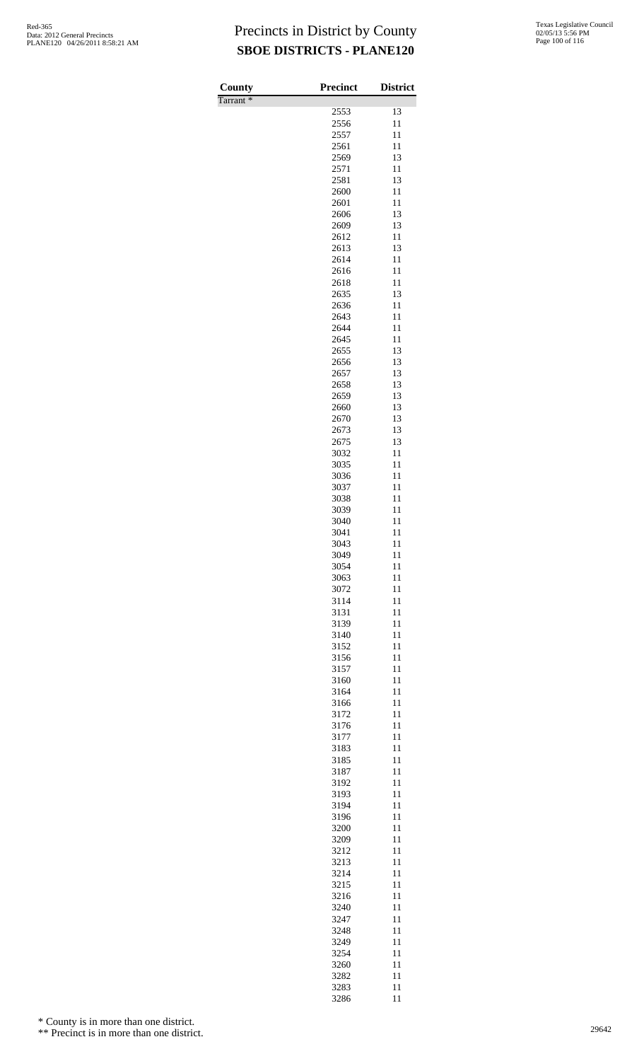# Precincts in District by County

## SBOE DISTRICTS - PLANE120

| County | Precinct | District |
|---|---|---|
| Tarrant * | | |
| | 2553 | 13 |
| | 2556 | 11 |
| | 2557 | 11 |
| | 2561 | 11 |
| | 2569 | 13 |
| | 2571 | 11 |
| | 2581 | 13 |
| | 2600 | 11 |
| | 2601 | 11 |
| | 2606 | 13 |
| | 2609 | 13 |
| | 2612 | 11 |
| | 2613 | 13 |
| | 2614 | 11 |
| | 2616 | 11 |
| | 2618 | 11 |
| | 2635 | 13 |
| | 2636 | 11 |
| | 2643 | 11 |
| | 2644 | 11 |
| | 2645 | 11 |
| | 2655 | 13 |
| | 2656 | 13 |
| | 2657 | 13 |
| | 2658 | 13 |
| | 2659 | 13 |
| | 2660 | 13 |
| | 2670 | 13 |
| | 2673 | 13 |
| | 2675 | 13 |
| | 3032 | 11 |
| | 3035 | 11 |
| | 3036 | 11 |
| | 3037 | 11 |
| | 3038 | 11 |
| | 3039 | 11 |
| | 3040 | 11 |
| | 3041 | 11 |
| | 3043 | 11 |
| | 3049 | 11 |
| | 3054 | 11 |
| | 3063 | 11 |
| | 3072 | 11 |
| | 3114 | 11 |
| | 3131 | 11 |
| | 3139 | 11 |
| | 3140 | 11 |
| | 3152 | 11 |
| | 3156 | 11 |
| | 3157 | 11 |
| | 3160 | 11 |
| | 3164 | 11 |
| | 3166 | 11 |
| | 3172 | 11 |
| | 3176 | 11 |
| | 3177 | 11 |
| | 3183 | 11 |
| | 3185 | 11 |
| | 3187 | 11 |
| | 3192 | 11 |
| | 3193 | 11 |
| | 3194 | 11 |
| | 3196 | 11 |
| | 3200 | 11 |
| | 3209 | 11 |
| | 3212 | 11 |
| | 3213 | 11 |
| | 3214 | 11 |
| | 3215 | 11 |
| | 3216 | 11 |
| | 3240 | 11 |
| | 3247 | 11 |
| | 3248 | 11 |
| | 3249 | 11 |
| | 3254 | 11 |
| | 3260 | 11 |
| | 3282 | 11 |
| | 3283 | 11 |
| | 3286 | 11 |

\* County is in more than one district.

\** Precinct is in more than one district.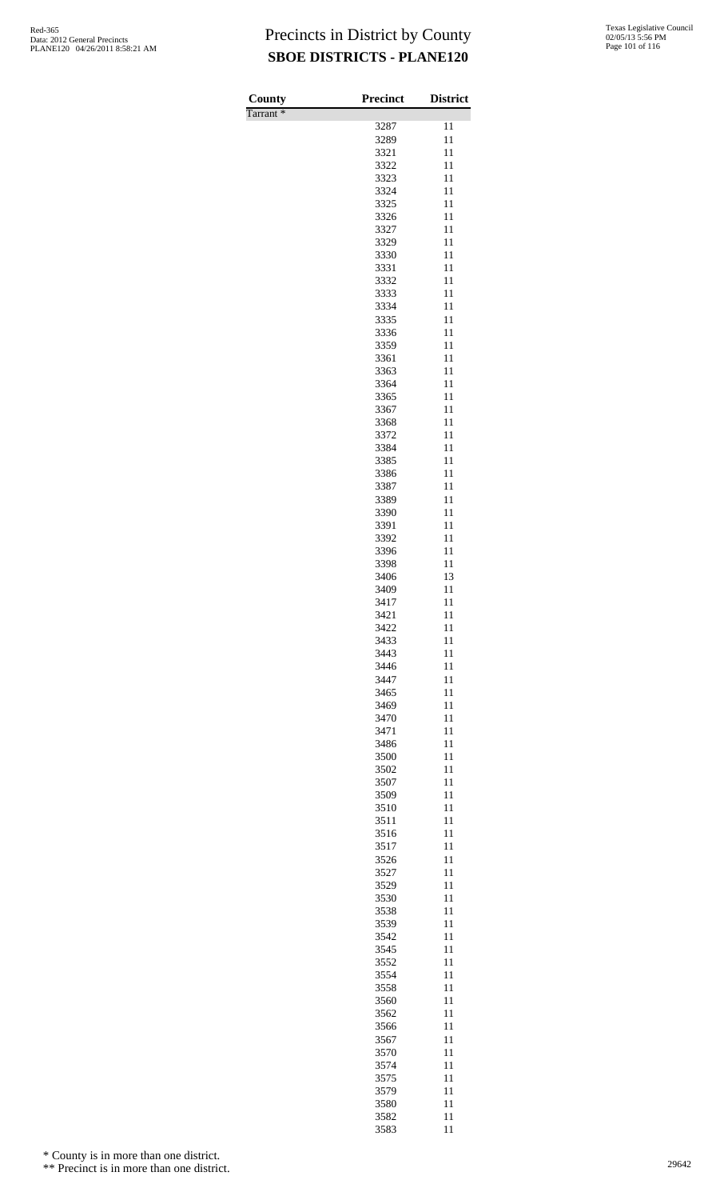# Precincts in District by County

## SBOE DISTRICTS - PLANE120

| County | Precinct | District |
|---|---|---|
| Tarrant * | | |
| | 3287 | 11 |
| | 3289 | 11 |
| | 3321 | 11 |
| | 3322 | 11 |
| | 3323 | 11 |
| | 3324 | 11 |
| | 3325 | 11 |
| | 3326 | 11 |
| | 3327 | 11 |
| | 3329 | 11 |
| | 3330 | 11 |
| | 3331 | 11 |
| | 3332 | 11 |
| | 3333 | 11 |
| | 3334 | 11 |
| | 3335 | 11 |
| | 3336 | 11 |
| | 3359 | 11 |
| | 3361 | 11 |
| | 3363 | 11 |
| | 3364 | 11 |
| | 3365 | 11 |
| | 3367 | 11 |
| | 3368 | 11 |
| | 3372 | 11 |
| | 3384 | 11 |
| | 3385 | 11 |
| | 3386 | 11 |
| | 3387 | 11 |
| | 3389 | 11 |
| | 3390 | 11 |
| | 3391 | 11 |
| | 3392 | 11 |
| | 3396 | 11 |
| | 3398 | 11 |
| | 3406 | 13 |
| | 3409 | 11 |
| | 3417 | 11 |
| | 3421 | 11 |
| | 3422 | 11 |
| | 3433 | 11 |
| | 3443 | 11 |
| | 3446 | 11 |
| | 3447 | 11 |
| | 3465 | 11 |
| | 3469 | 11 |
| | 3470 | 11 |
| | 3471 | 11 |
| | 3486 | 11 |
| | 3500 | 11 |
| | 3502 | 11 |
| | 3507 | 11 |
| | 3509 | 11 |
| | 3510 | 11 |
| | 3511 | 11 |
| | 3516 | 11 |
| | 3517 | 11 |
| | 3526 | 11 |
| | 3527 | 11 |
| | 3529 | 11 |
| | 3530 | 11 |
| | 3538 | 11 |
| | 3539 | 11 |
| | 3542 | 11 |
| | 3545 | 11 |
| | 3552 | 11 |
| | 3554 | 11 |
| | 3558 | 11 |
| | 3560 | 11 |
| | 3562 | 11 |
| | 3566 | 11 |
| | 3567 | 11 |
| | 3570 | 11 |
| | 3574 | 11 |
| | 3575 | 11 |
| | 3579 | 11 |
| | 3580 | 11 |
| | 3582 | 11 |
| | 3583 | 11 |

\* County is in more than one district.

\*\* Precinct is in more than one district.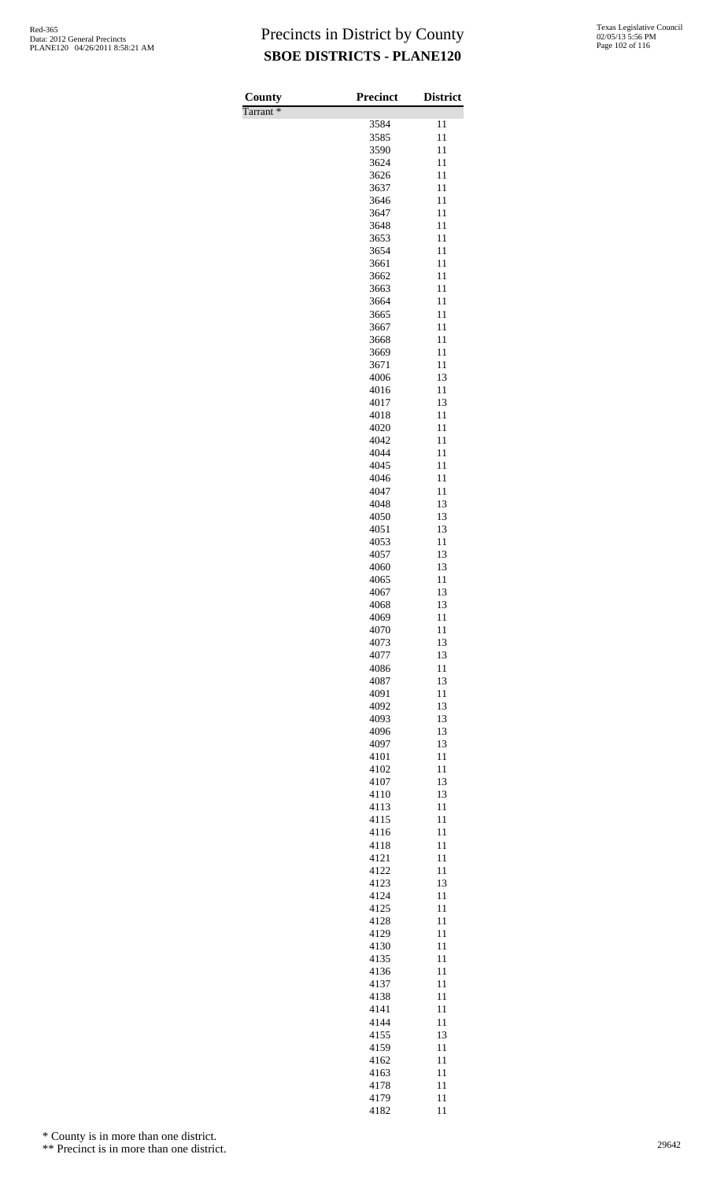# Precincts in District by County

## SBOE DISTRICTS - PLANE120

| County | Precinct | District |
|---|---|---|
| Tarrant * | | |
| | 3584 | 11 |
| | 3585 | 11 |
| | 3590 | 11 |
| | 3624 | 11 |
| | 3626 | 11 |
| | 3637 | 11 |
| | 3646 | 11 |
| | 3647 | 11 |
| | 3648 | 11 |
| | 3653 | 11 |
| | 3654 | 11 |
| | 3661 | 11 |
| | 3662 | 11 |
| | 3663 | 11 |
| | 3664 | 11 |
| | 3665 | 11 |
| | 3667 | 11 |
| | 3668 | 11 |
| | 3669 | 11 |
| | 3671 | 11 |
| | 4006 | 13 |
| | 4016 | 11 |
| | 4017 | 13 |
| | 4018 | 11 |
| | 4020 | 11 |
| | 4042 | 11 |
| | 4044 | 11 |
| | 4045 | 11 |
| | 4046 | 11 |
| | 4047 | 11 |
| | 4048 | 13 |
| | 4050 | 13 |
| | 4051 | 13 |
| | 4053 | 11 |
| | 4057 | 13 |
| | 4060 | 13 |
| | 4065 | 11 |
| | 4067 | 13 |
| | 4068 | 13 |
| | 4069 | 11 |
| | 4070 | 11 |
| | 4073 | 13 |
| | 4077 | 13 |
| | 4086 | 11 |
| | 4087 | 13 |
| | 4091 | 11 |
| | 4092 | 13 |
| | 4093 | 13 |
| | 4096 | 13 |
| | 4097 | 13 |
| | 4101 | 11 |
| | 4102 | 11 |
| | 4107 | 13 |
| | 4110 | 13 |
| | 4113 | 11 |
| | 4115 | 11 |
| | 4116 | 11 |
| | 4118 | 11 |
| | 4121 | 11 |
| | 4122 | 11 |
| | 4123 | 13 |
| | 4124 | 11 |
| | 4125 | 11 |
| | 4128 | 11 |
| | 4129 | 11 |
| | 4130 | 11 |
| | 4135 | 11 |
| | 4136 | 11 |
| | 4137 | 11 |
| | 4138 | 11 |
| | 4141 | 11 |
| | 4144 | 11 |
| | 4155 | 13 |
| | 4159 | 11 |
| | 4162 | 11 |
| | 4163 | 11 |
| | 4178 | 11 |
| | 4179 | 11 |
| | 4182 | 11 |

\* County is in more than one district.

\*\* Precinct is in more than one district.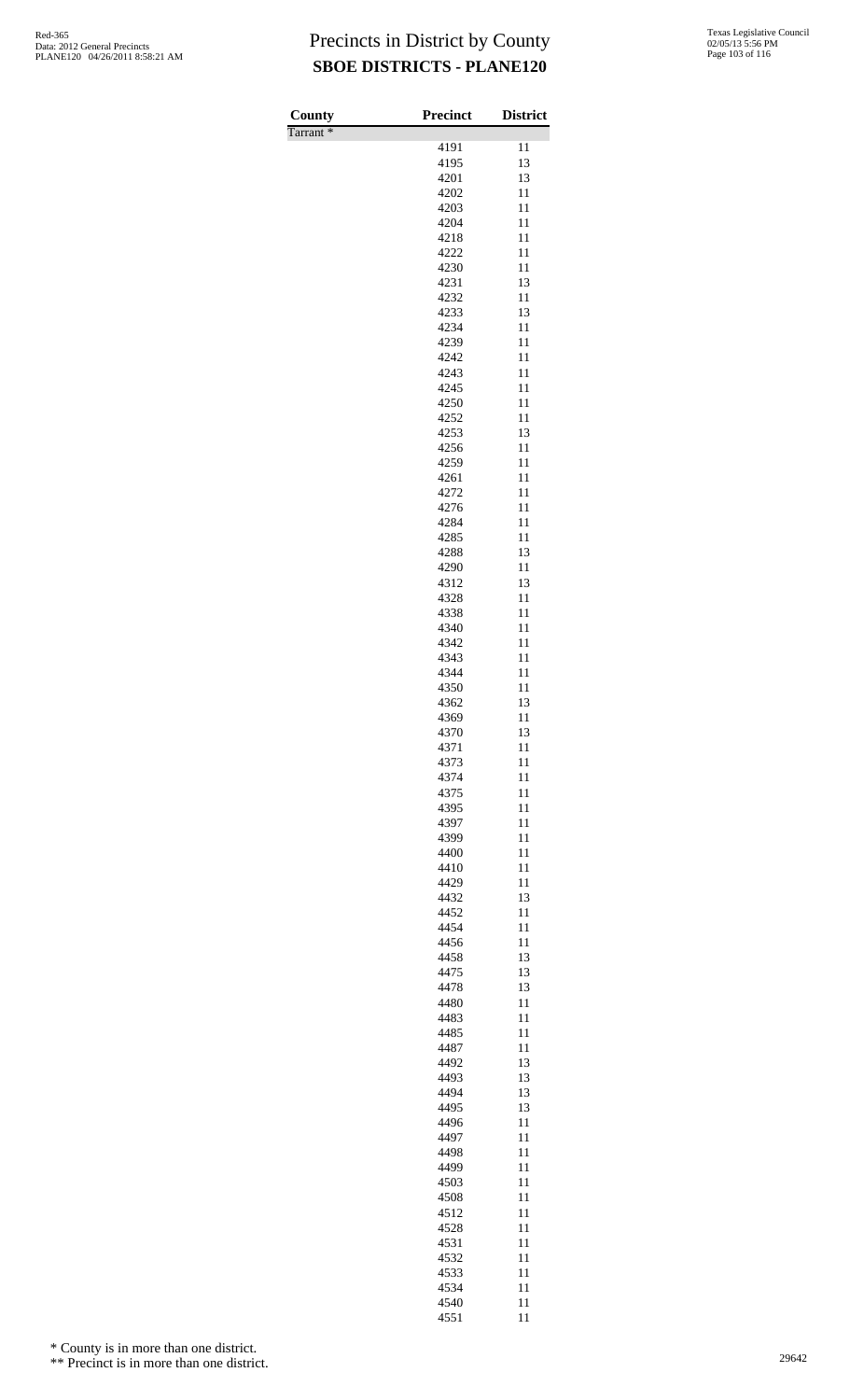# Precincts in District by County
## SBOE DISTRICTS - PLANE120

Red-365
Data: 2012 General Precincts
PLANE120 04/26/2011 8:58:21 AM

Texas Legislative Council
02/05/13 5:56 PM

| County | Precinct | District |
|---|---|---|
| Tarrant * | | |
| | 4191 | 11 |
| | 4195 | 13 |
| | 4201 | 13 |
| | 4202 | 11 |
| | 4203 | 11 |
| | 4204 | 11 |
| | 4218 | 11 |
| | 4222 | 11 |
| | 4230 | 11 |
| | 4231 | 13 |
| | 4232 | 11 |
| | 4233 | 13 |
| | 4234 | 11 |
| | 4239 | 11 |
| | 4242 | 11 |
| | 4243 | 11 |
| | 4245 | 11 |
| | 4250 | 11 |
| | 4252 | 11 |
| | 4253 | 13 |
| | 4256 | 11 |
| | 4259 | 11 |
| | 4261 | 11 |
| | 4272 | 11 |
| | 4276 | 11 |
| | 4284 | 11 |
| | 4285 | 11 |
| | 4288 | 13 |
| | 4290 | 11 |
| | 4312 | 13 |
| | 4328 | 11 |
| | 4338 | 11 |
| | 4340 | 11 |
| | 4342 | 11 |
| | 4343 | 11 |
| | 4344 | 11 |
| | 4350 | 11 |
| | 4362 | 13 |
| | 4369 | 11 |
| | 4370 | 13 |
| | 4371 | 11 |
| | 4373 | 11 |
| | 4374 | 11 |
| | 4375 | 11 |
| | 4395 | 11 |
| | 4397 | 11 |
| | 4399 | 11 |
| | 4400 | 11 |
| | 4410 | 11 |
| | 4429 | 11 |
| | 4432 | 13 |
| | 4452 | 11 |
| | 4454 | 11 |
| | 4456 | 11 |
| | 4458 | 13 |
| | 4475 | 13 |
| | 4478 | 13 |
| | 4480 | 11 |
| | 4483 | 11 |
| | 4485 | 11 |
| | 4487 | 11 |
| | 4492 | 13 |
| | 4493 | 13 |
| | 4494 | 13 |
| | 4495 | 13 |
| | 4496 | 11 |
| | 4497 | 11 |
| | 4498 | 11 |
| | 4499 | 11 |
| | 4503 | 11 |
| | 4508 | 11 |
| | 4512 | 11 |
| | 4528 | 11 |
| | 4531 | 11 |
| | 4532 | 11 |
| | 4533 | 11 |
| | 4534 | 11 |
| | 4540 | 11 |
| | 4551 | 11 |

\* County is in more than one district.

\*\* Precinct is in more than one district.

29642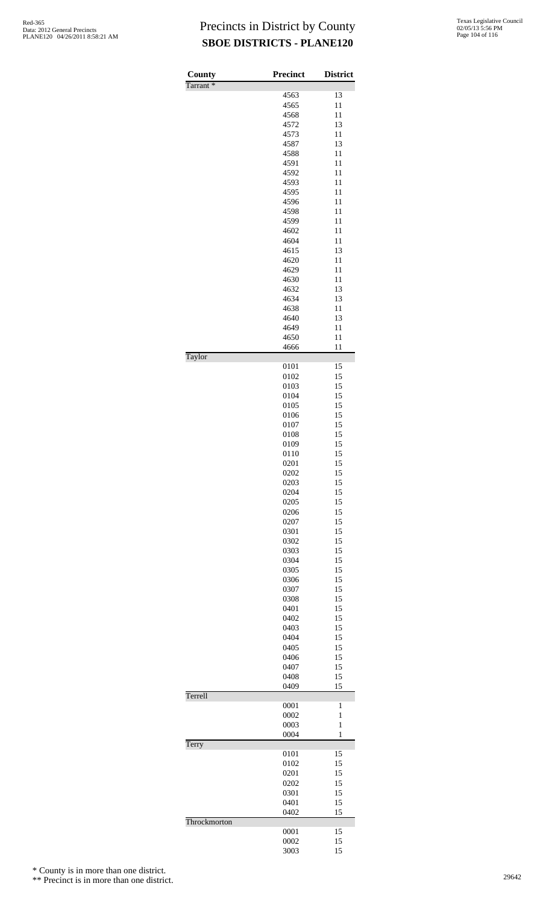# Precincts in District by County

## SBOE DISTRICTS - PLANE120

| County | Precinct | District |
|---|---|---|
| Tarrant * | | |
| | 4563 | 13 |
| | 4565 | 11 |
| | 4568 | 11 |
| | 4572 | 13 |
| | 4573 | 11 |
| | 4587 | 13 |
| | 4588 | 11 |
| | 4591 | 11 |
| | 4592 | 11 |
| | 4593 | 11 |
| | 4595 | 11 |
| | 4596 | 11 |
| | 4598 | 11 |
| | 4599 | 11 |
| | 4602 | 11 |
| | 4604 | 11 |
| | 4615 | 13 |
| | 4620 | 11 |
| | 4629 | 11 |
| | 4630 | 11 |
| | 4632 | 13 |
| | 4634 | 13 |
| | 4638 | 11 |
| | 4640 | 13 |
| | 4649 | 11 |
| | 4650 | 11 |
| | 4666 | 11 |
| Taylor | | |
| | 0101 | 15 |
| | 0102 | 15 |
| | 0103 | 15 |
| | 0104 | 15 |
| | 0105 | 15 |
| | 0106 | 15 |
| | 0107 | 15 |
| | 0108 | 15 |
| | 0109 | 15 |
| | 0110 | 15 |
| | 0201 | 15 |
| | 0202 | 15 |
| | 0203 | 15 |
| | 0204 | 15 |
| | 0205 | 15 |
| | 0206 | 15 |
| | 0207 | 15 |
| | 0301 | 15 |
| | 0302 | 15 |
| | 0303 | 15 |
| | 0304 | 15 |
| | 0305 | 15 |
| | 0306 | 15 |
| | 0307 | 15 |
| | 0308 | 15 |
| | 0401 | 15 |
| | 0402 | 15 |
| | 0403 | 15 |
| | 0404 | 15 |
| | 0405 | 15 |
| | 0406 | 15 |
| | 0407 | 15 |
| | 0408 | 15 |
| | 0409 | 15 |
| Terrell | | |
| | 0001 | 1 |
| | 0002 | 1 |
| | 0003 | 1 |
| | 0004 | 1 |
| Terry | | |
| | 0101 | 15 |
| | 0102 | 15 |
| | 0201 | 15 |
| | 0202 | 15 |
| | 0301 | 15 |
| | 0401 | 15 |
| | 0402 | 15 |
| Throckmorton | | |
| | 0001 | 15 |
| | 0002 | 15 |
| | 3003 | 15 |

\* County is in more than one district.

\*\* Precinct is in more than one district.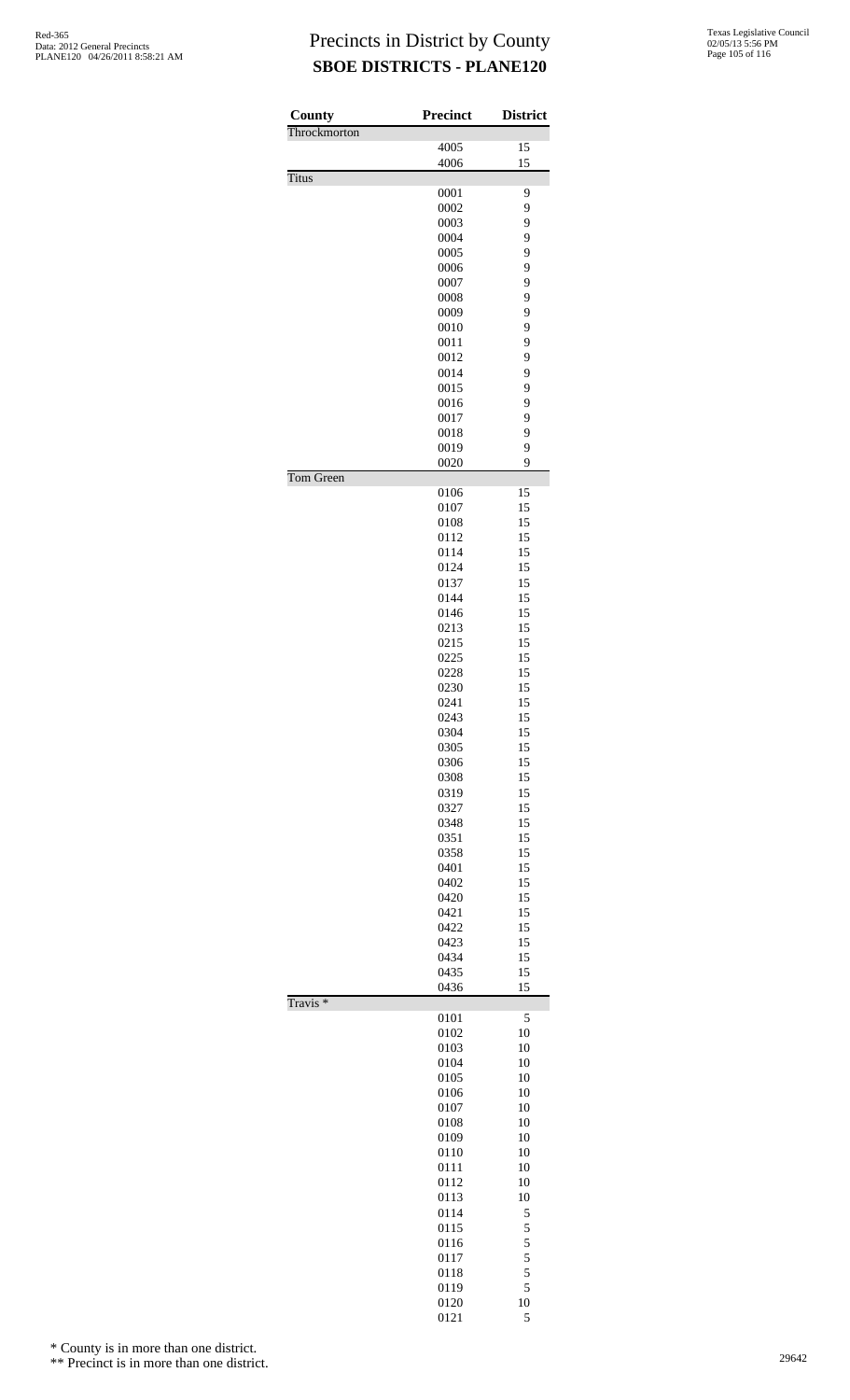# Precincts in District by County

## SBOE DISTRICTS - PLANE120

| County | Precinct | District |
|---|---|---|
| Throckmorton | | |
| | 4005 | 15 |
| | 4006 | 15 |
| Titus | | |
| | 0001 | 9 |
| | 0002 | 9 |
| | 0003 | 9 |
| | 0004 | 9 |
| | 0005 | 9 |
| | 0006 | 9 |
| | 0007 | 9 |
| | 0008 | 9 |
| | 0009 | 9 |
| | 0010 | 9 |
| | 0011 | 9 |
| | 0012 | 9 |
| | 0014 | 9 |
| | 0015 | 9 |
| | 0016 | 9 |
| | 0017 | 9 |
| | 0018 | 9 |
| | 0019 | 9 |
| | 0020 | 9 |
| Tom Green | | |
| | 0106 | 15 |
| | 0107 | 15 |
| | 0108 | 15 |
| | 0112 | 15 |
| | 0114 | 15 |
| | 0124 | 15 |
| | 0137 | 15 |
| | 0144 | 15 |
| | 0146 | 15 |
| | 0213 | 15 |
| | 0215 | 15 |
| | 0225 | 15 |
| | 0228 | 15 |
| | 0230 | 15 |
| | 0241 | 15 |
| | 0243 | 15 |
| | 0304 | 15 |
| | 0305 | 15 |
| | 0306 | 15 |
| | 0308 | 15 |
| | 0319 | 15 |
| | 0327 | 15 |
| | 0348 | 15 |
| | 0351 | 15 |
| | 0358 | 15 |
| | 0401 | 15 |
| | 0402 | 15 |
| | 0420 | 15 |
| | 0421 | 15 |
| | 0422 | 15 |
| | 0423 | 15 |
| | 0434 | 15 |
| | 0435 | 15 |
| | 0436 | 15 |
| Travis * | | |
| | 0101 | 5 |
| | 0102 | 10 |
| | 0103 | 10 |
| | 0104 | 10 |
| | 0105 | 10 |
| | 0106 | 10 |
| | 0107 | 10 |
| | 0108 | 10 |
| | 0109 | 10 |
| | 0110 | 10 |
| | 0111 | 10 |
| | 0112 | 10 |
| | 0113 | 10 |
| | 0114 | 5 |
| | 0115 | 5 |
| | 0116 | 5 |
| | 0117 | 5 |
| | 0118 | 5 |
| | 0119 | 5 |
| | 0120 | 10 |
| | 0121 | 5 |

\* County is in more than one district.

\*\* Precinct is in more than one district.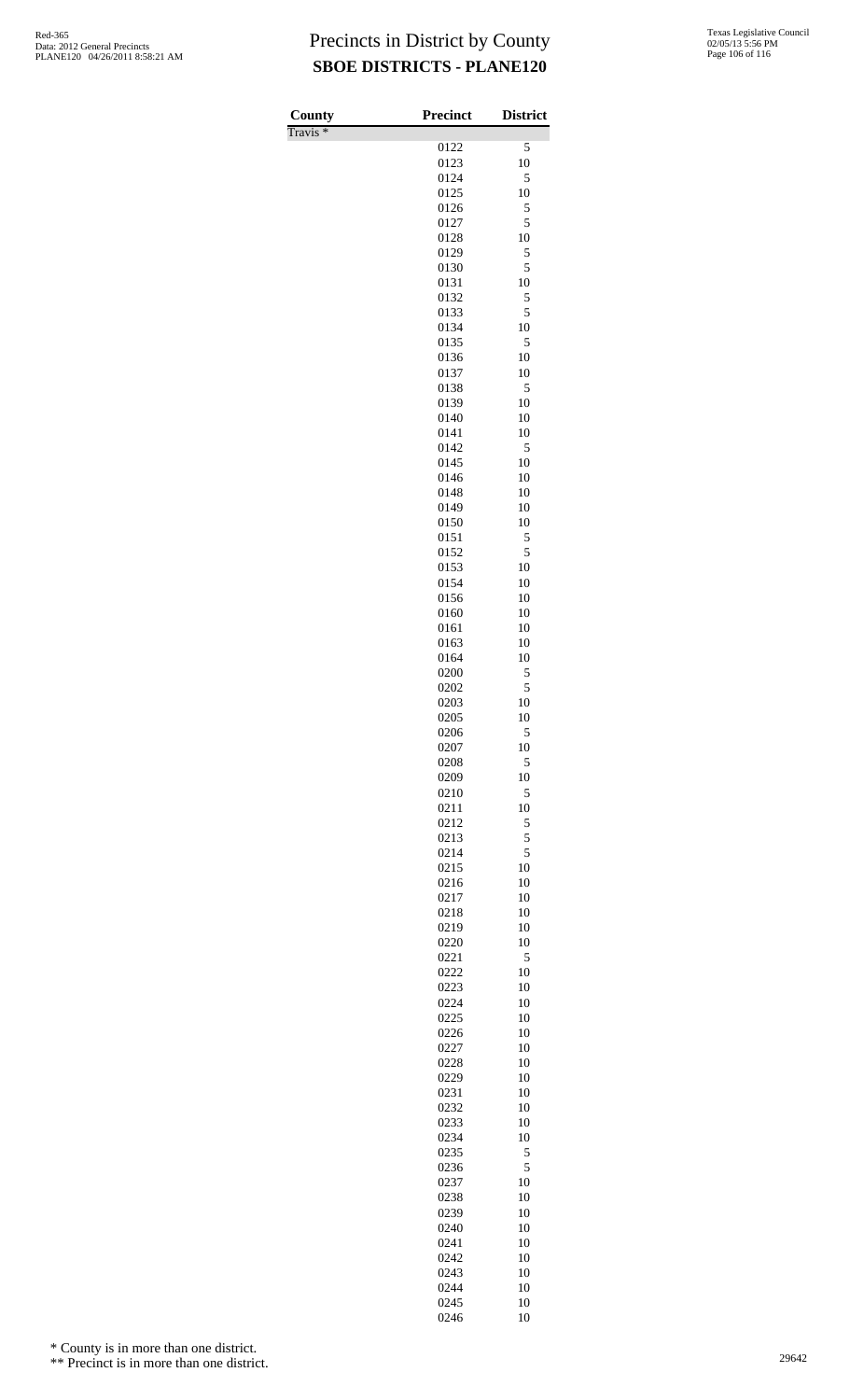# Precincts in District by County
## SBOE DISTRICTS - PLANE120

| County | Precinct | District |
|---|---|---|
| Travis * | | |
| | 0122 | 5 |
| | 0123 | 10 |
| | 0124 | 5 |
| | 0125 | 10 |
| | 0126 | 5 |
| | 0127 | 5 |
| | 0128 | 10 |
| | 0129 | 5 |
| | 0130 | 5 |
| | 0131 | 10 |
| | 0132 | 5 |
| | 0133 | 5 |
| | 0134 | 10 |
| | 0135 | 5 |
| | 0136 | 10 |
| | 0137 | 10 |
| | 0138 | 5 |
| | 0139 | 10 |
| | 0140 | 10 |
| | 0141 | 10 |
| | 0142 | 5 |
| | 0145 | 10 |
| | 0146 | 10 |
| | 0148 | 10 |
| | 0149 | 10 |
| | 0150 | 10 |
| | 0151 | 5 |
| | 0152 | 5 |
| | 0153 | 10 |
| | 0154 | 10 |
| | 0156 | 10 |
| | 0160 | 10 |
| | 0161 | 10 |
| | 0163 | 10 |
| | 0164 | 10 |
| | 0200 | 5 |
| | 0202 | 5 |
| | 0203 | 10 |
| | 0205 | 10 |
| | 0206 | 5 |
| | 0207 | 10 |
| | 0208 | 5 |
| | 0209 | 10 |
| | 0210 | 5 |
| | 0211 | 10 |
| | 0212 | 5 |
| | 0213 | 5 |
| | 0214 | 5 |
| | 0215 | 10 |
| | 0216 | 10 |
| | 0217 | 10 |
| | 0218 | 10 |
| | 0219 | 10 |
| | 0220 | 10 |
| | 0221 | 5 |
| | 0222 | 10 |
| | 0223 | 10 |
| | 0224 | 10 |
| | 0225 | 10 |
| | 0226 | 10 |
| | 0227 | 10 |
| | 0228 | 10 |
| | 0229 | 10 |
| | 0231 | 10 |
| | 0232 | 10 |
| | 0233 | 10 |
| | 0234 | 10 |
| | 0235 | 5 |
| | 0236 | 5 |
| | 0237 | 10 |
| | 0238 | 10 |
| | 0239 | 10 |
| | 0240 | 10 |
| | 0241 | 10 |
| | 0242 | 10 |
| | 0243 | 10 |
| | 0244 | 10 |
| | 0245 | 10 |
| | 0246 | 10 |

\* County is in more than one district.

\*\* Precinct is in more than one district.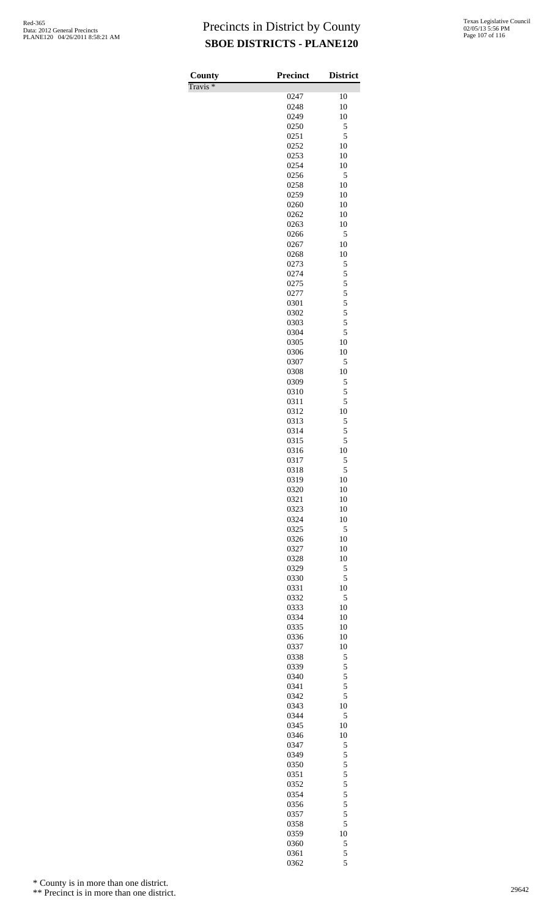# Precincts in District by County
## SBOE DISTRICTS - PLANE120

| County | Precinct | District |
|---|---|---|
| Travis * | | |
| | 0247 | 10 |
| | 0248 | 10 |
| | 0249 | 10 |
| | 0250 | 5 |
| | 0251 | 5 |
| | 0252 | 10 |
| | 0253 | 10 |
| | 0254 | 10 |
| | 0256 | 5 |
| | 0258 | 10 |
| | 0259 | 10 |
| | 0260 | 10 |
| | 0262 | 10 |
| | 0263 | 10 |
| | 0266 | 5 |
| | 0267 | 10 |
| | 0268 | 10 |
| | 0273 | 5 |
| | 0274 | 5 |
| | 0275 | 5 |
| | 0277 | 5 |
| | 0301 | 5 |
| | 0302 | 5 |
| | 0303 | 5 |
| | 0304 | 5 |
| | 0305 | 10 |
| | 0306 | 10 |
| | 0307 | 5 |
| | 0308 | 10 |
| | 0309 | 5 |
| | 0310 | 5 |
| | 0311 | 5 |
| | 0312 | 10 |
| | 0313 | 5 |
| | 0314 | 5 |
| | 0315 | 5 |
| | 0316 | 10 |
| | 0317 | 5 |
| | 0318 | 5 |
| | 0319 | 10 |
| | 0320 | 10 |
| | 0321 | 10 |
| | 0323 | 10 |
| | 0324 | 10 |
| | 0325 | 5 |
| | 0326 | 10 |
| | 0327 | 10 |
| | 0328 | 10 |
| | 0329 | 5 |
| | 0330 | 5 |
| | 0331 | 10 |
| | 0332 | 5 |
| | 0333 | 10 |
| | 0334 | 10 |
| | 0335 | 10 |
| | 0336 | 10 |
| | 0337 | 10 |
| | 0338 | 5 |
| | 0339 | 5 |
| | 0340 | 5 |
| | 0341 | 5 |
| | 0342 | 5 |
| | 0343 | 10 |
| | 0344 | 5 |
| | 0345 | 10 |
| | 0346 | 10 |
| | 0347 | 5 |
| | 0349 | 5 |
| | 0350 | 5 |
| | 0351 | 5 |
| | 0352 | 5 |
| | 0354 | 5 |
| | 0356 | 5 |
| | 0357 | 5 |
| | 0358 | 5 |
| | 0359 | 10 |
| | 0360 | 5 |
| | 0361 | 5 |
| | 0362 | 5 |

\* County is in more than one district.

\*\* Precinct is in more than one district.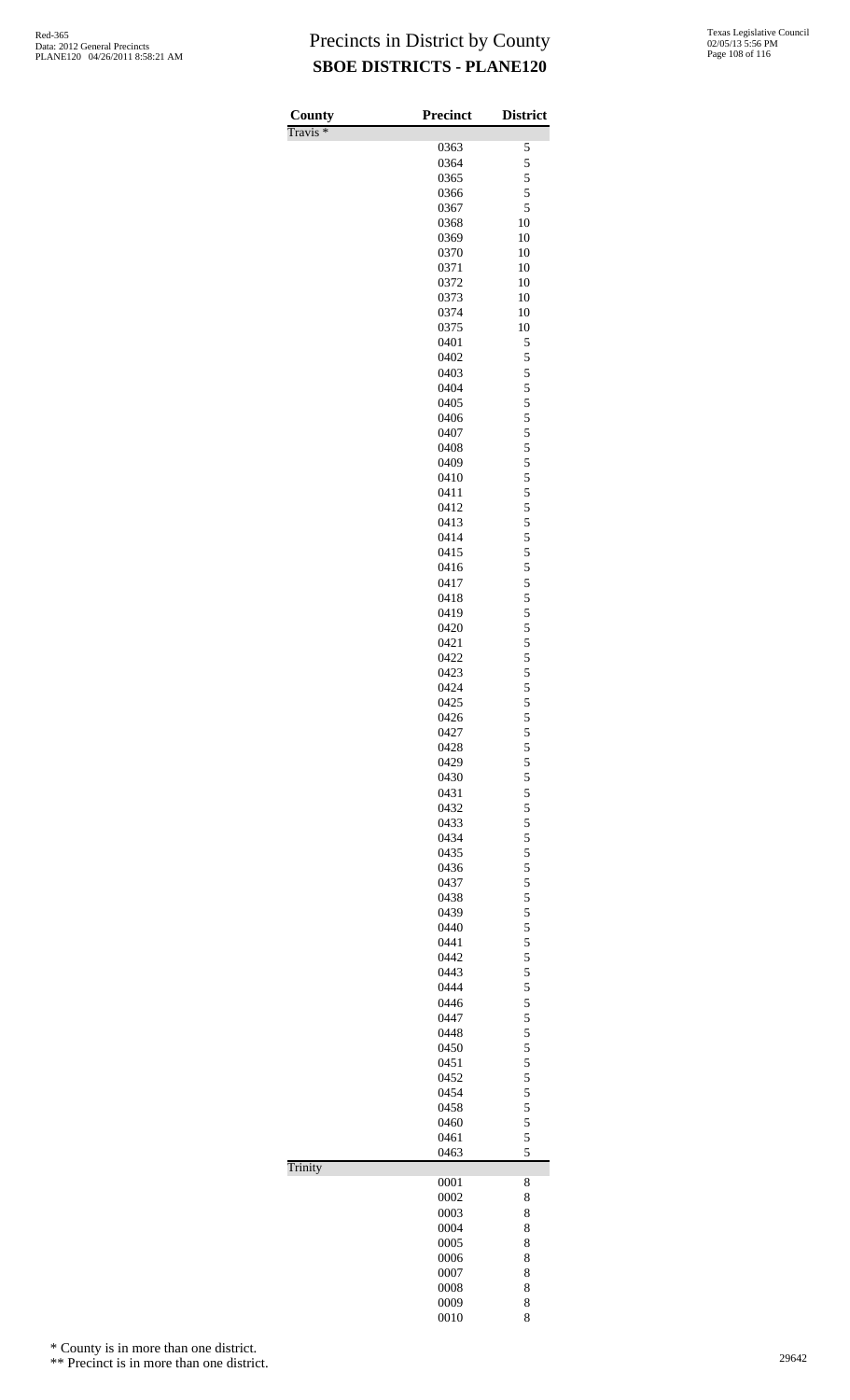# Precincts in District by County
## SBOE DISTRICTS - PLANE120

| County | Precinct | District |
|---|---|---|
| Travis * | | |
| | 0363 | 5 |
| | 0364 | 5 |
| | 0365 | 5 |
| | 0366 | 5 |
| | 0367 | 5 |
| | 0368 | 10 |
| | 0369 | 10 |
| | 0370 | 10 |
| | 0371 | 10 |
| | 0372 | 10 |
| | 0373 | 10 |
| | 0374 | 10 |
| | 0375 | 10 |
| | 0401 | 5 |
| | 0402 | 5 |
| | 0403 | 5 |
| | 0404 | 5 |
| | 0405 | 5 |
| | 0406 | 5 |
| | 0407 | 5 |
| | 0408 | 5 |
| | 0409 | 5 |
| | 0410 | 5 |
| | 0411 | 5 |
| | 0412 | 5 |
| | 0413 | 5 |
| | 0414 | 5 |
| | 0415 | 5 |
| | 0416 | 5 |
| | 0417 | 5 |
| | 0418 | 5 |
| | 0419 | 5 |
| | 0420 | 5 |
| | 0421 | 5 |
| | 0422 | 5 |
| | 0423 | 5 |
| | 0424 | 5 |
| | 0425 | 5 |
| | 0426 | 5 |
| | 0427 | 5 |
| | 0428 | 5 |
| | 0429 | 5 |
| | 0430 | 5 |
| | 0431 | 5 |
| | 0432 | 5 |
| | 0433 | 5 |
| | 0434 | 5 |
| | 0435 | 5 |
| | 0436 | 5 |
| | 0437 | 5 |
| | 0438 | 5 |
| | 0439 | 5 |
| | 0440 | 5 |
| | 0441 | 5 |
| | 0442 | 5 |
| | 0443 | 5 |
| | 0444 | 5 |
| | 0446 | 5 |
| | 0447 | 5 |
| | 0448 | 5 |
| | 0450 | 5 |
| | 0451 | 5 |
| | 0452 | 5 |
| | 0454 | 5 |
| | 0458 | 5 |
| | 0460 | 5 |
| | 0461 | 5 |
| | 0463 | 5 |
| Trinity | | |
| | 0001 | 8 |
| | 0002 | 8 |
| | 0003 | 8 |
| | 0004 | 8 |
| | 0005 | 8 |
| | 0006 | 8 |
| | 0007 | 8 |
| | 0008 | 8 |
| | 0009 | 8 |
| | 0010 | 8 |

\* County is in more than one district.

\*\* Precinct is in more than one district.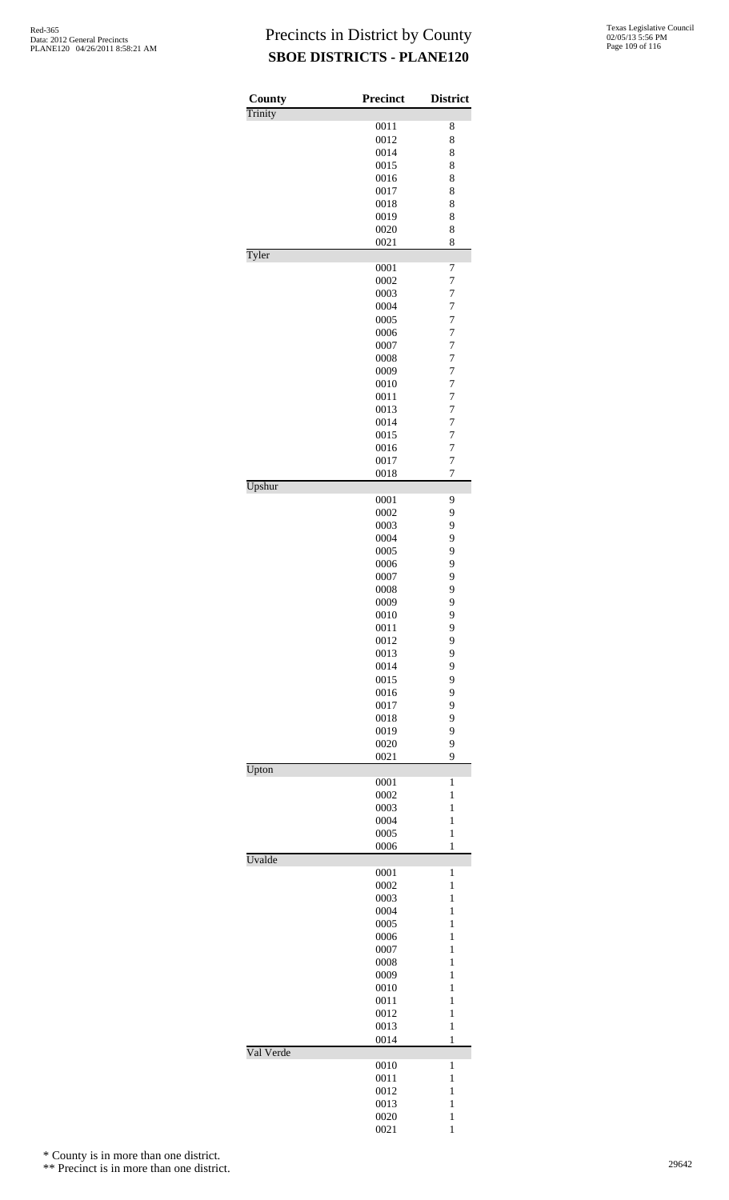# Precincts in District by County
## SBOE DISTRICTS - PLANE120

| County | Precinct | District |
|---|---|---|
| Trinity | | |
| | 0011 | 8 |
| | 0012 | 8 |
| | 0014 | 8 |
| | 0015 | 8 |
| | 0016 | 8 |
| | 0017 | 8 |
| | 0018 | 8 |
| | 0019 | 8 |
| | 0020 | 8 |
| | 0021 | 8 |
| Tyler | | |
| | 0001 | 7 |
| | 0002 | 7 |
| | 0003 | 7 |
| | 0004 | 7 |
| | 0005 | 7 |
| | 0006 | 7 |
| | 0007 | 7 |
| | 0008 | 7 |
| | 0009 | 7 |
| | 0010 | 7 |
| | 0011 | 7 |
| | 0013 | 7 |
| | 0014 | 7 |
| | 0015 | 7 |
| | 0016 | 7 |
| | 0017 | 7 |
| | 0018 | 7 |
| Upshur | | |
| | 0001 | 9 |
| | 0002 | 9 |
| | 0003 | 9 |
| | 0004 | 9 |
| | 0005 | 9 |
| | 0006 | 9 |
| | 0007 | 9 |
| | 0008 | 9 |
| | 0009 | 9 |
| | 0010 | 9 |
| | 0011 | 9 |
| | 0012 | 9 |
| | 0013 | 9 |
| | 0014 | 9 |
| | 0015 | 9 |
| | 0016 | 9 |
| | 0017 | 9 |
| | 0018 | 9 |
| | 0019 | 9 |
| | 0020 | 9 |
| | 0021 | 9 |
| Upton | | |
| | 0001 | 1 |
| | 0002 | 1 |
| | 0003 | 1 |
| | 0004 | 1 |
| | 0005 | 1 |
| | 0006 | 1 |
| Uvalde | | |
| | 0001 | 1 |
| | 0002 | 1 |
| | 0003 | 1 |
| | 0004 | 1 |
| | 0005 | 1 |
| | 0006 | 1 |
| | 0007 | 1 |
| | 0008 | 1 |
| | 0009 | 1 |
| | 0010 | 1 |
| | 0011 | 1 |
| | 0012 | 1 |
| | 0013 | 1 |
| | 0014 | 1 |
| Val Verde | | |
| | 0010 | 1 |
| | 0011 | 1 |
| | 0012 | 1 |
| | 0013 | 1 |
| | 0020 | 1 |
| | 0021 | 1 |

\* County is in more than one district.

\*\* Precinct is in more than one district.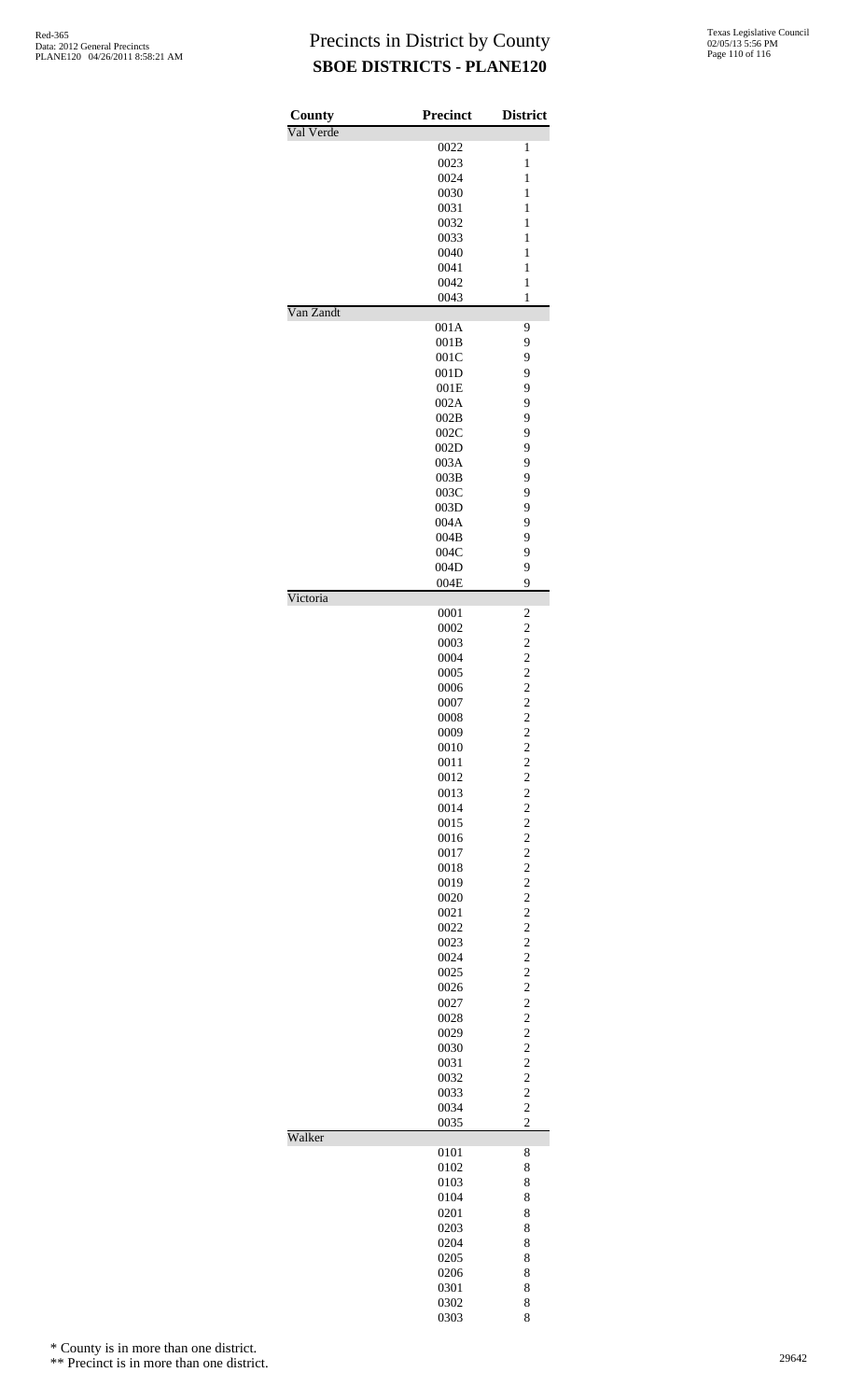# Precincts in District by County
## SBOE DISTRICTS - PLANE120

| County | Precinct | District |
|---|---|---|
| Val Verde | | |
| | 0022 | 1 |
| | 0023 | 1 |
| | 0024 | 1 |
| | 0030 | 1 |
| | 0031 | 1 |
| | 0032 | 1 |
| | 0033 | 1 |
| | 0040 | 1 |
| | 0041 | 1 |
| | 0042 | 1 |
| | 0043 | 1 |
| Van Zandt | | |
| | 001A | 9 |
| | 001B | 9 |
| | 001C | 9 |
| | 001D | 9 |
| | 001E | 9 |
| | 002A | 9 |
| | 002B | 9 |
| | 002C | 9 |
| | 002D | 9 |
| | 003A | 9 |
| | 003B | 9 |
| | 003C | 9 |
| | 003D | 9 |
| | 004A | 9 |
| | 004B | 9 |
| | 004C | 9 |
| | 004D | 9 |
| | 004E | 9 |
| Victoria | | |
| | 0001 | 2 |
| | 0002 | 2 |
| | 0003 | 2 |
| | 0004 | 2 |
| | 0005 | 2 |
| | 0006 | 2 |
| | 0007 | 2 |
| | 0008 | 2 |
| | 0009 | 2 |
| | 0010 | 2 |
| | 0011 | 2 |
| | 0012 | 2 |
| | 0013 | 2 |
| | 0014 | 2 |
| | 0015 | 2 |
| | 0016 | 2 |
| | 0017 | 2 |
| | 0018 | 2 |
| | 0019 | 2 |
| | 0020 | 2 |
| | 0021 | 2 |
| | 0022 | 2 |
| | 0023 | 2 |
| | 0024 | 2 |
| | 0025 | 2 |
| | 0026 | 2 |
| | 0027 | 2 |
| | 0028 | 2 |
| | 0029 | 2 |
| | 0030 | 2 |
| | 0031 | 2 |
| | 0032 | 2 |
| | 0033 | 2 |
| | 0034 | 2 |
| | 0035 | 2 |
| Walker | | |
| | 0101 | 8 |
| | 0102 | 8 |
| | 0103 | 8 |
| | 0104 | 8 |
| | 0201 | 8 |
| | 0203 | 8 |
| | 0204 | 8 |
| | 0205 | 8 |
| | 0206 | 8 |
| | 0301 | 8 |
| | 0302 | 8 |
| | 0303 | 8 |

\* County is in more than one district.

\** Precinct is in more than one district.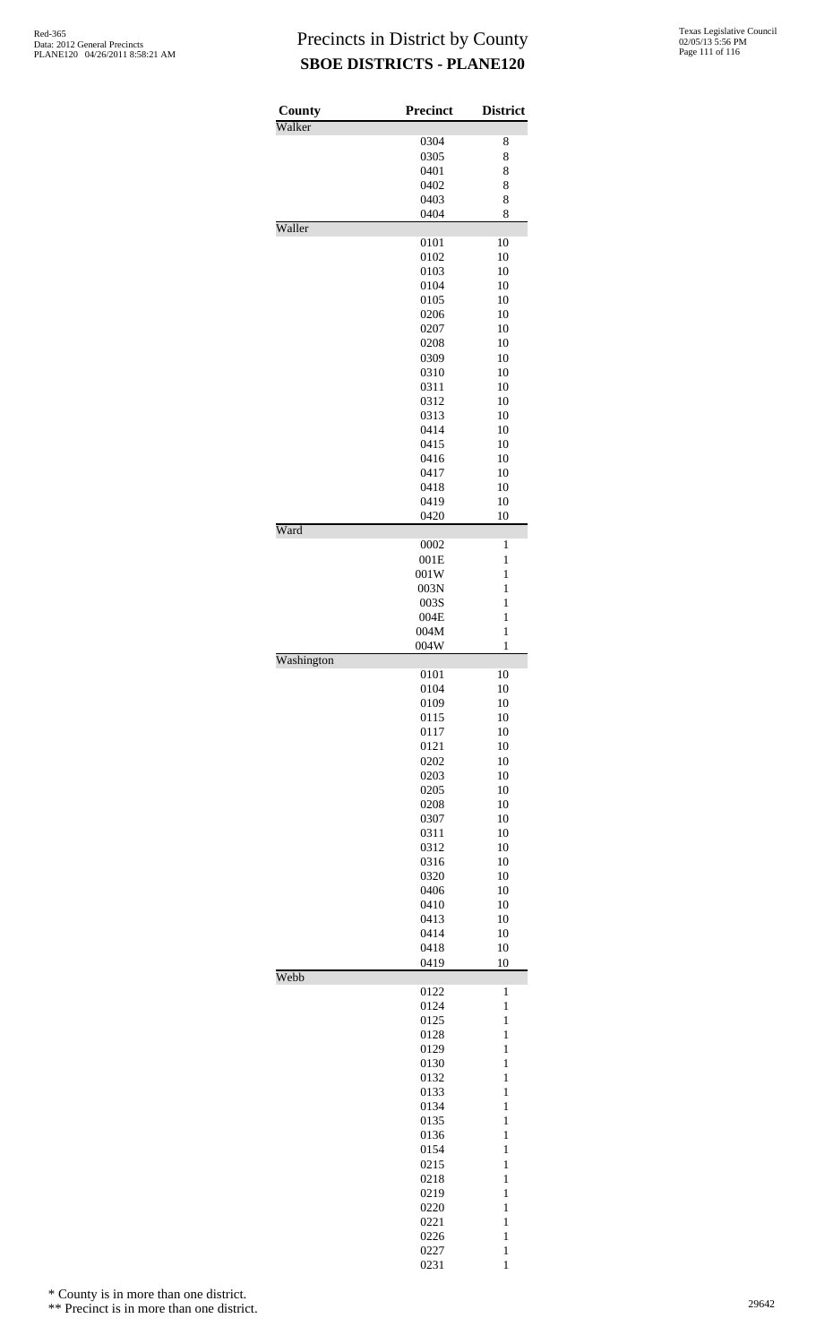# Precincts in District by County
## SBOE DISTRICTS - PLANE120

| County | Precinct | District |
|---|---|---|
| Walker | | |
| | 0304 | 8 |
| | 0305 | 8 |
| | 0401 | 8 |
| | 0402 | 8 |
| | 0403 | 8 |
| | 0404 | 8 |
| Waller | | |
| | 0101 | 10 |
| | 0102 | 10 |
| | 0103 | 10 |
| | 0104 | 10 |
| | 0105 | 10 |
| | 0206 | 10 |
| | 0207 | 10 |
| | 0208 | 10 |
| | 0309 | 10 |
| | 0310 | 10 |
| | 0311 | 10 |
| | 0312 | 10 |
| | 0313 | 10 |
| | 0414 | 10 |
| | 0415 | 10 |
| | 0416 | 10 |
| | 0417 | 10 |
| | 0418 | 10 |
| | 0419 | 10 |
| | 0420 | 10 |
| Ward | | |
| | 0002 | 1 |
| | 001E | 1 |
| | 001W | 1 |
| | 003N | 1 |
| | 003S | 1 |
| | 004E | 1 |
| | 004M | 1 |
| | 004W | 1 |
| Washington | | |
| | 0101 | 10 |
| | 0104 | 10 |
| | 0109 | 10 |
| | 0115 | 10 |
| | 0117 | 10 |
| | 0121 | 10 |
| | 0202 | 10 |
| | 0203 | 10 |
| | 0205 | 10 |
| | 0208 | 10 |
| | 0307 | 10 |
| | 0311 | 10 |
| | 0312 | 10 |
| | 0316 | 10 |
| | 0320 | 10 |
| | 0406 | 10 |
| | 0410 | 10 |
| | 0413 | 10 |
| | 0414 | 10 |
| | 0418 | 10 |
| | 0419 | 10 |
| Webb | | |
| | 0122 | 1 |
| | 0124 | 1 |
| | 0125 | 1 |
| | 0128 | 1 |
| | 0129 | 1 |
| | 0130 | 1 |
| | 0132 | 1 |
| | 0133 | 1 |
| | 0134 | 1 |
| | 0135 | 1 |
| | 0136 | 1 |
| | 0154 | 1 |
| | 0215 | 1 |
| | 0218 | 1 |
| | 0219 | 1 |
| | 0220 | 1 |
| | 0221 | 1 |
| | 0226 | 1 |
| | 0227 | 1 |
| | 0231 | 1 |

* County is in more than one district.

** Precinct is in more than one district.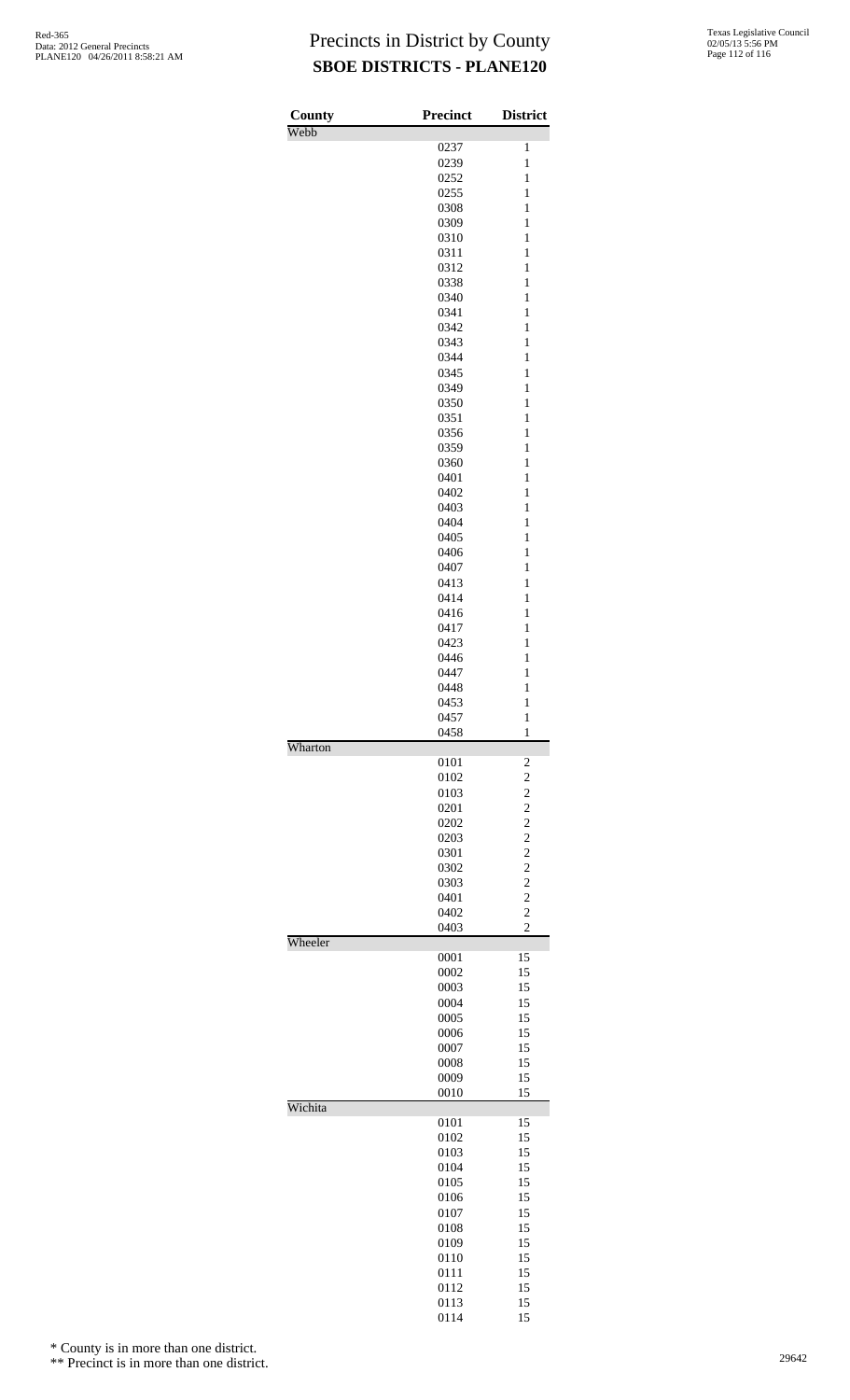# Precincts in District by County
## SBOE DISTRICTS - PLANE120

| County | Precinct | District |
|---|---|---|
| Webb | | |
| | 0237 | 1 |
| | 0239 | 1 |
| | 0252 | 1 |
| | 0255 | 1 |
| | 0308 | 1 |
| | 0309 | 1 |
| | 0310 | 1 |
| | 0311 | 1 |
| | 0312 | 1 |
| | 0338 | 1 |
| | 0340 | 1 |
| | 0341 | 1 |
| | 0342 | 1 |
| | 0343 | 1 |
| | 0344 | 1 |
| | 0345 | 1 |
| | 0349 | 1 |
| | 0350 | 1 |
| | 0351 | 1 |
| | 0356 | 1 |
| | 0359 | 1 |
| | 0360 | 1 |
| | 0401 | 1 |
| | 0402 | 1 |
| | 0403 | 1 |
| | 0404 | 1 |
| | 0405 | 1 |
| | 0406 | 1 |
| | 0407 | 1 |
| | 0413 | 1 |
| | 0414 | 1 |
| | 0416 | 1 |
| | 0417 | 1 |
| | 0423 | 1 |
| | 0446 | 1 |
| | 0447 | 1 |
| | 0448 | 1 |
| | 0453 | 1 |
| | 0457 | 1 |
| | 0458 | 1 |
| Wharton | | |
| | 0101 | 2 |
| | 0102 | 2 |
| | 0103 | 2 |
| | 0201 | 2 |
| | 0202 | 2 |
| | 0203 | 2 |
| | 0301 | 2 |
| | 0302 | 2 |
| | 0303 | 2 |
| | 0401 | 2 |
| | 0402 | 2 |
| | 0403 | 2 |
| Wheeler | | |
| | 0001 | 15 |
| | 0002 | 15 |
| | 0003 | 15 |
| | 0004 | 15 |
| | 0005 | 15 |
| | 0006 | 15 |
| | 0007 | 15 |
| | 0008 | 15 |
| | 0009 | 15 |
| | 0010 | 15 |
| Wichita | | |
| | 0101 | 15 |
| | 0102 | 15 |
| | 0103 | 15 |
| | 0104 | 15 |
| | 0105 | 15 |
| | 0106 | 15 |
| | 0107 | 15 |
| | 0108 | 15 |
| | 0109 | 15 |
| | 0110 | 15 |
| | 0111 | 15 |
| | 0112 | 15 |
| | 0113 | 15 |
| | 0114 | 15 |

\* County is in more than one district.

\*\* Precinct is in more than one district.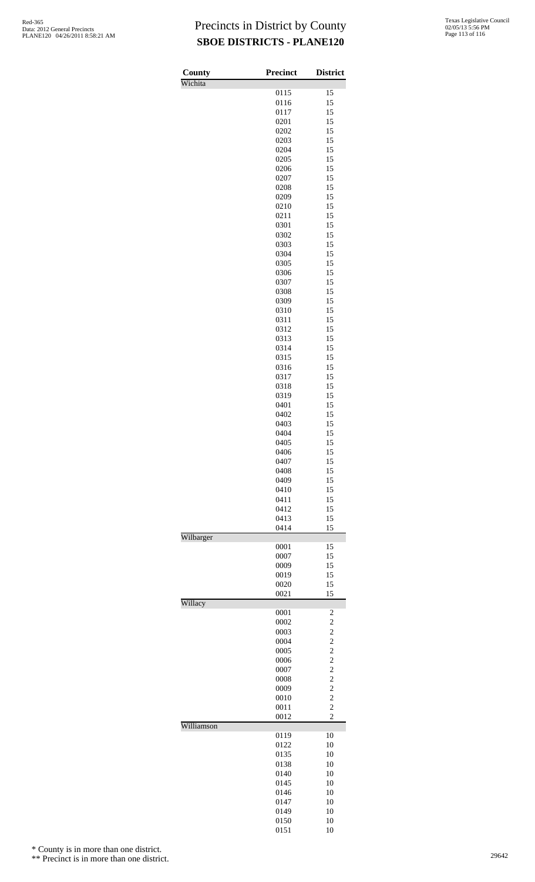# Precincts in District by County
## SBOE DISTRICTS - PLANE120

| County | Precinct | District |
|---|---|---|
| Wichita | | |
| | 0115 | 15 |
| | 0116 | 15 |
| | 0117 | 15 |
| | 0201 | 15 |
| | 0202 | 15 |
| | 0203 | 15 |
| | 0204 | 15 |
| | 0205 | 15 |
| | 0206 | 15 |
| | 0207 | 15 |
| | 0208 | 15 |
| | 0209 | 15 |
| | 0210 | 15 |
| | 0211 | 15 |
| | 0301 | 15 |
| | 0302 | 15 |
| | 0303 | 15 |
| | 0304 | 15 |
| | 0305 | 15 |
| | 0306 | 15 |
| | 0307 | 15 |
| | 0308 | 15 |
| | 0309 | 15 |
| | 0310 | 15 |
| | 0311 | 15 |
| | 0312 | 15 |
| | 0313 | 15 |
| | 0314 | 15 |
| | 0315 | 15 |
| | 0316 | 15 |
| | 0317 | 15 |
| | 0318 | 15 |
| | 0319 | 15 |
| | 0401 | 15 |
| | 0402 | 15 |
| | 0403 | 15 |
| | 0404 | 15 |
| | 0405 | 15 |
| | 0406 | 15 |
| | 0407 | 15 |
| | 0408 | 15 |
| | 0409 | 15 |
| | 0410 | 15 |
| | 0411 | 15 |
| | 0412 | 15 |
| | 0413 | 15 |
| | 0414 | 15 |
| Wilbarger | | |
| | 0001 | 15 |
| | 0007 | 15 |
| | 0009 | 15 |
| | 0019 | 15 |
| | 0020 | 15 |
| | 0021 | 15 |
| Willacy | | |
| | 0001 | 2 |
| | 0002 | 2 |
| | 0003 | 2 |
| | 0004 | 2 |
| | 0005 | 2 |
| | 0006 | 2 |
| | 0007 | 2 |
| | 0008 | 2 |
| | 0009 | 2 |
| | 0010 | 2 |
| | 0011 | 2 |
| | 0012 | 2 |
| Williamson | | |
| | 0119 | 10 |
| | 0122 | 10 |
| | 0135 | 10 |
| | 0138 | 10 |
| | 0140 | 10 |
| | 0145 | 10 |
| | 0146 | 10 |
| | 0147 | 10 |
| | 0149 | 10 |
| | 0150 | 10 |
| | 0151 | 10 |

\* County is in more than one district.

\*\* Precinct is in more than one district.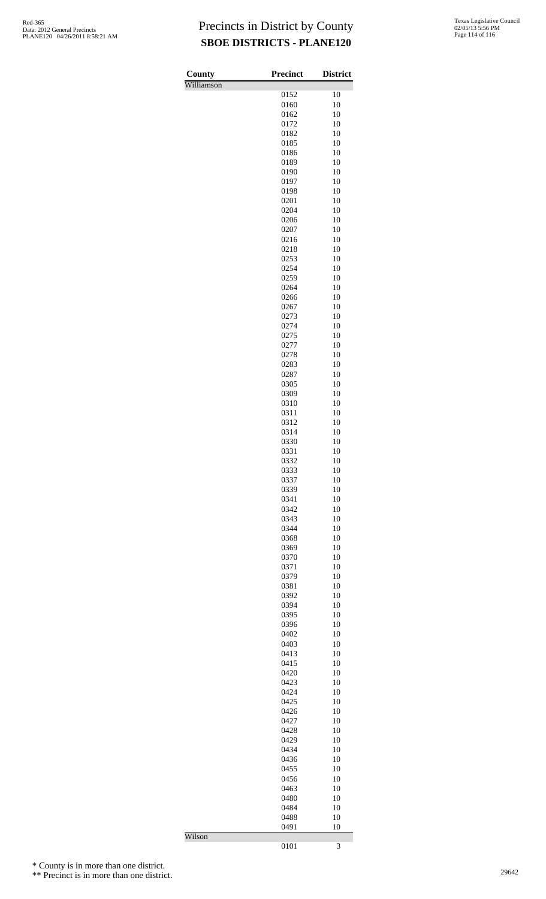# Precincts in District by County

## SBOE DISTRICTS - PLANE120

| County | Precinct | District |
|---|---|---|
| Williamson | | |
| | 0152 | 10 |
| | 0160 | 10 |
| | 0162 | 10 |
| | 0172 | 10 |
| | 0182 | 10 |
| | 0185 | 10 |
| | 0186 | 10 |
| | 0189 | 10 |
| | 0190 | 10 |
| | 0197 | 10 |
| | 0198 | 10 |
| | 0201 | 10 |
| | 0204 | 10 |
| | 0206 | 10 |
| | 0207 | 10 |
| | 0216 | 10 |
| | 0218 | 10 |
| | 0253 | 10 |
| | 0254 | 10 |
| | 0259 | 10 |
| | 0264 | 10 |
| | 0266 | 10 |
| | 0267 | 10 |
| | 0273 | 10 |
| | 0274 | 10 |
| | 0275 | 10 |
| | 0277 | 10 |
| | 0278 | 10 |
| | 0283 | 10 |
| | 0287 | 10 |
| | 0305 | 10 |
| | 0309 | 10 |
| | 0310 | 10 |
| | 0311 | 10 |
| | 0312 | 10 |
| | 0314 | 10 |
| | 0330 | 10 |
| | 0331 | 10 |
| | 0332 | 10 |
| | 0333 | 10 |
| | 0337 | 10 |
| | 0339 | 10 |
| | 0341 | 10 |
| | 0342 | 10 |
| | 0343 | 10 |
| | 0344 | 10 |
| | 0368 | 10 |
| | 0369 | 10 |
| | 0370 | 10 |
| | 0371 | 10 |
| | 0379 | 10 |
| | 0381 | 10 |
| | 0392 | 10 |
| | 0394 | 10 |
| | 0395 | 10 |
| | 0396 | 10 |
| | 0402 | 10 |
| | 0403 | 10 |
| | 0413 | 10 |
| | 0415 | 10 |
| | 0420 | 10 |
| | 0423 | 10 |
| | 0424 | 10 |
| | 0425 | 10 |
| | 0426 | 10 |
| | 0427 | 10 |
| | 0428 | 10 |
| | 0429 | 10 |
| | 0434 | 10 |
| | 0436 | 10 |
| | 0455 | 10 |
| | 0456 | 10 |
| | 0463 | 10 |
| | 0480 | 10 |
| | 0484 | 10 |
| | 0488 | 10 |
| | 0491 | 10 |
| Wilson | | |
| | 0101 | 3 |

\* County is in more than one district.

\*\* Precinct is in more than one district.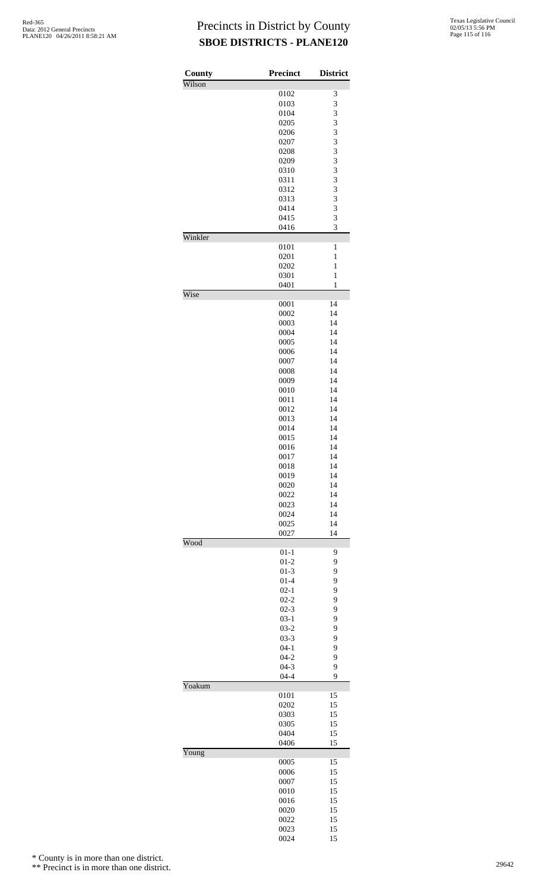# Precincts in District by County
## SBOE DISTRICTS - PLANE120

| County | Precinct | District |
|---|---|---|
| Wilson | | |
| | 0102 | 3 |
| | 0103 | 3 |
| | 0104 | 3 |
| | 0205 | 3 |
| | 0206 | 3 |
| | 0207 | 3 |
| | 0208 | 3 |
| | 0209 | 3 |
| | 0310 | 3 |
| | 0311 | 3 |
| | 0312 | 3 |
| | 0313 | 3 |
| | 0414 | 3 |
| | 0415 | 3 |
| | 0416 | 3 |
| Winkler | | |
| | 0101 | 1 |
| | 0201 | 1 |
| | 0202 | 1 |
| | 0301 | 1 |
| | 0401 | 1 |
| Wise | | |
| | 0001 | 14 |
| | 0002 | 14 |
| | 0003 | 14 |
| | 0004 | 14 |
| | 0005 | 14 |
| | 0006 | 14 |
| | 0007 | 14 |
| | 0008 | 14 |
| | 0009 | 14 |
| | 0010 | 14 |
| | 0011 | 14 |
| | 0012 | 14 |
| | 0013 | 14 |
| | 0014 | 14 |
| | 0015 | 14 |
| | 0016 | 14 |
| | 0017 | 14 |
| | 0018 | 14 |
| | 0019 | 14 |
| | 0020 | 14 |
| | 0022 | 14 |
| | 0023 | 14 |
| | 0024 | 14 |
| | 0025 | 14 |
| | 0027 | 14 |
| Wood | | |
| | 01-1 | 9 |
| | 01-2 | 9 |
| | 01-3 | 9 |
| | 01-4 | 9 |
| | 02-1 | 9 |
| | 02-2 | 9 |
| | 02-3 | 9 |
| | 03-1 | 9 |
| | 03-2 | 9 |
| | 03-3 | 9 |
| | 04-1 | 9 |
| | 04-2 | 9 |
| | 04-3 | 9 |
| | 04-4 | 9 |
| Yoakum | | |
| | 0101 | 15 |
| | 0202 | 15 |
| | 0303 | 15 |
| | 0305 | 15 |
| | 0404 | 15 |
| | 0406 | 15 |
| Young | | |
| | 0005 | 15 |
| | 0006 | 15 |
| | 0007 | 15 |
| | 0010 | 15 |
| | 0016 | 15 |
| | 0020 | 15 |
| | 0022 | 15 |
| | 0023 | 15 |
| | 0024 | 15 |

\* County is in more than one district.

\*\* Precinct is in more than one district.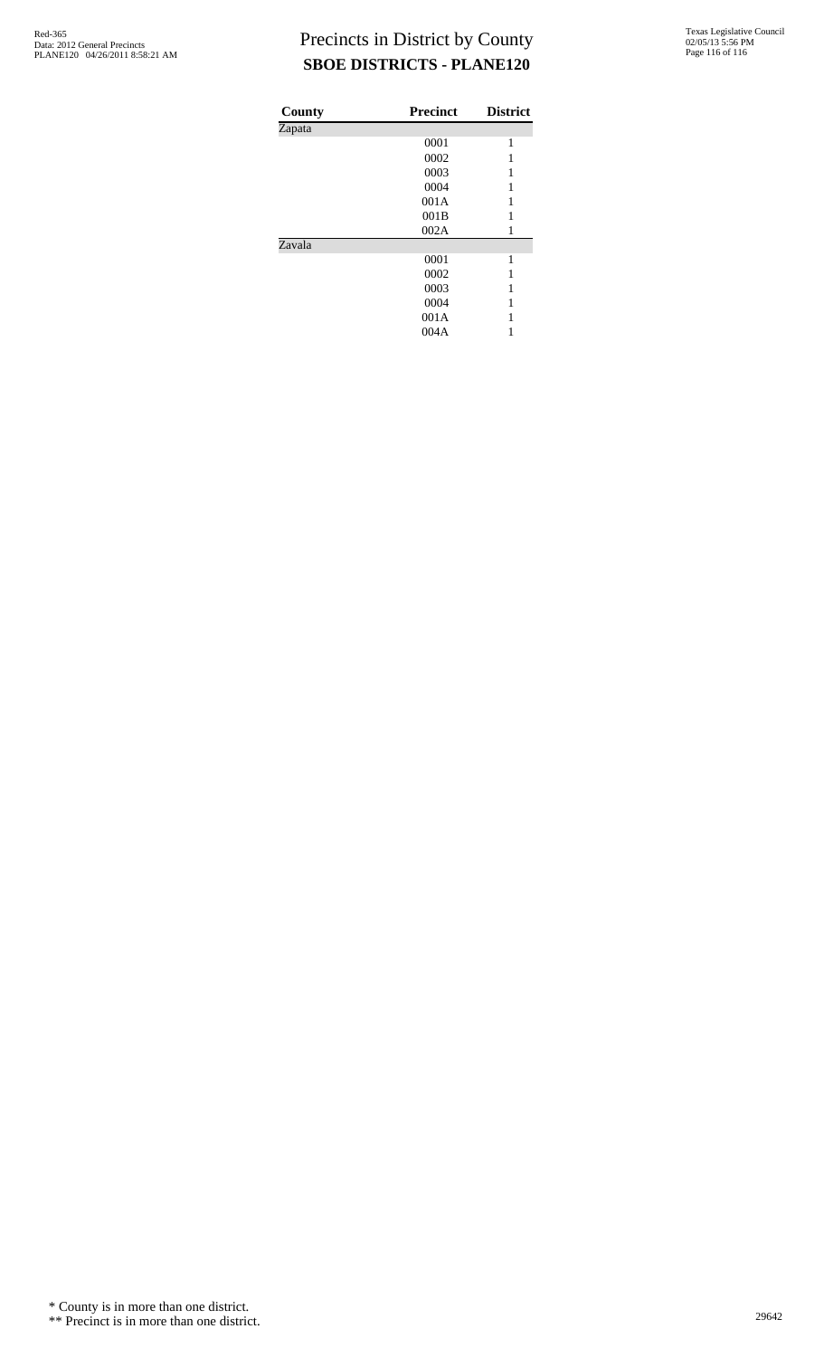# Precincts in District by County

## SBOE DISTRICTS - PLANE120

| County | Precinct | District |
|---|---|---|
| Zapata | | |
| | 0001 | 1 |
| | 0002 | 1 |
| | 0003 | 1 |
| | 0004 | 1 |
| | 001A | 1 |
| | 001B | 1 |
| | 002A | 1 |
| Zavala | | |
| | 0001 | 1 |
| | 0002 | 1 |
| | 0003 | 1 |
| | 0004 | 1 |
| | 001A | 1 |
| | 004A | 1 |

* County is in more than one district.
** Precinct is in more than one district.